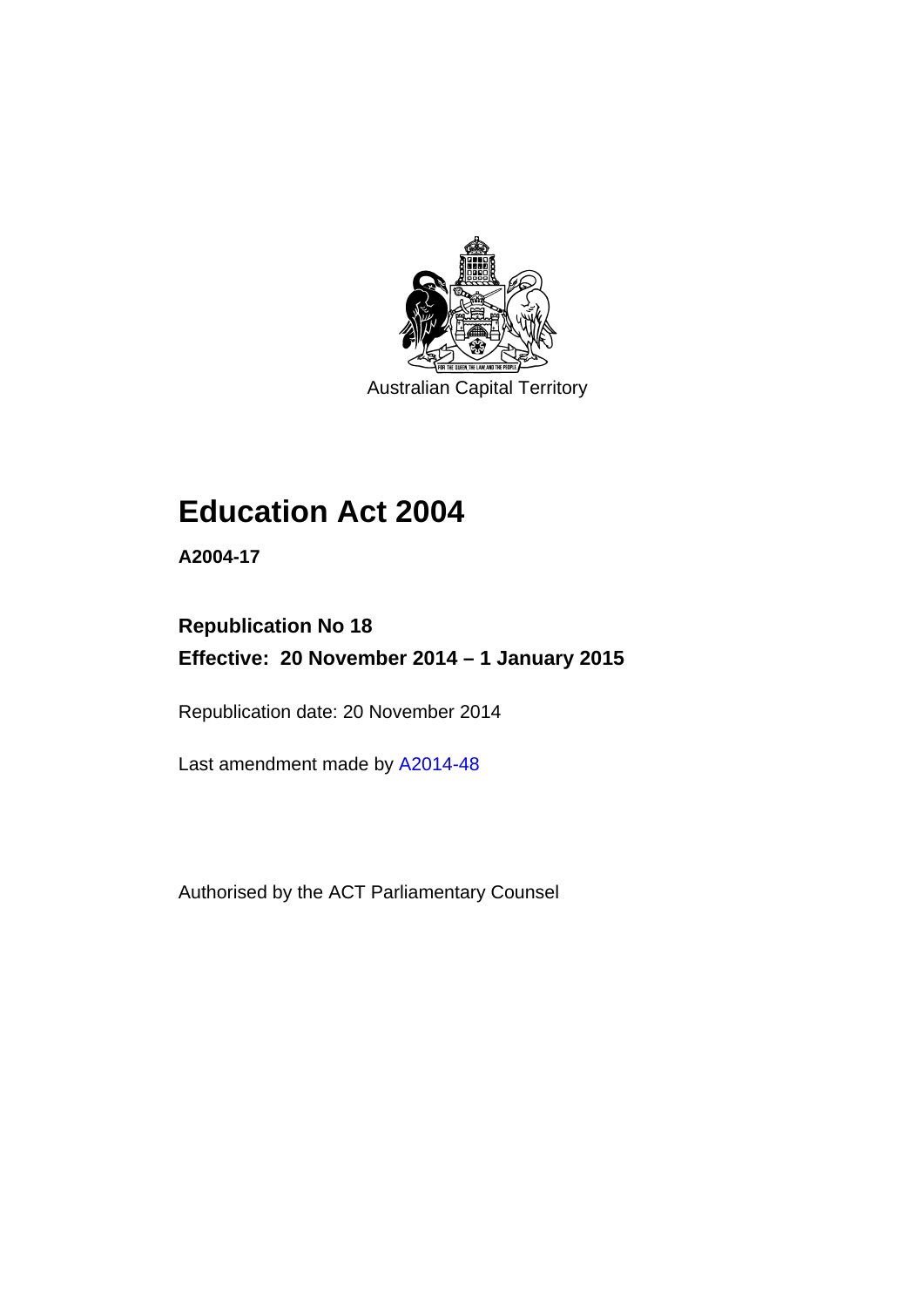Australian Capital Territory

# Education Act 2004

**A2004-17**

## Republication No 18

**Effective: 20 November 2014 – 1 January 2015**

Republication date: 20 November 2014

Last amendment made by A2014-48

Authorised by the ACT Parliamentary Counsel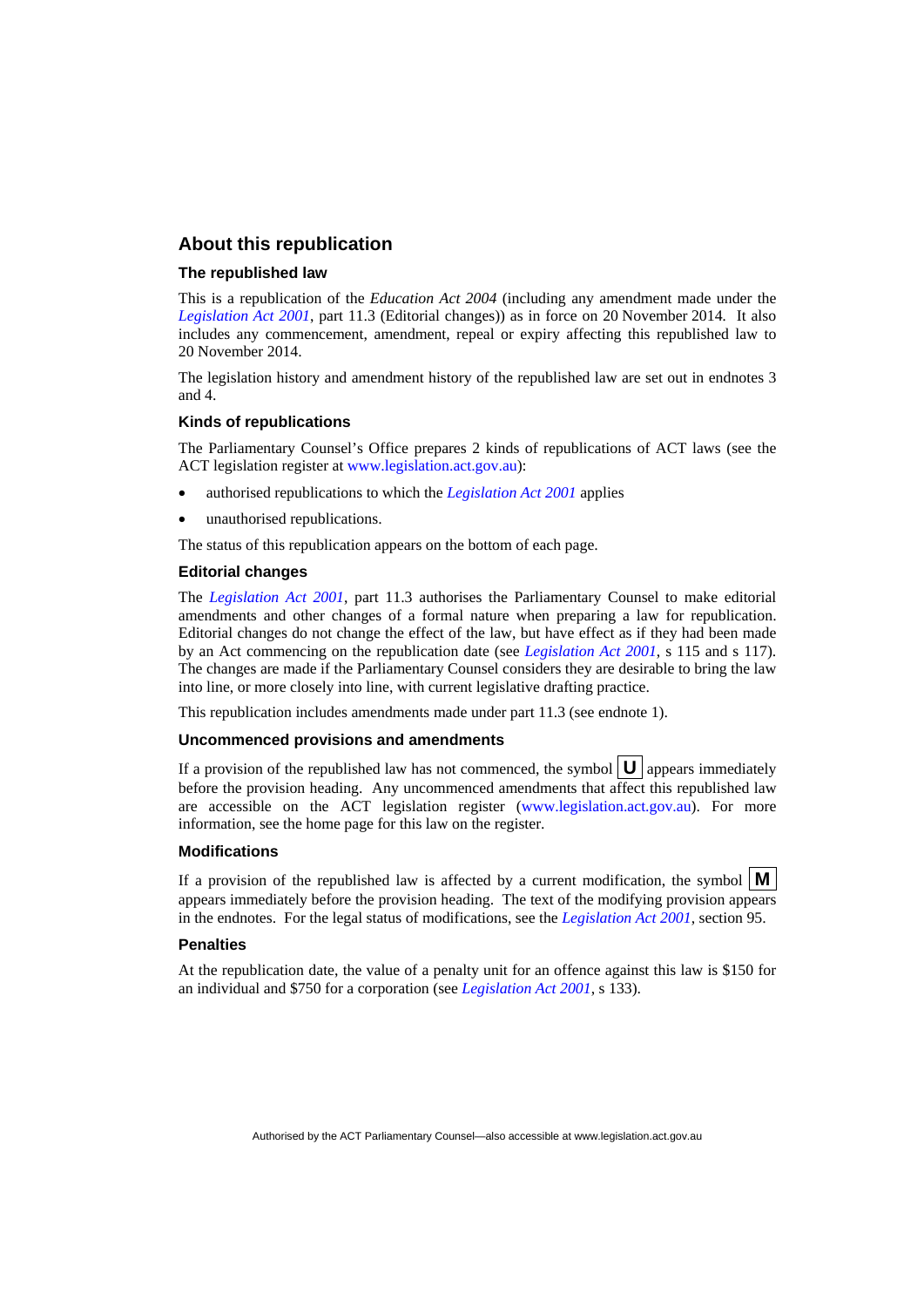## About this republication

### The republished law

This is a republication of the *Education Act 2004* (including any amendment made under the *Legislation Act 2001*, part 11.3 (Editorial changes)) as in force on 20 November 2014. It also includes any commencement, amendment, repeal or expiry affecting this republished law to 20 November 2014.

The legislation history and amendment history of the republished law are set out in endnotes 3 and 4.

### Kinds of republications

The Parliamentary Counsel's Office prepares 2 kinds of republications of ACT laws (see the ACT legislation register at www.legislation.act.gov.au):

- authorised republications to which the *Legislation Act 2001* applies
- unauthorised republications.

The status of this republication appears on the bottom of each page.

### Editorial changes

The *Legislation Act 2001*, part 11.3 authorises the Parliamentary Counsel to make editorial amendments and other changes of a formal nature when preparing a law for republication. Editorial changes do not change the effect of the law, but have effect as if they had been made by an Act commencing on the republication date (see *Legislation Act 2001*, s 115 and s 117). The changes are made if the Parliamentary Counsel considers they are desirable to bring the law into line, or more closely into line, with current legislative drafting practice.

This republication includes amendments made under part 11.3 (see endnote 1).

### Uncommenced provisions and amendments

If a provision of the republished law has not commenced, the symbol **U** appears immediately before the provision heading. Any uncommenced amendments that affect this republished law are accessible on the ACT legislation register (www.legislation.act.gov.au). For more information, see the home page for this law on the register.

### Modifications

If a provision of the republished law is affected by a current modification, the symbol **M** appears immediately before the provision heading. The text of the modifying provision appears in the endnotes. For the legal status of modifications, see the *Legislation Act 2001*, section 95.

### Penalties

At the republication date, the value of a penalty unit for an offence against this law is $150 for an individual and $750 for a corporation (see *Legislation Act 2001*, s 133).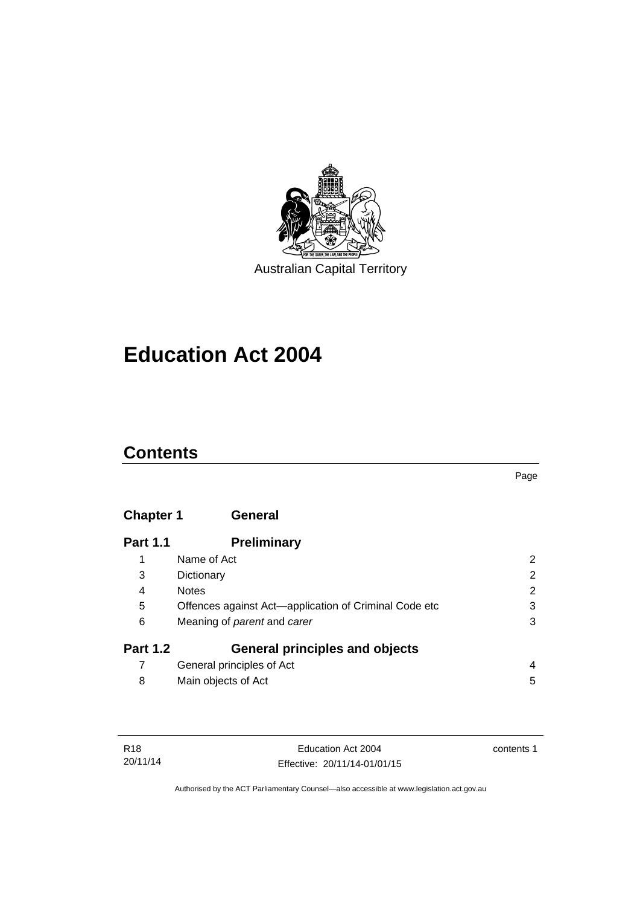Australian Capital Territory

# Education Act 2004

## Contents

| | | Page |
|---|---|---|
| **Chapter 1** | **General** | |
| **Part 1.1** | **Preliminary** | |
| 1 | Name of Act | 2 |
| 3 | Dictionary | 2 |
| 4 | Notes | 2 |
| 5 | Offences against Act—application of Criminal Code etc | 3 |
| 6 | Meaning of *parent* and *carer* | 3 |
| **Part 1.2** | **General principles and objects** | |
| 7 | General principles of Act | 4 |
| 8 | Main objects of Act | 5 |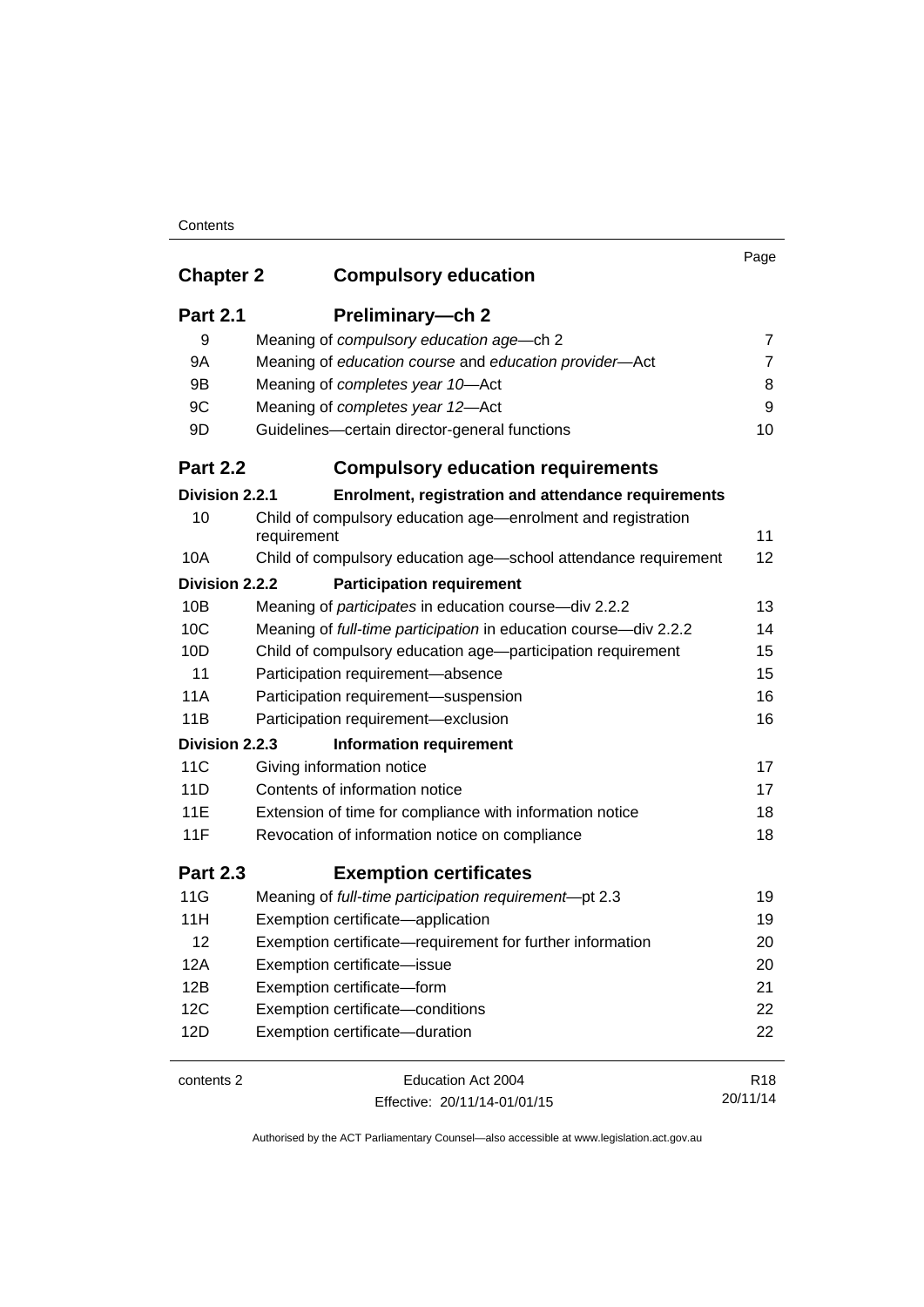| | | Page |
|---|---|---|
| **Chapter 2** | **Compulsory education** | |
| **Part 2.1** | **Preliminary—ch 2** | |
| 9 | Meaning of *compulsory education age*—ch 2 | 7 |
| 9A | Meaning of *education course* and *education provider*—Act | 7 |
| 9B | Meaning of *completes year 10*—Act | 8 |
| 9C | Meaning of *completes year 12*—Act | 9 |
| 9D | Guidelines—certain director-general functions | 10 |
| **Part 2.2** | **Compulsory education requirements** | |
| **Division 2.2.1** | **Enrolment, registration and attendance requirements** | |
| 10 | Child of compulsory education age—enrolment and registration requirement | 11 |
| 10A | Child of compulsory education age—school attendance requirement | 12 |
| **Division 2.2.2** | **Participation requirement** | |
| 10B | Meaning of *participates* in education course—div 2.2.2 | 13 |
| 10C | Meaning of *full-time participation* in education course—div 2.2.2 | 14 |
| 10D | Child of compulsory education age—participation requirement | 15 |
| 11 | Participation requirement—absence | 15 |
| 11A | Participation requirement—suspension | 16 |
| 11B | Participation requirement—exclusion | 16 |
| **Division 2.2.3** | **Information requirement** | |
| 11C | Giving information notice | 17 |
| 11D | Contents of information notice | 17 |
| 11E | Extension of time for compliance with information notice | 18 |
| 11F | Revocation of information notice on compliance | 18 |
| **Part 2.3** | **Exemption certificates** | |
| 11G | Meaning of *full-time participation requirement*—pt 2.3 | 19 |
| 11H | Exemption certificate—application | 19 |
| 12 | Exemption certificate—requirement for further information | 20 |
| 12A | Exemption certificate—issue | 20 |
| 12B | Exemption certificate—form | 21 |
| 12C | Exemption certificate—conditions | 22 |
| 12D | Exemption certificate—duration | 22 |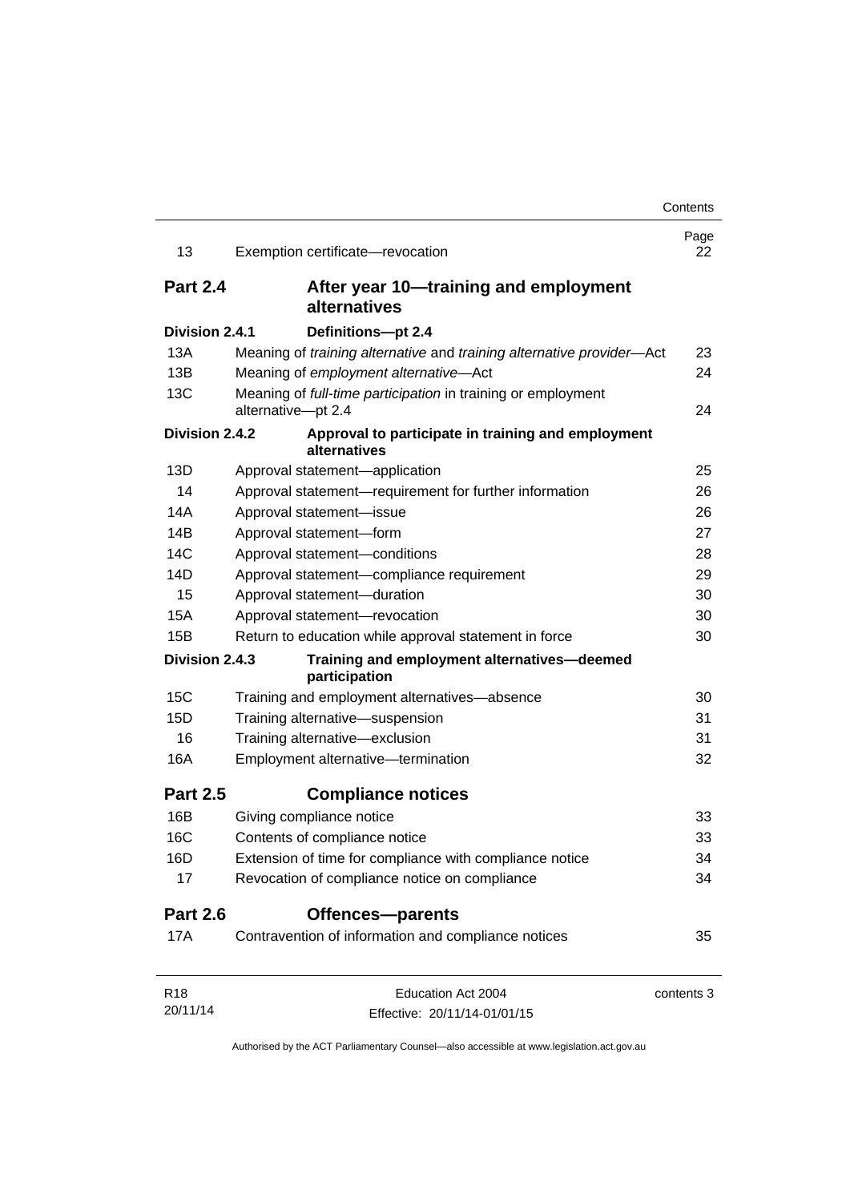| | | Page |
|---|---|---|
| 13 | Exemption certificate—revocation | 22 |
| **Part 2.4** | **After year 10—training and employment alternatives** | |
| **Division 2.4.1** | **Definitions—pt 2.4** | |
| 13A | Meaning of *training alternative* and *training alternative provider*—Act | 23 |
| 13B | Meaning of *employment alternative*—Act | 24 |
| 13C | Meaning of *full-time participation* in training or employment alternative—pt 2.4 | 24 |
| **Division 2.4.2** | **Approval to participate in training and employment alternatives** | |
| 13D | Approval statement—application | 25 |
| 14 | Approval statement—requirement for further information | 26 |
| 14A | Approval statement—issue | 26 |
| 14B | Approval statement—form | 27 |
| 14C | Approval statement—conditions | 28 |
| 14D | Approval statement—compliance requirement | 29 |
| 15 | Approval statement—duration | 30 |
| 15A | Approval statement—revocation | 30 |
| 15B | Return to education while approval statement in force | 30 |
| **Division 2.4.3** | **Training and employment alternatives—deemed participation** | |
| 15C | Training and employment alternatives—absence | 30 |
| 15D | Training alternative—suspension | 31 |
| 16 | Training alternative—exclusion | 31 |
| 16A | Employment alternative—termination | 32 |
| **Part 2.5** | **Compliance notices** | |
| 16B | Giving compliance notice | 33 |
| 16C | Contents of compliance notice | 33 |
| 16D | Extension of time for compliance with compliance notice | 34 |
| 17 | Revocation of compliance notice on compliance | 34 |
| **Part 2.6** | **Offences—parents** | |
| 17A | Contravention of information and compliance notices | 35 |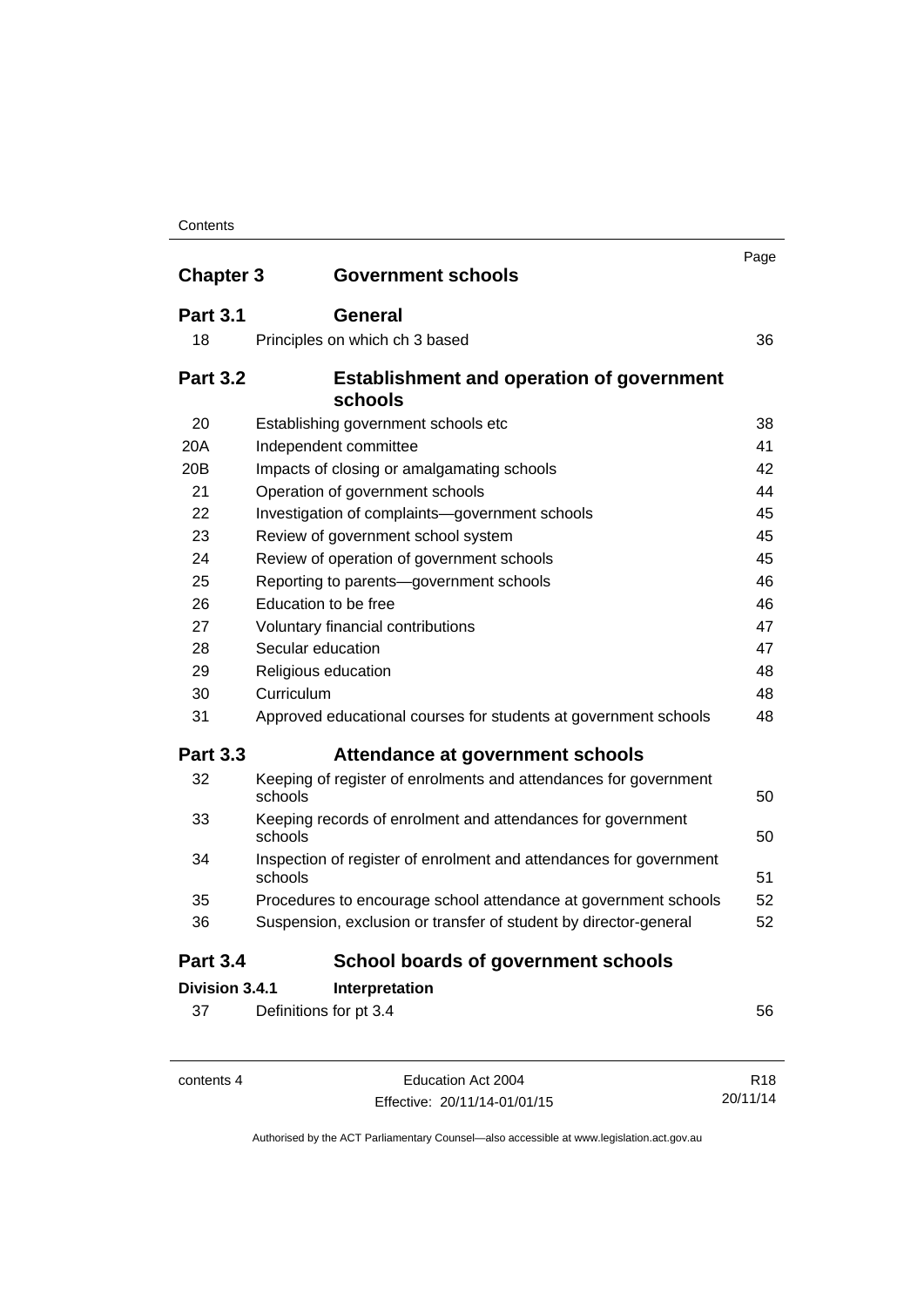| | | Page |
|---|---|---|
| **Chapter 3** | **Government schools** | |
| **Part 3.1** | **General** | |
| 18 | Principles on which ch 3 based | 36 |
| **Part 3.2** | **Establishment and operation of government schools** | |
| 20 | Establishing government schools etc | 38 |
| 20A | Independent committee | 41 |
| 20B | Impacts of closing or amalgamating schools | 42 |
| 21 | Operation of government schools | 44 |
| 22 | Investigation of complaints—government schools | 45 |
| 23 | Review of government school system | 45 |
| 24 | Review of operation of government schools | 45 |
| 25 | Reporting to parents—government schools | 46 |
| 26 | Education to be free | 46 |
| 27 | Voluntary financial contributions | 47 |
| 28 | Secular education | 47 |
| 29 | Religious education | 48 |
| 30 | Curriculum | 48 |
| 31 | Approved educational courses for students at government schools | 48 |
| **Part 3.3** | **Attendance at government schools** | |
| 32 | Keeping of register of enrolments and attendances for government schools | 50 |
| 33 | Keeping records of enrolment and attendances for government schools | 50 |
| 34 | Inspection of register of enrolment and attendances for government schools | 51 |
| 35 | Procedures to encourage school attendance at government schools | 52 |
| 36 | Suspension, exclusion or transfer of student by director-general | 52 |
| **Part 3.4** | **School boards of government schools** | |
| **Division 3.4.1** | **Interpretation** | |
| 37 | Definitions for pt 3.4 | 56 |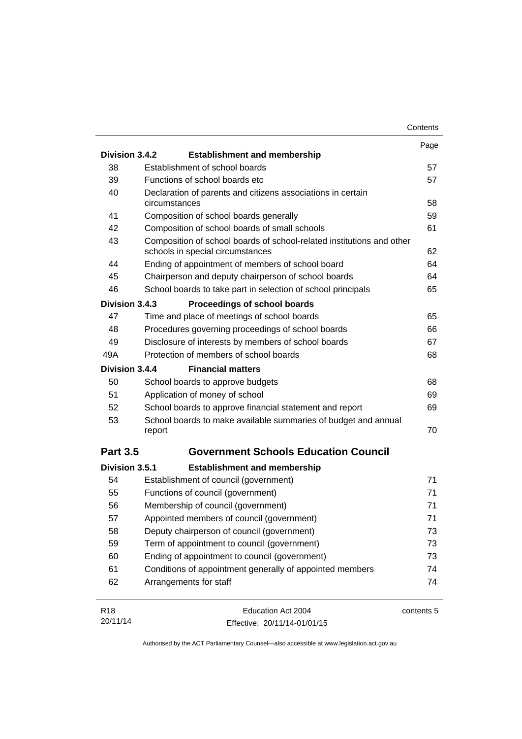| | | Page |
|---|---|---|
| **Division 3.4.2** | **Establishment and membership** | |
| 38 | Establishment of school boards | 57 |
| 39 | Functions of school boards etc | 57 |
| 40 | Declaration of parents and citizens associations in certain circumstances | 58 |
| 41 | Composition of school boards generally | 59 |
| 42 | Composition of school boards of small schools | 61 |
| 43 | Composition of school boards of school-related institutions and other schools in special circumstances | 62 |
| 44 | Ending of appointment of members of school board | 64 |
| 45 | Chairperson and deputy chairperson of school boards | 64 |
| 46 | School boards to take part in selection of school principals | 65 |
| **Division 3.4.3** | **Proceedings of school boards** | |
| 47 | Time and place of meetings of school boards | 65 |
| 48 | Procedures governing proceedings of school boards | 66 |
| 49 | Disclosure of interests by members of school boards | 67 |
| 49A | Protection of members of school boards | 68 |
| **Division 3.4.4** | **Financial matters** | |
| 50 | School boards to approve budgets | 68 |
| 51 | Application of money of school | 69 |
| 52 | School boards to approve financial statement and report | 69 |
| 53 | School boards to make available summaries of budget and annual report | 70 |
| **Part 3.5** | **Government Schools Education Council** | |
| **Division 3.5.1** | **Establishment and membership** | |
| 54 | Establishment of council (government) | 71 |
| 55 | Functions of council (government) | 71 |
| 56 | Membership of council (government) | 71 |
| 57 | Appointed members of council (government) | 71 |
| 58 | Deputy chairperson of council (government) | 73 |
| 59 | Term of appointment to council (government) | 73 |
| 60 | Ending of appointment to council (government) | 73 |
| 61 | Conditions of appointment generally of appointed members | 74 |
| 62 | Arrangements for staff | 74 |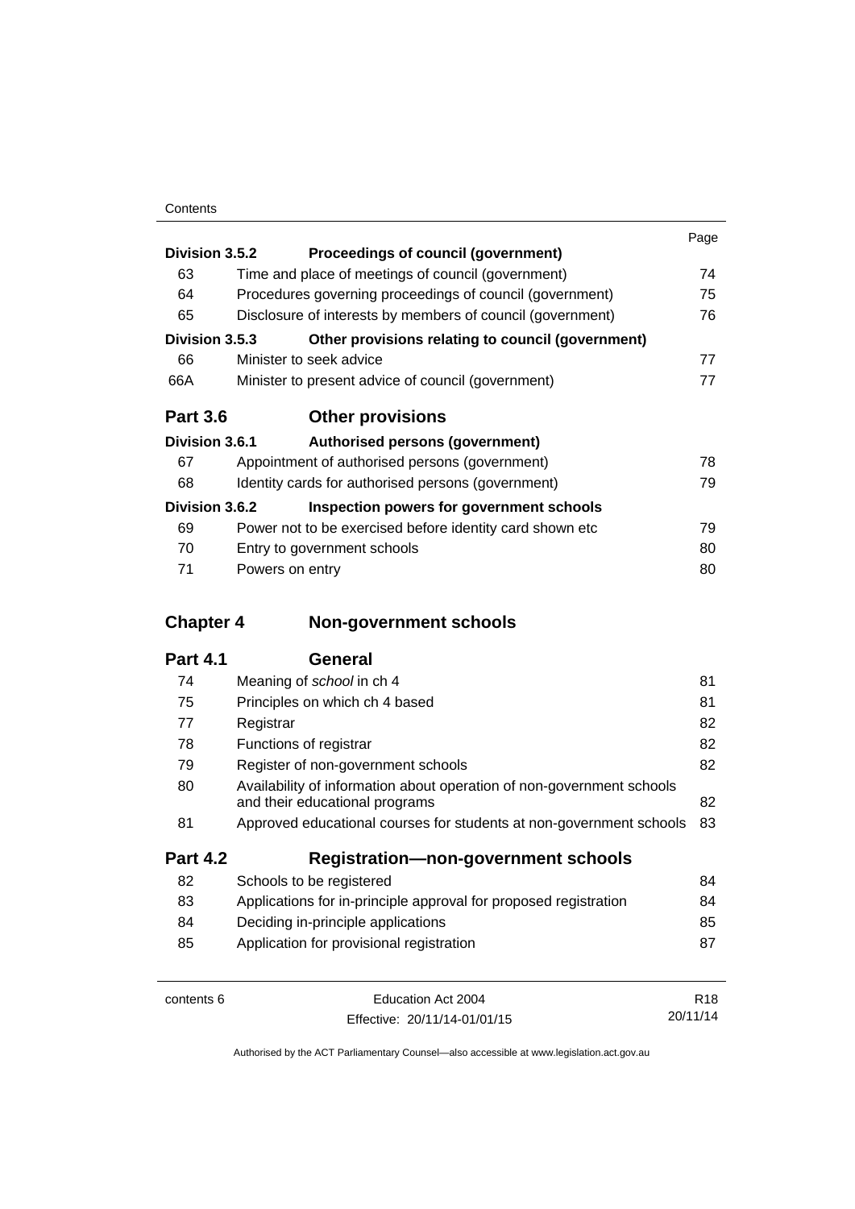| | | Page |
|---|---|---|
| **Division 3.5.2** | **Proceedings of council (government)** | |
| 63 | Time and place of meetings of council (government) | 74 |
| 64 | Procedures governing proceedings of council (government) | 75 |
| 65 | Disclosure of interests by members of council (government) | 76 |
| **Division 3.5.3** | **Other provisions relating to council (government)** | |
| 66 | Minister to seek advice | 77 |
| 66A | Minister to present advice of council (government) | 77 |
| **Part 3.6** | **Other provisions** | |
| **Division 3.6.1** | **Authorised persons (government)** | |
| 67 | Appointment of authorised persons (government) | 78 |
| 68 | Identity cards for authorised persons (government) | 79 |
| **Division 3.6.2** | **Inspection powers for government schools** | |
| 69 | Power not to be exercised before identity card shown etc | 79 |
| 70 | Entry to government schools | 80 |
| 71 | Powers on entry | 80 |
| **Chapter 4** | **Non-government schools** | |
| **Part 4.1** | **General** | |
| 74 | Meaning of *school* in ch 4 | 81 |
| 75 | Principles on which ch 4 based | 81 |
| 77 | Registrar | 82 |
| 78 | Functions of registrar | 82 |
| 79 | Register of non-government schools | 82 |
| 80 | Availability of information about operation of non-government schools and their educational programs | 82 |
| 81 | Approved educational courses for students at non-government schools | 83 |
| **Part 4.2** | **Registration—non-government schools** | |
| 82 | Schools to be registered | 84 |
| 83 | Applications for in-principle approval for proposed registration | 84 |
| 84 | Deciding in-principle applications | 85 |
| 85 | Application for provisional registration | 87 |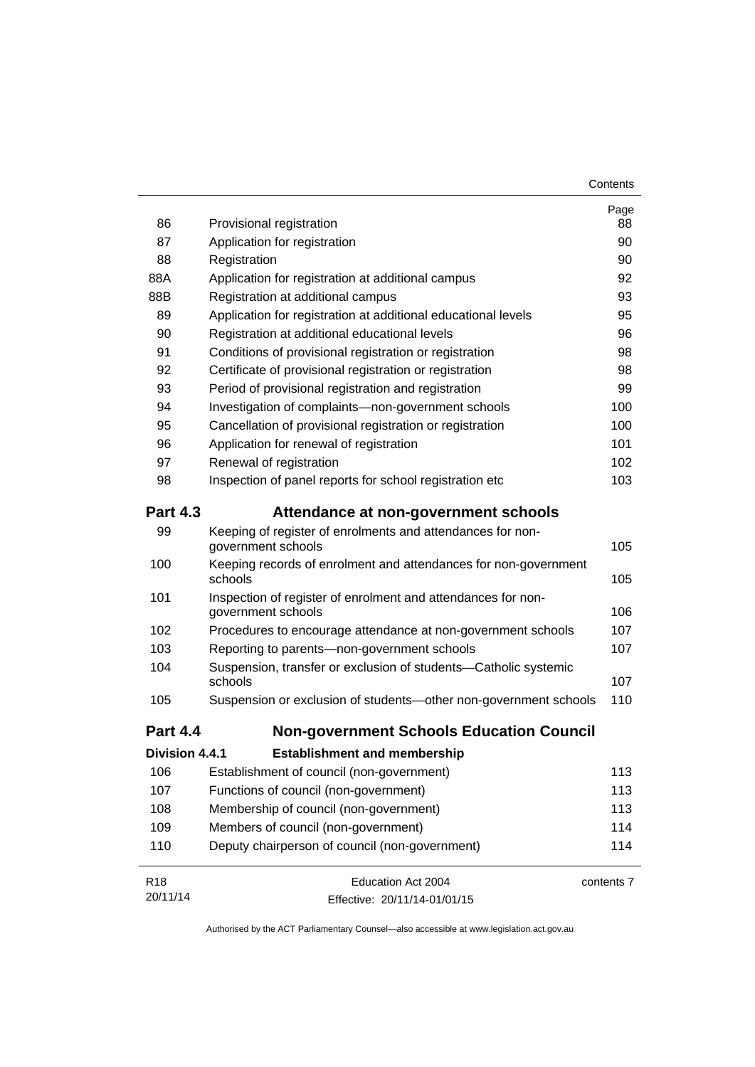| | | Page |
|---|---|---|
| 86 | Provisional registration | 88 |
| 87 | Application for registration | 90 |
| 88 | Registration | 90 |
| 88A | Application for registration at additional campus | 92 |
| 88B | Registration at additional campus | 93 |
| 89 | Application for registration at additional educational levels | 95 |
| 90 | Registration at additional educational levels | 96 |
| 91 | Conditions of provisional registration or registration | 98 |
| 92 | Certificate of provisional registration or registration | 98 |
| 93 | Period of provisional registration and registration | 99 |
| 94 | Investigation of complaints—non-government schools | 100 |
| 95 | Cancellation of provisional registration or registration | 100 |
| 96 | Application for renewal of registration | 101 |
| 97 | Renewal of registration | 102 |
| 98 | Inspection of panel reports for school registration etc | 103 |

## Part 4.3 Attendance at non-government schools

| | | |
|---|---|---|
| 99 | Keeping of register of enrolments and attendances for non-government schools | 105 |
| 100 | Keeping records of enrolment and attendances for non-government schools | 105 |
| 101 | Inspection of register of enrolment and attendances for non-government schools | 106 |
| 102 | Procedures to encourage attendance at non-government schools | 107 |
| 103 | Reporting to parents—non-government schools | 107 |
| 104 | Suspension, transfer or exclusion of students—Catholic systemic schools | 107 |
| 105 | Suspension or exclusion of students—other non-government schools | 110 |

## Part 4.4 Non-government Schools Education Council

### Division 4.4.1 Establishment and membership

| | | |
|---|---|---|
| 106 | Establishment of council (non-government) | 113 |
| 107 | Functions of council (non-government) | 113 |
| 108 | Membership of council (non-government) | 113 |
| 109 | Members of council (non-government) | 114 |
| 110 | Deputy chairperson of council (non-government) | 114 |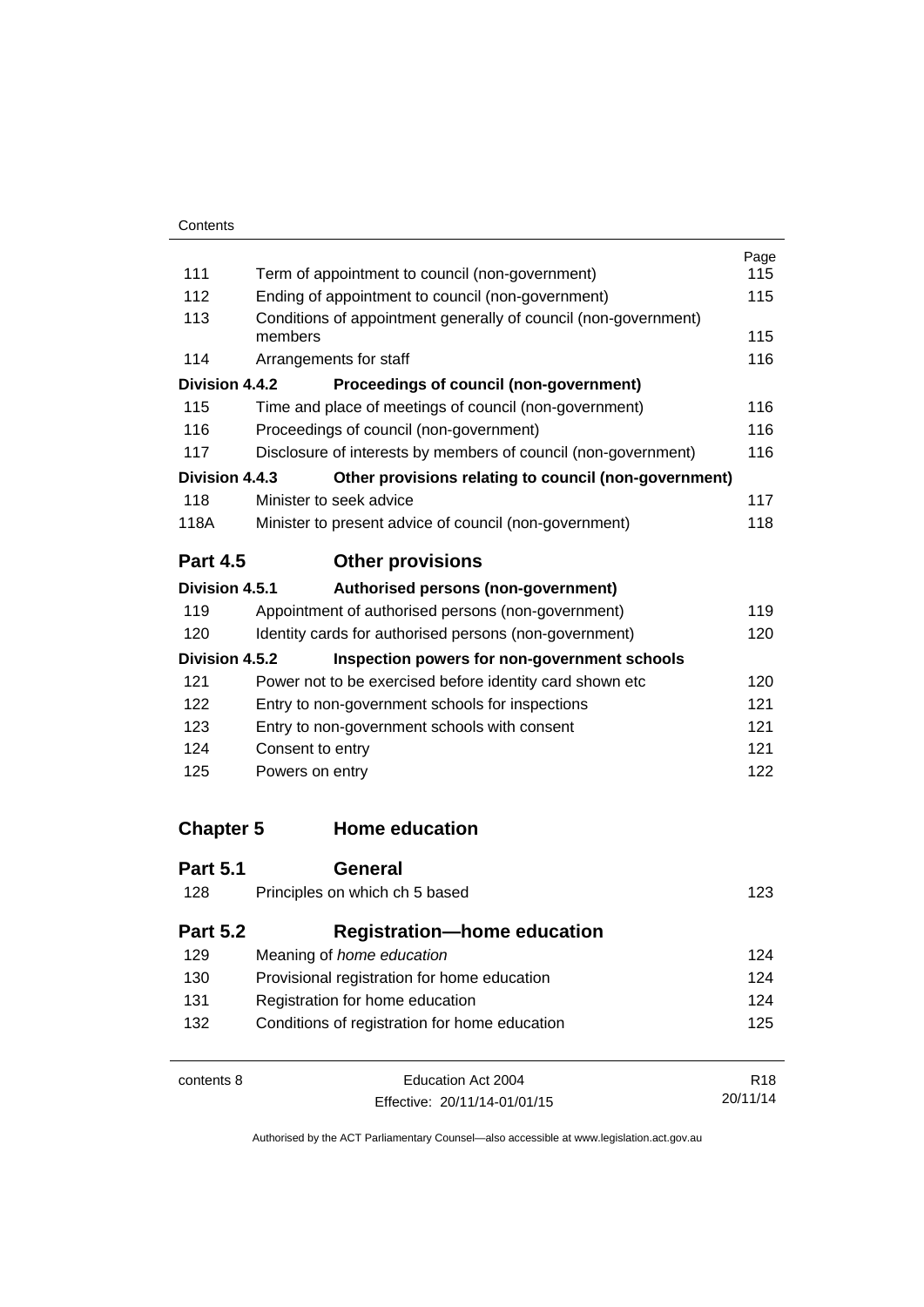| | | Page |
|---|---|---|
| 111 | Term of appointment to council (non-government) | 115 |
| 112 | Ending of appointment to council (non-government) | 115 |
| 113 | Conditions of appointment generally of council (non-government) members | 115 |
| 114 | Arrangements for staff | 116 |
| **Division 4.4.2** | **Proceedings of council (non-government)** | |
| 115 | Time and place of meetings of council (non-government) | 116 |
| 116 | Proceedings of council (non-government) | 116 |
| 117 | Disclosure of interests by members of council (non-government) | 116 |
| **Division 4.4.3** | **Other provisions relating to council (non-government)** | |
| 118 | Minister to seek advice | 117 |
| 118A | Minister to present advice of council (non-government) | 118 |
| **Part 4.5** | **Other provisions** | |
| **Division 4.5.1** | **Authorised persons (non-government)** | |
| 119 | Appointment of authorised persons (non-government) | 119 |
| 120 | Identity cards for authorised persons (non-government) | 120 |
| **Division 4.5.2** | **Inspection powers for non-government schools** | |
| 121 | Power not to be exercised before identity card shown etc | 120 |
| 122 | Entry to non-government schools for inspections | 121 |
| 123 | Entry to non-government schools with consent | 121 |
| 124 | Consent to entry | 121 |
| 125 | Powers on entry | 122 |
| **Chapter 5** | **Home education** | |
| **Part 5.1** | **General** | |
| 128 | Principles on which ch 5 based | 123 |
| **Part 5.2** | **Registration—home education** | |
| 129 | Meaning of *home education* | 124 |
| 130 | Provisional registration for home education | 124 |
| 131 | Registration for home education | 124 |
| 132 | Conditions of registration for home education | 125 |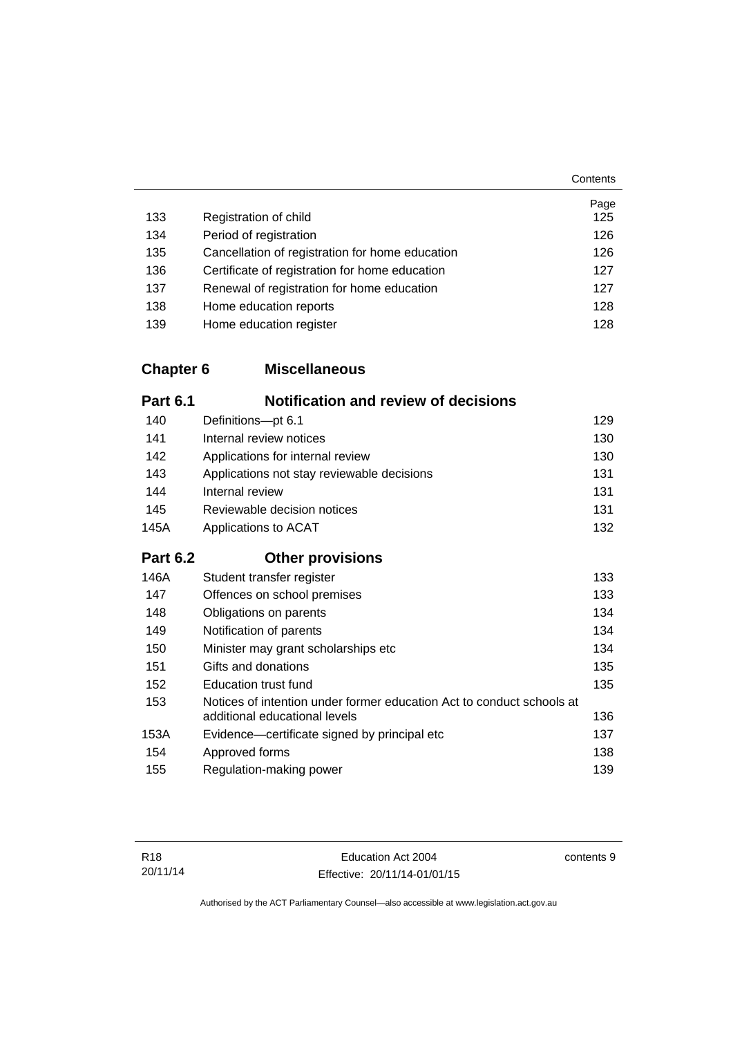| | | Page |
|---|---|---|
| 133 | Registration of child | 125 |
| 134 | Period of registration | 126 |
| 135 | Cancellation of registration for home education | 126 |
| 136 | Certificate of registration for home education | 127 |
| 137 | Renewal of registration for home education | 127 |
| 138 | Home education reports | 128 |
| 139 | Home education register | 128 |

## Chapter 6 Miscellaneous

### Part 6.1 Notification and review of decisions

| | | |
|---|---|---|
| 140 | Definitions—pt 6.1 | 129 |
| 141 | Internal review notices | 130 |
| 142 | Applications for internal review | 130 |
| 143 | Applications not stay reviewable decisions | 131 |
| 144 | Internal review | 131 |
| 145 | Reviewable decision notices | 131 |
| 145A | Applications to ACAT | 132 |

### Part 6.2 Other provisions

| | | |
|---|---|---|
| 146A | Student transfer register | 133 |
| 147 | Offences on school premises | 133 |
| 148 | Obligations on parents | 134 |
| 149 | Notification of parents | 134 |
| 150 | Minister may grant scholarships etc | 134 |
| 151 | Gifts and donations | 135 |
| 152 | Education trust fund | 135 |
| 153 | Notices of intention under former education Act to conduct schools at additional educational levels | 136 |
| 153A | Evidence—certificate signed by principal etc | 137 |
| 154 | Approved forms | 138 |
| 155 | Regulation-making power | 139 |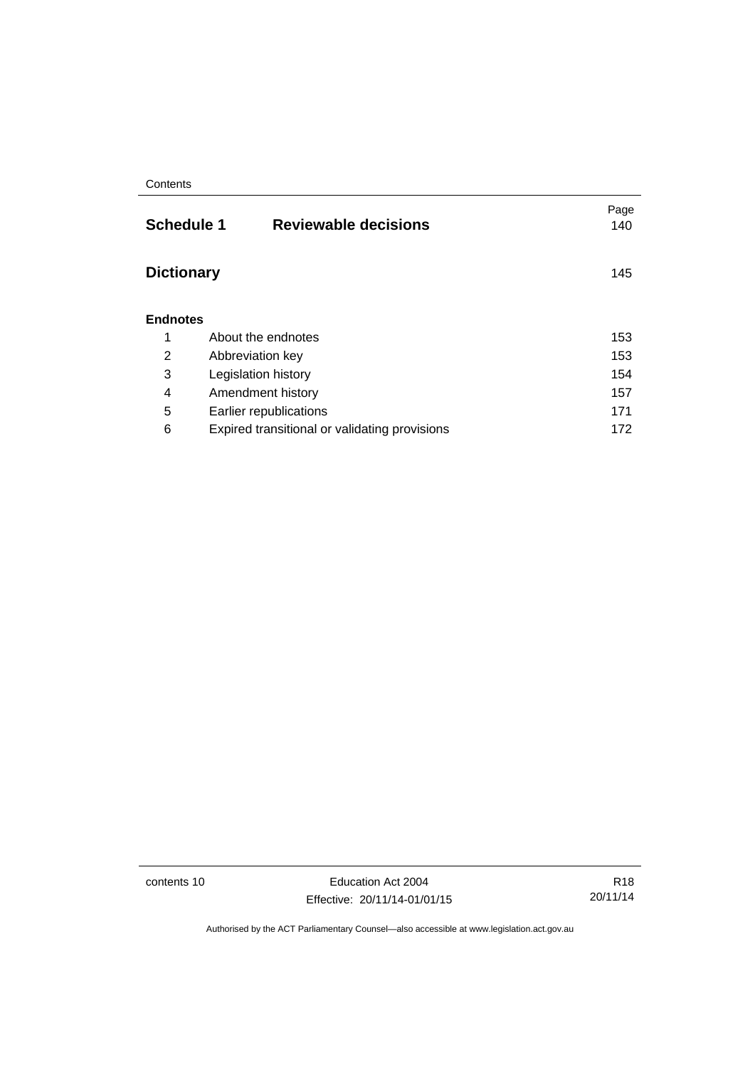| | | Page |
|---|---|---|
| **Schedule 1** | **Reviewable decisions** | 140 |
| **Dictionary** | | 145 |
| **Endnotes** | | |
| 1 | About the endnotes | 153 |
| 2 | Abbreviation key | 153 |
| 3 | Legislation history | 154 |
| 4 | Amendment history | 157 |
| 5 | Earlier republications | 171 |
| 6 | Expired transitional or validating provisions | 172 |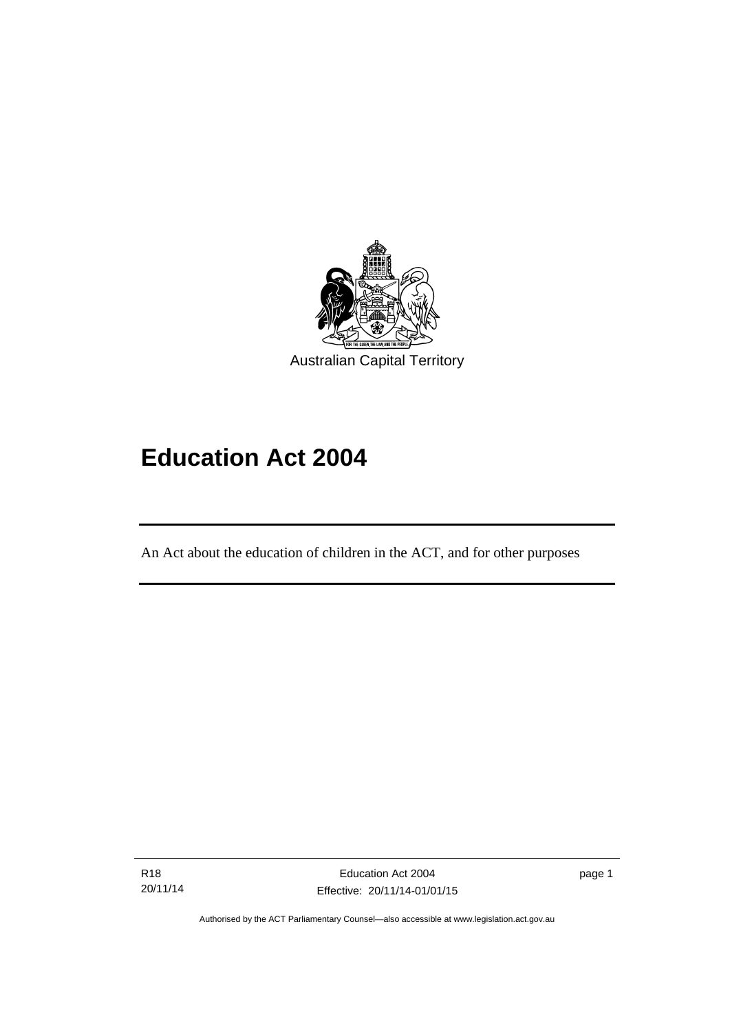Australian Capital Territory

# Education Act 2004

An Act about the education of children in the ACT, and for other purposes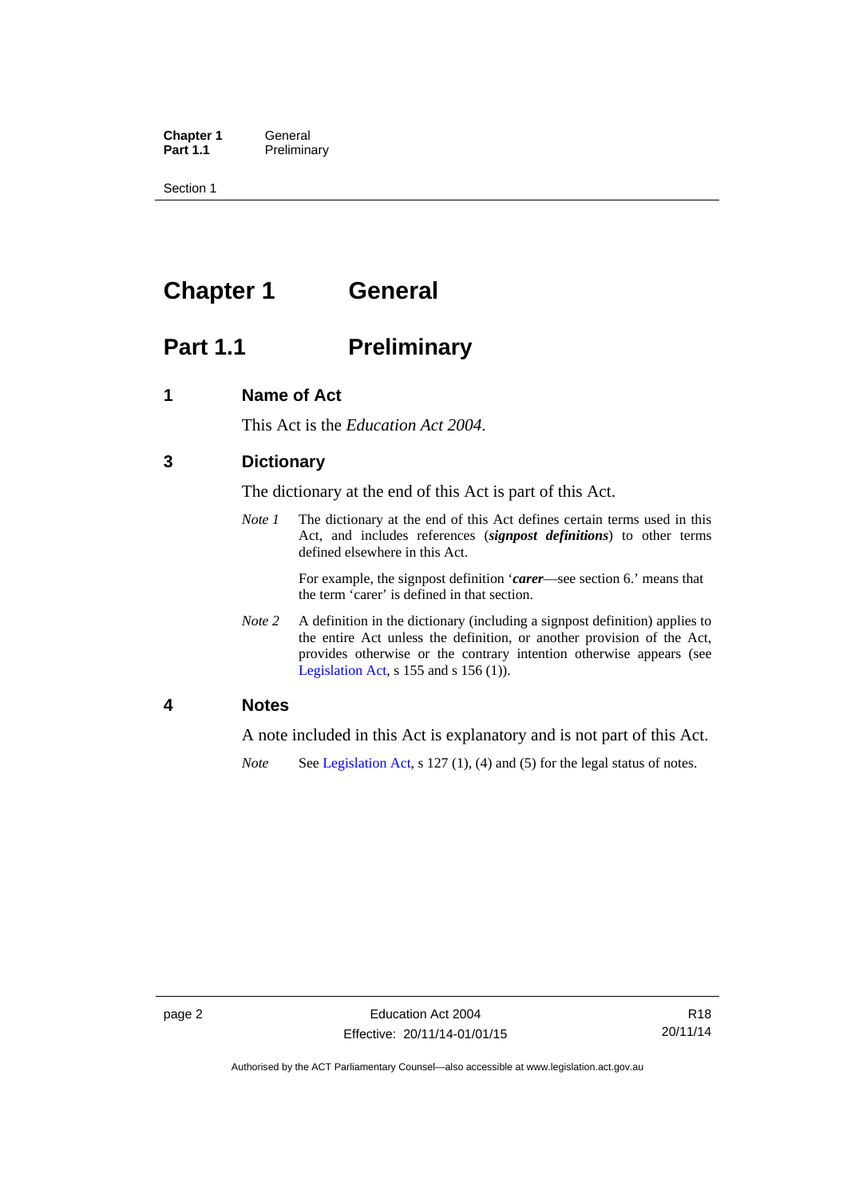# Chapter 1 General

## Part 1.1 Preliminary

### 1 Name of Act

This Act is the *Education Act 2004*.

### 3 Dictionary

The dictionary at the end of this Act is part of this Act.

*Note 1* The dictionary at the end of this Act defines certain terms used in this Act, and includes references (***signpost definitions***) to other terms defined elsewhere in this Act.

For example, the signpost definition '***carer***—see section 6.' means that the term 'carer' is defined in that section.

*Note 2* A definition in the dictionary (including a signpost definition) applies to the entire Act unless the definition, or another provision of the Act, provides otherwise or the contrary intention otherwise appears (see Legislation Act, s 155 and s 156 (1)).

### 4 Notes

A note included in this Act is explanatory and is not part of this Act.

*Note* See Legislation Act, s 127 (1), (4) and (5) for the legal status of notes.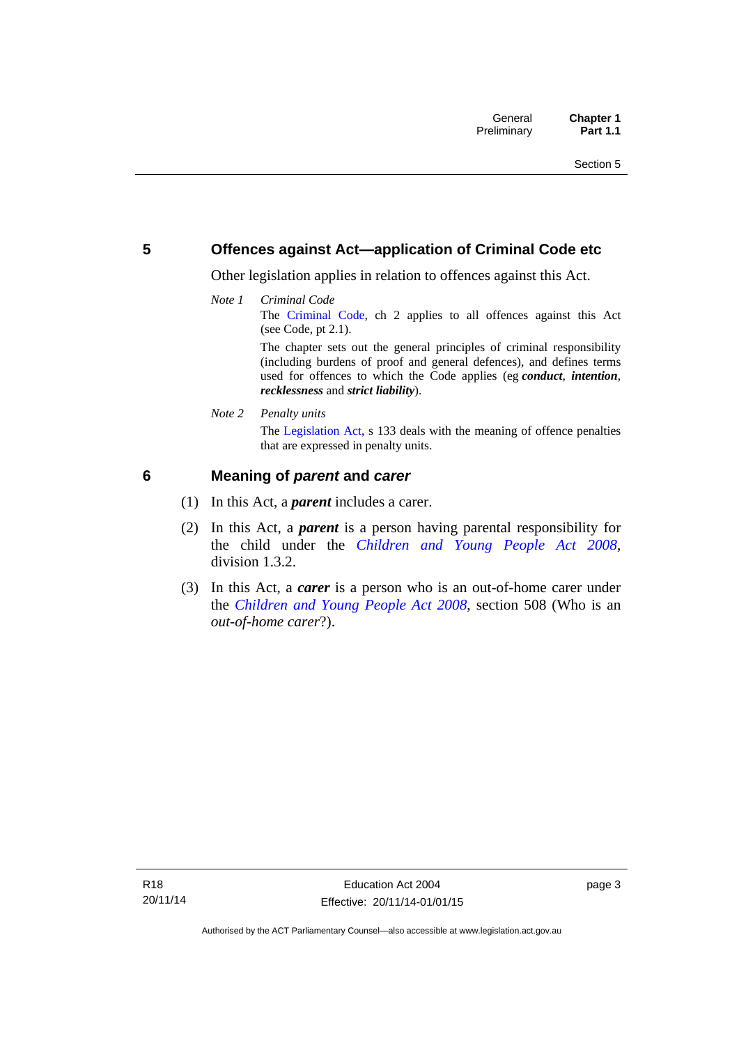## 5 Offences against Act—application of Criminal Code etc

Other legislation applies in relation to offences against this Act.

*Note 1* *Criminal Code*

The Criminal Code, ch 2 applies to all offences against this Act (see Code, pt 2.1).

The chapter sets out the general principles of criminal responsibility (including burdens of proof and general defences), and defines terms used for offences to which the Code applies (eg ***conduct***, ***intention***, ***recklessness*** and ***strict liability***).

*Note 2* *Penalty units*

The Legislation Act, s 133 deals with the meaning of offence penalties that are expressed in penalty units.

## 6 Meaning of *parent* and *carer*

(1) In this Act, a ***parent*** includes a carer.

(2) In this Act, a ***parent*** is a person having parental responsibility for the child under the *Children and Young People Act 2008*, division 1.3.2.

(3) In this Act, a ***carer*** is a person who is an out-of-home carer under the *Children and Young People Act 2008*, section 508 (Who is an *out-of-home carer*?).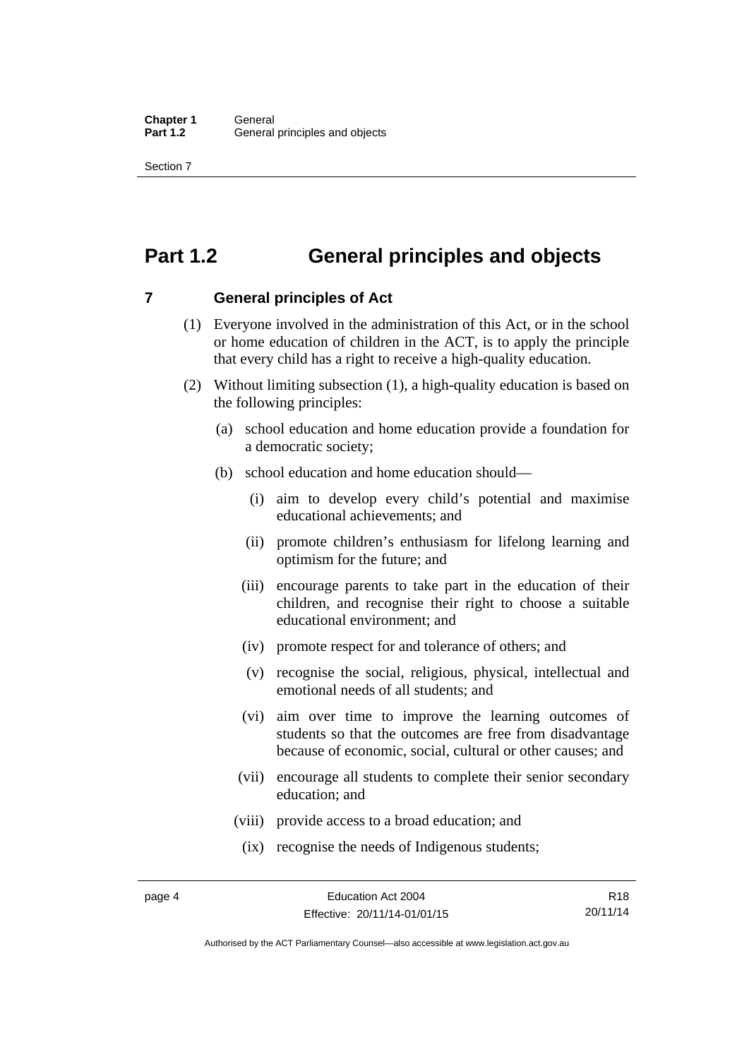# Part 1.2 General principles and objects

## 7 General principles of Act

(1) Everyone involved in the administration of this Act, or in the school or home education of children in the ACT, is to apply the principle that every child has a right to receive a high-quality education.

(2) Without limiting subsection (1), a high-quality education is based on the following principles:

(a) school education and home education provide a foundation for a democratic society;

(b) school education and home education should—

(i) aim to develop every child's potential and maximise educational achievements; and

(ii) promote children's enthusiasm for lifelong learning and optimism for the future; and

(iii) encourage parents to take part in the education of their children, and recognise their right to choose a suitable educational environment; and

(iv) promote respect for and tolerance of others; and

(v) recognise the social, religious, physical, intellectual and emotional needs of all students; and

(vi) aim over time to improve the learning outcomes of students so that the outcomes are free from disadvantage because of economic, social, cultural or other causes; and

(vii) encourage all students to complete their senior secondary education; and

(viii) provide access to a broad education; and

(ix) recognise the needs of Indigenous students;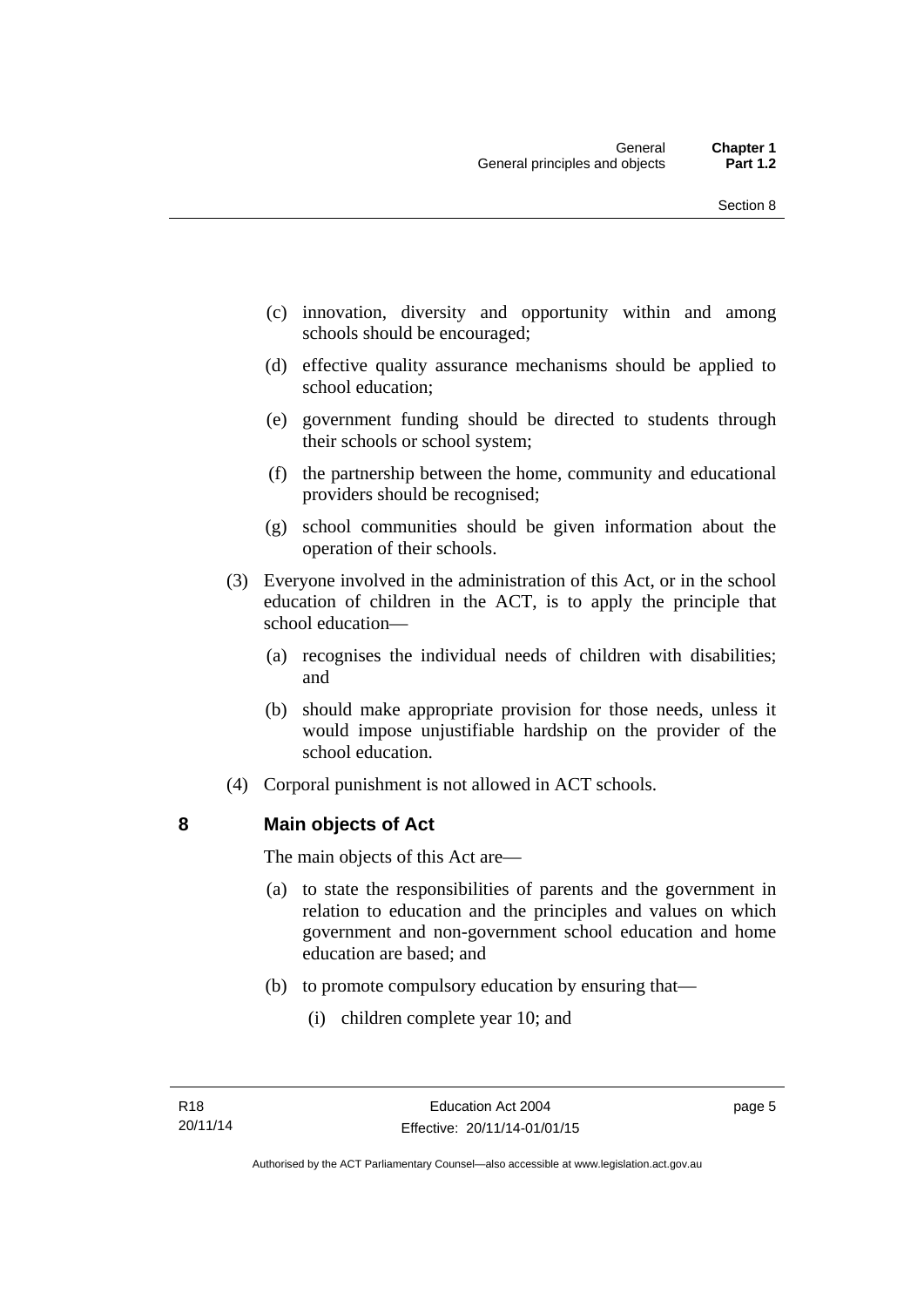(c) innovation, diversity and opportunity within and among schools should be encouraged;

(d) effective quality assurance mechanisms should be applied to school education;

(e) government funding should be directed to students through their schools or school system;

(f) the partnership between the home, community and educational providers should be recognised;

(g) school communities should be given information about the operation of their schools.

(3) Everyone involved in the administration of this Act, or in the school education of children in the ACT, is to apply the principle that school education—

(a) recognises the individual needs of children with disabilities; and

(b) should make appropriate provision for those needs, unless it would impose unjustifiable hardship on the provider of the school education.

(4) Corporal punishment is not allowed in ACT schools.

## 8 Main objects of Act

The main objects of this Act are—

(a) to state the responsibilities of parents and the government in relation to education and the principles and values on which government and non-government school education and home education are based; and

(b) to promote compulsory education by ensuring that—

(i) children complete year 10; and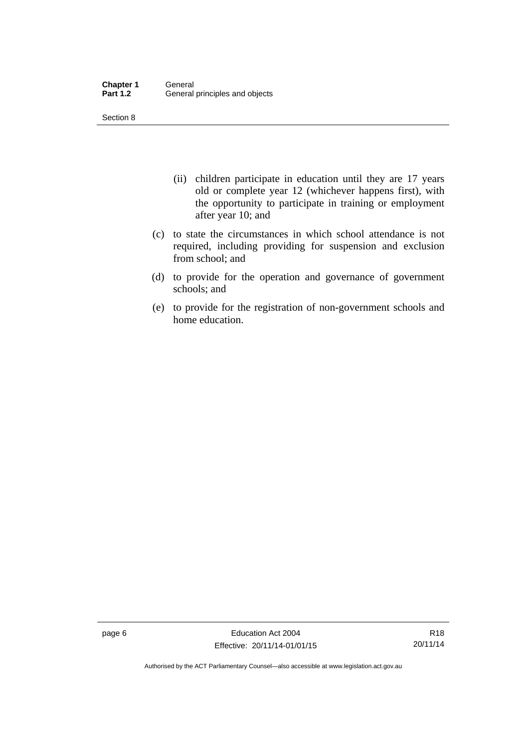(ii) children participate in education until they are 17 years old or complete year 12 (whichever happens first), with the opportunity to participate in training or employment after year 10; and

(c) to state the circumstances in which school attendance is not required, including providing for suspension and exclusion from school; and

(d) to provide for the operation and governance of government schools; and

(e) to provide for the registration of non-government schools and home education.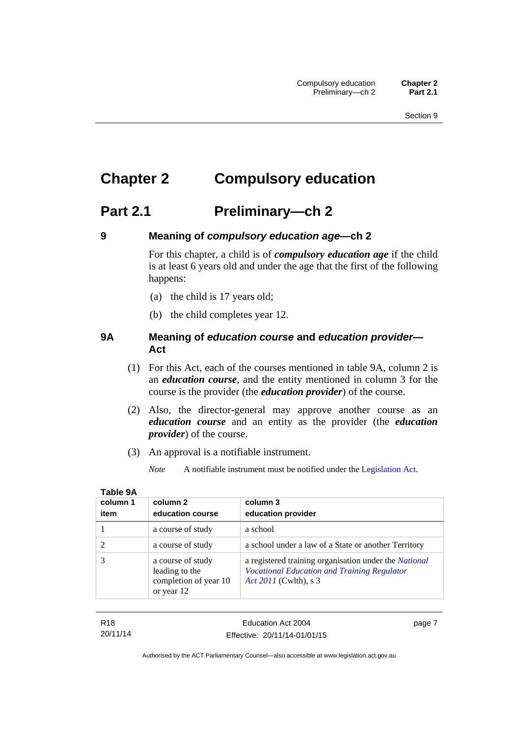# Chapter 2 Compulsory education

## Part 2.1 Preliminary—ch 2

### 9 Meaning of *compulsory education age*—ch 2

For this chapter, a child is of ***compulsory education age*** if the child is at least 6 years old and under the age that the first of the following happens:

(a) the child is 17 years old;

(b) the child completes year 12.

### 9A Meaning of *education course* and *education provider*—Act

(1) For this Act, each of the courses mentioned in table 9A, column 2 is an ***education course***, and the entity mentioned in column 3 for the course is the provider (the ***education provider***) of the course.

(2) Also, the director-general may approve another course as an ***education course*** and an entity as the provider (the ***education provider***) of the course.

(3) An approval is a notifiable instrument.

*Note* A notifiable instrument must be notified under the Legislation Act.

**Table 9A**

| column 1<br>item | column 2<br>education course | column 3<br>education provider |
|---|---|---|
| 1 | a course of study | a school |
| 2 | a course of study | a school under a law of a State or another Territory |
| 3 | a course of study leading to the completion of year 10 or year 12 | a registered training organisation under the *National Vocational Education and Training Regulator Act 2011* (Cwlth), s 3 |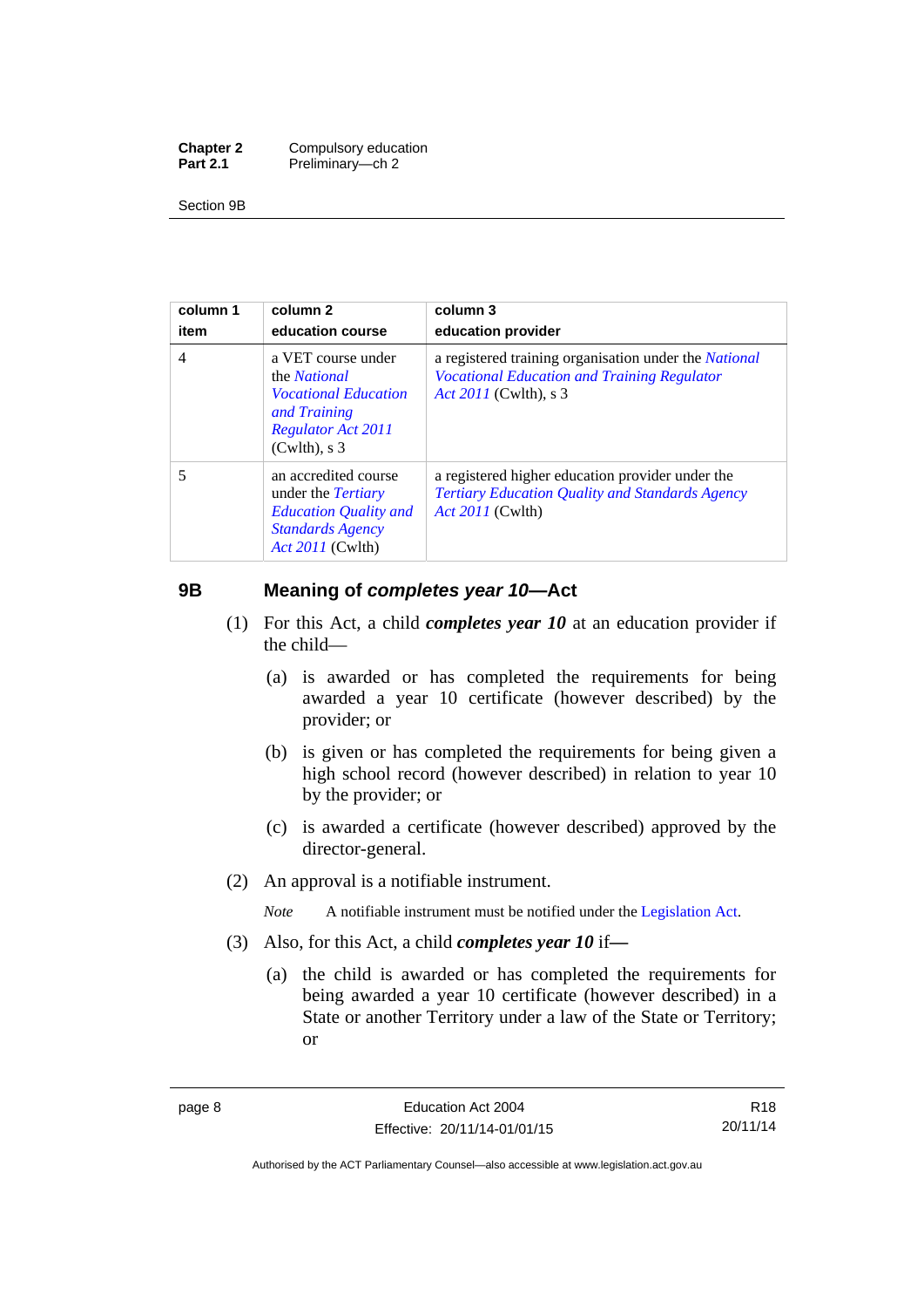| column 1<br>item | column 2<br>education course | column 3<br>education provider |
|---|---|---|
| 4 | a VET course under the *National Vocational Education and Training Regulator Act 2011* (Cwlth), s 3 | a registered training organisation under the *National Vocational Education and Training Regulator Act 2011* (Cwlth), s 3 |
| 5 | an accredited course under the *Tertiary Education Quality and Standards Agency Act 2011* (Cwlth) | a registered higher education provider under the *Tertiary Education Quality and Standards Agency Act 2011* (Cwlth) |

## 9B Meaning of *completes year 10*—Act

(1) For this Act, a child ***completes year 10*** at an education provider if the child—

(a) is awarded or has completed the requirements for being awarded a year 10 certificate (however described) by the provider; or

(b) is given or has completed the requirements for being given a high school record (however described) in relation to year 10 by the provider; or

(c) is awarded a certificate (however described) approved by the director-general.

(2) An approval is a notifiable instrument.

*Note* A notifiable instrument must be notified under the Legislation Act.

(3) Also, for this Act, a child ***completes year 10*** if—

(a) the child is awarded or has completed the requirements for being awarded a year 10 certificate (however described) in a State or another Territory under a law of the State or Territory; or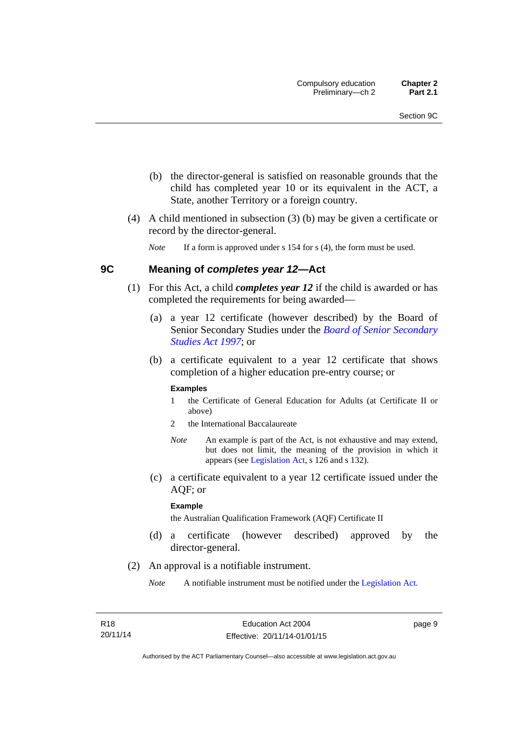(b) the director-general is satisfied on reasonable grounds that the child has completed year 10 or its equivalent in the ACT, a State, another Territory or a foreign country.

(4) A child mentioned in subsection (3) (b) may be given a certificate or record by the director-general.

*Note* If a form is approved under s 154 for s (4), the form must be used.

## 9C Meaning of *completes year 12*—Act

(1) For this Act, a child ***completes year 12*** if the child is awarded or has completed the requirements for being awarded—

(a) a year 12 certificate (however described) by the Board of Senior Secondary Studies under the *Board of Senior Secondary Studies Act 1997*; or

(b) a certificate equivalent to a year 12 certificate that shows completion of a higher education pre-entry course; or

**Examples**

1 the Certificate of General Education for Adults (at Certificate II or above)

2 the International Baccalaureate

*Note* An example is part of the Act, is not exhaustive and may extend, but does not limit, the meaning of the provision in which it appears (see Legislation Act, s 126 and s 132).

(c) a certificate equivalent to a year 12 certificate issued under the AQF; or

**Example**

the Australian Qualification Framework (AQF) Certificate II

(d) a certificate (however described) approved by the director-general.

(2) An approval is a notifiable instrument.

*Note* A notifiable instrument must be notified under the Legislation Act.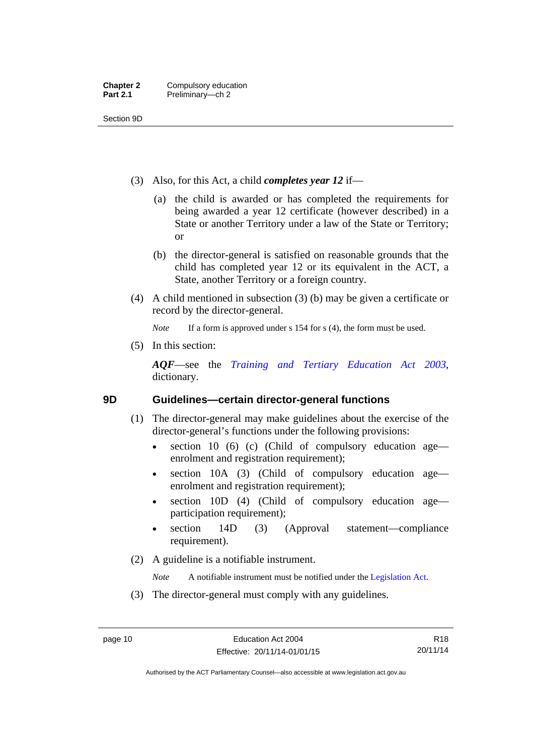(3) Also, for this Act, a child ***completes year 12*** if—

(a) the child is awarded or has completed the requirements for being awarded a year 12 certificate (however described) in a State or another Territory under a law of the State or Territory; or

(b) the director-general is satisfied on reasonable grounds that the child has completed year 12 or its equivalent in the ACT, a State, another Territory or a foreign country.

(4) A child mentioned in subsection (3) (b) may be given a certificate or record by the director-general.

*Note* If a form is approved under s 154 for s (4), the form must be used.

(5) In this section:

***AQF***—see the *Training and Tertiary Education Act 2003*, dictionary.

## 9D Guidelines—certain director-general functions

(1) The director-general may make guidelines about the exercise of the director-general's functions under the following provisions:

- section 10 (6) (c) (Child of compulsory education age—enrolment and registration requirement);
- section 10A (3) (Child of compulsory education age—enrolment and registration requirement);
- section 10D (4) (Child of compulsory education age—participation requirement);
- section 14D (3) (Approval statement—compliance requirement).

(2) A guideline is a notifiable instrument.

*Note* A notifiable instrument must be notified under the Legislation Act.

(3) The director-general must comply with any guidelines.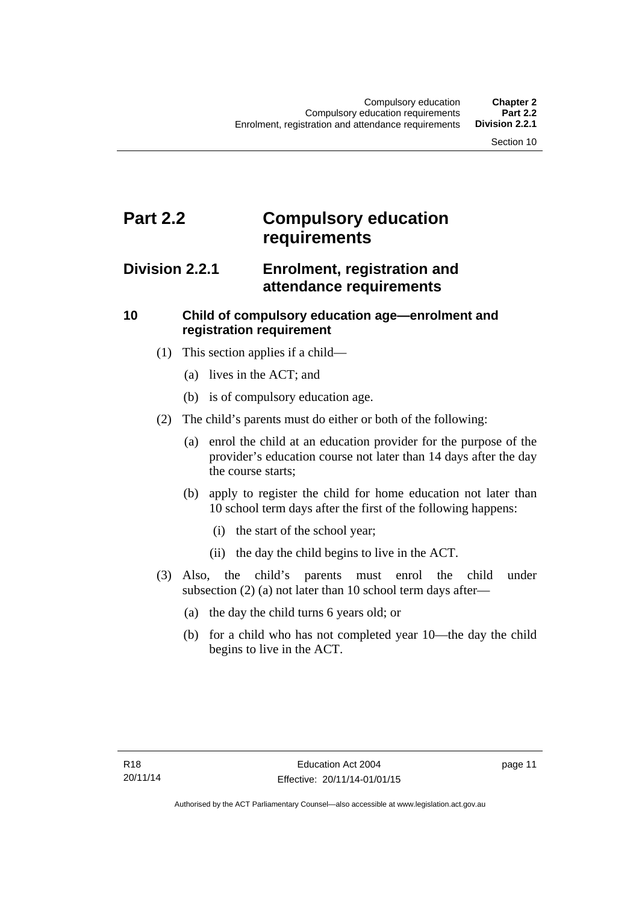# Part 2.2 Compulsory education requirements

## Division 2.2.1 Enrolment, registration and attendance requirements

### 10 Child of compulsory education age—enrolment and registration requirement

(1) This section applies if a child—

(a) lives in the ACT; and

(b) is of compulsory education age.

(2) The child's parents must do either or both of the following:

(a) enrol the child at an education provider for the purpose of the provider's education course not later than 14 days after the day the course starts;

(b) apply to register the child for home education not later than 10 school term days after the first of the following happens:

(i) the start of the school year;

(ii) the day the child begins to live in the ACT.

(3) Also, the child's parents must enrol the child under subsection (2) (a) not later than 10 school term days after—

(a) the day the child turns 6 years old; or

(b) for a child who has not completed year 10—the day the child begins to live in the ACT.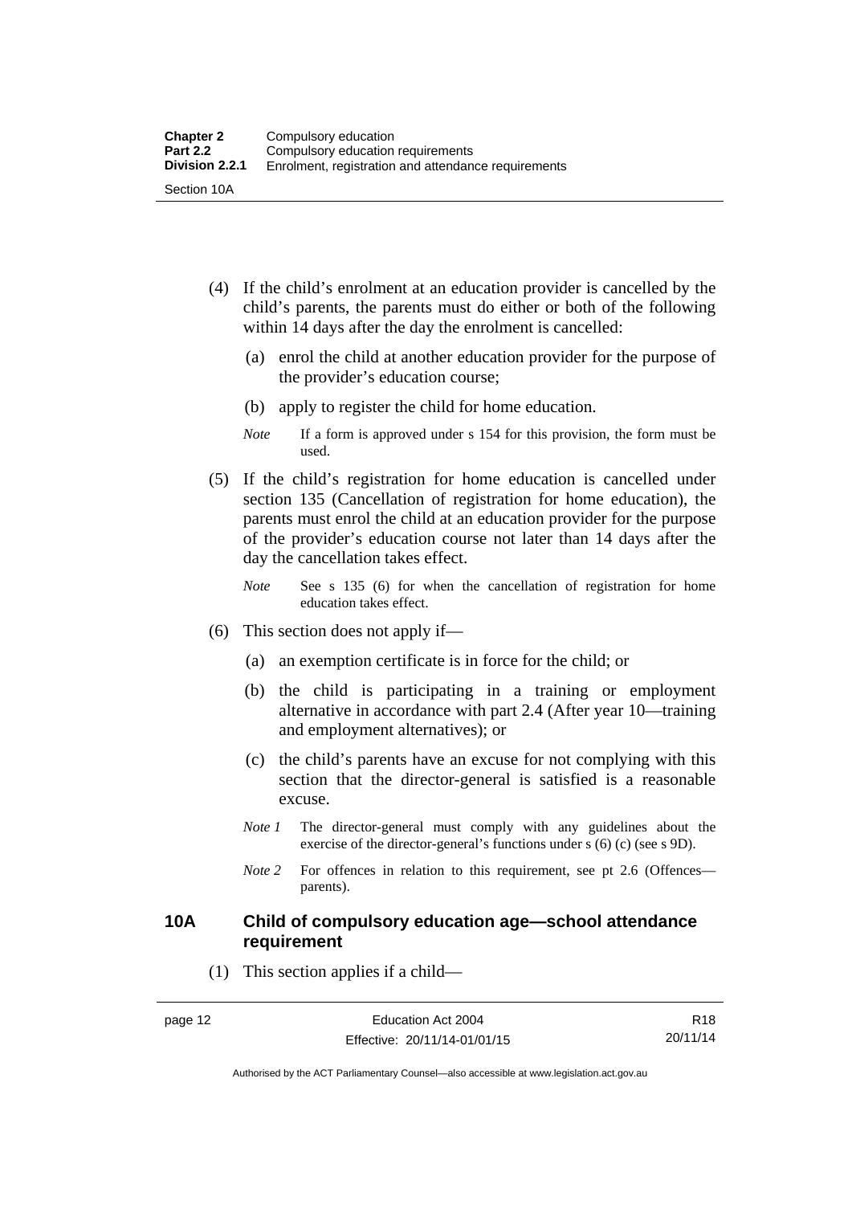(4) If the child's enrolment at an education provider is cancelled by the child's parents, the parents must do either or both of the following within 14 days after the day the enrolment is cancelled:

(a) enrol the child at another education provider for the purpose of the provider's education course;

(b) apply to register the child for home education.

*Note* If a form is approved under s 154 for this provision, the form must be used.

(5) If the child's registration for home education is cancelled under section 135 (Cancellation of registration for home education), the parents must enrol the child at an education provider for the purpose of the provider's education course not later than 14 days after the day the cancellation takes effect.

*Note* See s 135 (6) for when the cancellation of registration for home education takes effect.

(6) This section does not apply if—

(a) an exemption certificate is in force for the child; or

(b) the child is participating in a training or employment alternative in accordance with part 2.4 (After year 10—training and employment alternatives); or

(c) the child's parents have an excuse for not complying with this section that the director-general is satisfied is a reasonable excuse.

*Note 1* The director-general must comply with any guidelines about the exercise of the director-general's functions under s (6) (c) (see s 9D).

*Note 2* For offences in relation to this requirement, see pt 2.6 (Offences—parents).

### 10A Child of compulsory education age—school attendance requirement

(1) This section applies if a child—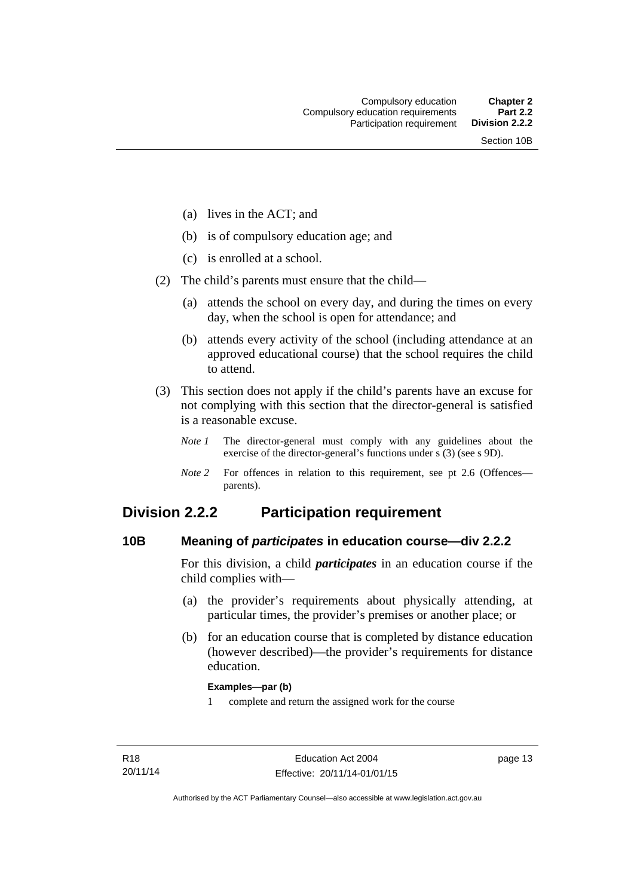- (a) lives in the ACT; and
- (b) is of compulsory education age; and
- (c) is enrolled at a school.

(2) The child's parents must ensure that the child—

- (a) attends the school on every day, and during the times on every day, when the school is open for attendance; and
- (b) attends every activity of the school (including attendance at an approved educational course) that the school requires the child to attend.

(3) This section does not apply if the child's parents have an excuse for not complying with this section that the director-general is satisfied is a reasonable excuse.

*Note 1* The director-general must comply with any guidelines about the exercise of the director-general's functions under s (3) (see s 9D).

*Note 2* For offences in relation to this requirement, see pt 2.6 (Offences—parents).

## Division 2.2.2 Participation requirement

### 10B Meaning of *participates* in education course—div 2.2.2

For this division, a child ***participates*** in an education course if the child complies with—

- (a) the provider's requirements about physically attending, at particular times, the provider's premises or another place; or
- (b) for an education course that is completed by distance education (however described)—the provider's requirements for distance education.

**Examples—par (b)**

1 complete and return the assigned work for the course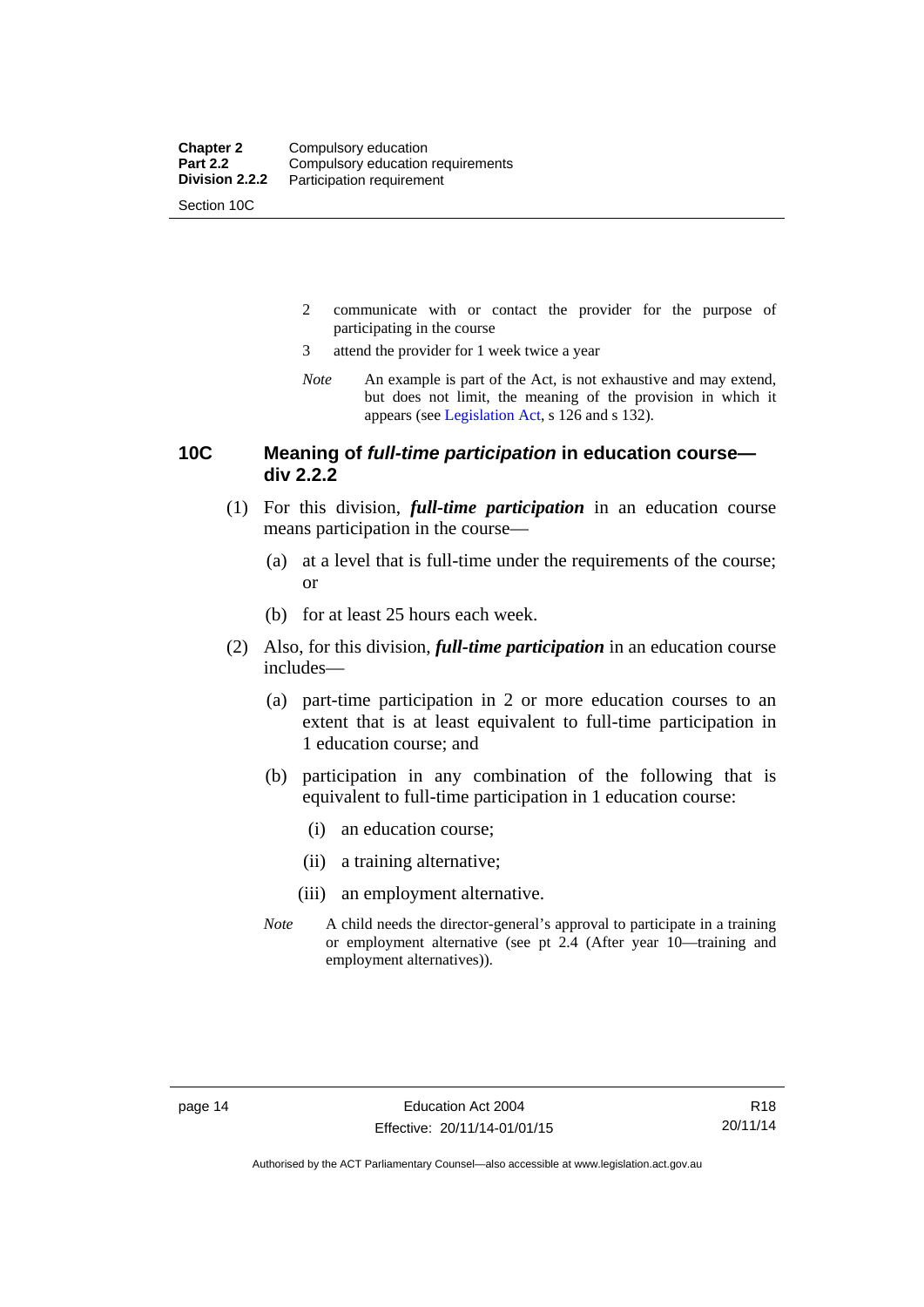2 communicate with or contact the provider for the purpose of participating in the course

3 attend the provider for 1 week twice a year

*Note* An example is part of the Act, is not exhaustive and may extend, but does not limit, the meaning of the provision in which it appears (see Legislation Act, s 126 and s 132).

## 10C Meaning of *full-time participation* in education course—div 2.2.2

(1) For this division, ***full-time participation*** in an education course means participation in the course—

(a) at a level that is full-time under the requirements of the course; or

(b) for at least 25 hours each week.

(2) Also, for this division, ***full-time participation*** in an education course includes—

(a) part-time participation in 2 or more education courses to an extent that is at least equivalent to full-time participation in 1 education course; and

(b) participation in any combination of the following that is equivalent to full-time participation in 1 education course:

(i) an education course;

(ii) a training alternative;

(iii) an employment alternative.

*Note* A child needs the director-general's approval to participate in a training or employment alternative (see pt 2.4 (After year 10—training and employment alternatives)).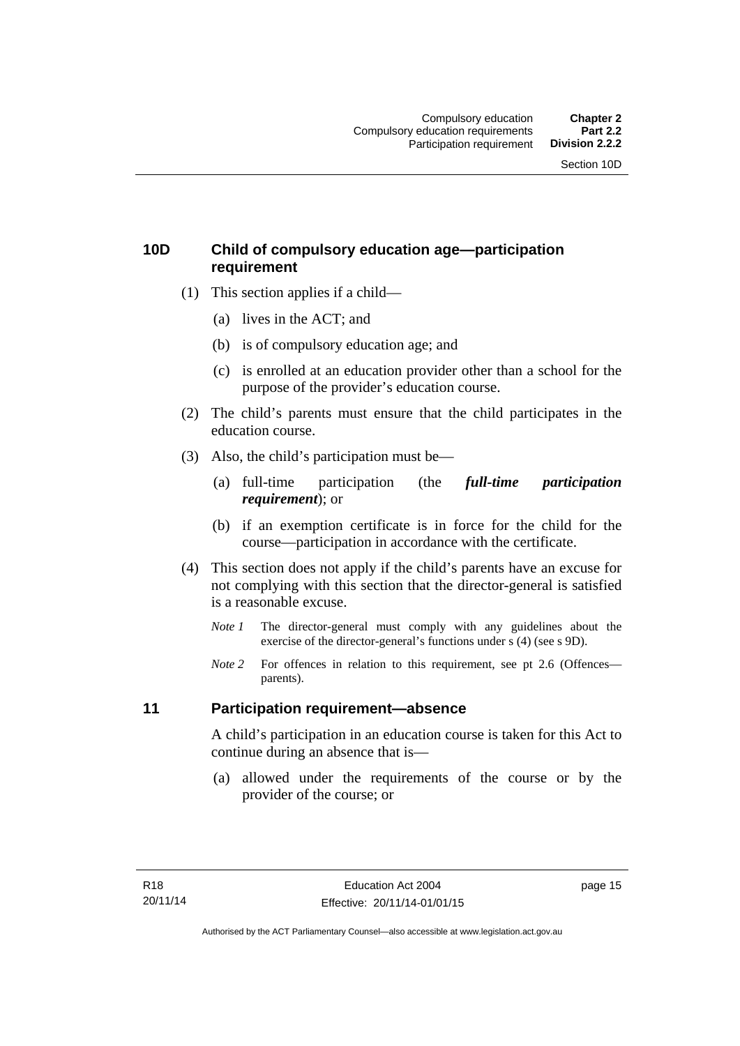## 10D Child of compulsory education age—participation requirement

(1) This section applies if a child—

(a) lives in the ACT; and

(b) is of compulsory education age; and

(c) is enrolled at an education provider other than a school for the purpose of the provider's education course.

(2) The child's parents must ensure that the child participates in the education course.

(3) Also, the child's participation must be—

(a) full-time participation (the ***full-time participation requirement***); or

(b) if an exemption certificate is in force for the child for the course—participation in accordance with the certificate.

(4) This section does not apply if the child's parents have an excuse for not complying with this section that the director-general is satisfied is a reasonable excuse.

*Note 1* The director-general must comply with any guidelines about the exercise of the director-general's functions under s (4) (see s 9D).

*Note 2* For offences in relation to this requirement, see pt 2.6 (Offences—parents).

## 11 Participation requirement—absence

A child's participation in an education course is taken for this Act to continue during an absence that is—

(a) allowed under the requirements of the course or by the provider of the course; or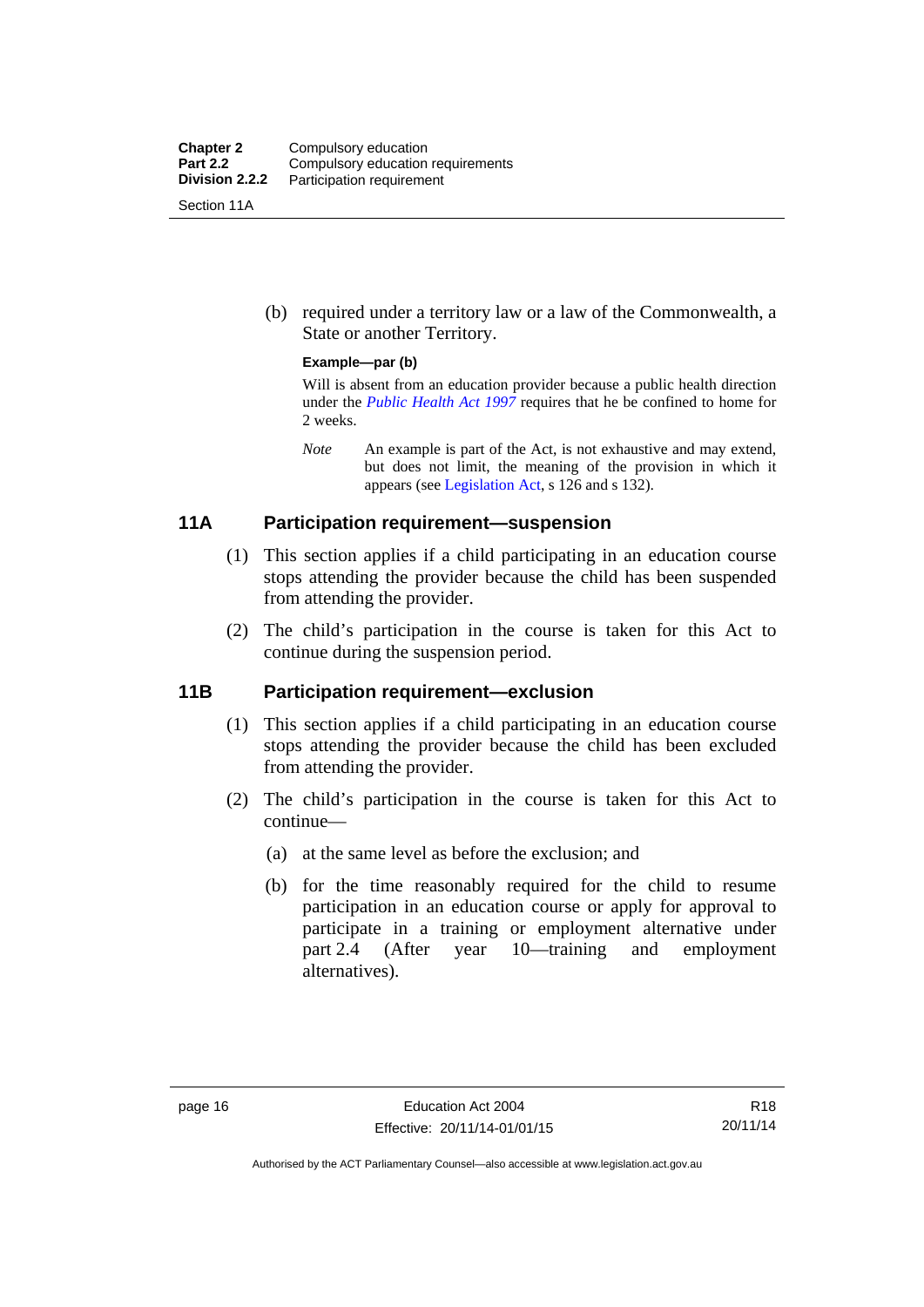(b) required under a territory law or a law of the Commonwealth, a State or another Territory.

**Example—par (b)**

Will is absent from an education provider because a public health direction under the *Public Health Act 1997* requires that he be confined to home for 2 weeks.

*Note* An example is part of the Act, is not exhaustive and may extend, but does not limit, the meaning of the provision in which it appears (see Legislation Act, s 126 and s 132).

### 11A Participation requirement—suspension

(1) This section applies if a child participating in an education course stops attending the provider because the child has been suspended from attending the provider.

(2) The child's participation in the course is taken for this Act to continue during the suspension period.

### 11B Participation requirement—exclusion

(1) This section applies if a child participating in an education course stops attending the provider because the child has been excluded from attending the provider.

(2) The child's participation in the course is taken for this Act to continue—

(a) at the same level as before the exclusion; and

(b) for the time reasonably required for the child to resume participation in an education course or apply for approval to participate in a training or employment alternative under part 2.4 (After year 10—training and employment alternatives).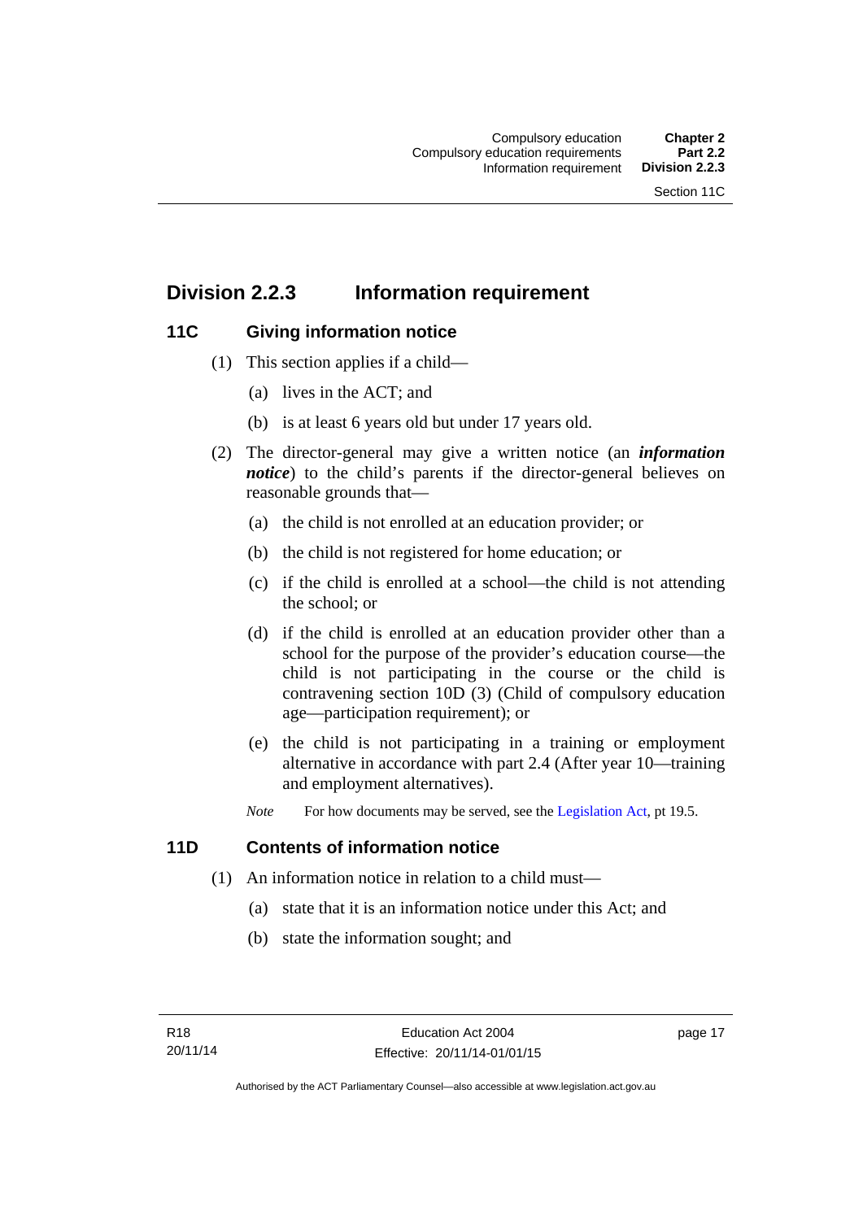## Division 2.2.3 Information requirement

### 11C Giving information notice

(1) This section applies if a child—

(a) lives in the ACT; and

(b) is at least 6 years old but under 17 years old.

(2) The director-general may give a written notice (an ***information notice***) to the child's parents if the director-general believes on reasonable grounds that—

(a) the child is not enrolled at an education provider; or

(b) the child is not registered for home education; or

(c) if the child is enrolled at a school—the child is not attending the school; or

(d) if the child is enrolled at an education provider other than a school for the purpose of the provider's education course—the child is not participating in the course or the child is contravening section 10D (3) (Child of compulsory education age—participation requirement); or

(e) the child is not participating in a training or employment alternative in accordance with part 2.4 (After year 10—training and employment alternatives).

*Note* For how documents may be served, see the Legislation Act, pt 19.5.

### 11D Contents of information notice

(1) An information notice in relation to a child must—

(a) state that it is an information notice under this Act; and

(b) state the information sought; and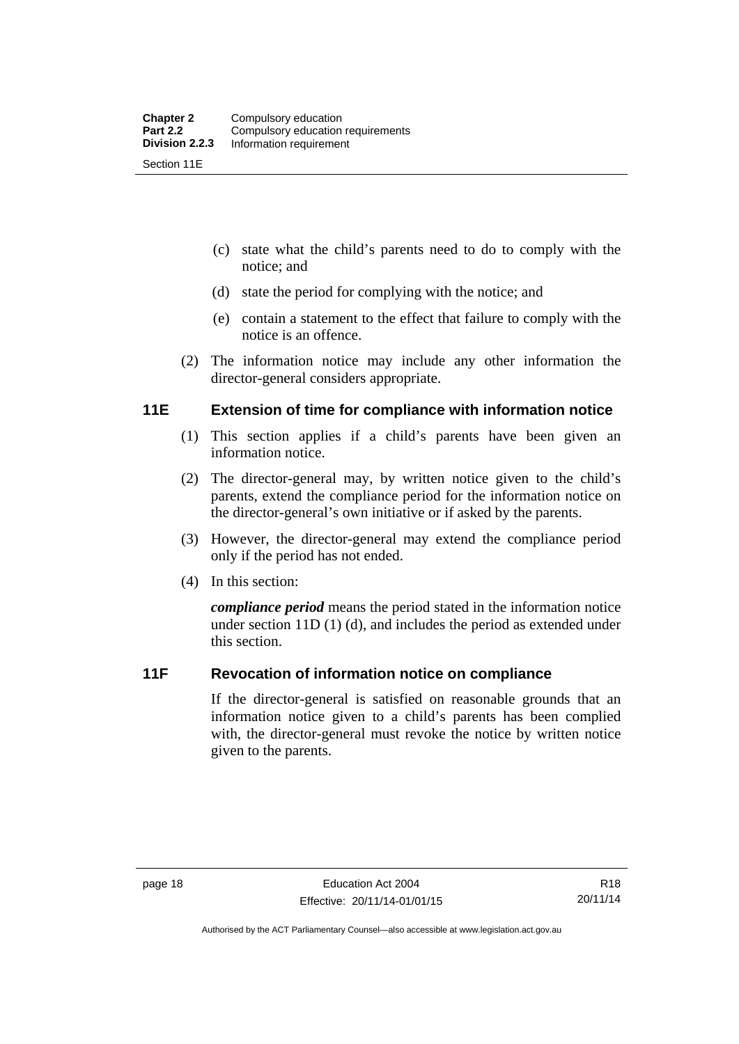(c) state what the child's parents need to do to comply with the notice; and

(d) state the period for complying with the notice; and

(e) contain a statement to the effect that failure to comply with the notice is an offence.

(2) The information notice may include any other information the director-general considers appropriate.

### 11E Extension of time for compliance with information notice

(1) This section applies if a child's parents have been given an information notice.

(2) The director-general may, by written notice given to the child's parents, extend the compliance period for the information notice on the director-general's own initiative or if asked by the parents.

(3) However, the director-general may extend the compliance period only if the period has not ended.

(4) In this section:

***compliance period*** means the period stated in the information notice under section 11D (1) (d), and includes the period as extended under this section.

### 11F Revocation of information notice on compliance

If the director-general is satisfied on reasonable grounds that an information notice given to a child's parents has been complied with, the director-general must revoke the notice by written notice given to the parents.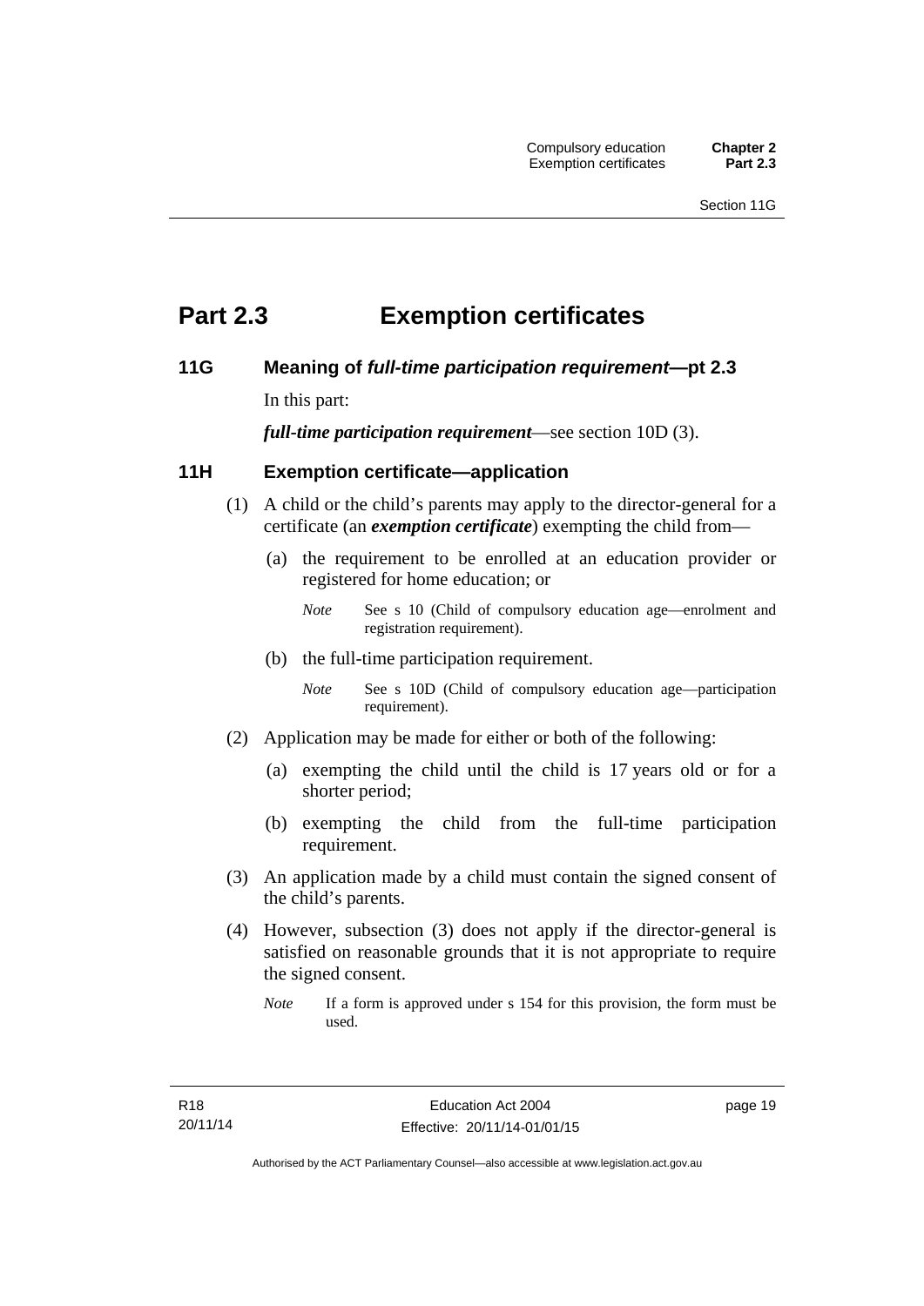# Part 2.3 Exemption certificates

## 11G Meaning of *full-time participation requirement*—pt 2.3

In this part:

***full-time participation requirement***—see section 10D (3).

## 11H Exemption certificate—application

(1) A child or the child's parents may apply to the director-general for a certificate (an ***exemption certificate***) exempting the child from—

(a) the requirement to be enrolled at an education provider or registered for home education; or

*Note* See s 10 (Child of compulsory education age—enrolment and registration requirement).

(b) the full-time participation requirement.

*Note* See s 10D (Child of compulsory education age—participation requirement).

(2) Application may be made for either or both of the following:

(a) exempting the child until the child is 17 years old or for a shorter period;

(b) exempting the child from the full-time participation requirement.

(3) An application made by a child must contain the signed consent of the child's parents.

(4) However, subsection (3) does not apply if the director-general is satisfied on reasonable grounds that it is not appropriate to require the signed consent.

*Note* If a form is approved under s 154 for this provision, the form must be used.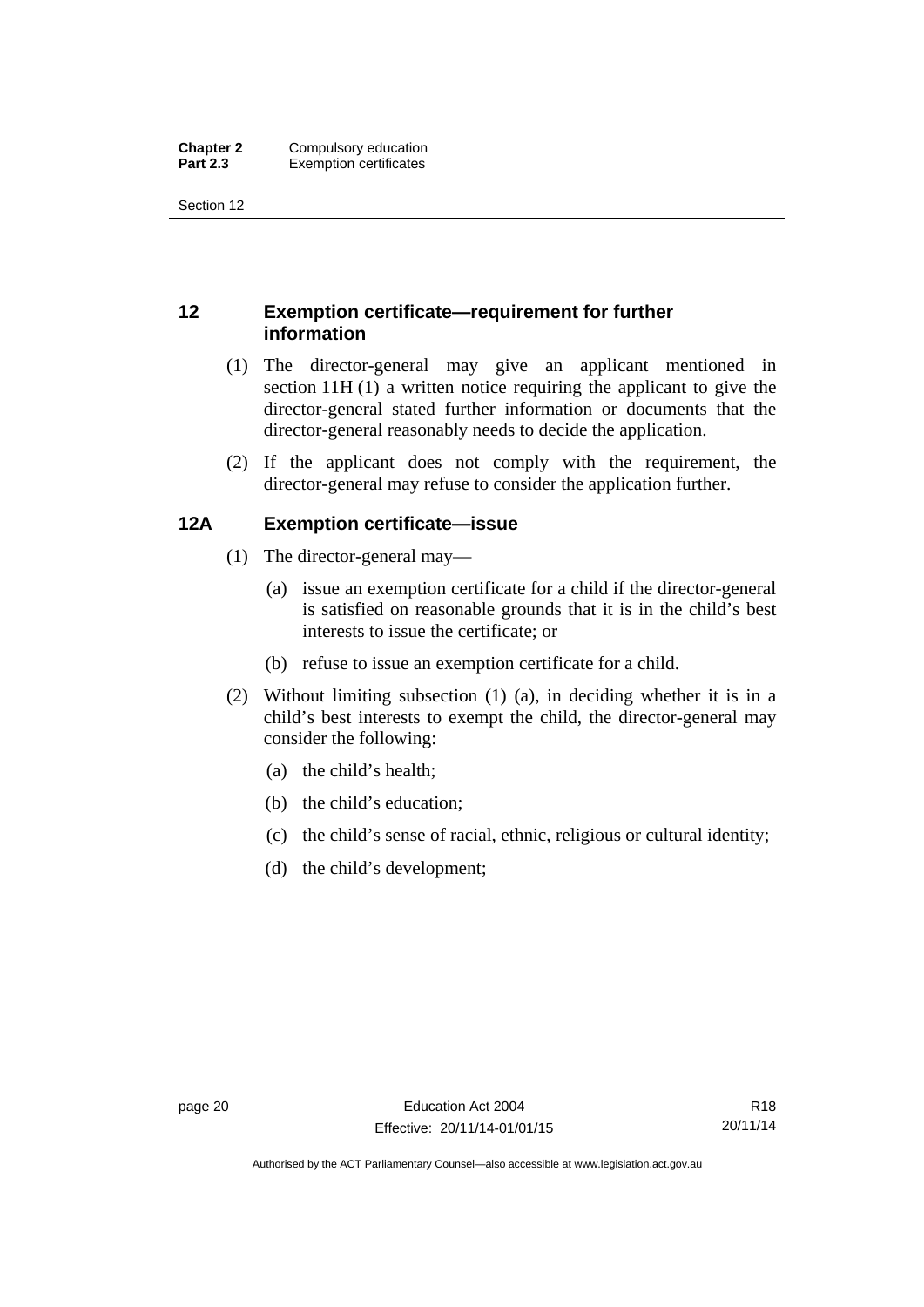## 12 Exemption certificate—requirement for further information

(1) The director-general may give an applicant mentioned in section 11H (1) a written notice requiring the applicant to give the director-general stated further information or documents that the director-general reasonably needs to decide the application.

(2) If the applicant does not comply with the requirement, the director-general may refuse to consider the application further.

## 12A Exemption certificate—issue

(1) The director-general may—

(a) issue an exemption certificate for a child if the director-general is satisfied on reasonable grounds that it is in the child's best interests to issue the certificate; or

(b) refuse to issue an exemption certificate for a child.

(2) Without limiting subsection (1) (a), in deciding whether it is in a child's best interests to exempt the child, the director-general may consider the following:

(a) the child's health;

(b) the child's education;

(c) the child's sense of racial, ethnic, religious or cultural identity;

(d) the child's development;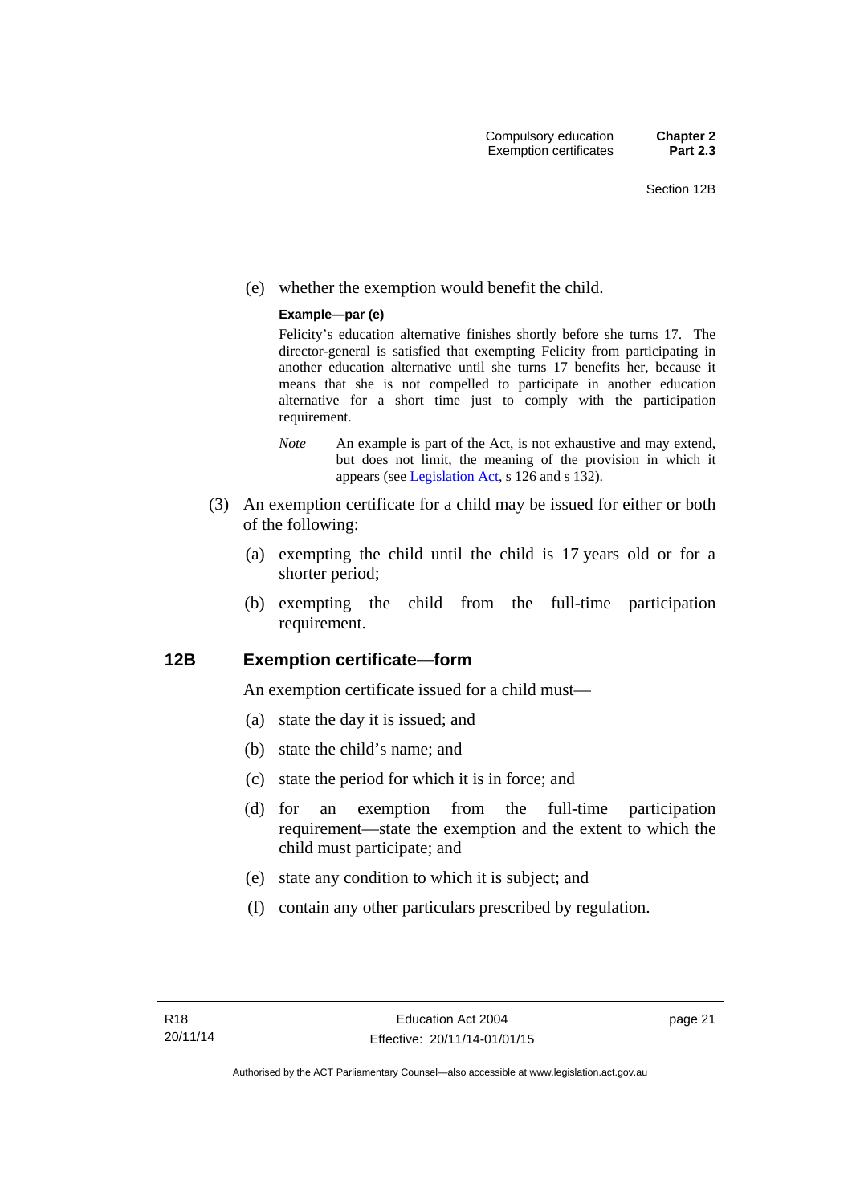(e) whether the exemption would benefit the child.

**Example—par (e)**

Felicity's education alternative finishes shortly before she turns 17. The director-general is satisfied that exempting Felicity from participating in another education alternative until she turns 17 benefits her, because it means that she is not compelled to participate in another education alternative for a short time just to comply with the participation requirement.

*Note* An example is part of the Act, is not exhaustive and may extend, but does not limit, the meaning of the provision in which it appears (see Legislation Act, s 126 and s 132).

(3) An exemption certificate for a child may be issued for either or both of the following:

(a) exempting the child until the child is 17 years old or for a shorter period;

(b) exempting the child from the full-time participation requirement.

## 12B Exemption certificate—form

An exemption certificate issued for a child must—

(a) state the day it is issued; and

(b) state the child's name; and

(c) state the period for which it is in force; and

(d) for an exemption from the full-time participation requirement—state the exemption and the extent to which the child must participate; and

(e) state any condition to which it is subject; and

(f) contain any other particulars prescribed by regulation.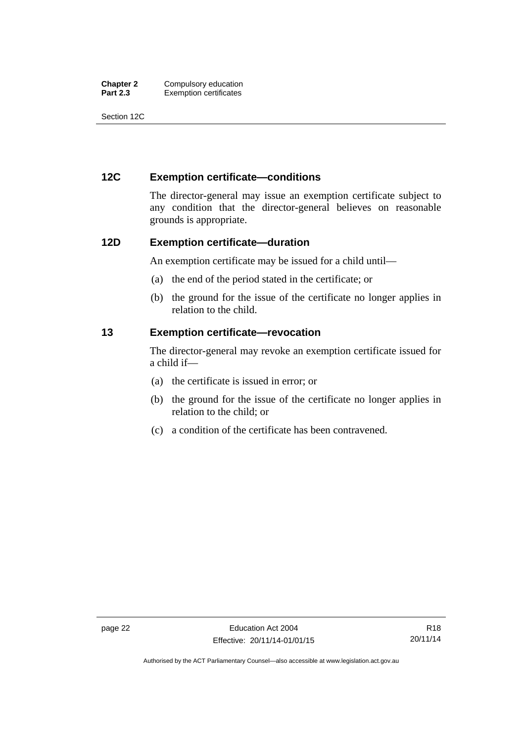## 12C Exemption certificate—conditions

The director-general may issue an exemption certificate subject to any condition that the director-general believes on reasonable grounds is appropriate.

## 12D Exemption certificate—duration

An exemption certificate may be issued for a child until—

(a) the end of the period stated in the certificate; or

(b) the ground for the issue of the certificate no longer applies in relation to the child.

## 13 Exemption certificate—revocation

The director-general may revoke an exemption certificate issued for a child if—

(a) the certificate is issued in error; or

(b) the ground for the issue of the certificate no longer applies in relation to the child; or

(c) a condition of the certificate has been contravened.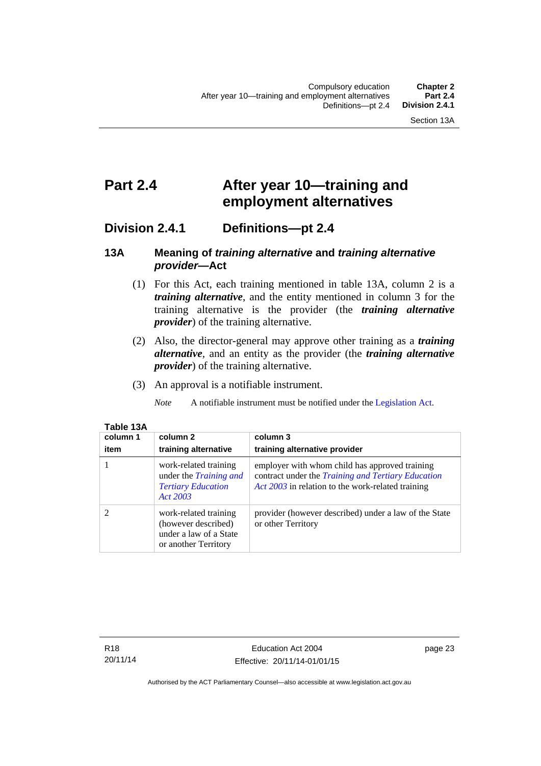# Part 2.4 After year 10—training and employment alternatives

## Division 2.4.1 Definitions—pt 2.4

### 13A Meaning of *training alternative* and *training alternative provider*—Act

(1) For this Act, each training mentioned in table 13A, column 2 is a ***training alternative***, and the entity mentioned in column 3 for the training alternative is the provider (the ***training alternative provider***) of the training alternative.

(2) Also, the director-general may approve other training as a ***training alternative***, and an entity as the provider (the ***training alternative provider***) of the training alternative.

(3) An approval is a notifiable instrument.

*Note* A notifiable instrument must be notified under the Legislation Act.

**Table 13A**

| column 1<br>item | column 2<br>training alternative | column 3<br>training alternative provider |
|---|---|---|
| 1 | work-related training under the *Training and Tertiary Education Act 2003* | employer with whom child has approved training contract under the *Training and Tertiary Education Act 2003* in relation to the work-related training |
| 2 | work-related training (however described) under a law of a State or another Territory | provider (however described) under a law of the State or other Territory |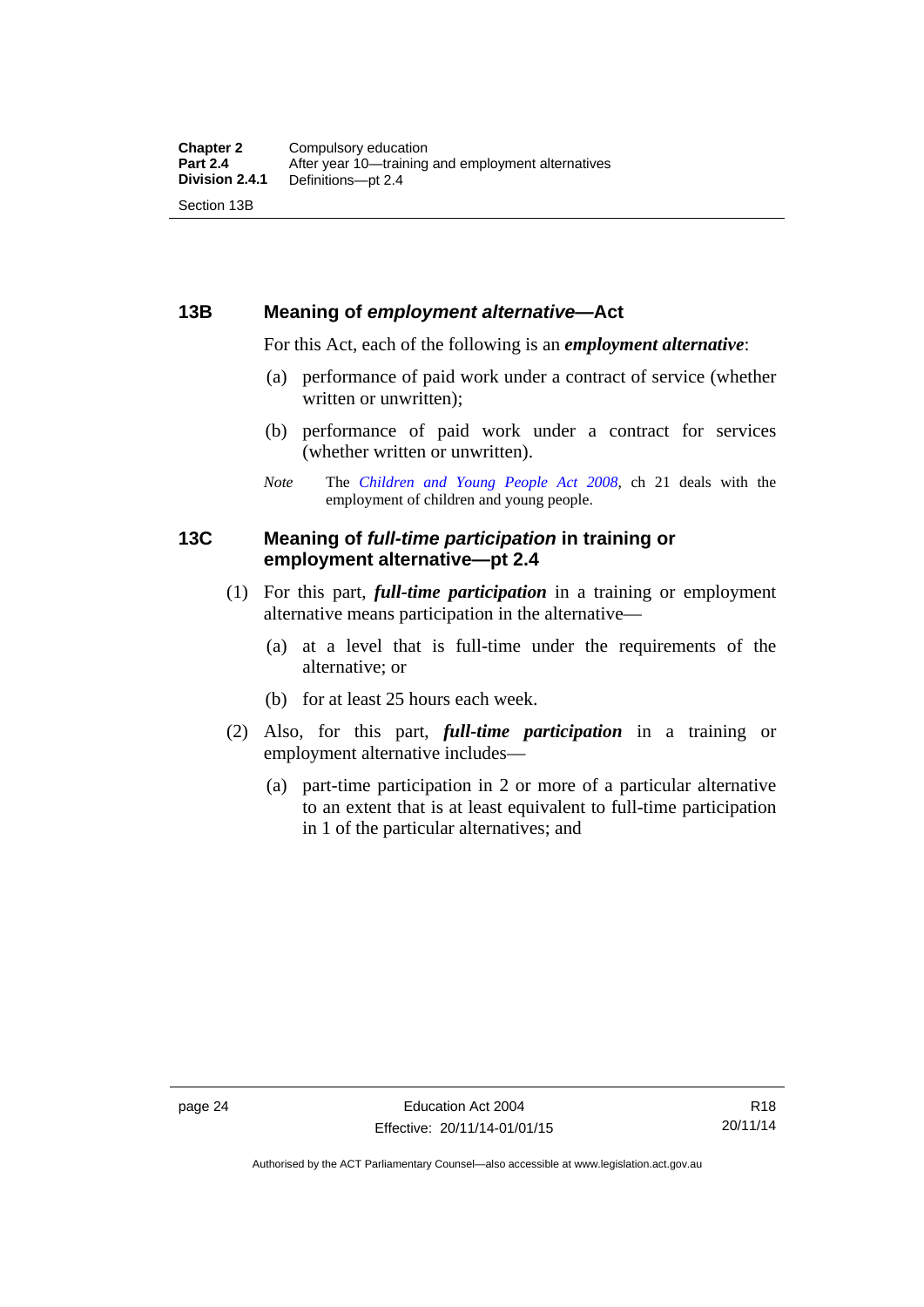## 13B Meaning of *employment alternative*—Act

For this Act, each of the following is an ***employment alternative***:

(a) performance of paid work under a contract of service (whether written or unwritten);

(b) performance of paid work under a contract for services (whether written or unwritten).

*Note* The *Children and Young People Act 2008*, ch 21 deals with the employment of children and young people.

## 13C Meaning of *full-time participation* in training or employment alternative—pt 2.4

(1) For this part, ***full-time participation*** in a training or employment alternative means participation in the alternative—

(a) at a level that is full-time under the requirements of the alternative; or

(b) for at least 25 hours each week.

(2) Also, for this part, ***full-time participation*** in a training or employment alternative includes—

(a) part-time participation in 2 or more of a particular alternative to an extent that is at least equivalent to full-time participation in 1 of the particular alternatives; and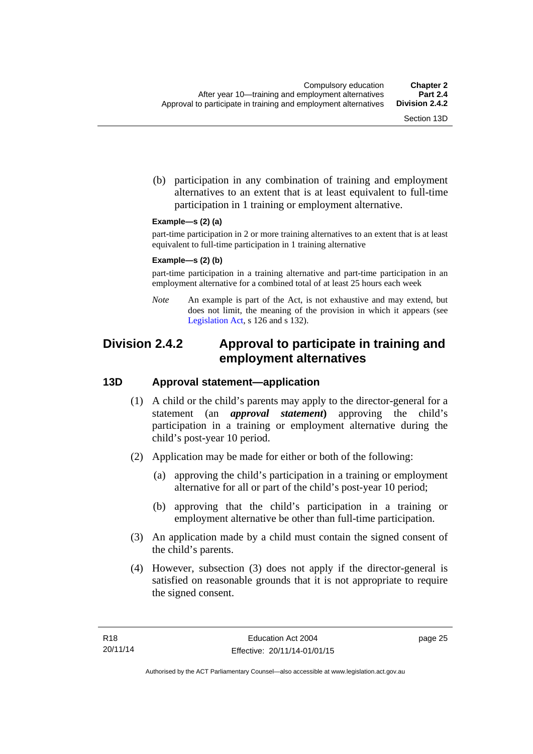(b) participation in any combination of training and employment alternatives to an extent that is at least equivalent to full-time participation in 1 training or employment alternative.

**Example—s (2) (a)**

part-time participation in 2 or more training alternatives to an extent that is at least equivalent to full-time participation in 1 training alternative

**Example—s (2) (b)**

part-time participation in a training alternative and part-time participation in an employment alternative for a combined total of at least 25 hours each week

*Note* An example is part of the Act, is not exhaustive and may extend, but does not limit, the meaning of the provision in which it appears (see Legislation Act, s 126 and s 132).

## Division 2.4.2 Approval to participate in training and employment alternatives

### 13D Approval statement—application

(1) A child or the child's parents may apply to the director-general for a statement (an ***approval statement***) approving the child's participation in a training or employment alternative during the child's post-year 10 period.

(2) Application may be made for either or both of the following:

(a) approving the child's participation in a training or employment alternative for all or part of the child's post-year 10 period;

(b) approving that the child's participation in a training or employment alternative be other than full-time participation.

(3) An application made by a child must contain the signed consent of the child's parents.

(4) However, subsection (3) does not apply if the director-general is satisfied on reasonable grounds that it is not appropriate to require the signed consent.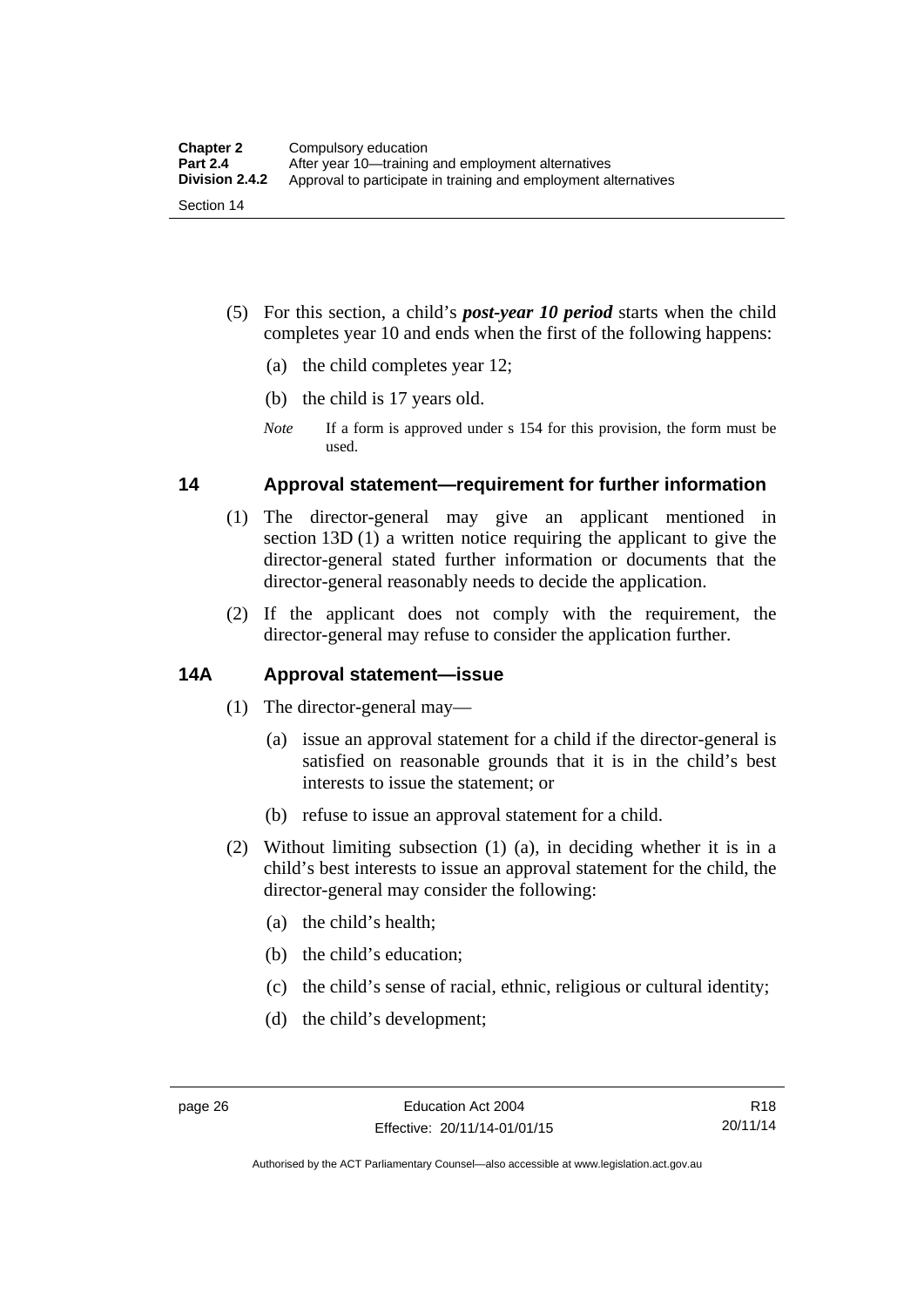(5) For this section, a child's ***post-year 10 period*** starts when the child completes year 10 and ends when the first of the following happens:

(a) the child completes year 12;

(b) the child is 17 years old.

*Note* If a form is approved under s 154 for this provision, the form must be used.

## 14 Approval statement—requirement for further information

(1) The director-general may give an applicant mentioned in section 13D (1) a written notice requiring the applicant to give the director-general stated further information or documents that the director-general reasonably needs to decide the application.

(2) If the applicant does not comply with the requirement, the director-general may refuse to consider the application further.

## 14A Approval statement—issue

(1) The director-general may—

(a) issue an approval statement for a child if the director-general is satisfied on reasonable grounds that it is in the child's best interests to issue the statement; or

(b) refuse to issue an approval statement for a child.

(2) Without limiting subsection (1) (a), in deciding whether it is in a child's best interests to issue an approval statement for the child, the director-general may consider the following:

(a) the child's health;

(b) the child's education;

(c) the child's sense of racial, ethnic, religious or cultural identity;

(d) the child's development;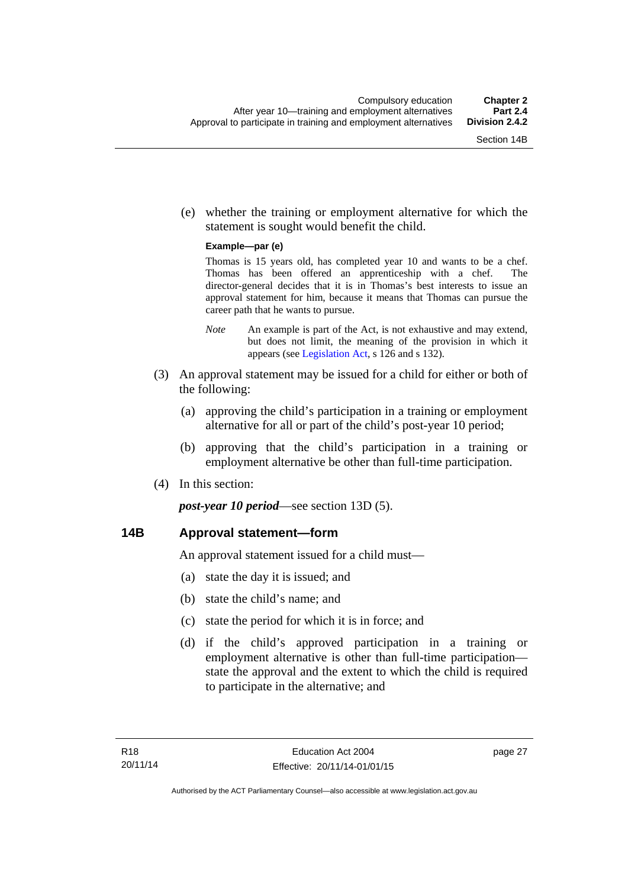(e) whether the training or employment alternative for which the statement is sought would benefit the child.

**Example—par (e)**

Thomas is 15 years old, has completed year 10 and wants to be a chef. Thomas has been offered an apprenticeship with a chef. The director-general decides that it is in Thomas's best interests to issue an approval statement for him, because it means that Thomas can pursue the career path that he wants to pursue.

*Note* An example is part of the Act, is not exhaustive and may extend, but does not limit, the meaning of the provision in which it appears (see Legislation Act, s 126 and s 132).

(3) An approval statement may be issued for a child for either or both of the following:

(a) approving the child's participation in a training or employment alternative for all or part of the child's post-year 10 period;

(b) approving that the child's participation in a training or employment alternative be other than full-time participation.

(4) In this section:

***post-year 10 period***—see section 13D (5).

## 14B Approval statement—form

An approval statement issued for a child must—

(a) state the day it is issued; and

(b) state the child's name; and

(c) state the period for which it is in force; and

(d) if the child's approved participation in a training or employment alternative is other than full-time participation—state the approval and the extent to which the child is required to participate in the alternative; and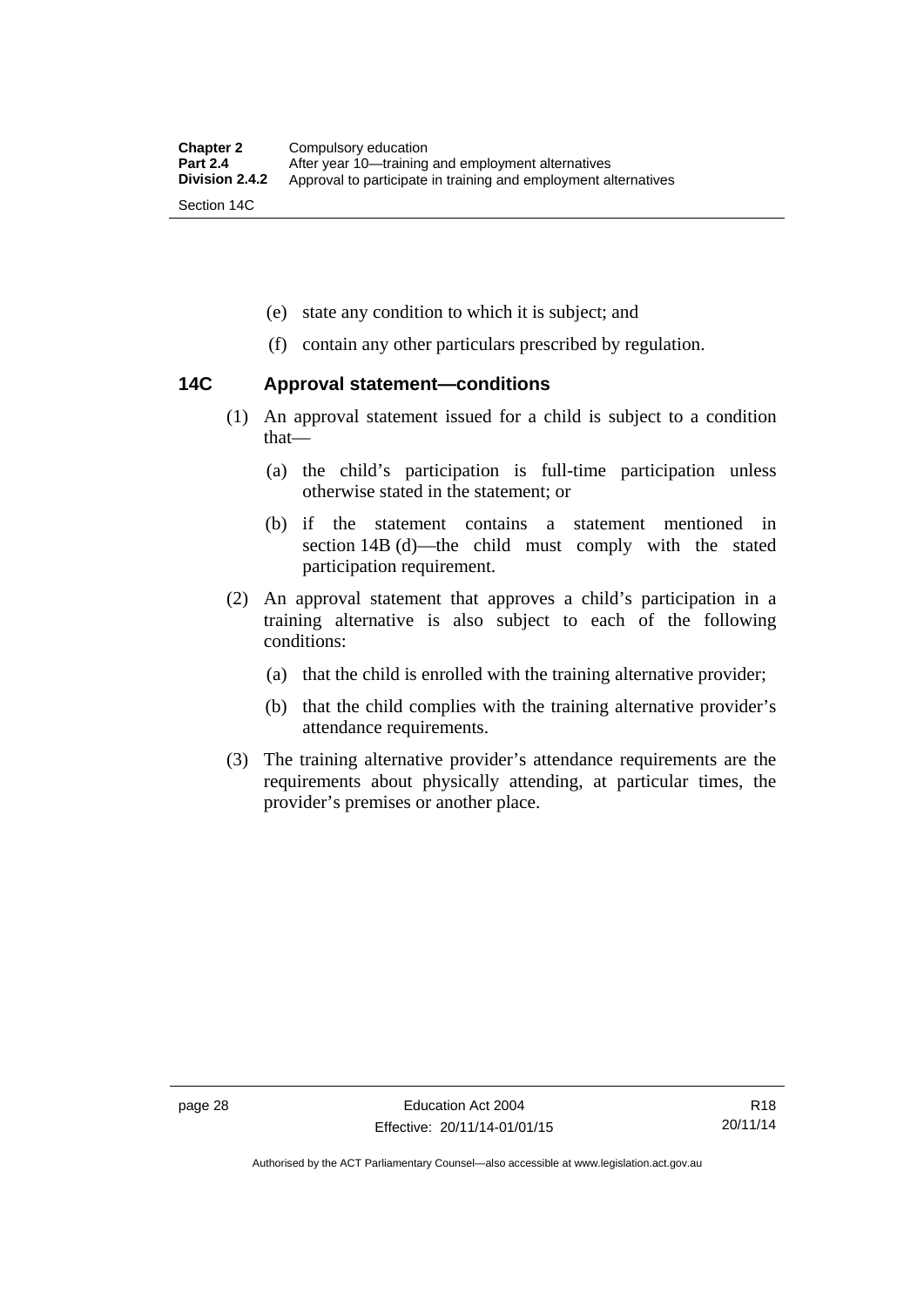(e) state any condition to which it is subject; and

(f) contain any other particulars prescribed by regulation.

### 14C Approval statement—conditions

(1) An approval statement issued for a child is subject to a condition that—

(a) the child's participation is full-time participation unless otherwise stated in the statement; or

(b) if the statement contains a statement mentioned in section 14B (d)—the child must comply with the stated participation requirement.

(2) An approval statement that approves a child's participation in a training alternative is also subject to each of the following conditions:

(a) that the child is enrolled with the training alternative provider;

(b) that the child complies with the training alternative provider's attendance requirements.

(3) The training alternative provider's attendance requirements are the requirements about physically attending, at particular times, the provider's premises or another place.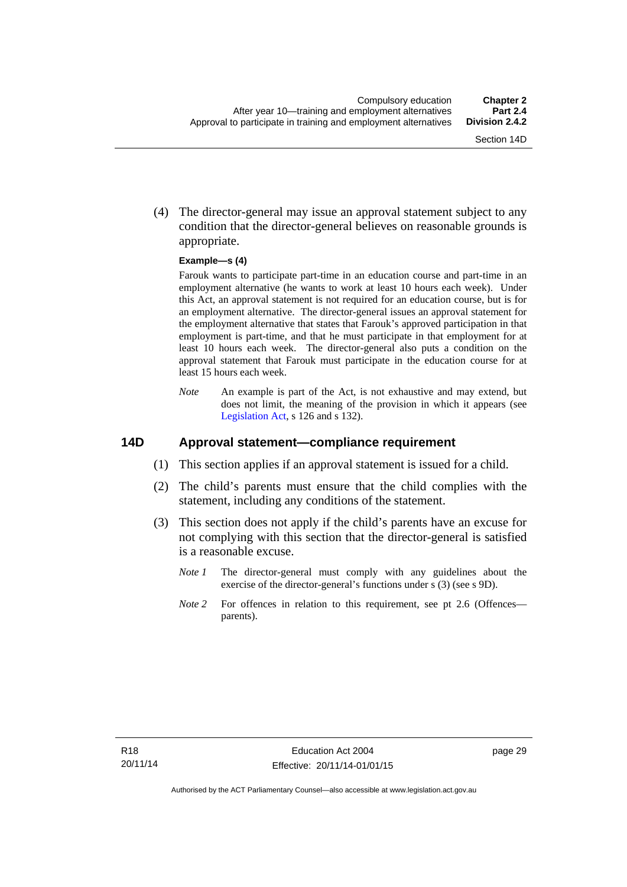(4) The director-general may issue an approval statement subject to any condition that the director-general believes on reasonable grounds is appropriate.

**Example—s (4)**

Farouk wants to participate part-time in an education course and part-time in an employment alternative (he wants to work at least 10 hours each week). Under this Act, an approval statement is not required for an education course, but is for an employment alternative. The director-general issues an approval statement for the employment alternative that states that Farouk's approved participation in that employment is part-time, and that he must participate in that employment for at least 10 hours each week. The director-general also puts a condition on the approval statement that Farouk must participate in the education course for at least 15 hours each week.

*Note* An example is part of the Act, is not exhaustive and may extend, but does not limit, the meaning of the provision in which it appears (see Legislation Act, s 126 and s 132).

## 14D Approval statement—compliance requirement

(1) This section applies if an approval statement is issued for a child.

(2) The child's parents must ensure that the child complies with the statement, including any conditions of the statement.

(3) This section does not apply if the child's parents have an excuse for not complying with this section that the director-general is satisfied is a reasonable excuse.

*Note 1* The director-general must comply with any guidelines about the exercise of the director-general's functions under s (3) (see s 9D).

*Note 2* For offences in relation to this requirement, see pt 2.6 (Offences—parents).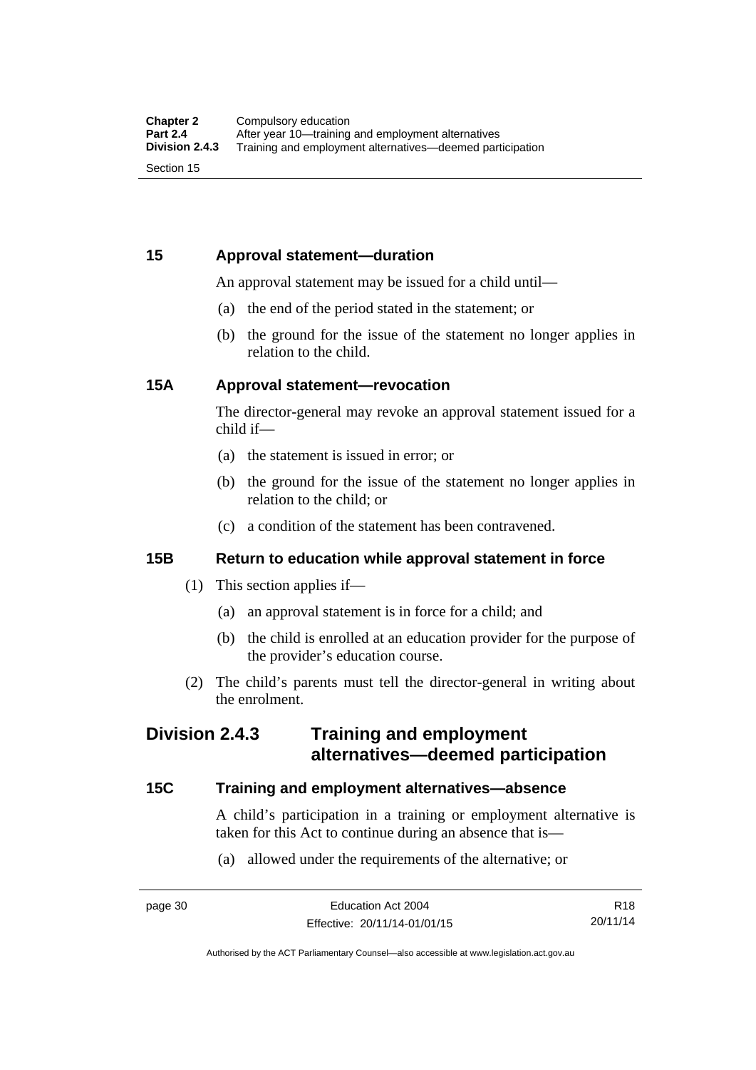## 15 Approval statement—duration

An approval statement may be issued for a child until—

(a) the end of the period stated in the statement; or

(b) the ground for the issue of the statement no longer applies in relation to the child.

## 15A Approval statement—revocation

The director-general may revoke an approval statement issued for a child if—

(a) the statement is issued in error; or

(b) the ground for the issue of the statement no longer applies in relation to the child; or

(c) a condition of the statement has been contravened.

## 15B Return to education while approval statement in force

(1) This section applies if—

(a) an approval statement is in force for a child; and

(b) the child is enrolled at an education provider for the purpose of the provider's education course.

(2) The child's parents must tell the director-general in writing about the enrolment.

# Division 2.4.3 Training and employment alternatives—deemed participation

## 15C Training and employment alternatives—absence

A child's participation in a training or employment alternative is taken for this Act to continue during an absence that is—

(a) allowed under the requirements of the alternative; or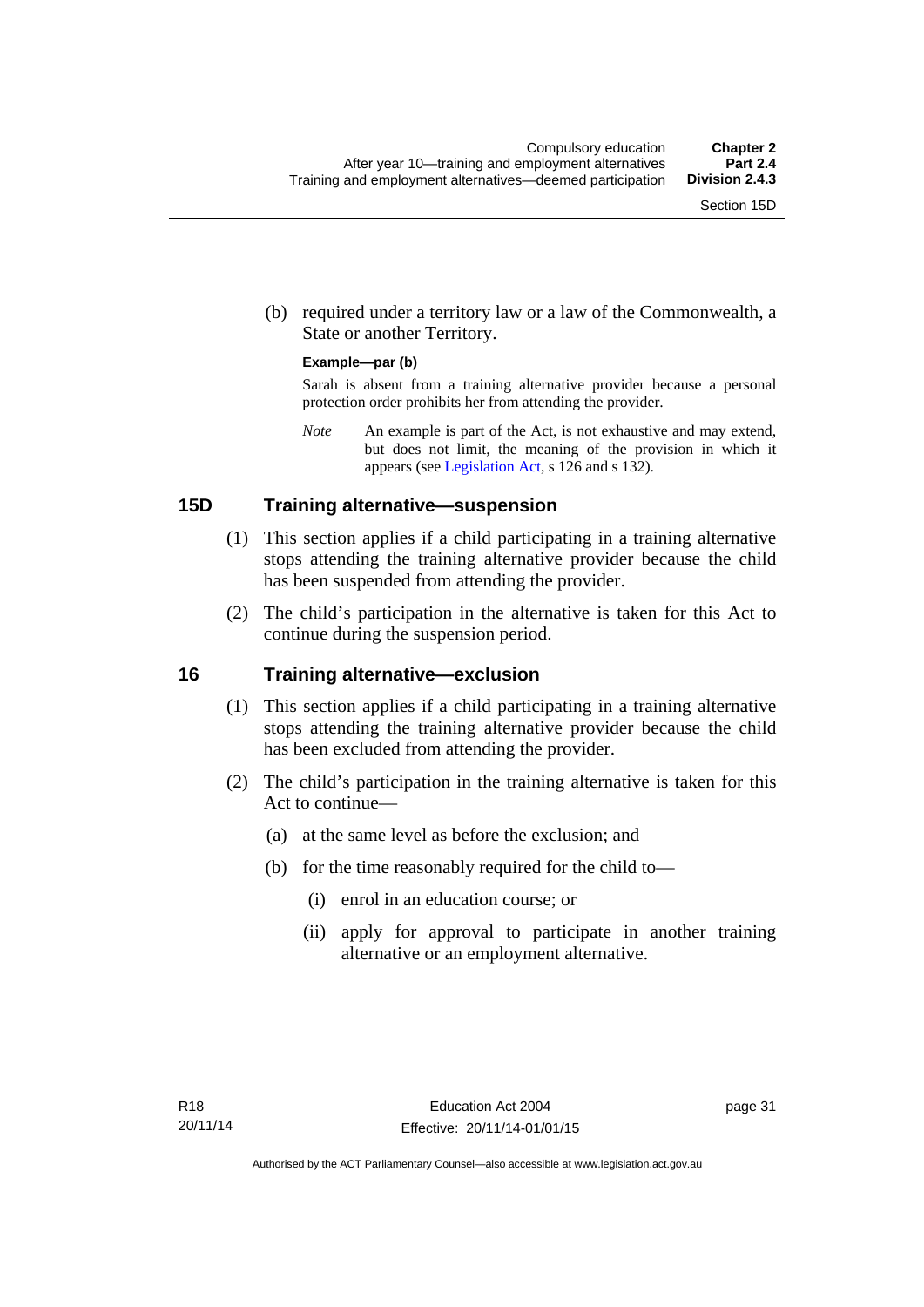(b) required under a territory law or a law of the Commonwealth, a State or another Territory.

**Example—par (b)**

Sarah is absent from a training alternative provider because a personal protection order prohibits her from attending the provider.

*Note* An example is part of the Act, is not exhaustive and may extend, but does not limit, the meaning of the provision in which it appears (see Legislation Act, s 126 and s 132).

## 15D Training alternative—suspension

(1) This section applies if a child participating in a training alternative stops attending the training alternative provider because the child has been suspended from attending the provider.

(2) The child's participation in the alternative is taken for this Act to continue during the suspension period.

## 16 Training alternative—exclusion

(1) This section applies if a child participating in a training alternative stops attending the training alternative provider because the child has been excluded from attending the provider.

(2) The child's participation in the training alternative is taken for this Act to continue—

(a) at the same level as before the exclusion; and

(b) for the time reasonably required for the child to—

(i) enrol in an education course; or

(ii) apply for approval to participate in another training alternative or an employment alternative.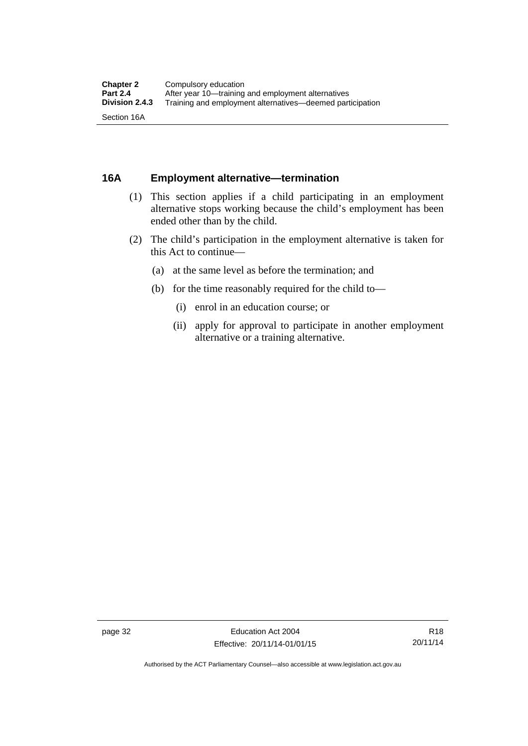## 16A Employment alternative—termination

(1) This section applies if a child participating in an employment alternative stops working because the child's employment has been ended other than by the child.

(2) The child's participation in the employment alternative is taken for this Act to continue—

- (a) at the same level as before the termination; and
- (b) for the time reasonably required for the child to—
  - (i) enrol in an education course; or
  - (ii) apply for approval to participate in another employment alternative or a training alternative.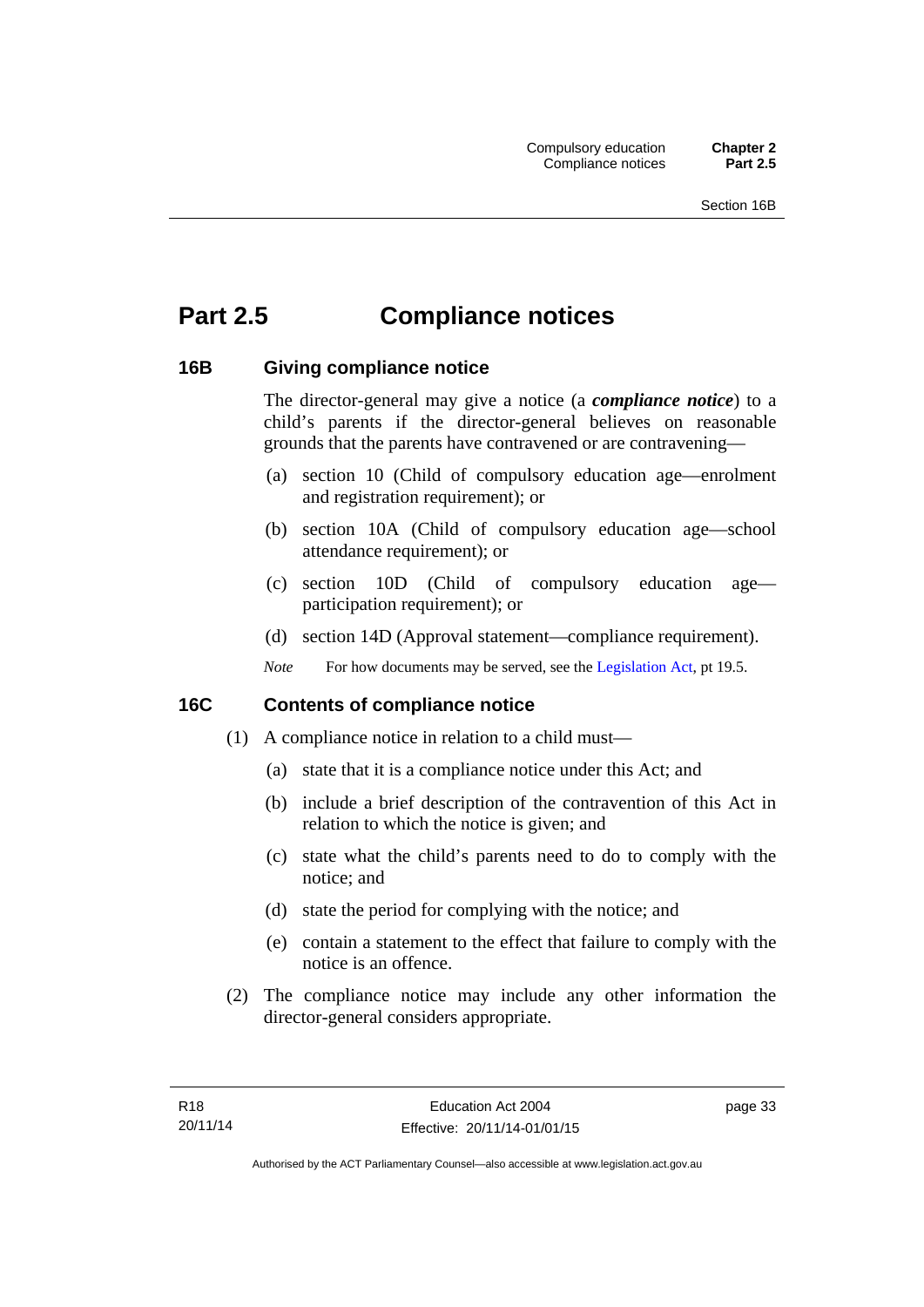# Part 2.5 Compliance notices

## 16B Giving compliance notice

The director-general may give a notice (a ***compliance notice***) to a child's parents if the director-general believes on reasonable grounds that the parents have contravened or are contravening—

(a) section 10 (Child of compulsory education age—enrolment and registration requirement); or

(b) section 10A (Child of compulsory education age—school attendance requirement); or

(c) section 10D (Child of compulsory education age—participation requirement); or

(d) section 14D (Approval statement—compliance requirement).

*Note* For how documents may be served, see the Legislation Act, pt 19.5.

## 16C Contents of compliance notice

(1) A compliance notice in relation to a child must—

(a) state that it is a compliance notice under this Act; and

(b) include a brief description of the contravention of this Act in relation to which the notice is given; and

(c) state what the child's parents need to do to comply with the notice; and

(d) state the period for complying with the notice; and

(e) contain a statement to the effect that failure to comply with the notice is an offence.

(2) The compliance notice may include any other information the director-general considers appropriate.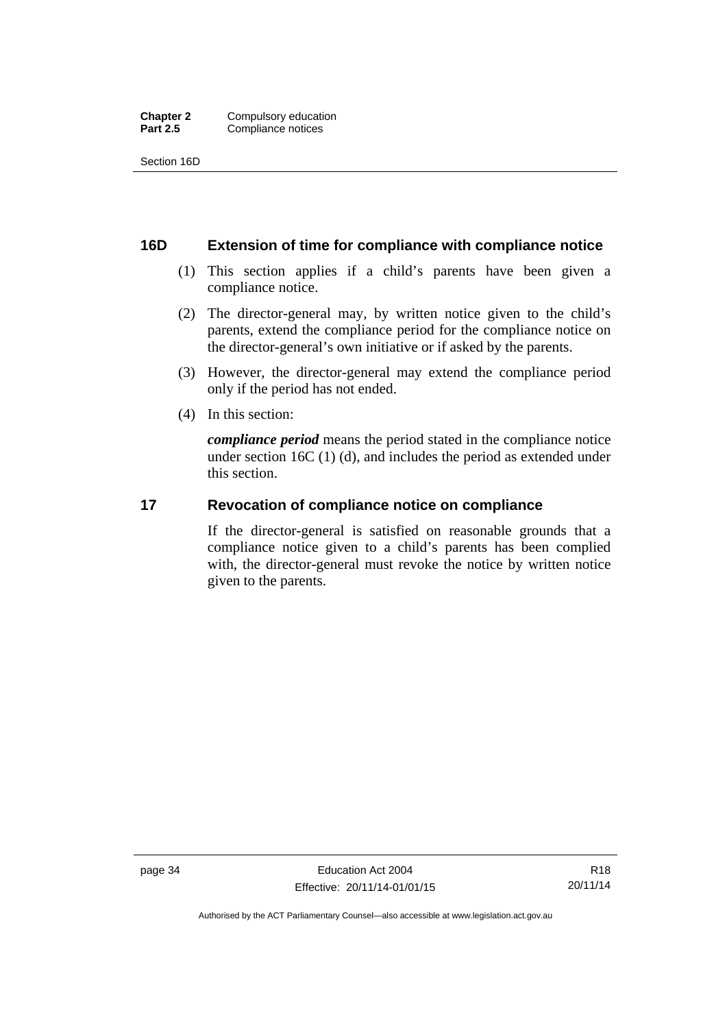## 16D Extension of time for compliance with compliance notice

(1) This section applies if a child's parents have been given a compliance notice.

(2) The director-general may, by written notice given to the child's parents, extend the compliance period for the compliance notice on the director-general's own initiative or if asked by the parents.

(3) However, the director-general may extend the compliance period only if the period has not ended.

(4) In this section:

***compliance period*** means the period stated in the compliance notice under section 16C (1) (d), and includes the period as extended under this section.

## 17 Revocation of compliance notice on compliance

If the director-general is satisfied on reasonable grounds that a compliance notice given to a child's parents has been complied with, the director-general must revoke the notice by written notice given to the parents.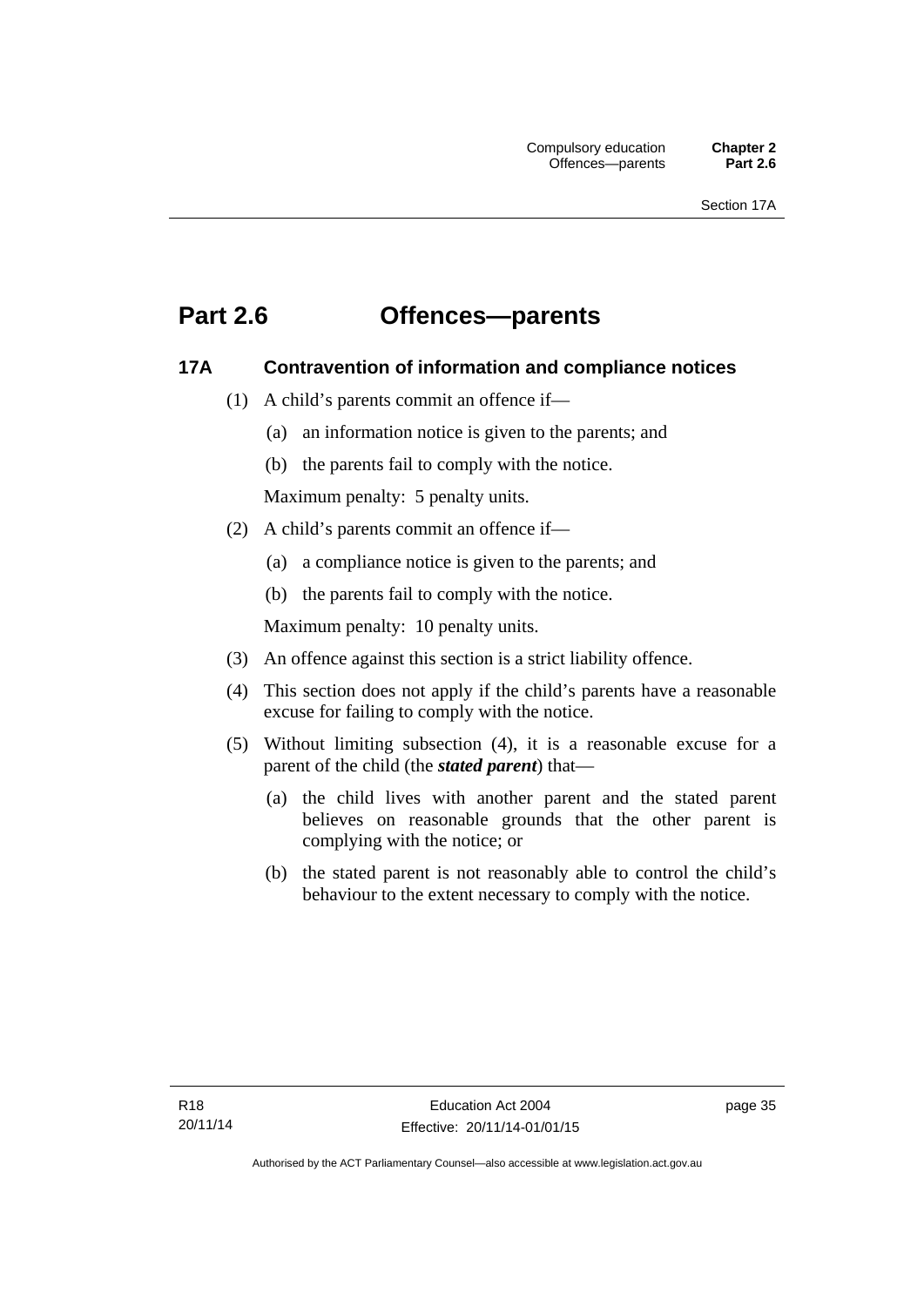# Part 2.6 Offences—parents

## 17A Contravention of information and compliance notices

(1) A child's parents commit an offence if—

(a) an information notice is given to the parents; and

(b) the parents fail to comply with the notice.

Maximum penalty: 5 penalty units.

(2) A child's parents commit an offence if—

(a) a compliance notice is given to the parents; and

(b) the parents fail to comply with the notice.

Maximum penalty: 10 penalty units.

(3) An offence against this section is a strict liability offence.

(4) This section does not apply if the child's parents have a reasonable excuse for failing to comply with the notice.

(5) Without limiting subsection (4), it is a reasonable excuse for a parent of the child (the ***stated parent***) that—

(a) the child lives with another parent and the stated parent believes on reasonable grounds that the other parent is complying with the notice; or

(b) the stated parent is not reasonably able to control the child's behaviour to the extent necessary to comply with the notice.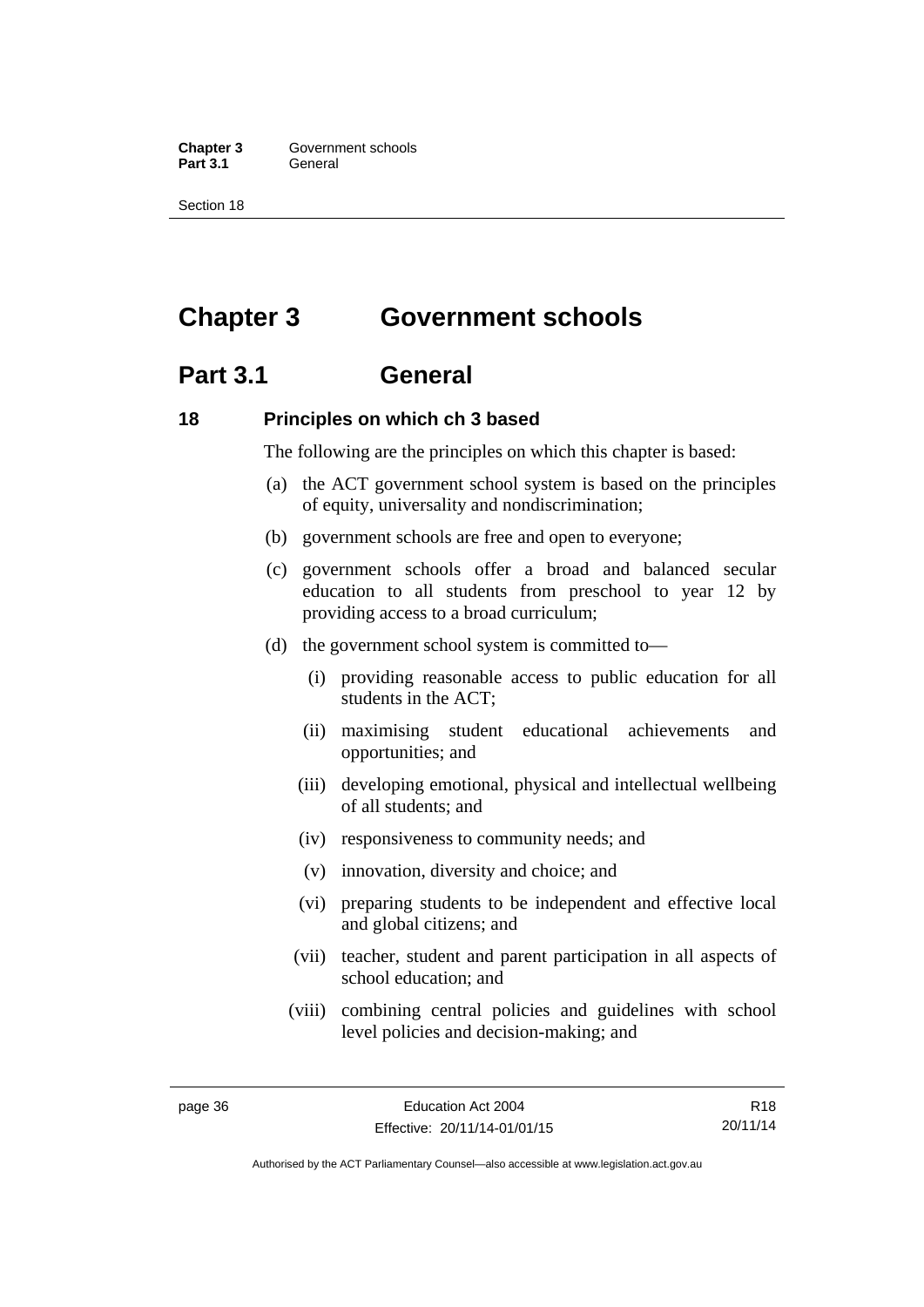# Chapter 3 Government schools

## Part 3.1 General

### 18 Principles on which ch 3 based

The following are the principles on which this chapter is based:

(a) the ACT government school system is based on the principles of equity, universality and nondiscrimination;

(b) government schools are free and open to everyone;

(c) government schools offer a broad and balanced secular education to all students from preschool to year 12 by providing access to a broad curriculum;

(d) the government school system is committed to—

  (i) providing reasonable access to public education for all students in the ACT;

  (ii) maximising student educational achievements and opportunities; and

  (iii) developing emotional, physical and intellectual wellbeing of all students; and

  (iv) responsiveness to community needs; and

  (v) innovation, diversity and choice; and

  (vi) preparing students to be independent and effective local and global citizens; and

  (vii) teacher, student and parent participation in all aspects of school education; and

  (viii) combining central policies and guidelines with school level policies and decision-making; and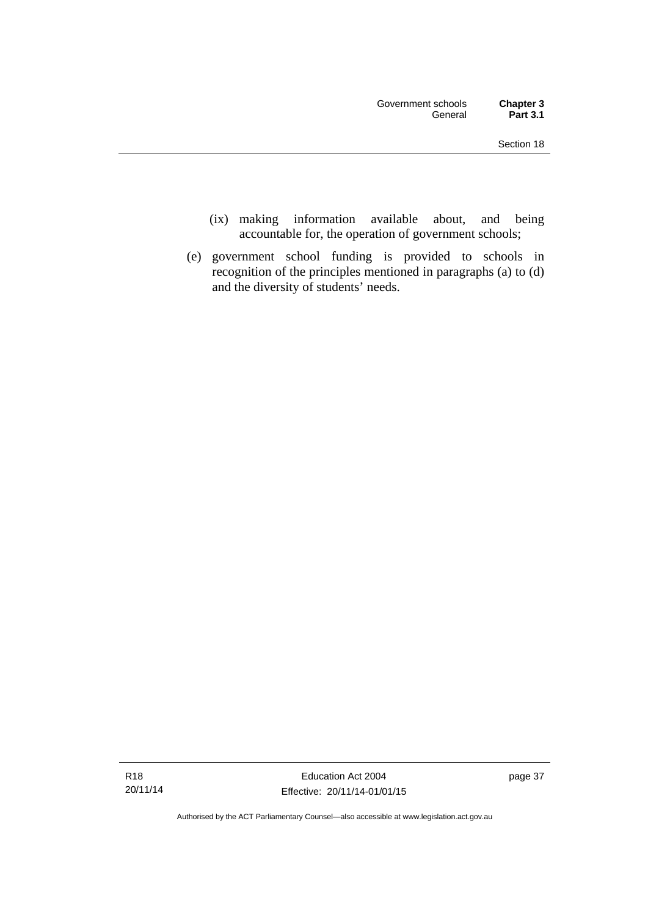(ix) making information available about, and being accountable for, the operation of government schools;

(e) government school funding is provided to schools in recognition of the principles mentioned in paragraphs (a) to (d) and the diversity of students' needs.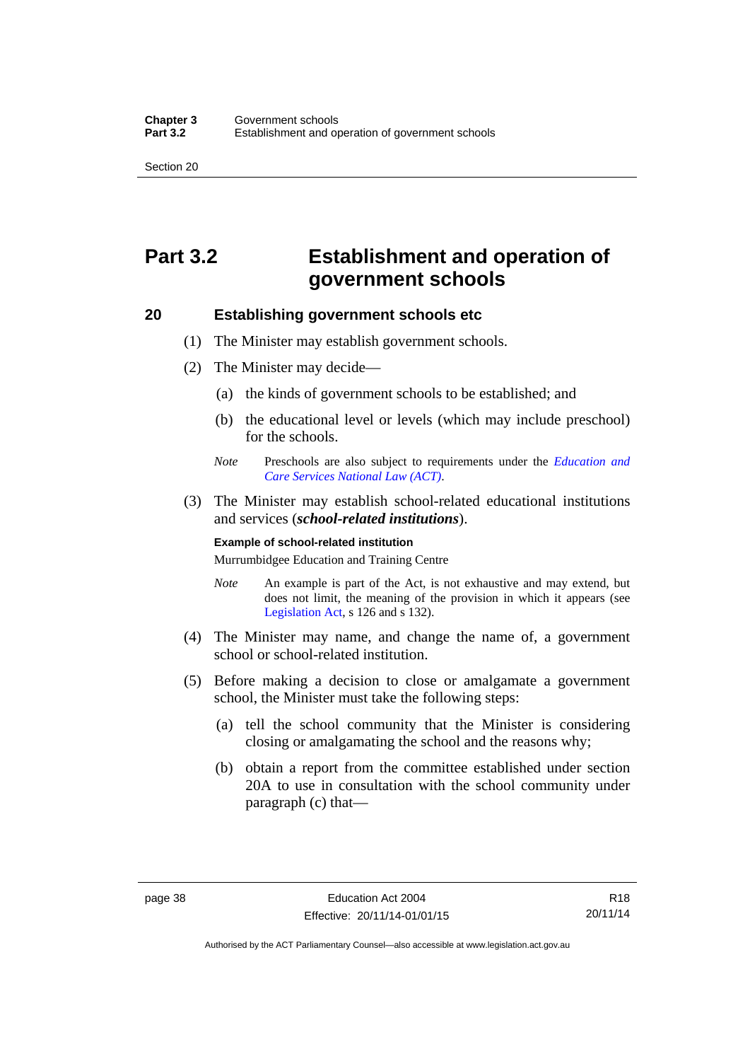# Part 3.2 Establishment and operation of government schools

## 20 Establishing government schools etc

(1) The Minister may establish government schools.

(2) The Minister may decide—

(a) the kinds of government schools to be established; and

(b) the educational level or levels (which may include preschool) for the schools.

*Note* Preschools are also subject to requirements under the *Education and Care Services National Law (ACT)*.

(3) The Minister may establish school-related educational institutions and services (***school-related institutions***).

**Example of school-related institution**

Murrumbidgee Education and Training Centre

*Note* An example is part of the Act, is not exhaustive and may extend, but does not limit, the meaning of the provision in which it appears (see Legislation Act, s 126 and s 132).

(4) The Minister may name, and change the name of, a government school or school-related institution.

(5) Before making a decision to close or amalgamate a government school, the Minister must take the following steps:

(a) tell the school community that the Minister is considering closing or amalgamating the school and the reasons why;

(b) obtain a report from the committee established under section 20A to use in consultation with the school community under paragraph (c) that—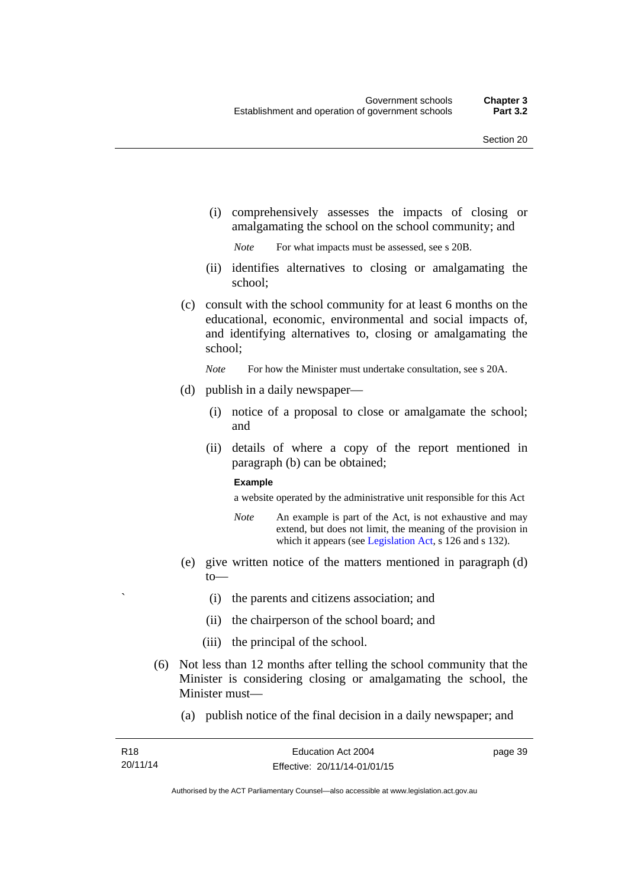(i) comprehensively assesses the impacts of closing or amalgamating the school on the school community; and

*Note* For what impacts must be assessed, see s 20B.

(ii) identifies alternatives to closing or amalgamating the school;

(c) consult with the school community for at least 6 months on the educational, economic, environmental and social impacts of, and identifying alternatives to, closing or amalgamating the school;

*Note* For how the Minister must undertake consultation, see s 20A.

(d) publish in a daily newspaper—

(i) notice of a proposal to close or amalgamate the school; and

(ii) details of where a copy of the report mentioned in paragraph (b) can be obtained;

**Example**

a website operated by the administrative unit responsible for this Act

*Note* An example is part of the Act, is not exhaustive and may extend, but does not limit, the meaning of the provision in which it appears (see Legislation Act, s 126 and s 132).

(e) give written notice of the matters mentioned in paragraph (d) to—

(i) the parents and citizens association; and

(ii) the chairperson of the school board; and

(iii) the principal of the school.

(6) Not less than 12 months after telling the school community that the Minister is considering closing or amalgamating the school, the Minister must—

(a) publish notice of the final decision in a daily newspaper; and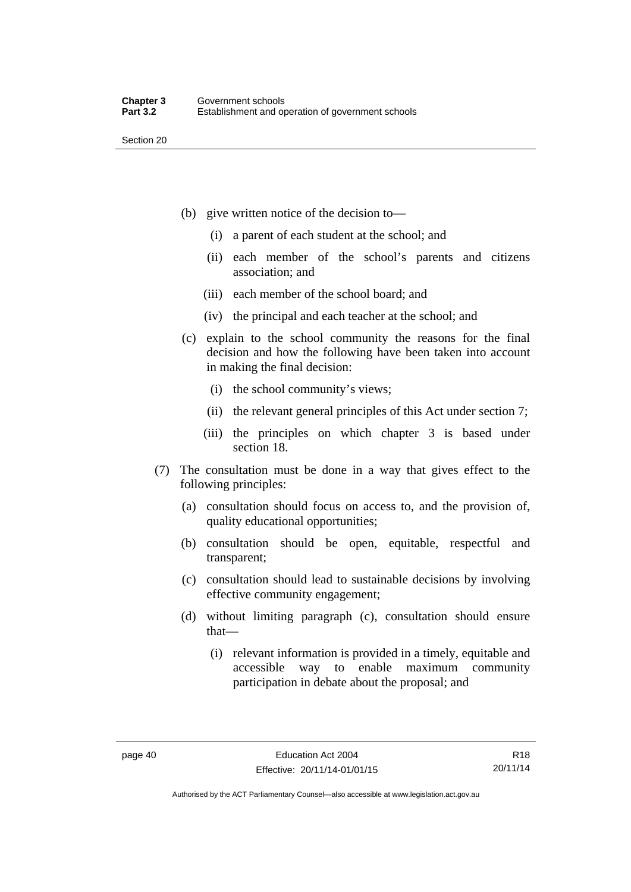(b) give written notice of the decision to—

  (i) a parent of each student at the school; and

  (ii) each member of the school's parents and citizens association; and

  (iii) each member of the school board; and

  (iv) the principal and each teacher at the school; and

(c) explain to the school community the reasons for the final decision and how the following have been taken into account in making the final decision:

  (i) the school community's views;

  (ii) the relevant general principles of this Act under section 7;

  (iii) the principles on which chapter 3 is based under section 18.

(7) The consultation must be done in a way that gives effect to the following principles:

  (a) consultation should focus on access to, and the provision of, quality educational opportunities;

  (b) consultation should be open, equitable, respectful and transparent;

  (c) consultation should lead to sustainable decisions by involving effective community engagement;

  (d) without limiting paragraph (c), consultation should ensure that—

    (i) relevant information is provided in a timely, equitable and accessible way to enable maximum community participation in debate about the proposal; and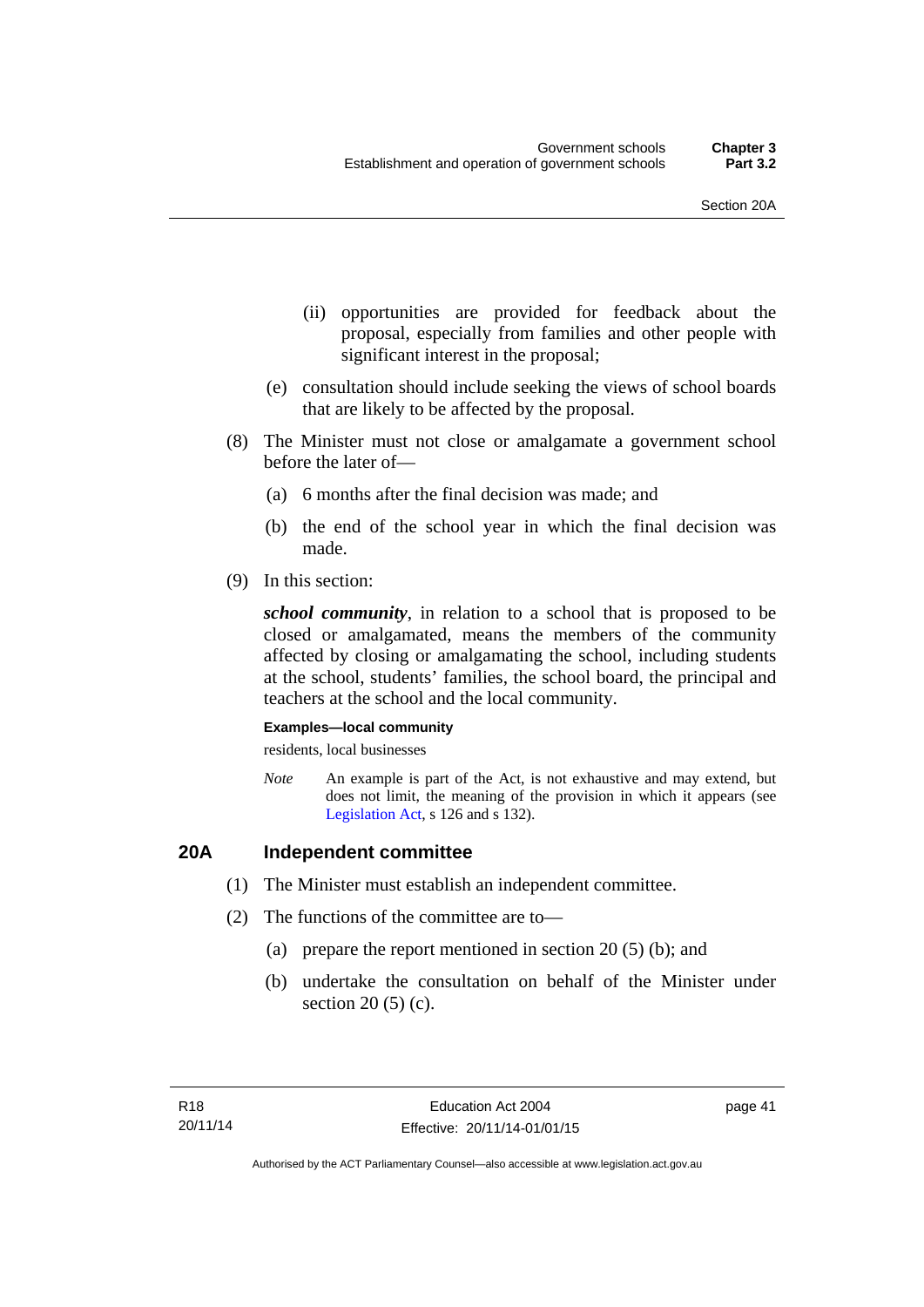(ii) opportunities are provided for feedback about the proposal, especially from families and other people with significant interest in the proposal;

(e) consultation should include seeking the views of school boards that are likely to be affected by the proposal.

(8) The Minister must not close or amalgamate a government school before the later of—

(a) 6 months after the final decision was made; and

(b) the end of the school year in which the final decision was made.

(9) In this section:

***school community***, in relation to a school that is proposed to be closed or amalgamated, means the members of the community affected by closing or amalgamating the school, including students at the school, students' families, the school board, the principal and teachers at the school and the local community.

**Examples—local community**

residents, local businesses

*Note* An example is part of the Act, is not exhaustive and may extend, but does not limit, the meaning of the provision in which it appears (see Legislation Act, s 126 and s 132).

## 20A Independent committee

(1) The Minister must establish an independent committee.

(2) The functions of the committee are to—

(a) prepare the report mentioned in section 20 (5) (b); and

(b) undertake the consultation on behalf of the Minister under section 20 (5) (c).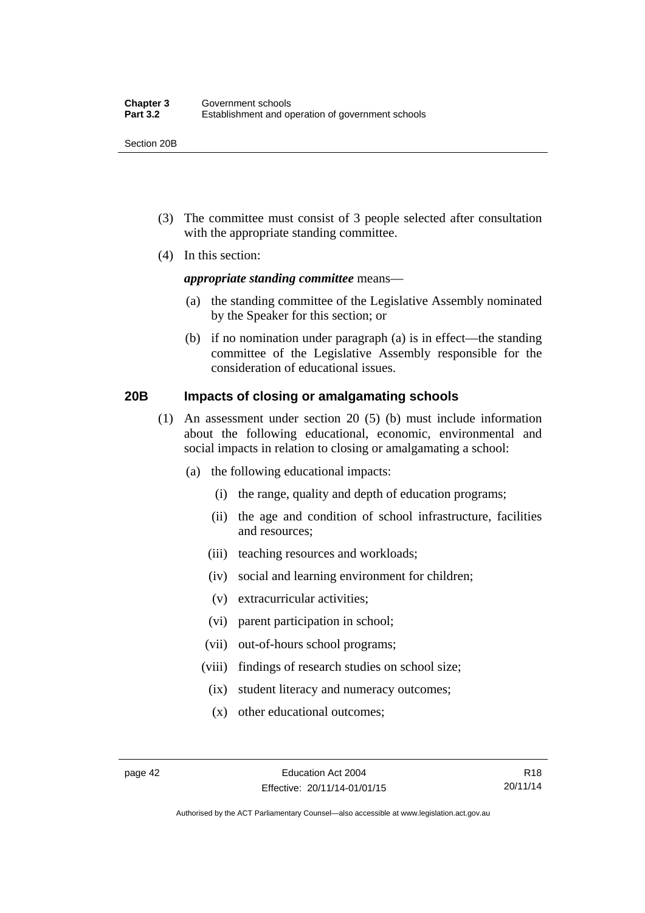(3) The committee must consist of 3 people selected after consultation with the appropriate standing committee.

(4) In this section:

***appropriate standing committee*** means—

(a) the standing committee of the Legislative Assembly nominated by the Speaker for this section; or

(b) if no nomination under paragraph (a) is in effect—the standing committee of the Legislative Assembly responsible for the consideration of educational issues.

## 20B Impacts of closing or amalgamating schools

(1) An assessment under section 20 (5) (b) must include information about the following educational, economic, environmental and social impacts in relation to closing or amalgamating a school:

(a) the following educational impacts:

(i) the range, quality and depth of education programs;

(ii) the age and condition of school infrastructure, facilities and resources;

(iii) teaching resources and workloads;

(iv) social and learning environment for children;

(v) extracurricular activities;

(vi) parent participation in school;

(vii) out-of-hours school programs;

(viii) findings of research studies on school size;

(ix) student literacy and numeracy outcomes;

(x) other educational outcomes;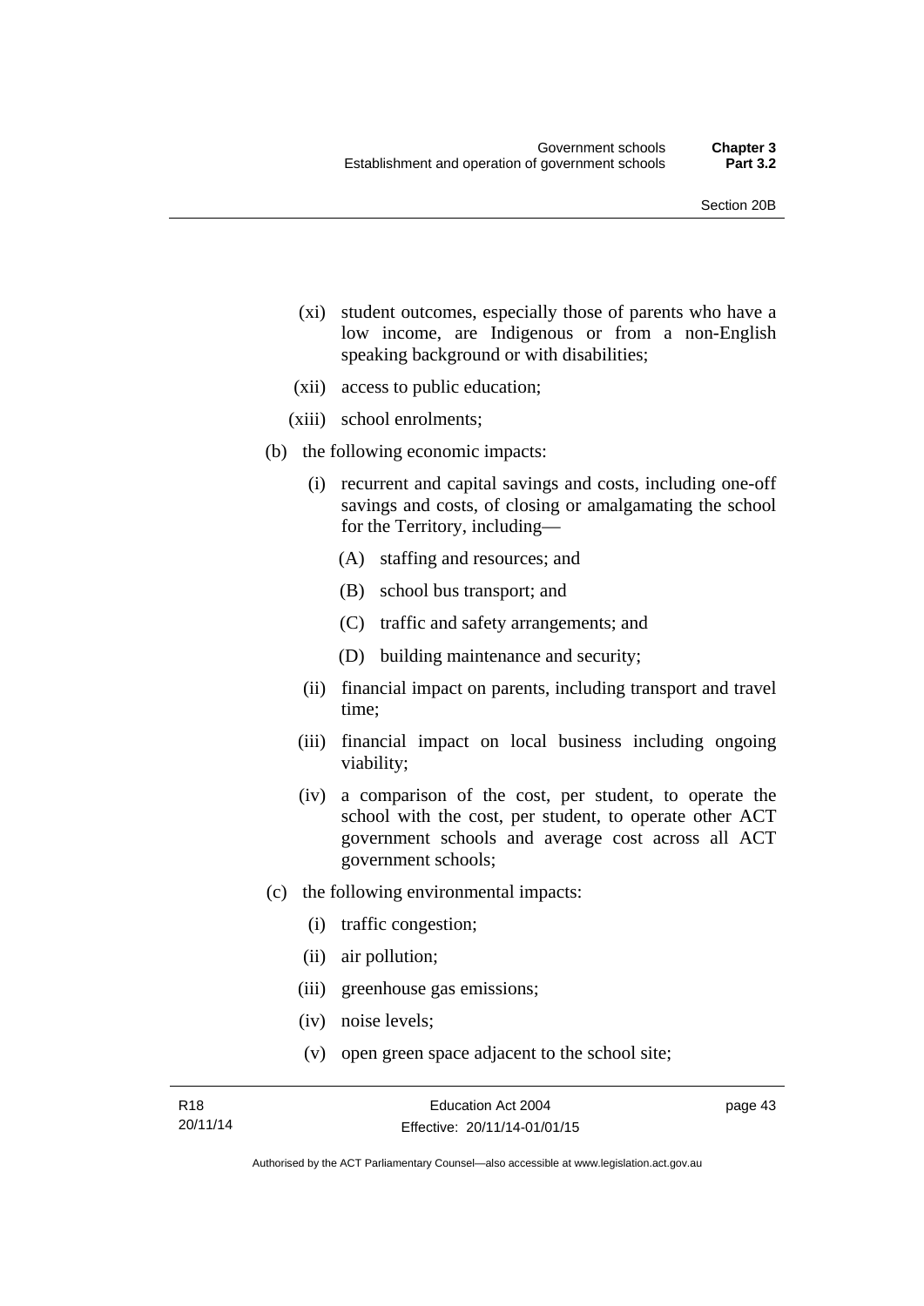(xi) student outcomes, especially those of parents who have a low income, are Indigenous or from a non-English speaking background or with disabilities;

(xii) access to public education;

(xiii) school enrolments;

(b) the following economic impacts:

(i) recurrent and capital savings and costs, including one-off savings and costs, of closing or amalgamating the school for the Territory, including—

(A) staffing and resources; and

(B) school bus transport; and

(C) traffic and safety arrangements; and

(D) building maintenance and security;

(ii) financial impact on parents, including transport and travel time;

(iii) financial impact on local business including ongoing viability;

(iv) a comparison of the cost, per student, to operate the school with the cost, per student, to operate other ACT government schools and average cost across all ACT government schools;

(c) the following environmental impacts:

(i) traffic congestion;

(ii) air pollution;

(iii) greenhouse gas emissions;

(iv) noise levels;

(v) open green space adjacent to the school site;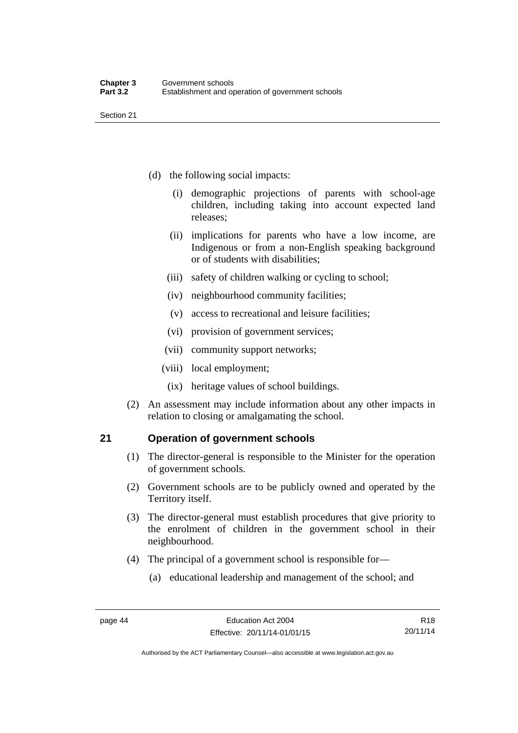(d) the following social impacts:

  (i) demographic projections of parents with school-age children, including taking into account expected land releases;

  (ii) implications for parents who have a low income, are Indigenous or from a non-English speaking background or of students with disabilities;

  (iii) safety of children walking or cycling to school;

  (iv) neighbourhood community facilities;

  (v) access to recreational and leisure facilities;

  (vi) provision of government services;

  (vii) community support networks;

  (viii) local employment;

  (ix) heritage values of school buildings.

(2) An assessment may include information about any other impacts in relation to closing or amalgamating the school.

## 21 Operation of government schools

(1) The director-general is responsible to the Minister for the operation of government schools.

(2) Government schools are to be publicly owned and operated by the Territory itself.

(3) The director-general must establish procedures that give priority to the enrolment of children in the government school in their neighbourhood.

(4) The principal of a government school is responsible for—

  (a) educational leadership and management of the school; and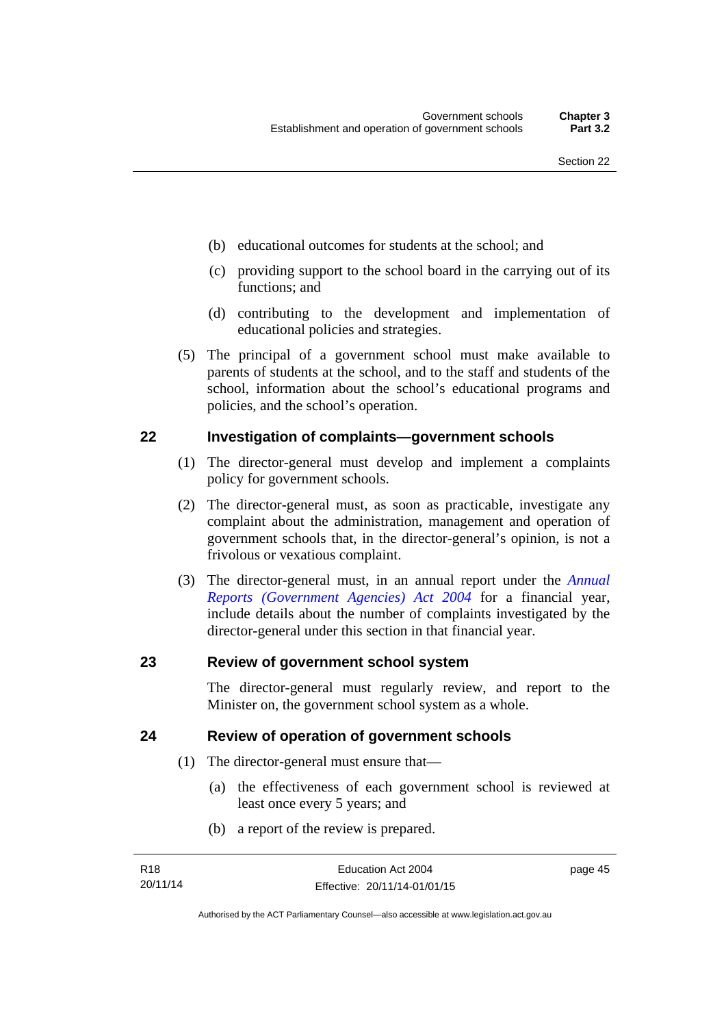(b) educational outcomes for students at the school; and

(c) providing support to the school board in the carrying out of its functions; and

(d) contributing to the development and implementation of educational policies and strategies.

(5) The principal of a government school must make available to parents of students at the school, and to the staff and students of the school, information about the school's educational programs and policies, and the school's operation.

## 22 Investigation of complaints—government schools

(1) The director-general must develop and implement a complaints policy for government schools.

(2) The director-general must, as soon as practicable, investigate any complaint about the administration, management and operation of government schools that, in the director-general's opinion, is not a frivolous or vexatious complaint.

(3) The director-general must, in an annual report under the *Annual Reports (Government Agencies) Act 2004* for a financial year, include details about the number of complaints investigated by the director-general under this section in that financial year.

## 23 Review of government school system

The director-general must regularly review, and report to the Minister on, the government school system as a whole.

## 24 Review of operation of government schools

(1) The director-general must ensure that—

(a) the effectiveness of each government school is reviewed at least once every 5 years; and

(b) a report of the review is prepared.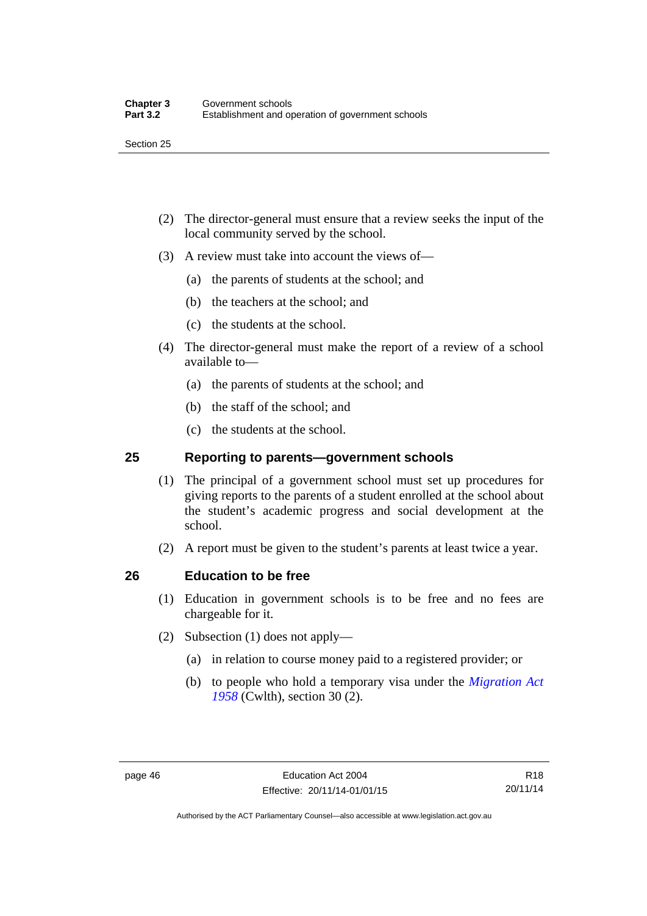(2) The director-general must ensure that a review seeks the input of the local community served by the school.

(3) A review must take into account the views of—

(a) the parents of students at the school; and

(b) the teachers at the school; and

(c) the students at the school.

(4) The director-general must make the report of a review of a school available to—

(a) the parents of students at the school; and

(b) the staff of the school; and

(c) the students at the school.

## 25 Reporting to parents—government schools

(1) The principal of a government school must set up procedures for giving reports to the parents of a student enrolled at the school about the student's academic progress and social development at the school.

(2) A report must be given to the student's parents at least twice a year.

## 26 Education to be free

(1) Education in government schools is to be free and no fees are chargeable for it.

(2) Subsection (1) does not apply—

(a) in relation to course money paid to a registered provider; or

(b) to people who hold a temporary visa under the *Migration Act 1958* (Cwlth), section 30 (2).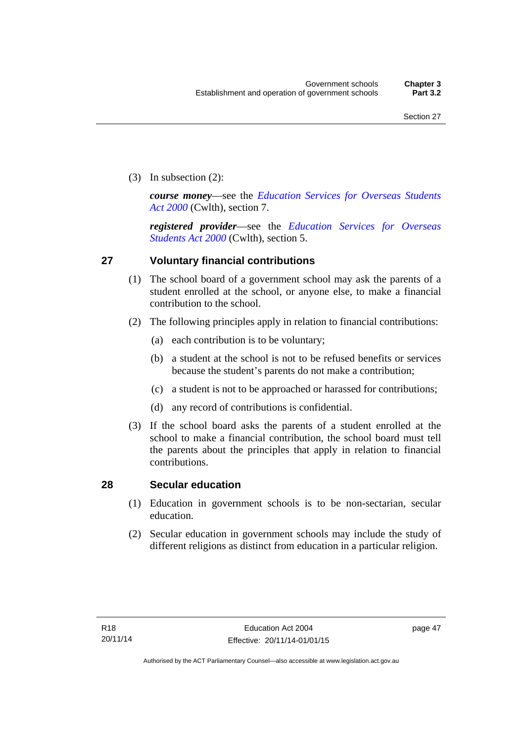(3) In subsection (2):

***course money***—see the *Education Services for Overseas Students Act 2000* (Cwlth), section 7.

***registered provider***—see the *Education Services for Overseas Students Act 2000* (Cwlth), section 5.

## 27 Voluntary financial contributions

(1) The school board of a government school may ask the parents of a student enrolled at the school, or anyone else, to make a financial contribution to the school.

(2) The following principles apply in relation to financial contributions:

(a) each contribution is to be voluntary;

(b) a student at the school is not to be refused benefits or services because the student's parents do not make a contribution;

(c) a student is not to be approached or harassed for contributions;

(d) any record of contributions is confidential.

(3) If the school board asks the parents of a student enrolled at the school to make a financial contribution, the school board must tell the parents about the principles that apply in relation to financial contributions.

## 28 Secular education

(1) Education in government schools is to be non-sectarian, secular education.

(2) Secular education in government schools may include the study of different religions as distinct from education in a particular religion.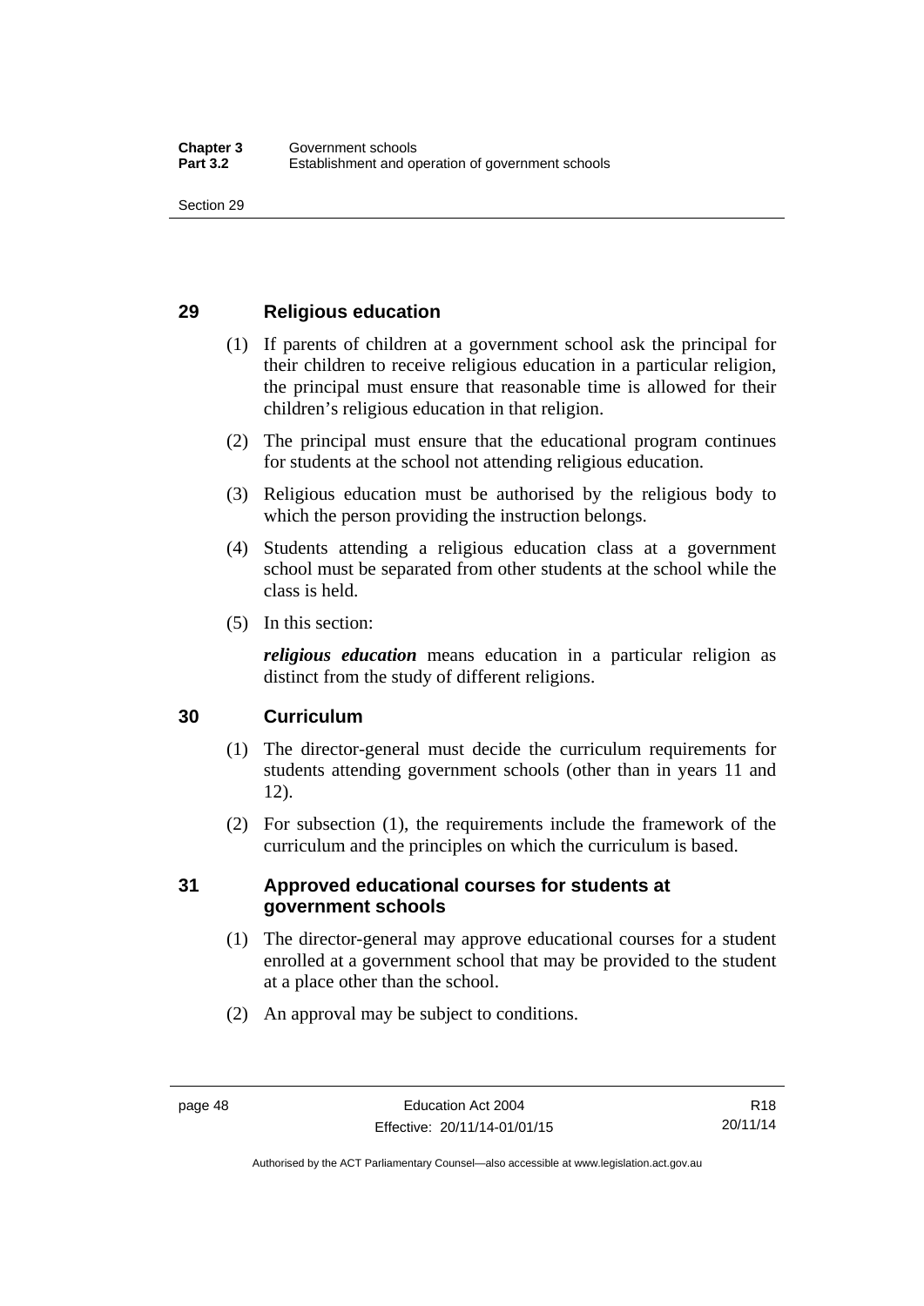## 29 Religious education

(1) If parents of children at a government school ask the principal for their children to receive religious education in a particular religion, the principal must ensure that reasonable time is allowed for their children's religious education in that religion.

(2) The principal must ensure that the educational program continues for students at the school not attending religious education.

(3) Religious education must be authorised by the religious body to which the person providing the instruction belongs.

(4) Students attending a religious education class at a government school must be separated from other students at the school while the class is held.

(5) In this section:

***religious education*** means education in a particular religion as distinct from the study of different religions.

## 30 Curriculum

(1) The director-general must decide the curriculum requirements for students attending government schools (other than in years 11 and 12).

(2) For subsection (1), the requirements include the framework of the curriculum and the principles on which the curriculum is based.

## 31 Approved educational courses for students at government schools

(1) The director-general may approve educational courses for a student enrolled at a government school that may be provided to the student at a place other than the school.

(2) An approval may be subject to conditions.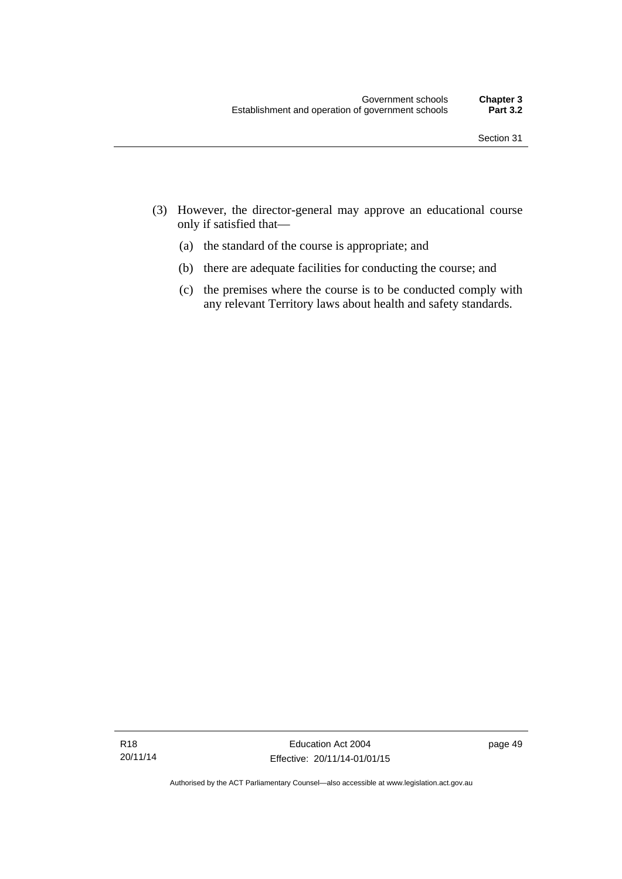(3) However, the director-general may approve an educational course only if satisfied that—

(a) the standard of the course is appropriate; and

(b) there are adequate facilities for conducting the course; and

(c) the premises where the course is to be conducted comply with any relevant Territory laws about health and safety standards.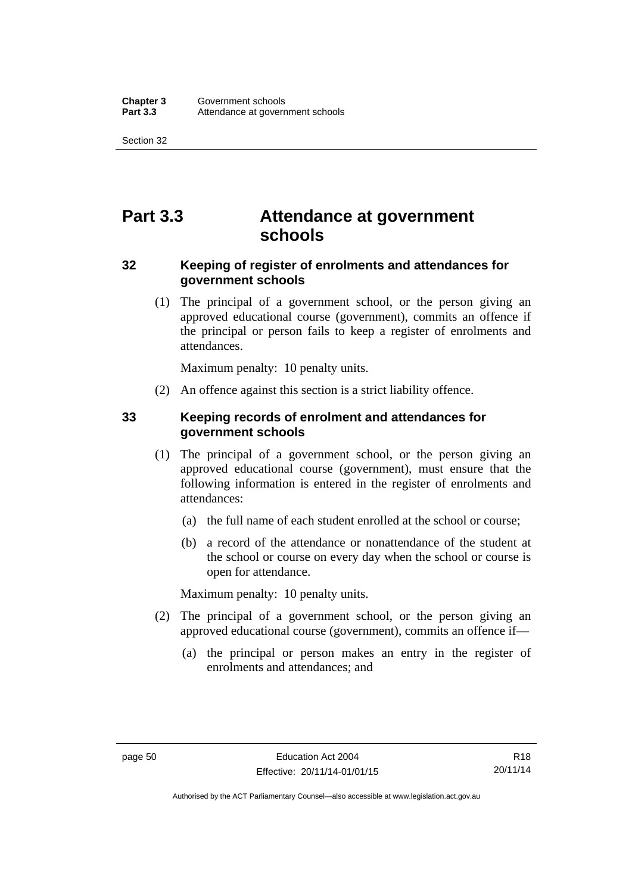# Part 3.3 Attendance at government schools

### 32 Keeping of register of enrolments and attendances for government schools

(1) The principal of a government school, or the person giving an approved educational course (government), commits an offence if the principal or person fails to keep a register of enrolments and attendances.

Maximum penalty: 10 penalty units.

(2) An offence against this section is a strict liability offence.

### 33 Keeping records of enrolment and attendances for government schools

(1) The principal of a government school, or the person giving an approved educational course (government), must ensure that the following information is entered in the register of enrolments and attendances:

(a) the full name of each student enrolled at the school or course;

(b) a record of the attendance or nonattendance of the student at the school or course on every day when the school or course is open for attendance.

Maximum penalty: 10 penalty units.

(2) The principal of a government school, or the person giving an approved educational course (government), commits an offence if—

(a) the principal or person makes an entry in the register of enrolments and attendances; and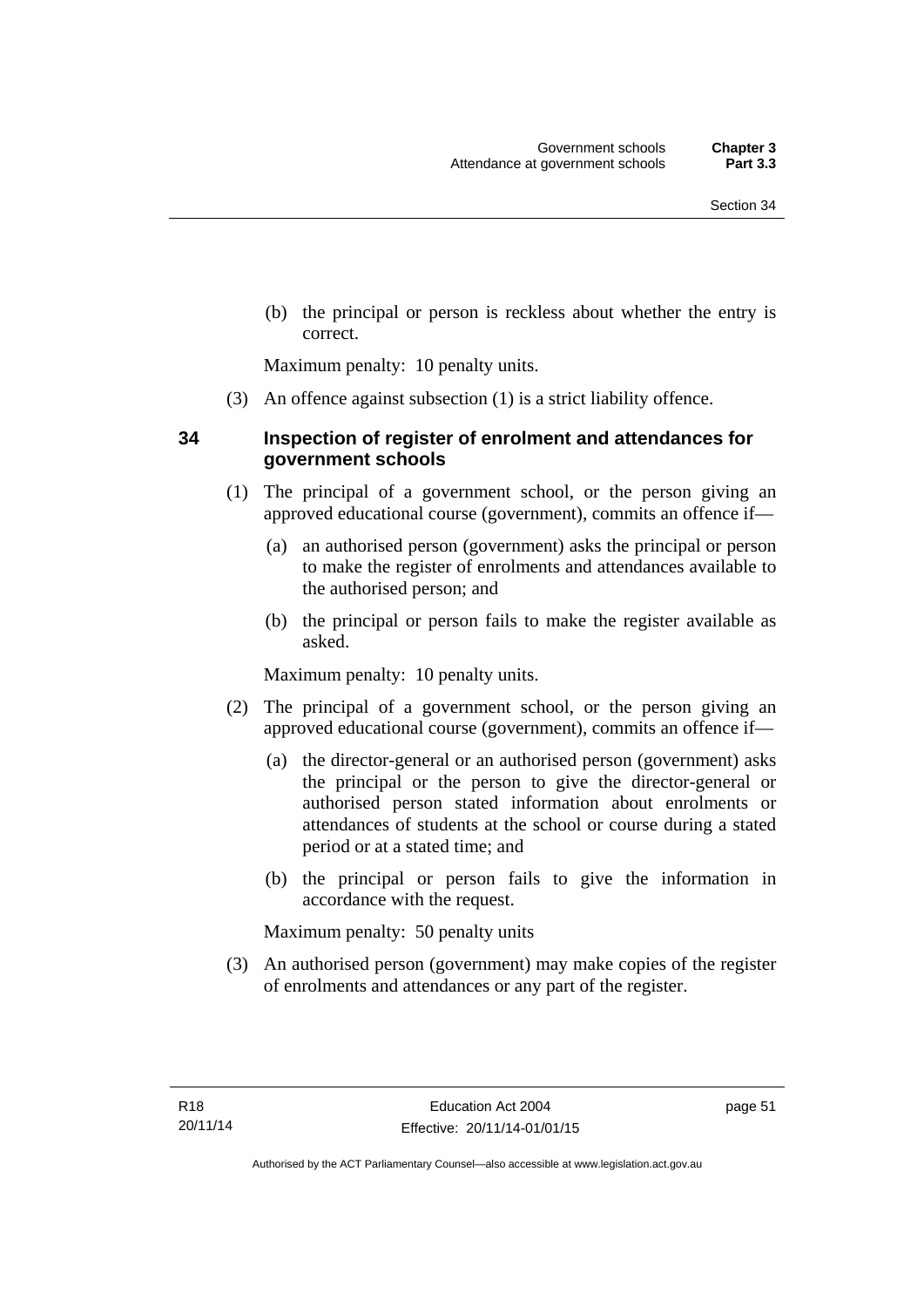(b) the principal or person is reckless about whether the entry is correct.

Maximum penalty: 10 penalty units.

(3) An offence against subsection (1) is a strict liability offence.

### 34 Inspection of register of enrolment and attendances for government schools

(1) The principal of a government school, or the person giving an approved educational course (government), commits an offence if—

(a) an authorised person (government) asks the principal or person to make the register of enrolments and attendances available to the authorised person; and

(b) the principal or person fails to make the register available as asked.

Maximum penalty: 10 penalty units.

(2) The principal of a government school, or the person giving an approved educational course (government), commits an offence if—

(a) the director-general or an authorised person (government) asks the principal or the person to give the director-general or authorised person stated information about enrolments or attendances of students at the school or course during a stated period or at a stated time; and

(b) the principal or person fails to give the information in accordance with the request.

Maximum penalty: 50 penalty units

(3) An authorised person (government) may make copies of the register of enrolments and attendances or any part of the register.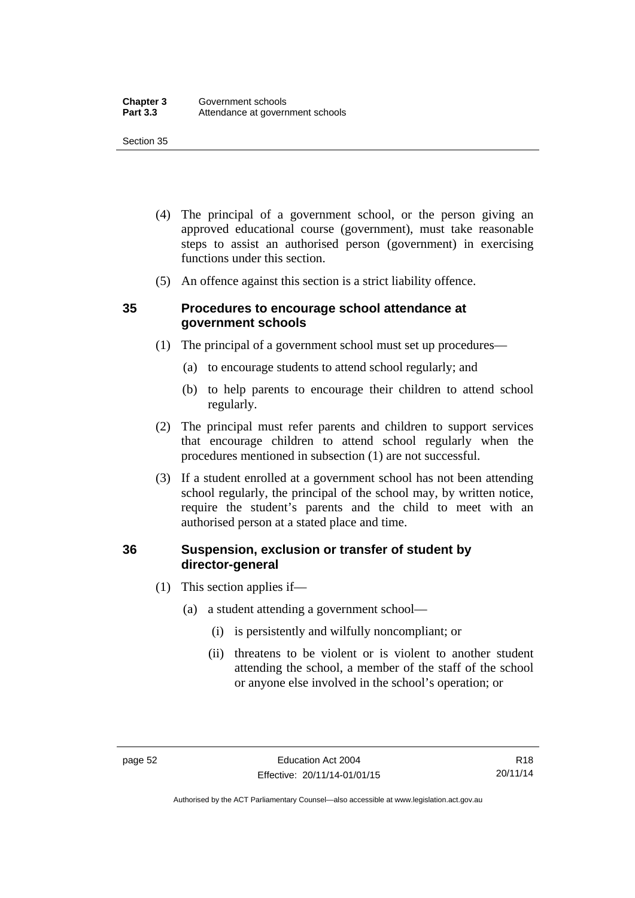(4) The principal of a government school, or the person giving an approved educational course (government), must take reasonable steps to assist an authorised person (government) in exercising functions under this section.

(5) An offence against this section is a strict liability offence.

### 35 Procedures to encourage school attendance at government schools

(1) The principal of a government school must set up procedures—

(a) to encourage students to attend school regularly; and

(b) to help parents to encourage their children to attend school regularly.

(2) The principal must refer parents and children to support services that encourage children to attend school regularly when the procedures mentioned in subsection (1) are not successful.

(3) If a student enrolled at a government school has not been attending school regularly, the principal of the school may, by written notice, require the student's parents and the child to meet with an authorised person at a stated place and time.

### 36 Suspension, exclusion or transfer of student by director-general

(1) This section applies if—

(a) a student attending a government school—

(i) is persistently and wilfully noncompliant; or

(ii) threatens to be violent or is violent to another student attending the school, a member of the staff of the school or anyone else involved in the school's operation; or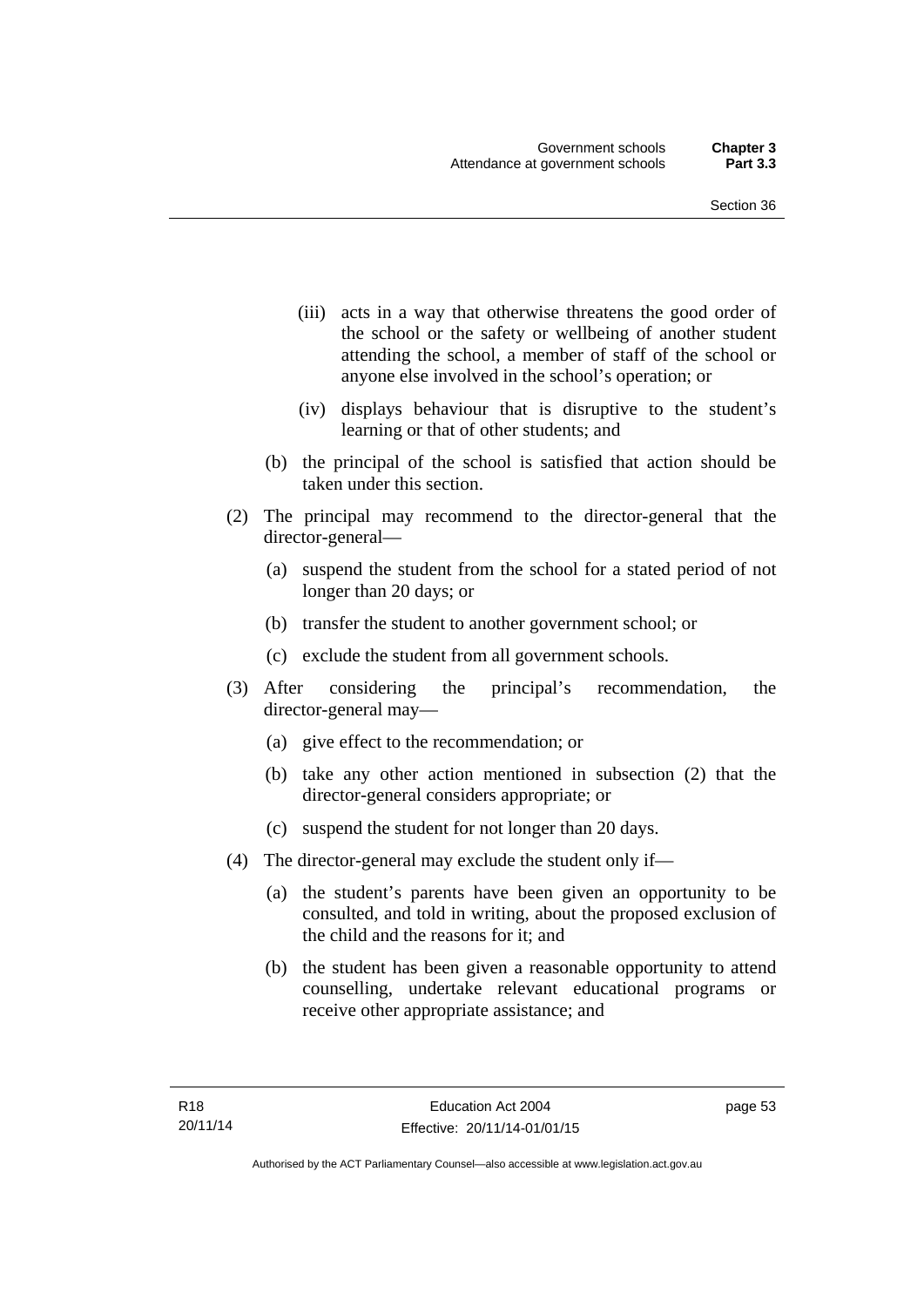(iii) acts in a way that otherwise threatens the good order of the school or the safety or wellbeing of another student attending the school, a member of staff of the school or anyone else involved in the school's operation; or

(iv) displays behaviour that is disruptive to the student's learning or that of other students; and

(b) the principal of the school is satisfied that action should be taken under this section.

(2) The principal may recommend to the director-general that the director-general—

(a) suspend the student from the school for a stated period of not longer than 20 days; or

(b) transfer the student to another government school; or

(c) exclude the student from all government schools.

(3) After considering the principal's recommendation, the director-general may—

(a) give effect to the recommendation; or

(b) take any other action mentioned in subsection (2) that the director-general considers appropriate; or

(c) suspend the student for not longer than 20 days.

(4) The director-general may exclude the student only if—

(a) the student's parents have been given an opportunity to be consulted, and told in writing, about the proposed exclusion of the child and the reasons for it; and

(b) the student has been given a reasonable opportunity to attend counselling, undertake relevant educational programs or receive other appropriate assistance; and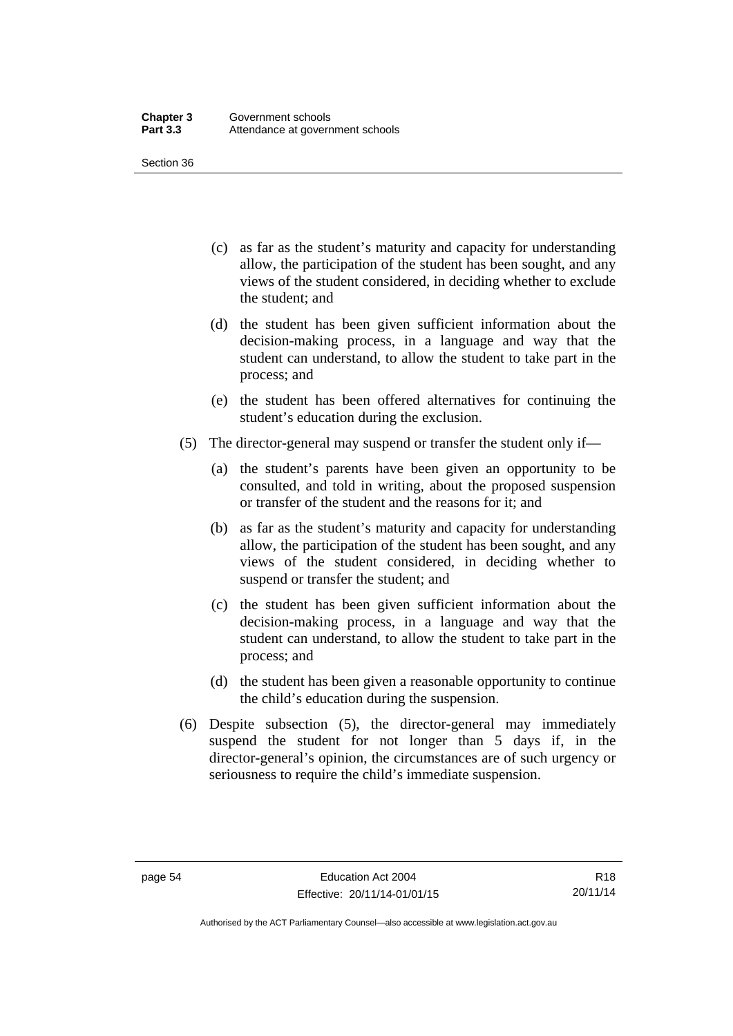(c) as far as the student's maturity and capacity for understanding allow, the participation of the student has been sought, and any views of the student considered, in deciding whether to exclude the student; and

(d) the student has been given sufficient information about the decision-making process, in a language and way that the student can understand, to allow the student to take part in the process; and

(e) the student has been offered alternatives for continuing the student's education during the exclusion.

(5) The director-general may suspend or transfer the student only if—

(a) the student's parents have been given an opportunity to be consulted, and told in writing, about the proposed suspension or transfer of the student and the reasons for it; and

(b) as far as the student's maturity and capacity for understanding allow, the participation of the student has been sought, and any views of the student considered, in deciding whether to suspend or transfer the student; and

(c) the student has been given sufficient information about the decision-making process, in a language and way that the student can understand, to allow the student to take part in the process; and

(d) the student has been given a reasonable opportunity to continue the child's education during the suspension.

(6) Despite subsection (5), the director-general may immediately suspend the student for not longer than 5 days if, in the director-general's opinion, the circumstances are of such urgency or seriousness to require the child's immediate suspension.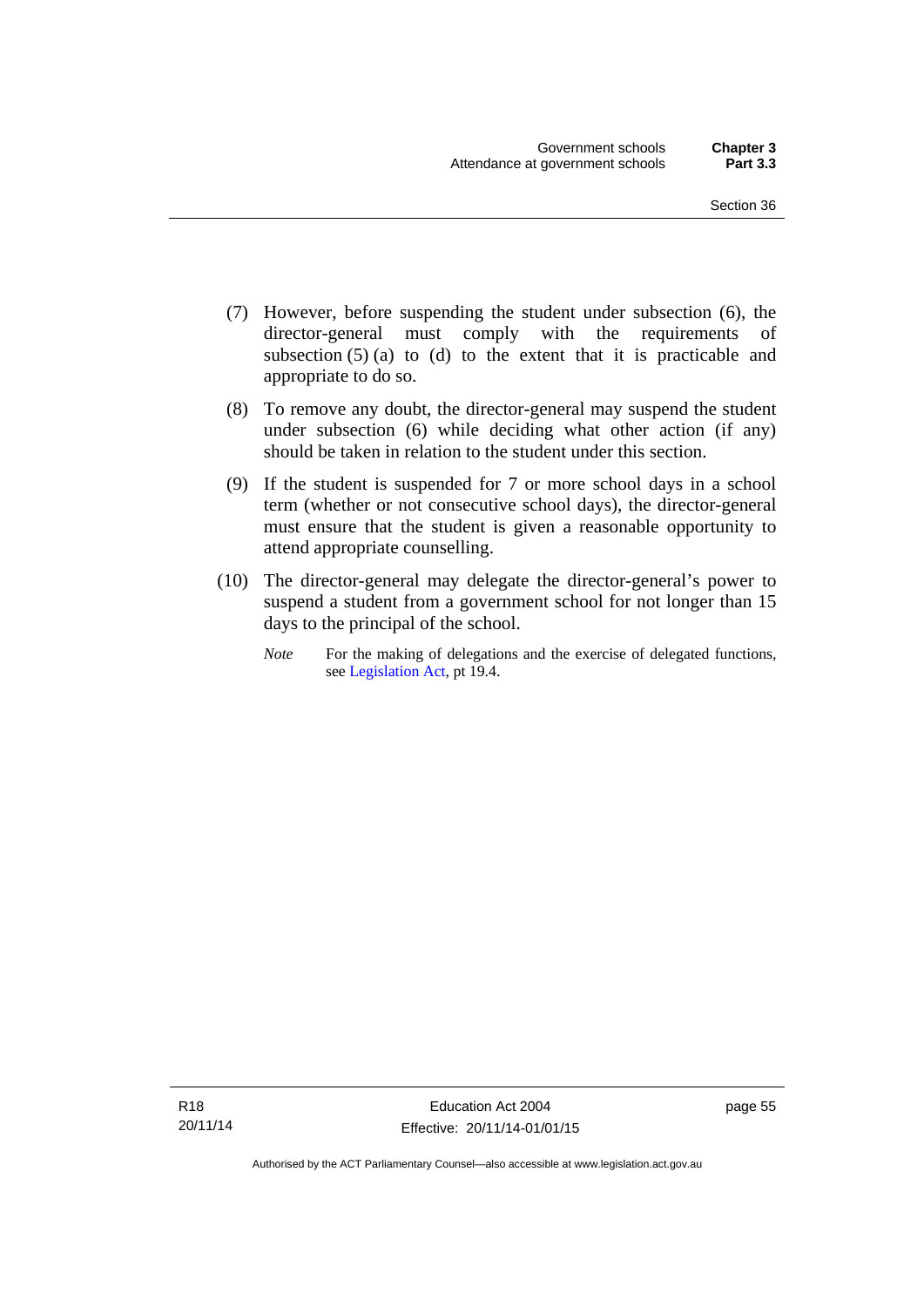(7) However, before suspending the student under subsection (6), the director-general must comply with the requirements of subsection (5) (a) to (d) to the extent that it is practicable and appropriate to do so.

(8) To remove any doubt, the director-general may suspend the student under subsection (6) while deciding what other action (if any) should be taken in relation to the student under this section.

(9) If the student is suspended for 7 or more school days in a school term (whether or not consecutive school days), the director-general must ensure that the student is given a reasonable opportunity to attend appropriate counselling.

(10) The director-general may delegate the director-general's power to suspend a student from a government school for not longer than 15 days to the principal of the school.

*Note* For the making of delegations and the exercise of delegated functions, see Legislation Act, pt 19.4.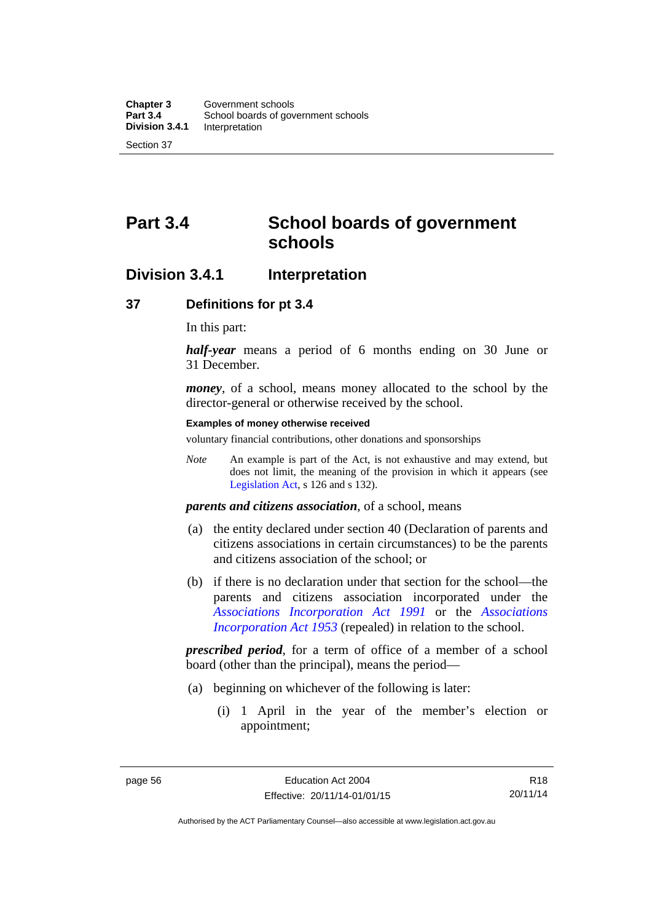# Part 3.4 School boards of government schools

## Division 3.4.1 Interpretation

### 37 Definitions for pt 3.4

In this part:

***half-year*** means a period of 6 months ending on 30 June or 31 December.

***money***, of a school, means money allocated to the school by the director-general or otherwise received by the school.

**Examples of money otherwise received**

voluntary financial contributions, other donations and sponsorships

*Note* An example is part of the Act, is not exhaustive and may extend, but does not limit, the meaning of the provision in which it appears (see Legislation Act, s 126 and s 132).

***parents and citizens association***, of a school, means

(a) the entity declared under section 40 (Declaration of parents and citizens associations in certain circumstances) to be the parents and citizens association of the school; or

(b) if there is no declaration under that section for the school—the parents and citizens association incorporated under the *Associations Incorporation Act 1991* or the *Associations Incorporation Act 1953* (repealed) in relation to the school.

***prescribed period***, for a term of office of a member of a school board (other than the principal), means the period—

(a) beginning on whichever of the following is later:

(i) 1 April in the year of the member's election or appointment;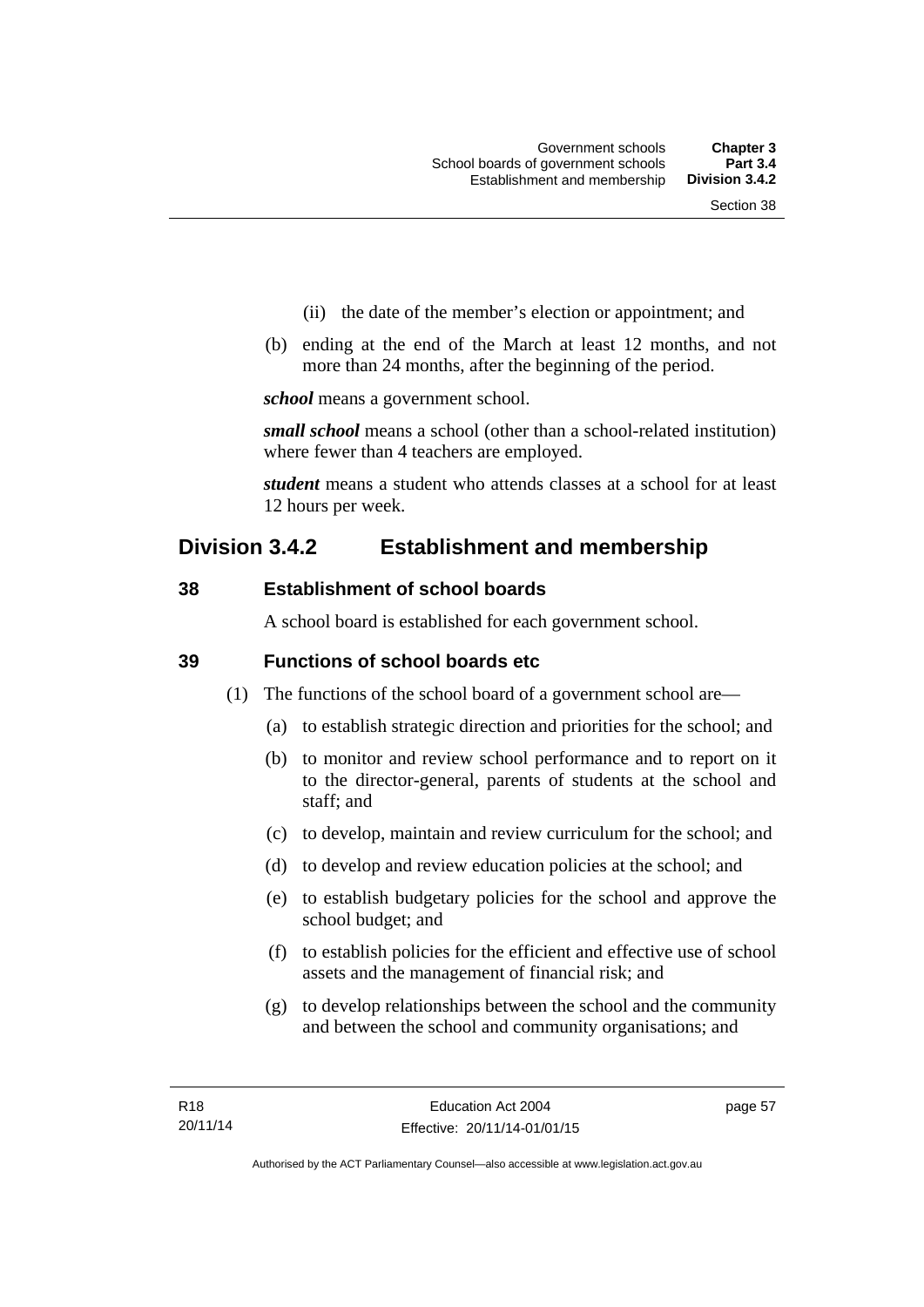(ii) the date of the member's election or appointment; and

(b) ending at the end of the March at least 12 months, and not more than 24 months, after the beginning of the period.

***school*** means a government school.

***small school*** means a school (other than a school-related institution) where fewer than 4 teachers are employed.

***student*** means a student who attends classes at a school for at least 12 hours per week.

## Division 3.4.2 Establishment and membership

### 38 Establishment of school boards

A school board is established for each government school.

### 39 Functions of school boards etc

(1) The functions of the school board of a government school are—

(a) to establish strategic direction and priorities for the school; and

(b) to monitor and review school performance and to report on it to the director-general, parents of students at the school and staff; and

(c) to develop, maintain and review curriculum for the school; and

(d) to develop and review education policies at the school; and

(e) to establish budgetary policies for the school and approve the school budget; and

(f) to establish policies for the efficient and effective use of school assets and the management of financial risk; and

(g) to develop relationships between the school and the community and between the school and community organisations; and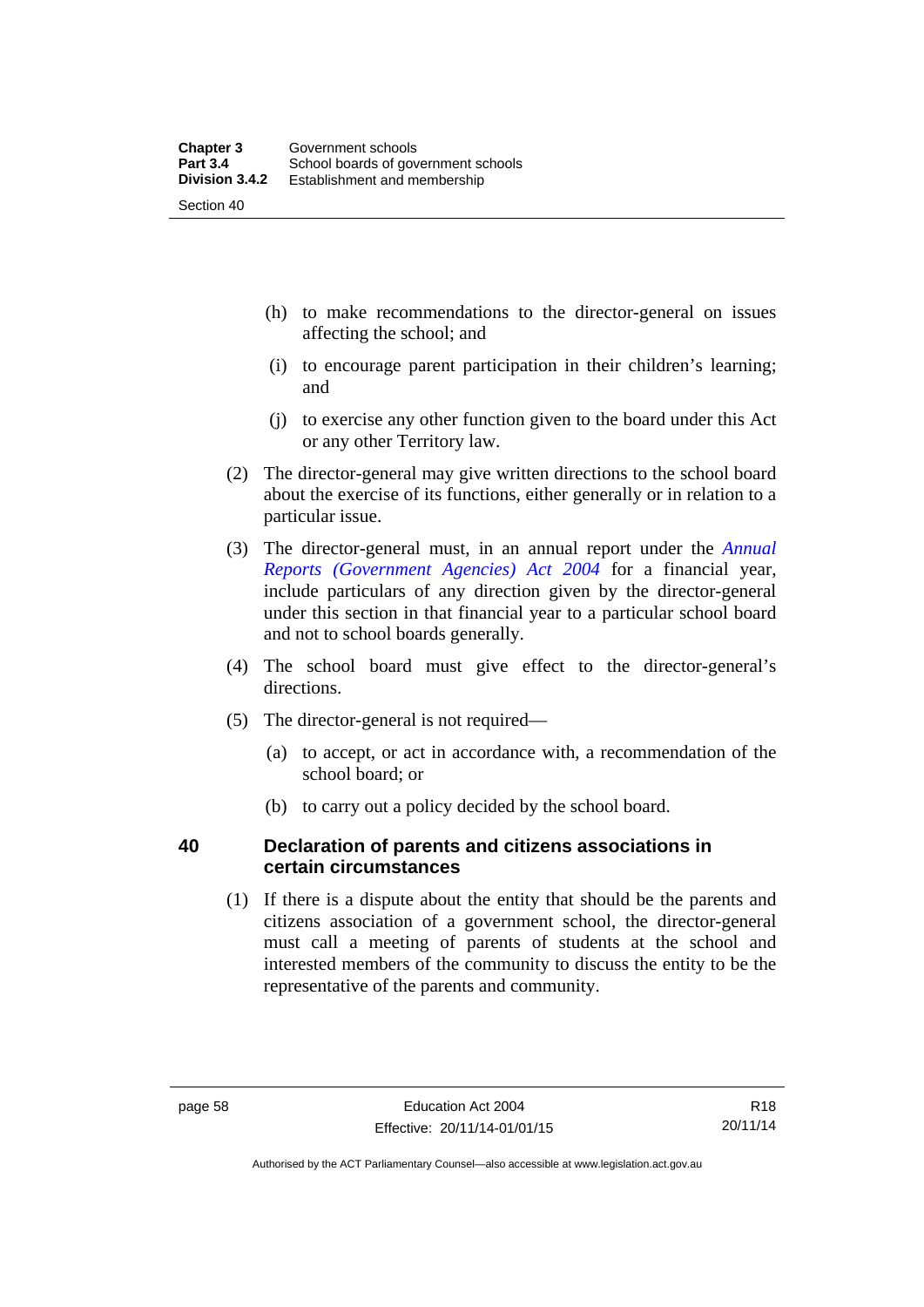(h) to make recommendations to the director-general on issues affecting the school; and

(i) to encourage parent participation in their children's learning; and

(j) to exercise any other function given to the board under this Act or any other Territory law.

(2) The director-general may give written directions to the school board about the exercise of its functions, either generally or in relation to a particular issue.

(3) The director-general must, in an annual report under the *Annual Reports (Government Agencies) Act 2004* for a financial year, include particulars of any direction given by the director-general under this section in that financial year to a particular school board and not to school boards generally.

(4) The school board must give effect to the director-general's directions.

(5) The director-general is not required—

(a) to accept, or act in accordance with, a recommendation of the school board; or

(b) to carry out a policy decided by the school board.

## 40 Declaration of parents and citizens associations in certain circumstances

(1) If there is a dispute about the entity that should be the parents and citizens association of a government school, the director-general must call a meeting of parents of students at the school and interested members of the community to discuss the entity to be the representative of the parents and community.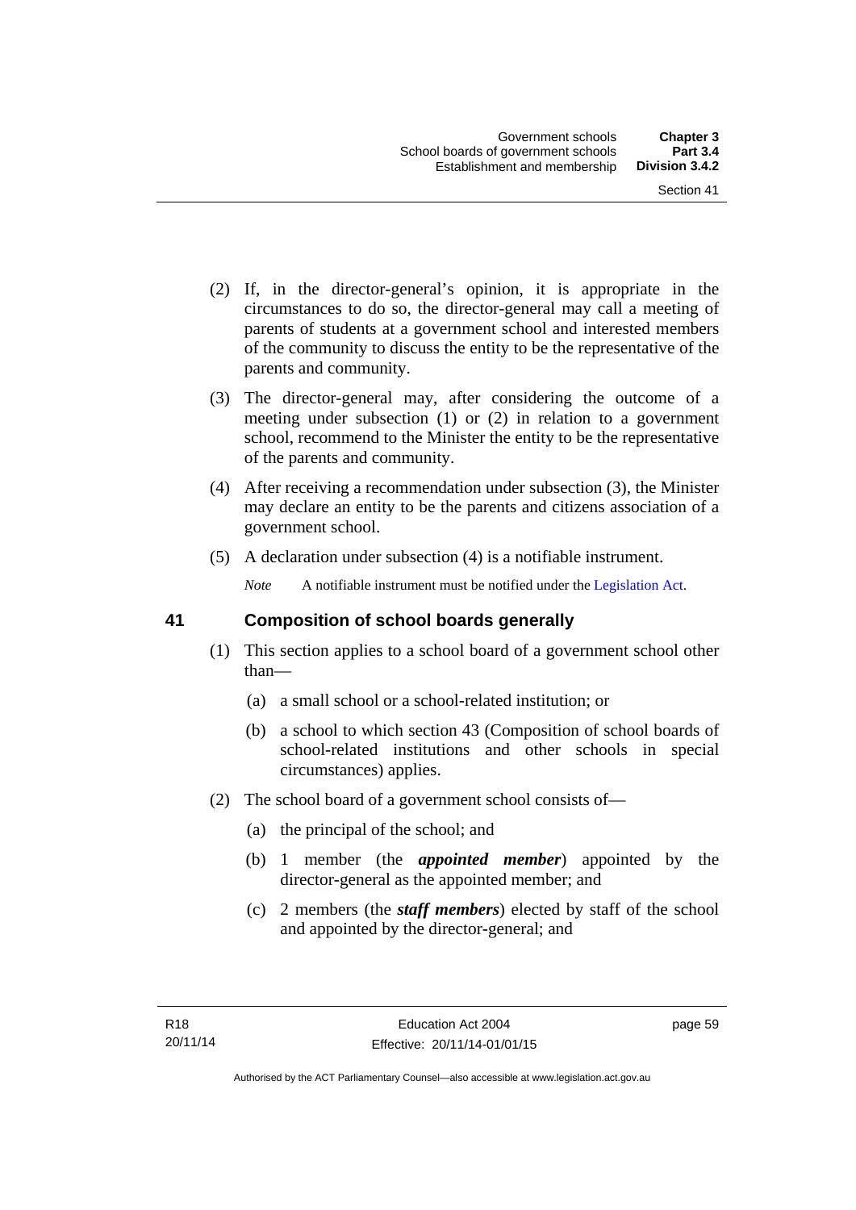(2) If, in the director-general's opinion, it is appropriate in the circumstances to do so, the director-general may call a meeting of parents of students at a government school and interested members of the community to discuss the entity to be the representative of the parents and community.

(3) The director-general may, after considering the outcome of a meeting under subsection (1) or (2) in relation to a government school, recommend to the Minister the entity to be the representative of the parents and community.

(4) After receiving a recommendation under subsection (3), the Minister may declare an entity to be the parents and citizens association of a government school.

(5) A declaration under subsection (4) is a notifiable instrument.

*Note* A notifiable instrument must be notified under the Legislation Act.

## 41 Composition of school boards generally

(1) This section applies to a school board of a government school other than—

(a) a small school or a school-related institution; or

(b) a school to which section 43 (Composition of school boards of school-related institutions and other schools in special circumstances) applies.

(2) The school board of a government school consists of—

(a) the principal of the school; and

(b) 1 member (the ***appointed member***) appointed by the director-general as the appointed member; and

(c) 2 members (the ***staff members***) elected by staff of the school and appointed by the director-general; and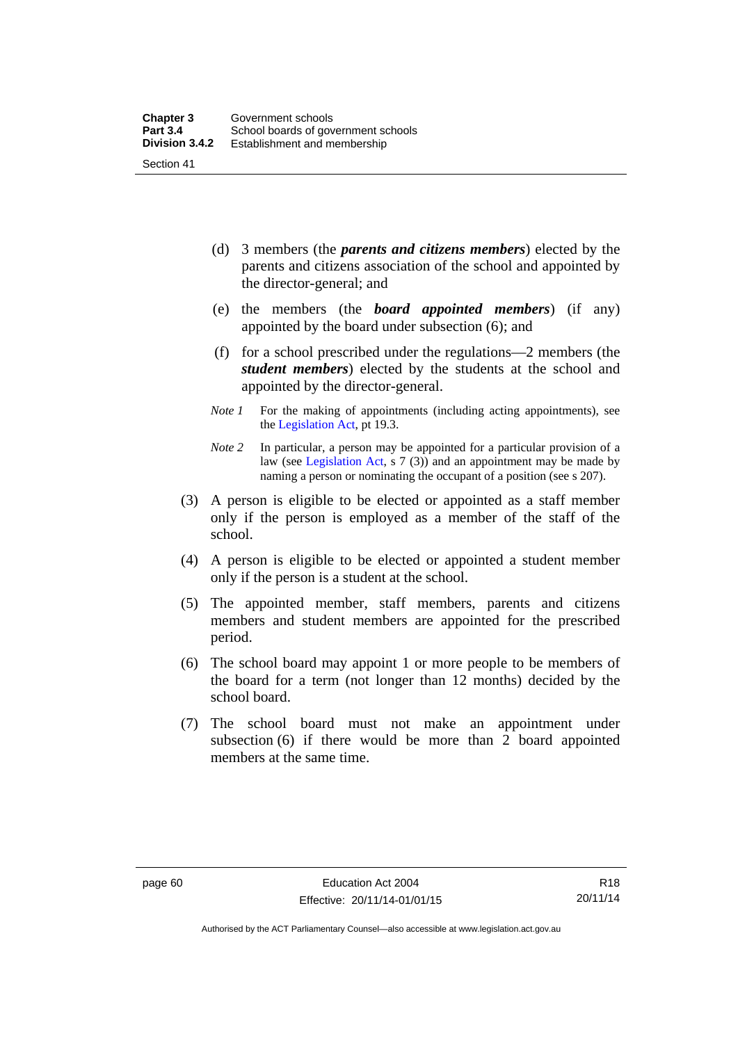(d) 3 members (the ***parents and citizens members***) elected by the parents and citizens association of the school and appointed by the director-general; and

(e) the members (the ***board appointed members***) (if any) appointed by the board under subsection (6); and

(f) for a school prescribed under the regulations—2 members (the ***student members***) elected by the students at the school and appointed by the director-general.

*Note 1* For the making of appointments (including acting appointments), see the Legislation Act, pt 19.3.

*Note 2* In particular, a person may be appointed for a particular provision of a law (see Legislation Act, s 7 (3)) and an appointment may be made by naming a person or nominating the occupant of a position (see s 207).

(3) A person is eligible to be elected or appointed as a staff member only if the person is employed as a member of the staff of the school.

(4) A person is eligible to be elected or appointed a student member only if the person is a student at the school.

(5) The appointed member, staff members, parents and citizens members and student members are appointed for the prescribed period.

(6) The school board may appoint 1 or more people to be members of the board for a term (not longer than 12 months) decided by the school board.

(7) The school board must not make an appointment under subsection (6) if there would be more than 2 board appointed members at the same time.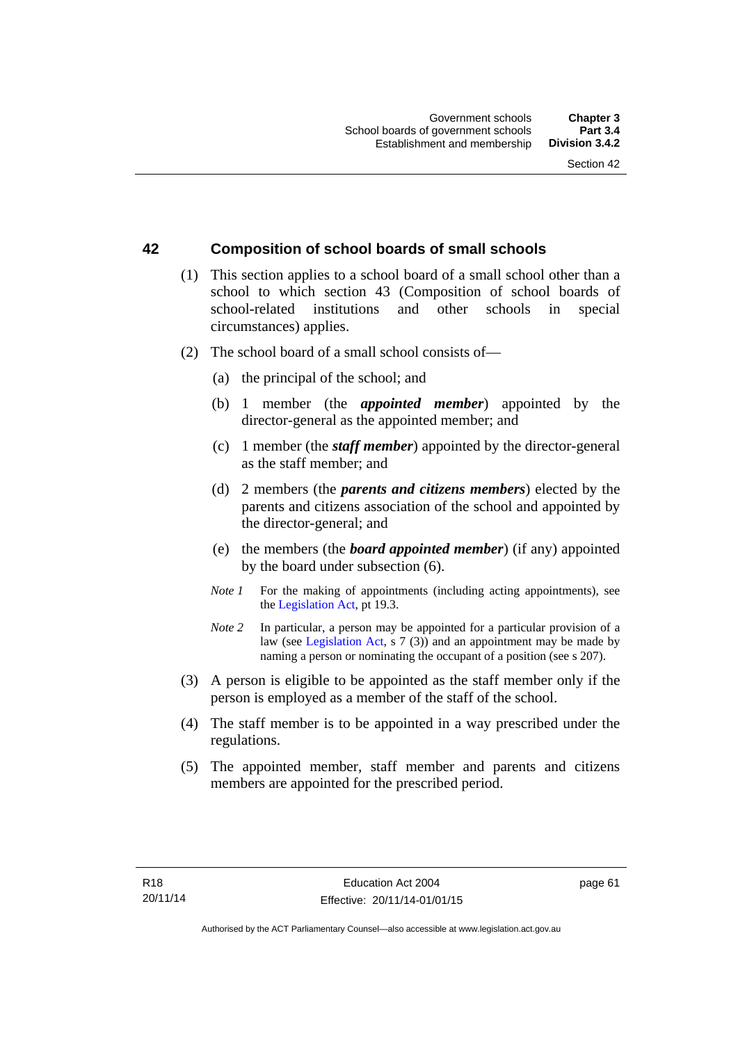## 42 Composition of school boards of small schools

(1) This section applies to a school board of a small school other than a school to which section 43 (Composition of school boards of school-related institutions and other schools in special circumstances) applies.

(2) The school board of a small school consists of—

(a) the principal of the school; and

(b) 1 member (the ***appointed member***) appointed by the director-general as the appointed member; and

(c) 1 member (the ***staff member***) appointed by the director-general as the staff member; and

(d) 2 members (the ***parents and citizens members***) elected by the parents and citizens association of the school and appointed by the director-general; and

(e) the members (the ***board appointed member***) (if any) appointed by the board under subsection (6).

*Note 1* For the making of appointments (including acting appointments), see the Legislation Act, pt 19.3.

*Note 2* In particular, a person may be appointed for a particular provision of a law (see Legislation Act, s 7 (3)) and an appointment may be made by naming a person or nominating the occupant of a position (see s 207).

(3) A person is eligible to be appointed as the staff member only if the person is employed as a member of the staff of the school.

(4) The staff member is to be appointed in a way prescribed under the regulations.

(5) The appointed member, staff member and parents and citizens members are appointed for the prescribed period.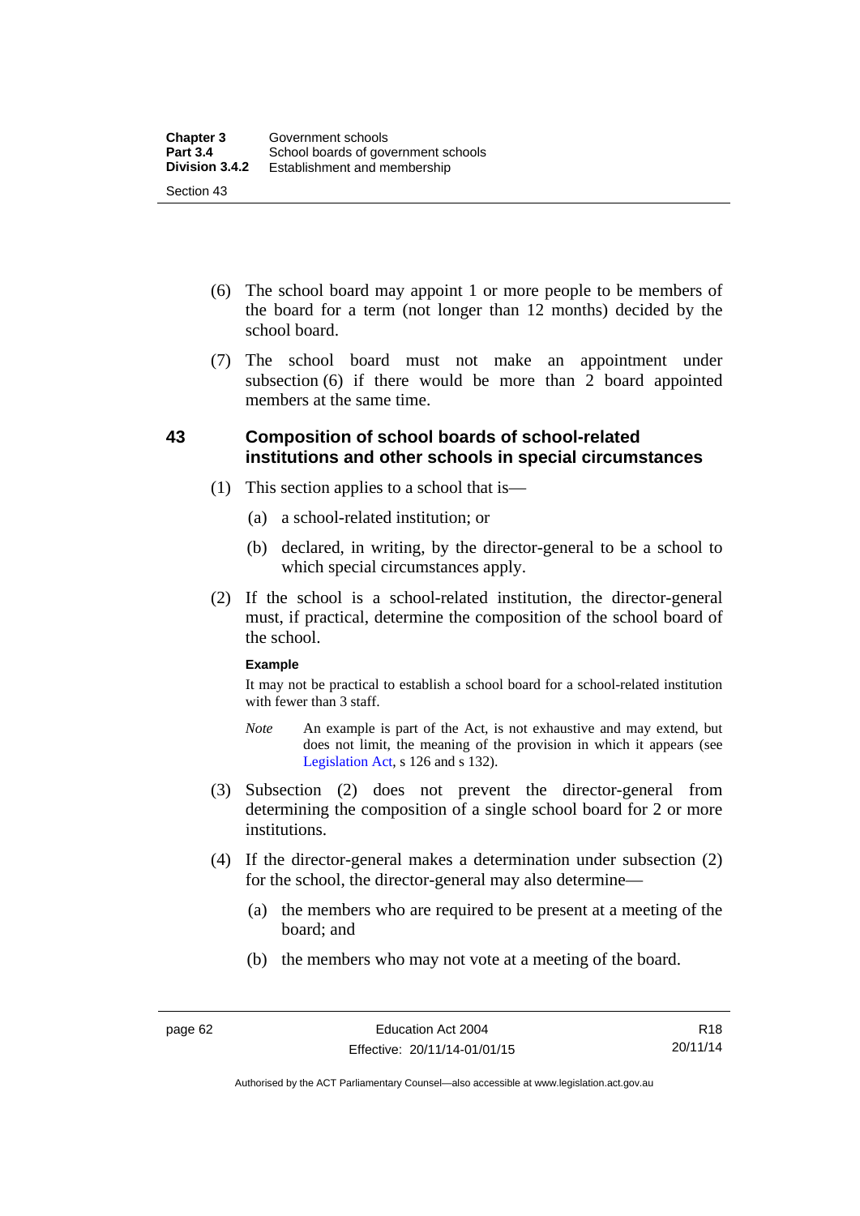(6) The school board may appoint 1 or more people to be members of the board for a term (not longer than 12 months) decided by the school board.

(7) The school board must not make an appointment under subsection (6) if there would be more than 2 board appointed members at the same time.

## 43 Composition of school boards of school-related institutions and other schools in special circumstances

(1) This section applies to a school that is—

(a) a school-related institution; or

(b) declared, in writing, by the director-general to be a school to which special circumstances apply.

(2) If the school is a school-related institution, the director-general must, if practical, determine the composition of the school board of the school.

**Example**

It may not be practical to establish a school board for a school-related institution with fewer than 3 staff.

*Note* An example is part of the Act, is not exhaustive and may extend, but does not limit, the meaning of the provision in which it appears (see Legislation Act, s 126 and s 132).

(3) Subsection (2) does not prevent the director-general from determining the composition of a single school board for 2 or more institutions.

(4) If the director-general makes a determination under subsection (2) for the school, the director-general may also determine—

(a) the members who are required to be present at a meeting of the board; and

(b) the members who may not vote at a meeting of the board.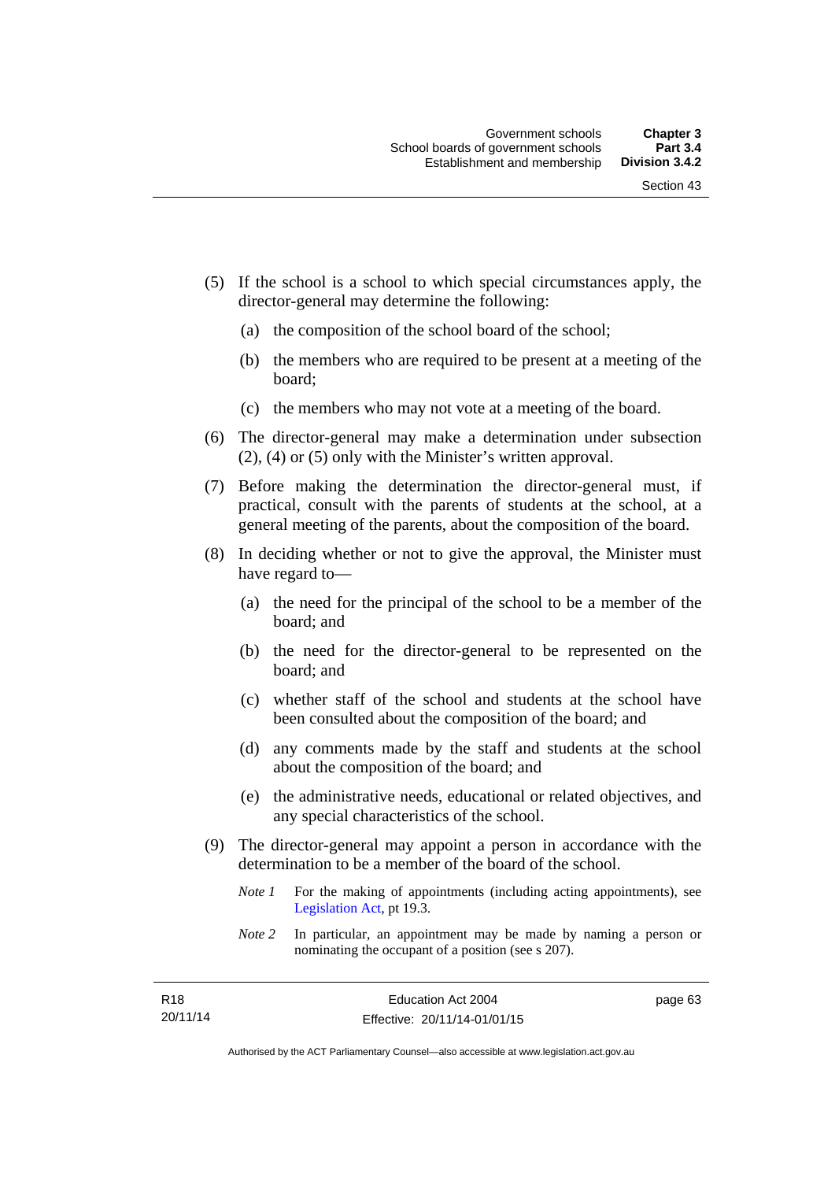(5) If the school is a school to which special circumstances apply, the director-general may determine the following:

  (a) the composition of the school board of the school;

  (b) the members who are required to be present at a meeting of the board;

  (c) the members who may not vote at a meeting of the board.

(6) The director-general may make a determination under subsection (2), (4) or (5) only with the Minister's written approval.

(7) Before making the determination the director-general must, if practical, consult with the parents of students at the school, at a general meeting of the parents, about the composition of the board.

(8) In deciding whether or not to give the approval, the Minister must have regard to—

  (a) the need for the principal of the school to be a member of the board; and

  (b) the need for the director-general to be represented on the board; and

  (c) whether staff of the school and students at the school have been consulted about the composition of the board; and

  (d) any comments made by the staff and students at the school about the composition of the board; and

  (e) the administrative needs, educational or related objectives, and any special characteristics of the school.

(9) The director-general may appoint a person in accordance with the determination to be a member of the board of the school.

  *Note 1* For the making of appointments (including acting appointments), see Legislation Act, pt 19.3.

  *Note 2* In particular, an appointment may be made by naming a person or nominating the occupant of a position (see s 207).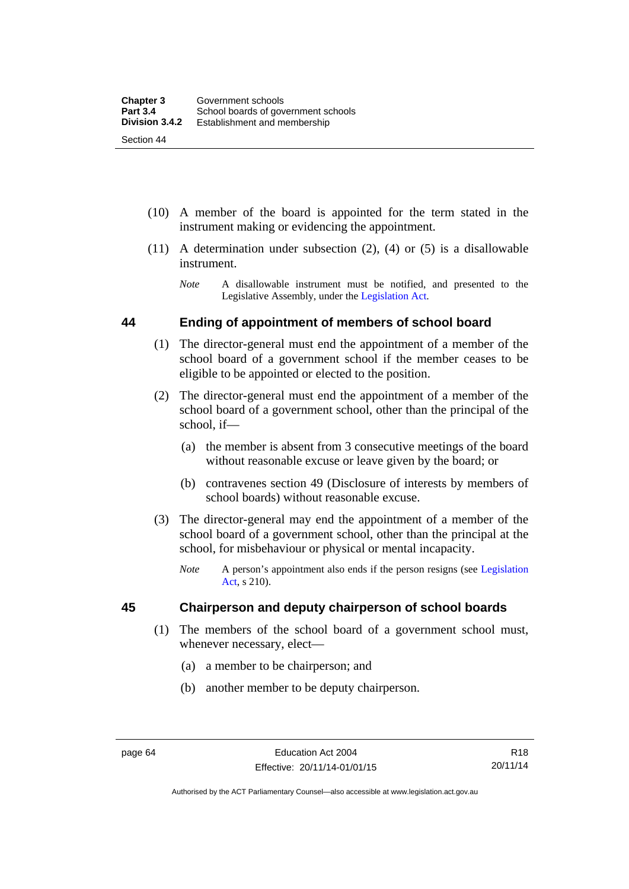(10) A member of the board is appointed for the term stated in the instrument making or evidencing the appointment.

(11) A determination under subsection (2), (4) or (5) is a disallowable instrument.

*Note* A disallowable instrument must be notified, and presented to the Legislative Assembly, under the Legislation Act.

## 44 Ending of appointment of members of school board

(1) The director-general must end the appointment of a member of the school board of a government school if the member ceases to be eligible to be appointed or elected to the position.

(2) The director-general must end the appointment of a member of the school board of a government school, other than the principal of the school, if—

(a) the member is absent from 3 consecutive meetings of the board without reasonable excuse or leave given by the board; or

(b) contravenes section 49 (Disclosure of interests by members of school boards) without reasonable excuse.

(3) The director-general may end the appointment of a member of the school board of a government school, other than the principal at the school, for misbehaviour or physical or mental incapacity.

*Note* A person's appointment also ends if the person resigns (see Legislation Act, s 210).

## 45 Chairperson and deputy chairperson of school boards

(1) The members of the school board of a government school must, whenever necessary, elect—

(a) a member to be chairperson; and

(b) another member to be deputy chairperson.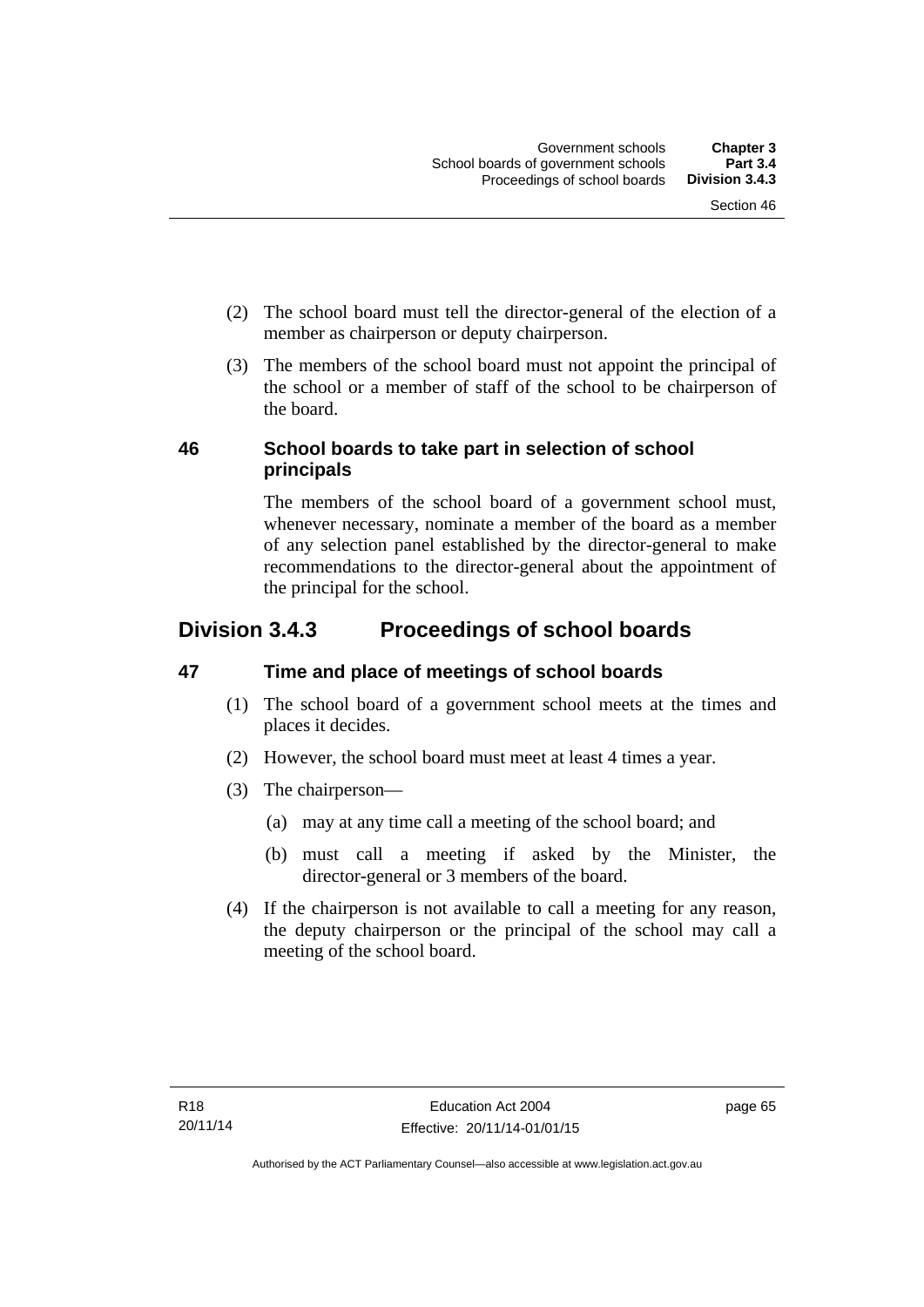(2) The school board must tell the director-general of the election of a member as chairperson or deputy chairperson.

(3) The members of the school board must not appoint the principal of the school or a member of staff of the school to be chairperson of the board.

### 46 School boards to take part in selection of school principals

The members of the school board of a government school must, whenever necessary, nominate a member of the board as a member of any selection panel established by the director-general to make recommendations to the director-general about the appointment of the principal for the school.

## Division 3.4.3 Proceedings of school boards

### 47 Time and place of meetings of school boards

(1) The school board of a government school meets at the times and places it decides.

(2) However, the school board must meet at least 4 times a year.

(3) The chairperson—

(a) may at any time call a meeting of the school board; and

(b) must call a meeting if asked by the Minister, the director-general or 3 members of the board.

(4) If the chairperson is not available to call a meeting for any reason, the deputy chairperson or the principal of the school may call a meeting of the school board.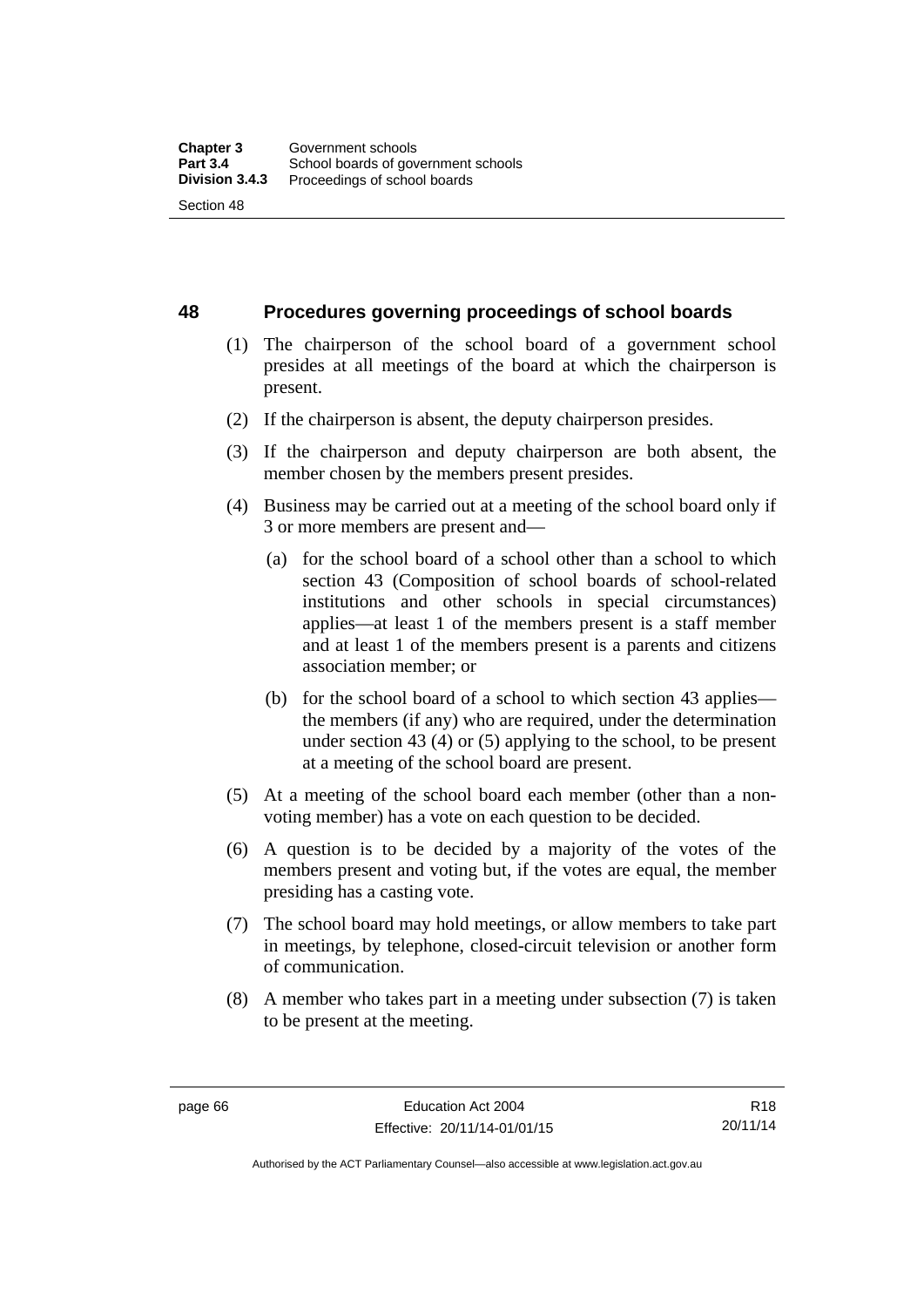## 48 Procedures governing proceedings of school boards

(1) The chairperson of the school board of a government school presides at all meetings of the board at which the chairperson is present.

(2) If the chairperson is absent, the deputy chairperson presides.

(3) If the chairperson and deputy chairperson are both absent, the member chosen by the members present presides.

(4) Business may be carried out at a meeting of the school board only if 3 or more members are present and—

- (a) for the school board of a school other than a school to which section 43 (Composition of school boards of school-related institutions and other schools in special circumstances) applies—at least 1 of the members present is a staff member and at least 1 of the members present is a parents and citizens association member; or
- (b) for the school board of a school to which section 43 applies—the members (if any) who are required, under the determination under section 43 (4) or (5) applying to the school, to be present at a meeting of the school board are present.

(5) At a meeting of the school board each member (other than a non-voting member) has a vote on each question to be decided.

(6) A question is to be decided by a majority of the votes of the members present and voting but, if the votes are equal, the member presiding has a casting vote.

(7) The school board may hold meetings, or allow members to take part in meetings, by telephone, closed-circuit television or another form of communication.

(8) A member who takes part in a meeting under subsection (7) is taken to be present at the meeting.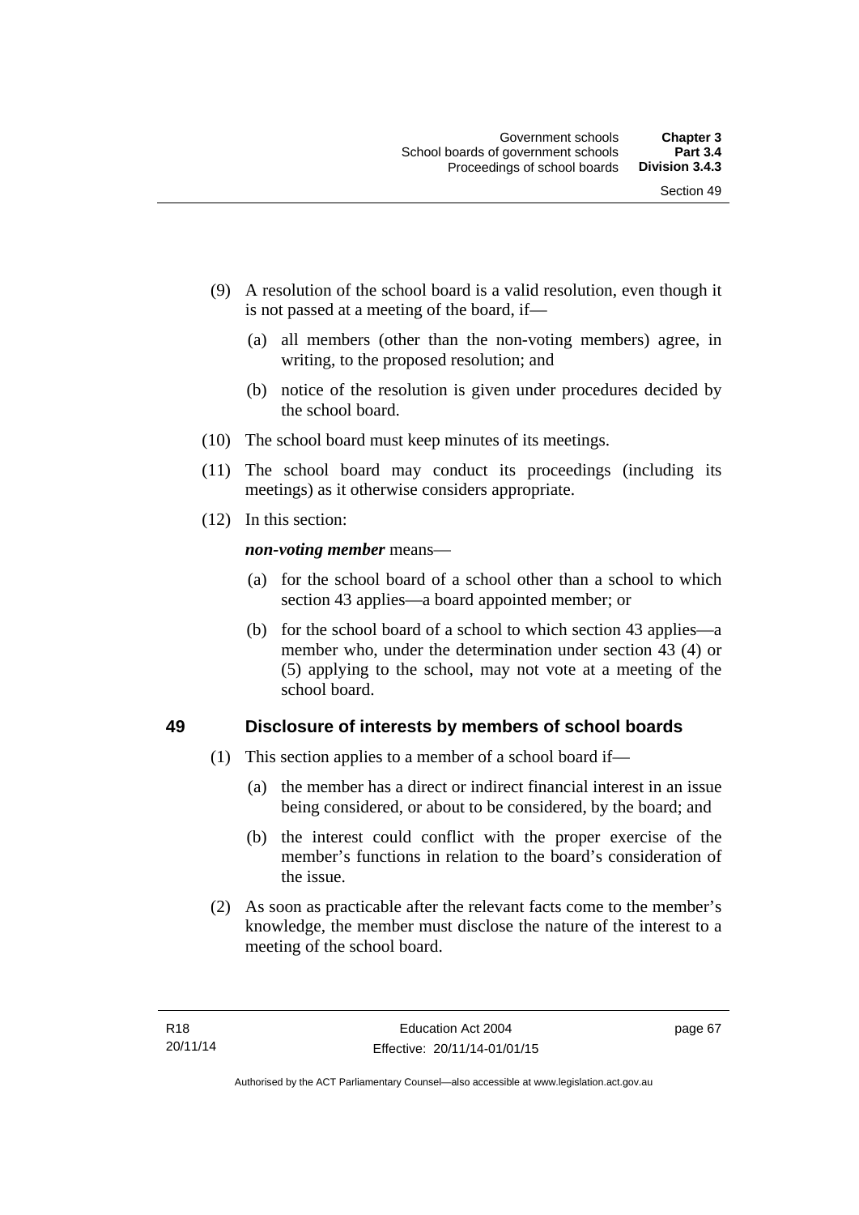(9) A resolution of the school board is a valid resolution, even though it is not passed at a meeting of the board, if—

(a) all members (other than the non-voting members) agree, in writing, to the proposed resolution; and

(b) notice of the resolution is given under procedures decided by the school board.

(10) The school board must keep minutes of its meetings.

(11) The school board may conduct its proceedings (including its meetings) as it otherwise considers appropriate.

(12) In this section:

***non-voting member*** means—

(a) for the school board of a school other than a school to which section 43 applies—a board appointed member; or

(b) for the school board of a school to which section 43 applies—a member who, under the determination under section 43 (4) or (5) applying to the school, may not vote at a meeting of the school board.

## 49 Disclosure of interests by members of school boards

(1) This section applies to a member of a school board if—

(a) the member has a direct or indirect financial interest in an issue being considered, or about to be considered, by the board; and

(b) the interest could conflict with the proper exercise of the member's functions in relation to the board's consideration of the issue.

(2) As soon as practicable after the relevant facts come to the member's knowledge, the member must disclose the nature of the interest to a meeting of the school board.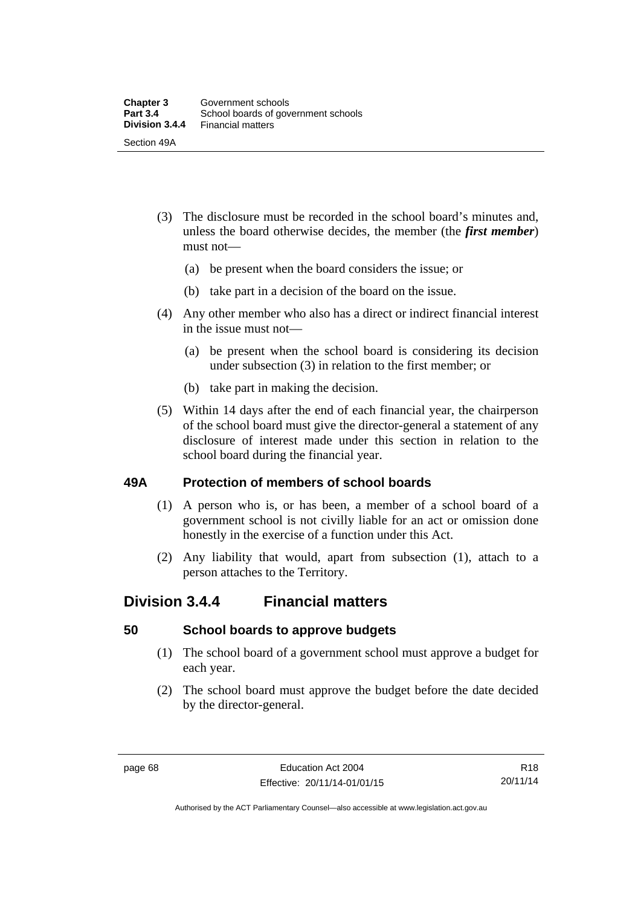(3) The disclosure must be recorded in the school board's minutes and, unless the board otherwise decides, the member (the ***first member***) must not—

(a) be present when the board considers the issue; or

(b) take part in a decision of the board on the issue.

(4) Any other member who also has a direct or indirect financial interest in the issue must not—

(a) be present when the school board is considering its decision under subsection (3) in relation to the first member; or

(b) take part in making the decision.

(5) Within 14 days after the end of each financial year, the chairperson of the school board must give the director-general a statement of any disclosure of interest made under this section in relation to the school board during the financial year.

### 49A Protection of members of school boards

(1) A person who is, or has been, a member of a school board of a government school is not civilly liable for an act or omission done honestly in the exercise of a function under this Act.

(2) Any liability that would, apart from subsection (1), attach to a person attaches to the Territory.

## Division 3.4.4 Financial matters

### 50 School boards to approve budgets

(1) The school board of a government school must approve a budget for each year.

(2) The school board must approve the budget before the date decided by the director-general.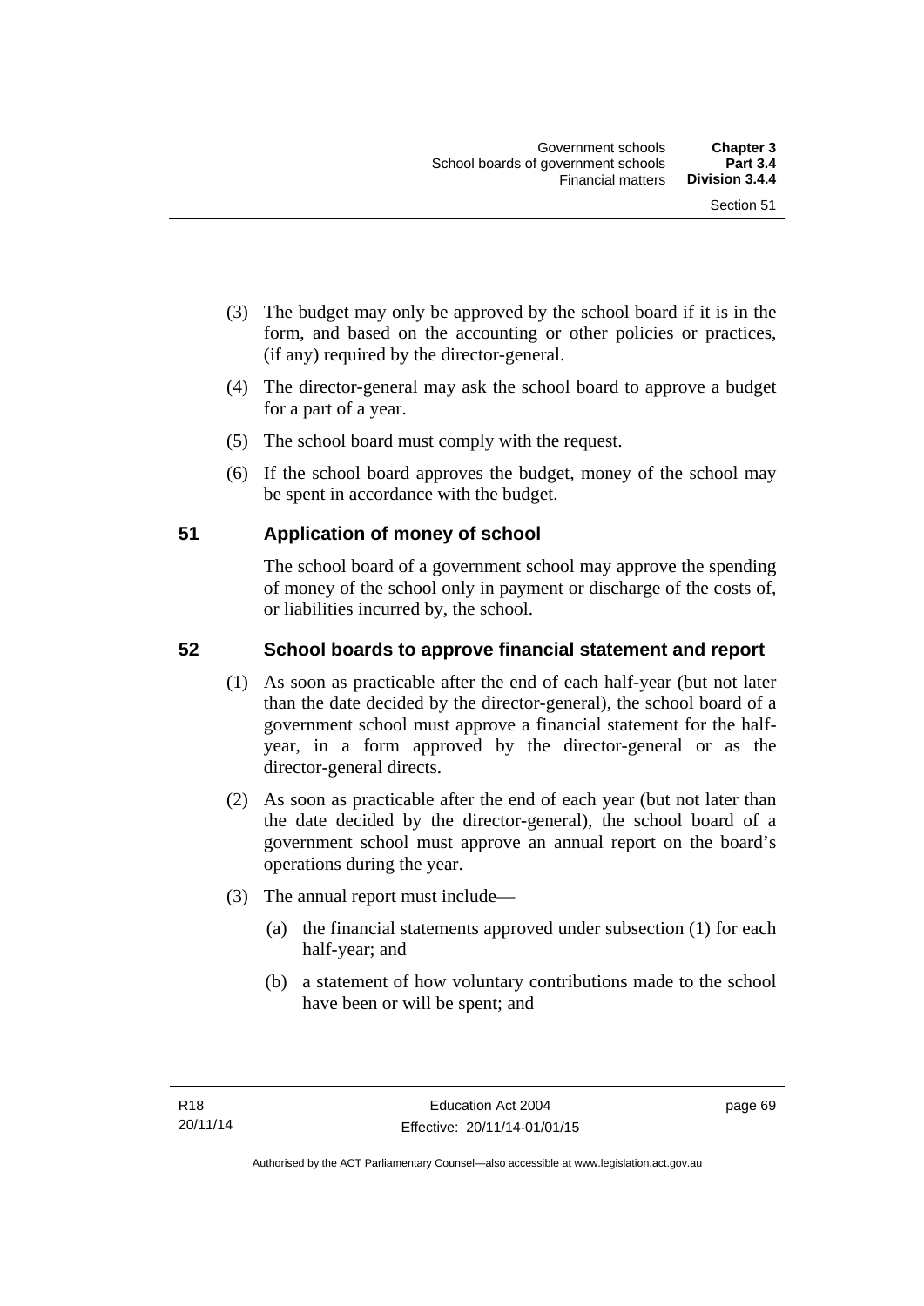(3) The budget may only be approved by the school board if it is in the form, and based on the accounting or other policies or practices, (if any) required by the director-general.

(4) The director-general may ask the school board to approve a budget for a part of a year.

(5) The school board must comply with the request.

(6) If the school board approves the budget, money of the school may be spent in accordance with the budget.

## 51 Application of money of school

The school board of a government school may approve the spending of money of the school only in payment or discharge of the costs of, or liabilities incurred by, the school.

## 52 School boards to approve financial statement and report

(1) As soon as practicable after the end of each half-year (but not later than the date decided by the director-general), the school board of a government school must approve a financial statement for the half-year, in a form approved by the director-general or as the director-general directs.

(2) As soon as practicable after the end of each year (but not later than the date decided by the director-general), the school board of a government school must approve an annual report on the board's operations during the year.

(3) The annual report must include—

(a) the financial statements approved under subsection (1) for each half-year; and

(b) a statement of how voluntary contributions made to the school have been or will be spent; and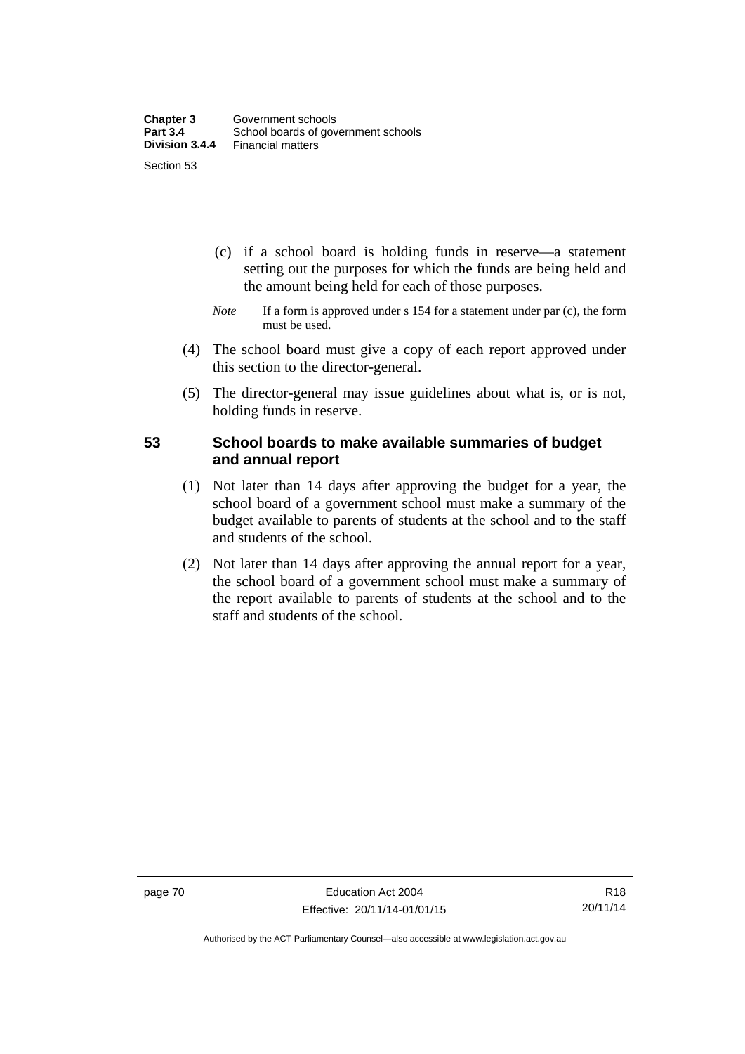(c) if a school board is holding funds in reserve—a statement setting out the purposes for which the funds are being held and the amount being held for each of those purposes.

*Note* If a form is approved under s 154 for a statement under par (c), the form must be used.

(4) The school board must give a copy of each report approved under this section to the director-general.

(5) The director-general may issue guidelines about what is, or is not, holding funds in reserve.

### 53 School boards to make available summaries of budget and annual report

(1) Not later than 14 days after approving the budget for a year, the school board of a government school must make a summary of the budget available to parents of students at the school and to the staff and students of the school.

(2) Not later than 14 days after approving the annual report for a year, the school board of a government school must make a summary of the report available to parents of students at the school and to the staff and students of the school.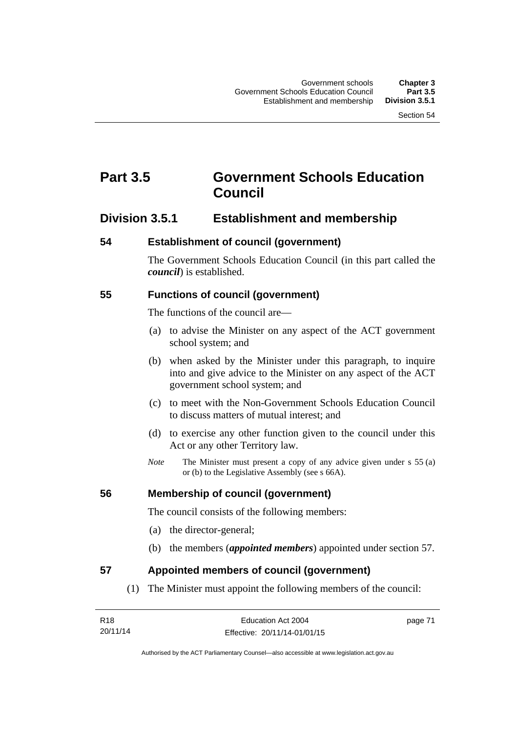# Part 3.5 Government Schools Education Council

## Division 3.5.1 Establishment and membership

### 54 Establishment of council (government)

The Government Schools Education Council (in this part called the ***council***) is established.

### 55 Functions of council (government)

The functions of the council are—

(a) to advise the Minister on any aspect of the ACT government school system; and

(b) when asked by the Minister under this paragraph, to inquire into and give advice to the Minister on any aspect of the ACT government school system; and

(c) to meet with the Non-Government Schools Education Council to discuss matters of mutual interest; and

(d) to exercise any other function given to the council under this Act or any other Territory law.

*Note* The Minister must present a copy of any advice given under s 55 (a) or (b) to the Legislative Assembly (see s 66A).

### 56 Membership of council (government)

The council consists of the following members:

(a) the director-general;

(b) the members (***appointed members***) appointed under section 57.

### 57 Appointed members of council (government)

(1) The Minister must appoint the following members of the council: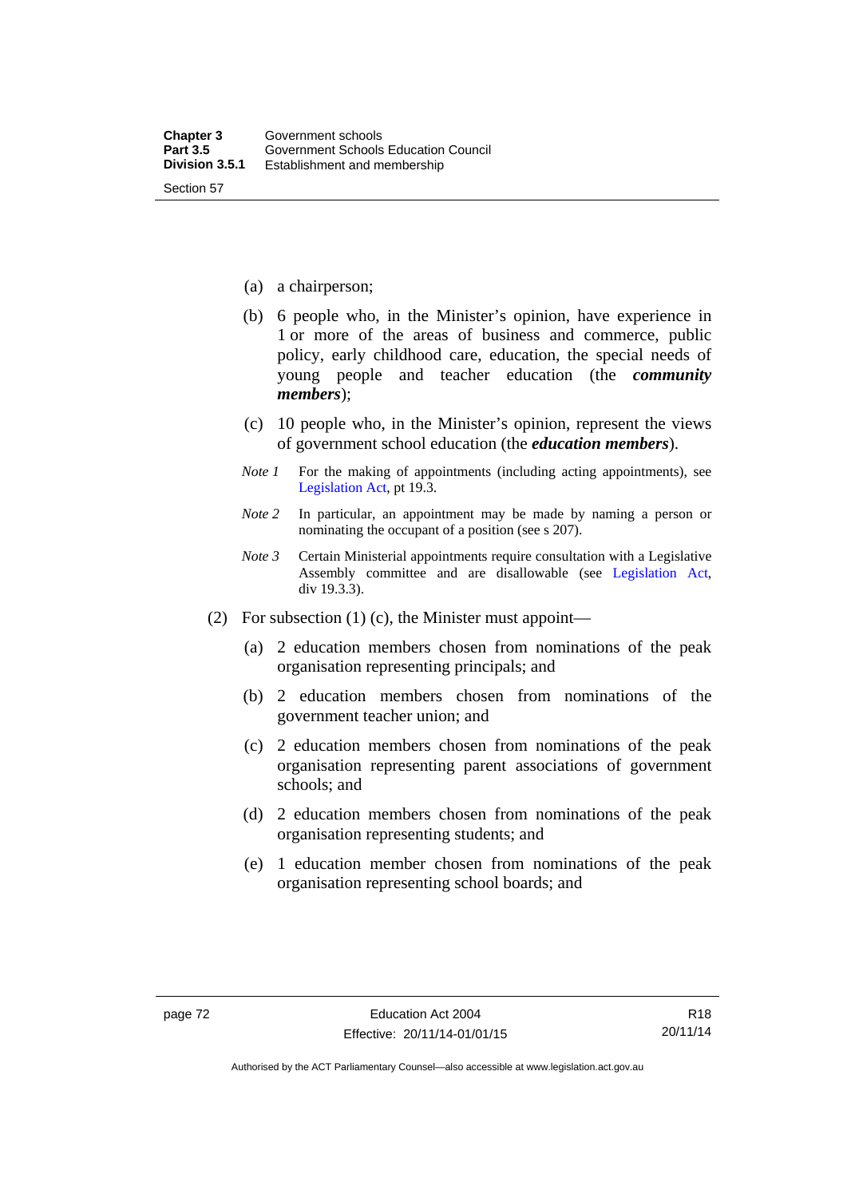(a) a chairperson;

(b) 6 people who, in the Minister's opinion, have experience in 1 or more of the areas of business and commerce, public policy, early childhood care, education, the special needs of young people and teacher education (the ***community members***);

(c) 10 people who, in the Minister's opinion, represent the views of government school education (the ***education members***).

*Note 1* For the making of appointments (including acting appointments), see Legislation Act, pt 19.3.

*Note 2* In particular, an appointment may be made by naming a person or nominating the occupant of a position (see s 207).

*Note 3* Certain Ministerial appointments require consultation with a Legislative Assembly committee and are disallowable (see Legislation Act, div 19.3.3).

(2) For subsection (1) (c), the Minister must appoint—

(a) 2 education members chosen from nominations of the peak organisation representing principals; and

(b) 2 education members chosen from nominations of the government teacher union; and

(c) 2 education members chosen from nominations of the peak organisation representing parent associations of government schools; and

(d) 2 education members chosen from nominations of the peak organisation representing students; and

(e) 1 education member chosen from nominations of the peak organisation representing school boards; and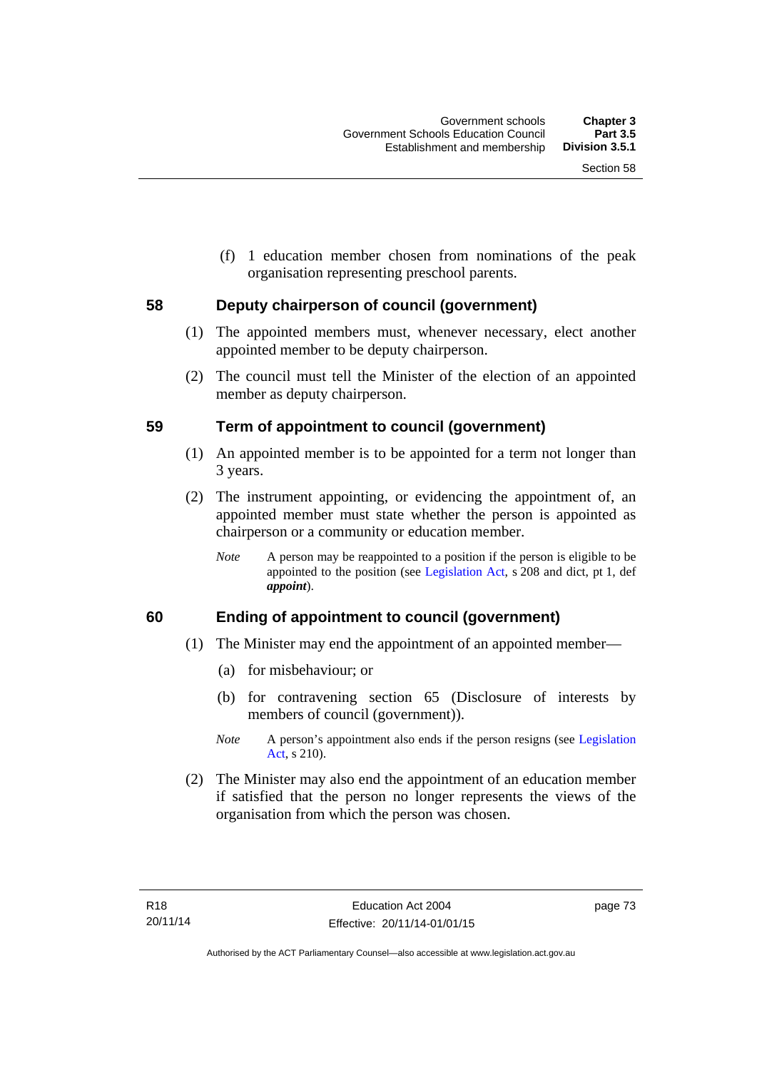(f) 1 education member chosen from nominations of the peak organisation representing preschool parents.

## 58 Deputy chairperson of council (government)

(1) The appointed members must, whenever necessary, elect another appointed member to be deputy chairperson.

(2) The council must tell the Minister of the election of an appointed member as deputy chairperson.

## 59 Term of appointment to council (government)

(1) An appointed member is to be appointed for a term not longer than 3 years.

(2) The instrument appointing, or evidencing the appointment of, an appointed member must state whether the person is appointed as chairperson or a community or education member.

*Note* A person may be reappointed to a position if the person is eligible to be appointed to the position (see Legislation Act, s 208 and dict, pt 1, def ***appoint***).

## 60 Ending of appointment to council (government)

(1) The Minister may end the appointment of an appointed member—

(a) for misbehaviour; or

(b) for contravening section 65 (Disclosure of interests by members of council (government)).

*Note* A person's appointment also ends if the person resigns (see Legislation Act, s 210).

(2) The Minister may also end the appointment of an education member if satisfied that the person no longer represents the views of the organisation from which the person was chosen.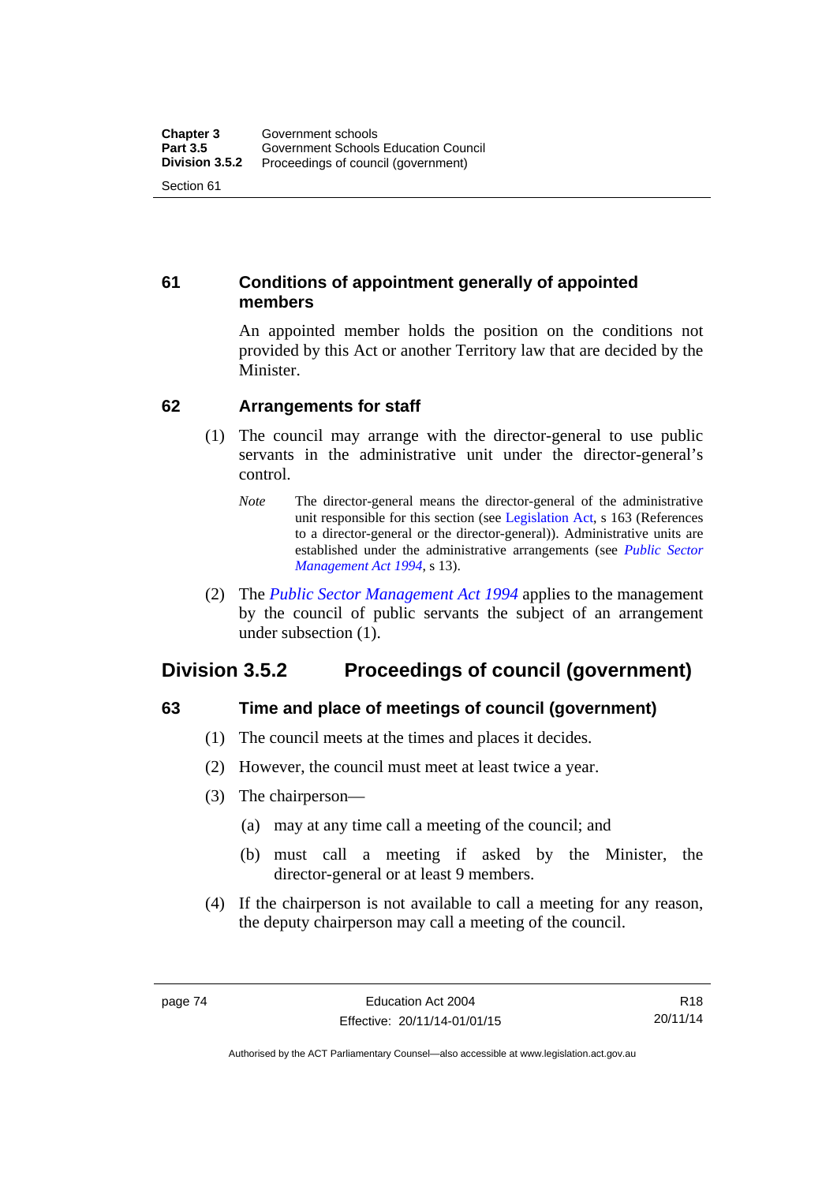### 61 Conditions of appointment generally of appointed members

An appointed member holds the position on the conditions not provided by this Act or another Territory law that are decided by the Minister.

### 62 Arrangements for staff

(1) The council may arrange with the director-general to use public servants in the administrative unit under the director-general's control.

*Note* The director-general means the director-general of the administrative unit responsible for this section (see Legislation Act, s 163 (References to a director-general or the director-general)). Administrative units are established under the administrative arrangements (see *Public Sector Management Act 1994*, s 13).

(2) The *Public Sector Management Act 1994* applies to the management by the council of public servants the subject of an arrangement under subsection (1).

## Division 3.5.2 Proceedings of council (government)

### 63 Time and place of meetings of council (government)

(1) The council meets at the times and places it decides.

(2) However, the council must meet at least twice a year.

(3) The chairperson—

(a) may at any time call a meeting of the council; and

(b) must call a meeting if asked by the Minister, the director-general or at least 9 members.

(4) If the chairperson is not available to call a meeting for any reason, the deputy chairperson may call a meeting of the council.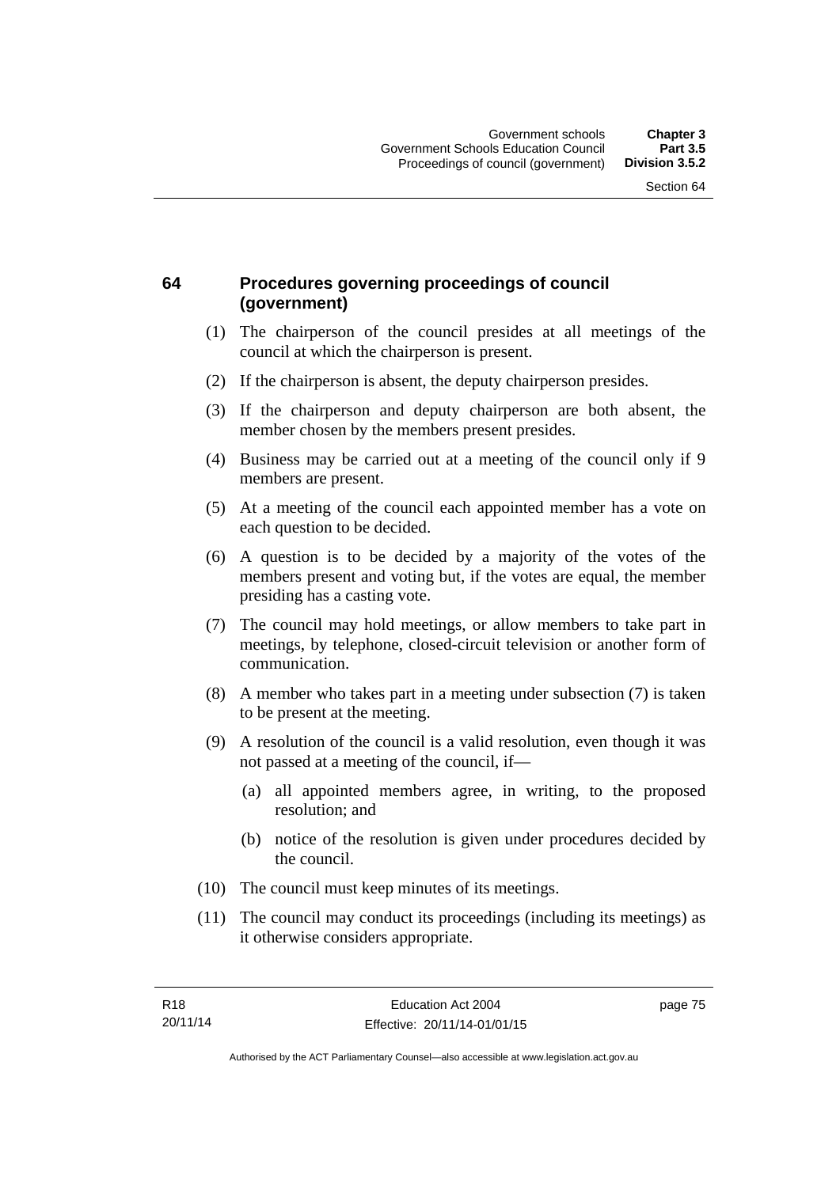## 64 Procedures governing proceedings of council (government)

(1) The chairperson of the council presides at all meetings of the council at which the chairperson is present.

(2) If the chairperson is absent, the deputy chairperson presides.

(3) If the chairperson and deputy chairperson are both absent, the member chosen by the members present presides.

(4) Business may be carried out at a meeting of the council only if 9 members are present.

(5) At a meeting of the council each appointed member has a vote on each question to be decided.

(6) A question is to be decided by a majority of the votes of the members present and voting but, if the votes are equal, the member presiding has a casting vote.

(7) The council may hold meetings, or allow members to take part in meetings, by telephone, closed-circuit television or another form of communication.

(8) A member who takes part in a meeting under subsection (7) is taken to be present at the meeting.

(9) A resolution of the council is a valid resolution, even though it was not passed at a meeting of the council, if—

- (a) all appointed members agree, in writing, to the proposed resolution; and
- (b) notice of the resolution is given under procedures decided by the council.

(10) The council must keep minutes of its meetings.

(11) The council may conduct its proceedings (including its meetings) as it otherwise considers appropriate.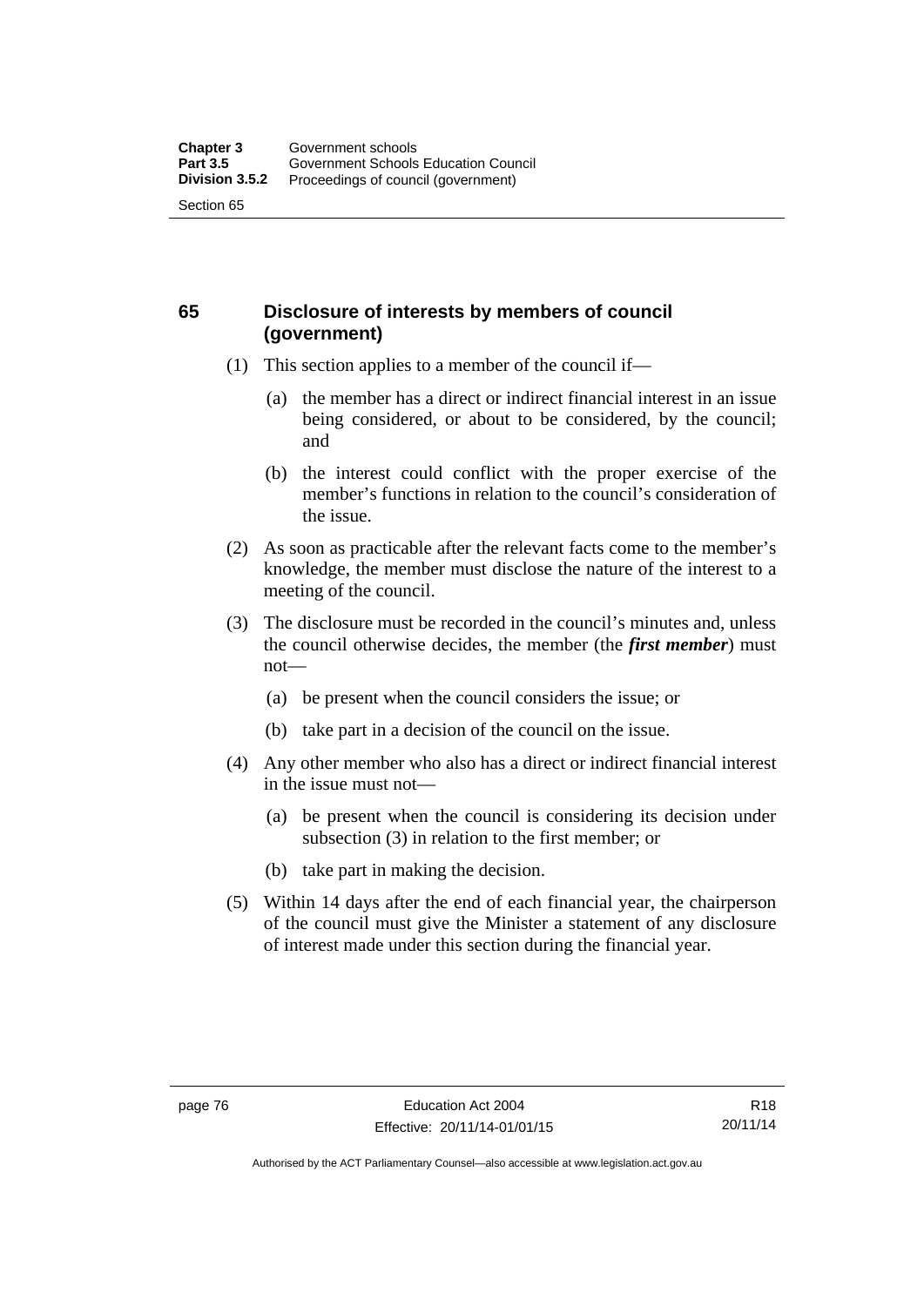## 65 Disclosure of interests by members of council (government)

(1) This section applies to a member of the council if—

(a) the member has a direct or indirect financial interest in an issue being considered, or about to be considered, by the council; and

(b) the interest could conflict with the proper exercise of the member's functions in relation to the council's consideration of the issue.

(2) As soon as practicable after the relevant facts come to the member's knowledge, the member must disclose the nature of the interest to a meeting of the council.

(3) The disclosure must be recorded in the council's minutes and, unless the council otherwise decides, the member (the ***first member***) must not—

(a) be present when the council considers the issue; or

(b) take part in a decision of the council on the issue.

(4) Any other member who also has a direct or indirect financial interest in the issue must not—

(a) be present when the council is considering its decision under subsection (3) in relation to the first member; or

(b) take part in making the decision.

(5) Within 14 days after the end of each financial year, the chairperson of the council must give the Minister a statement of any disclosure of interest made under this section during the financial year.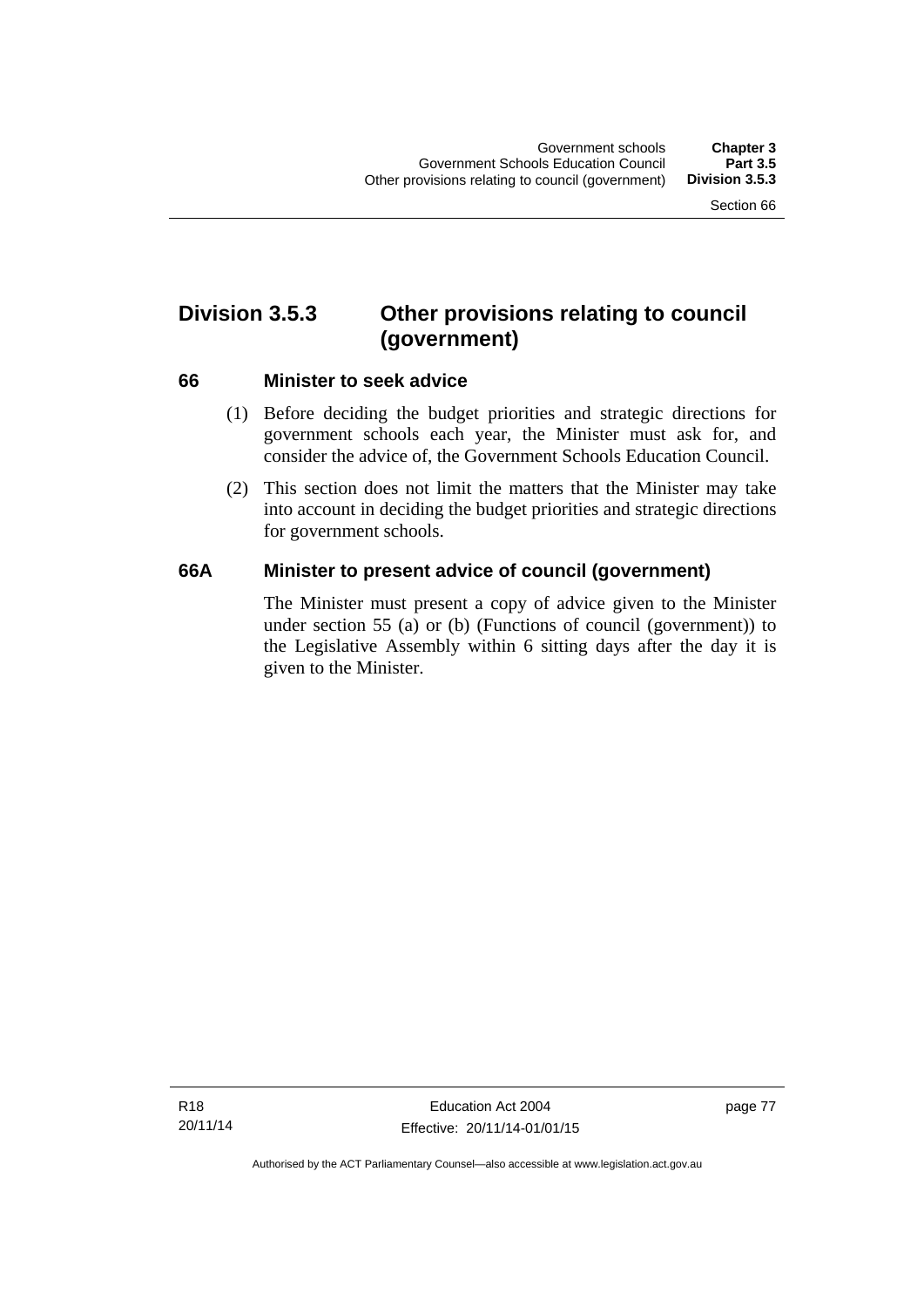## Division 3.5.3 Other provisions relating to council (government)

### 66 Minister to seek advice

(1) Before deciding the budget priorities and strategic directions for government schools each year, the Minister must ask for, and consider the advice of, the Government Schools Education Council.

(2) This section does not limit the matters that the Minister may take into account in deciding the budget priorities and strategic directions for government schools.

### 66A Minister to present advice of council (government)

The Minister must present a copy of advice given to the Minister under section 55 (a) or (b) (Functions of council (government)) to the Legislative Assembly within 6 sitting days after the day it is given to the Minister.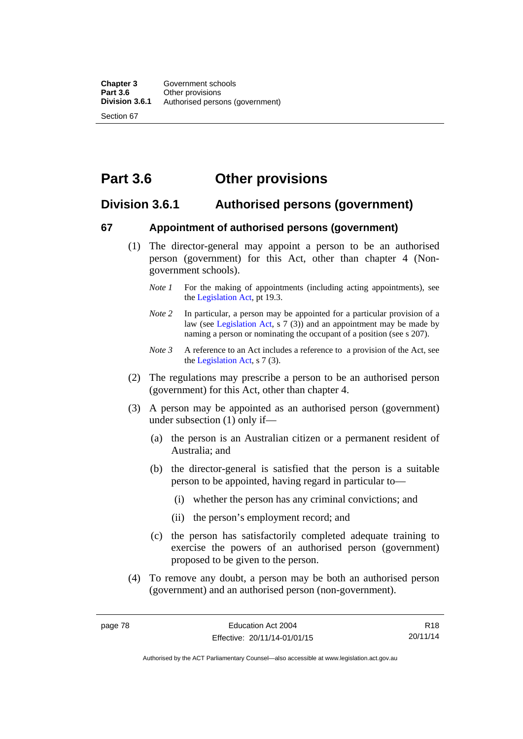# Part 3.6 Other provisions

## Division 3.6.1 Authorised persons (government)

### 67 Appointment of authorised persons (government)

(1) The director-general may appoint a person to be an authorised person (government) for this Act, other than chapter 4 (Non-government schools).

*Note 1* For the making of appointments (including acting appointments), see the Legislation Act, pt 19.3.

*Note 2* In particular, a person may be appointed for a particular provision of a law (see Legislation Act, s 7 (3)) and an appointment may be made by naming a person or nominating the occupant of a position (see s 207).

*Note 3* A reference to an Act includes a reference to a provision of the Act, see the Legislation Act, s 7 (3).

(2) The regulations may prescribe a person to be an authorised person (government) for this Act, other than chapter 4.

(3) A person may be appointed as an authorised person (government) under subsection (1) only if—

(a) the person is an Australian citizen or a permanent resident of Australia; and

(b) the director-general is satisfied that the person is a suitable person to be appointed, having regard in particular to—

(i) whether the person has any criminal convictions; and

(ii) the person's employment record; and

(c) the person has satisfactorily completed adequate training to exercise the powers of an authorised person (government) proposed to be given to the person.

(4) To remove any doubt, a person may be both an authorised person (government) and an authorised person (non-government).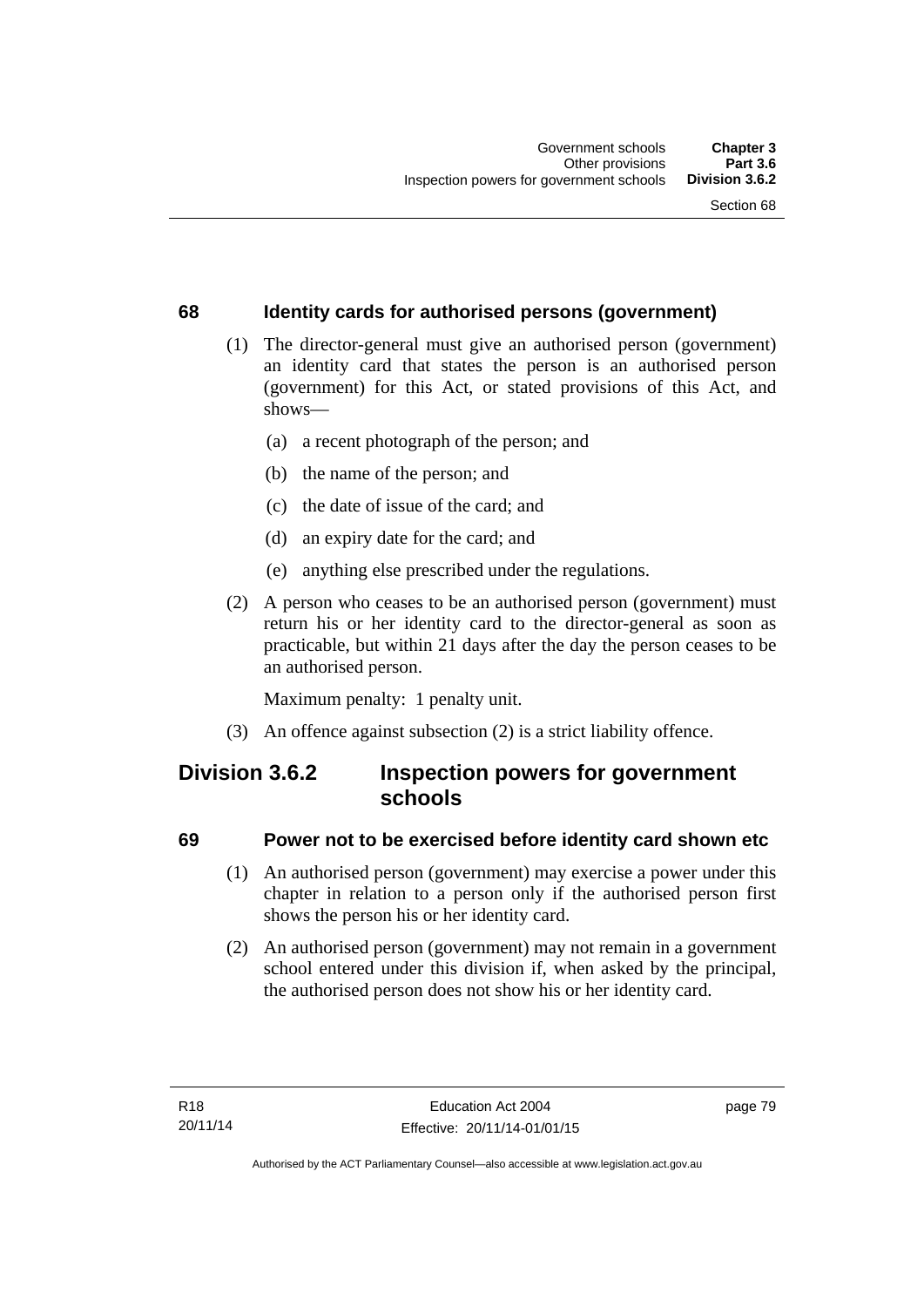### 68 Identity cards for authorised persons (government)

(1) The director-general must give an authorised person (government) an identity card that states the person is an authorised person (government) for this Act, or stated provisions of this Act, and shows—

(a) a recent photograph of the person; and

(b) the name of the person; and

(c) the date of issue of the card; and

(d) an expiry date for the card; and

(e) anything else prescribed under the regulations.

(2) A person who ceases to be an authorised person (government) must return his or her identity card to the director-general as soon as practicable, but within 21 days after the day the person ceases to be an authorised person.

Maximum penalty: 1 penalty unit.

(3) An offence against subsection (2) is a strict liability offence.

## Division 3.6.2 Inspection powers for government schools

### 69 Power not to be exercised before identity card shown etc

(1) An authorised person (government) may exercise a power under this chapter in relation to a person only if the authorised person first shows the person his or her identity card.

(2) An authorised person (government) may not remain in a government school entered under this division if, when asked by the principal, the authorised person does not show his or her identity card.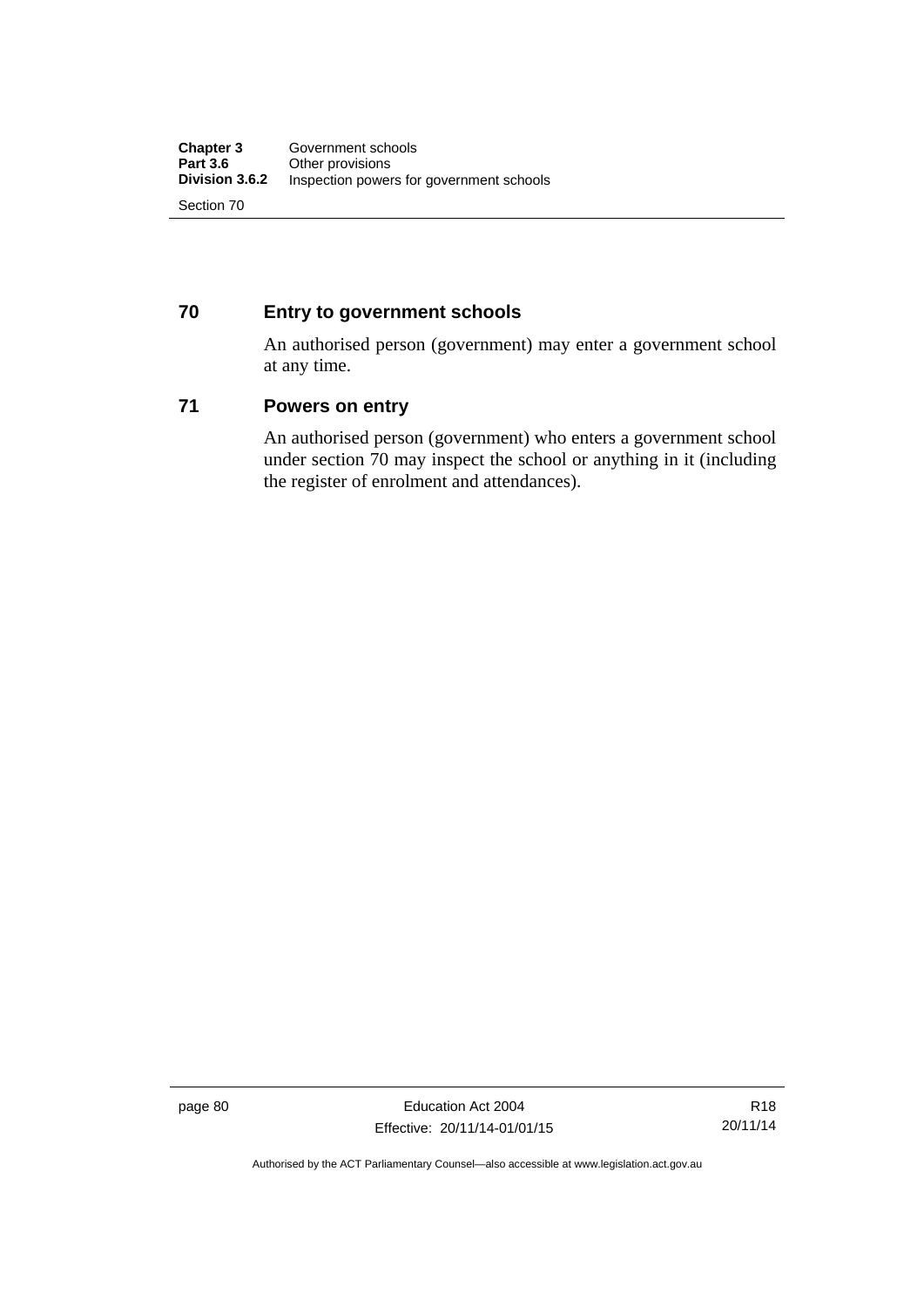## 70 Entry to government schools

An authorised person (government) may enter a government school at any time.

## 71 Powers on entry

An authorised person (government) who enters a government school under section 70 may inspect the school or anything in it (including the register of enrolment and attendances).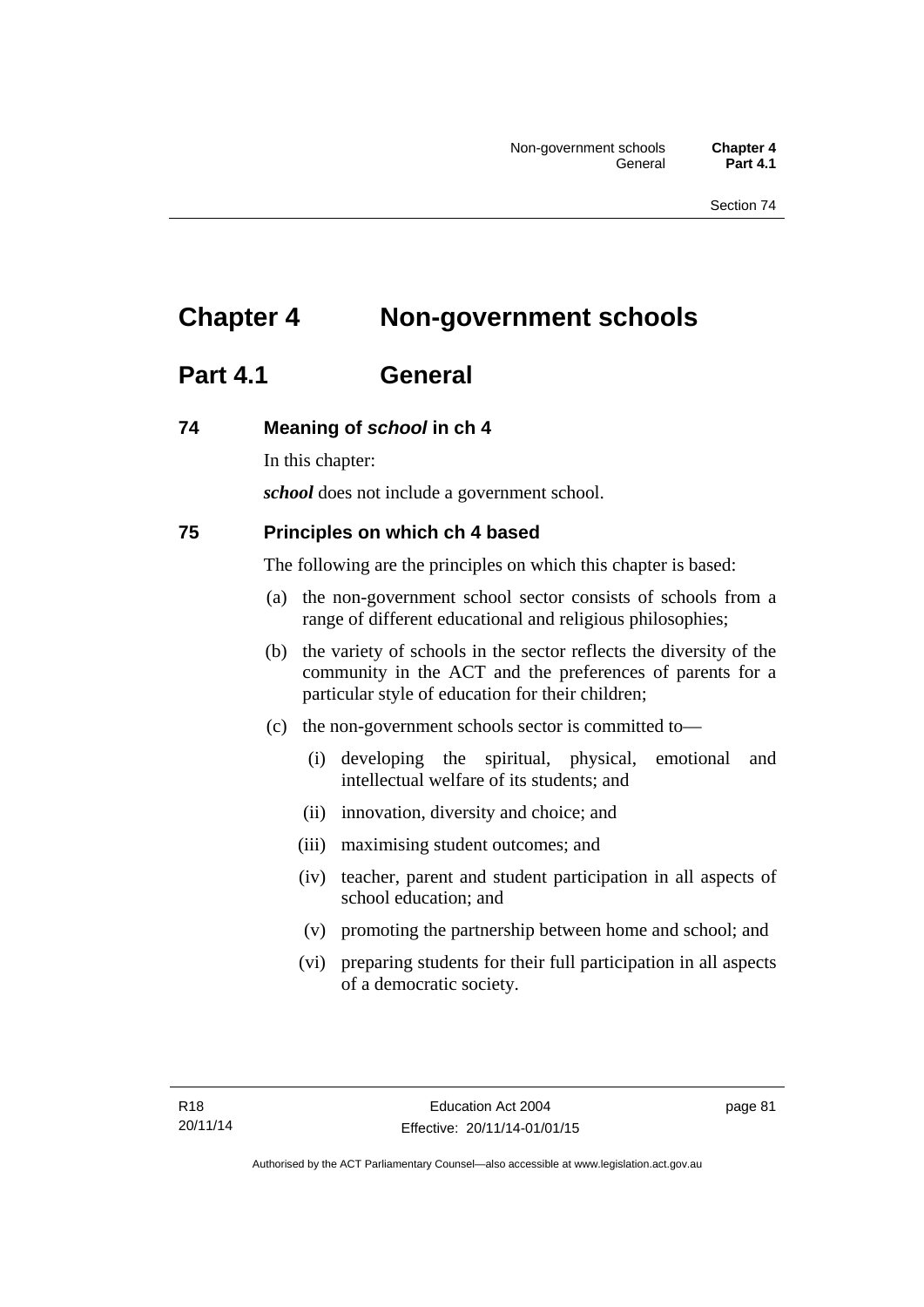# Chapter 4 Non-government schools

## Part 4.1 General

### 74 Meaning of *school* in ch 4

In this chapter:

***school*** does not include a government school.

### 75 Principles on which ch 4 based

The following are the principles on which this chapter is based:

(a) the non-government school sector consists of schools from a range of different educational and religious philosophies;

(b) the variety of schools in the sector reflects the diversity of the community in the ACT and the preferences of parents for a particular style of education for their children;

(c) the non-government schools sector is committed to—

  (i) developing the spiritual, physical, emotional and intellectual welfare of its students; and

  (ii) innovation, diversity and choice; and

  (iii) maximising student outcomes; and

  (iv) teacher, parent and student participation in all aspects of school education; and

  (v) promoting the partnership between home and school; and

  (vi) preparing students for their full participation in all aspects of a democratic society.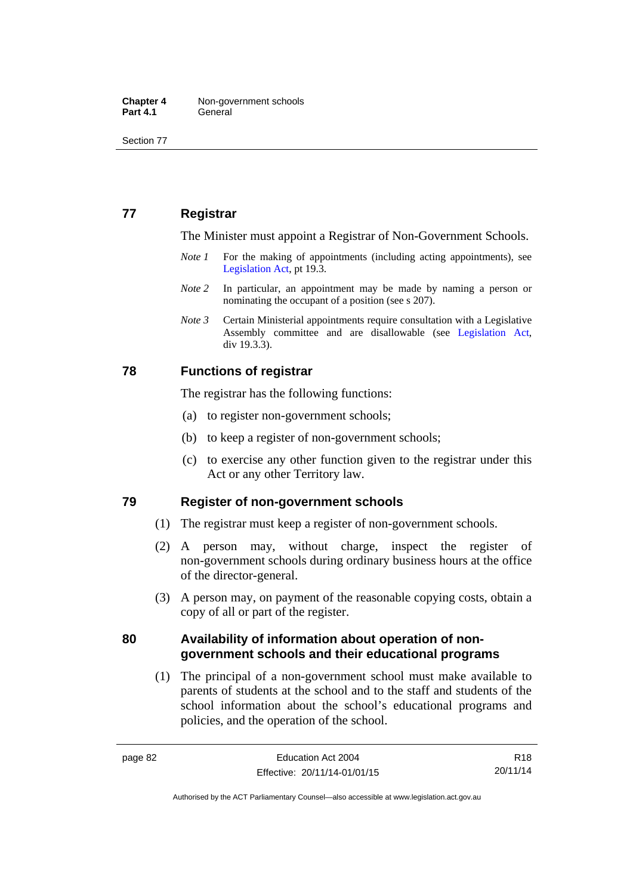## 77 Registrar

The Minister must appoint a Registrar of Non-Government Schools.

*Note 1* For the making of appointments (including acting appointments), see Legislation Act, pt 19.3.

*Note 2* In particular, an appointment may be made by naming a person or nominating the occupant of a position (see s 207).

*Note 3* Certain Ministerial appointments require consultation with a Legislative Assembly committee and are disallowable (see Legislation Act, div 19.3.3).

## 78 Functions of registrar

The registrar has the following functions:

(a) to register non-government schools;

(b) to keep a register of non-government schools;

(c) to exercise any other function given to the registrar under this Act or any other Territory law.

## 79 Register of non-government schools

(1) The registrar must keep a register of non-government schools.

(2) A person may, without charge, inspect the register of non-government schools during ordinary business hours at the office of the director-general.

(3) A person may, on payment of the reasonable copying costs, obtain a copy of all or part of the register.

## 80 Availability of information about operation of non-government schools and their educational programs

(1) The principal of a non-government school must make available to parents of students at the school and to the staff and students of the school information about the school's educational programs and policies, and the operation of the school.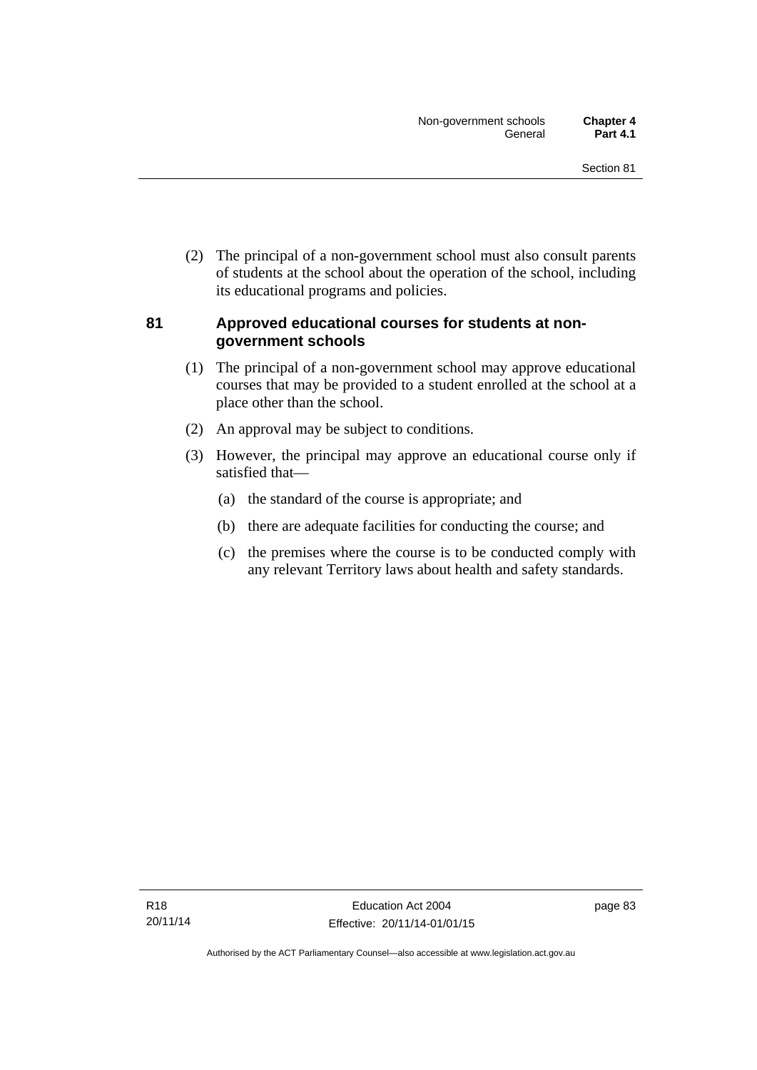(2) The principal of a non-government school must also consult parents of students at the school about the operation of the school, including its educational programs and policies.

### 81 Approved educational courses for students at non-government schools

(1) The principal of a non-government school may approve educational courses that may be provided to a student enrolled at the school at a place other than the school.

(2) An approval may be subject to conditions.

(3) However, the principal may approve an educational course only if satisfied that—

(a) the standard of the course is appropriate; and

(b) there are adequate facilities for conducting the course; and

(c) the premises where the course is to be conducted comply with any relevant Territory laws about health and safety standards.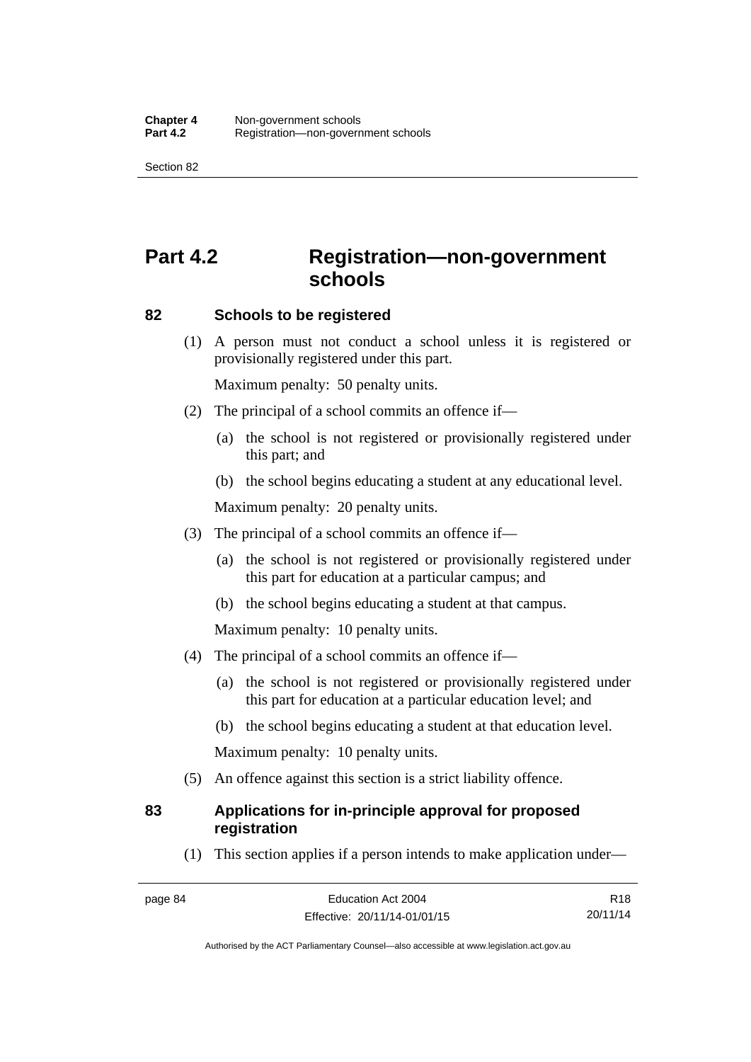# Part 4.2 Registration—non-government schools

## 82 Schools to be registered

(1) A person must not conduct a school unless it is registered or provisionally registered under this part.

Maximum penalty: 50 penalty units.

(2) The principal of a school commits an offence if—

(a) the school is not registered or provisionally registered under this part; and

(b) the school begins educating a student at any educational level.

Maximum penalty: 20 penalty units.

(3) The principal of a school commits an offence if—

(a) the school is not registered or provisionally registered under this part for education at a particular campus; and

(b) the school begins educating a student at that campus.

Maximum penalty: 10 penalty units.

(4) The principal of a school commits an offence if—

(a) the school is not registered or provisionally registered under this part for education at a particular education level; and

(b) the school begins educating a student at that education level.

Maximum penalty: 10 penalty units.

(5) An offence against this section is a strict liability offence.

## 83 Applications for in-principle approval for proposed registration

(1) This section applies if a person intends to make application under—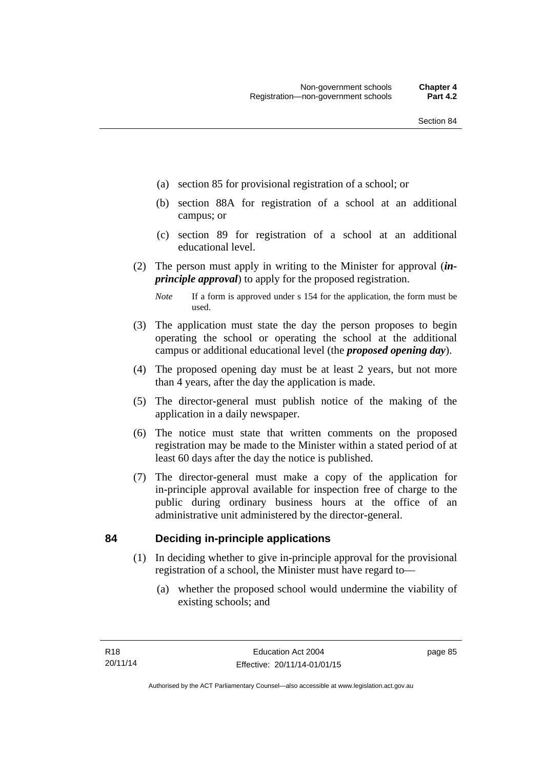(a) section 85 for provisional registration of a school; or

(b) section 88A for registration of a school at an additional campus; or

(c) section 89 for registration of a school at an additional educational level.

(2) The person must apply in writing to the Minister for approval (***in-principle approval***) to apply for the proposed registration.

*Note* If a form is approved under s 154 for the application, the form must be used.

(3) The application must state the day the person proposes to begin operating the school or operating the school at the additional campus or additional educational level (the ***proposed opening day***).

(4) The proposed opening day must be at least 2 years, but not more than 4 years, after the day the application is made.

(5) The director-general must publish notice of the making of the application in a daily newspaper.

(6) The notice must state that written comments on the proposed registration may be made to the Minister within a stated period of at least 60 days after the day the notice is published.

(7) The director-general must make a copy of the application for in-principle approval available for inspection free of charge to the public during ordinary business hours at the office of an administrative unit administered by the director-general.

## 84 Deciding in-principle applications

(1) In deciding whether to give in-principle approval for the provisional registration of a school, the Minister must have regard to—

(a) whether the proposed school would undermine the viability of existing schools; and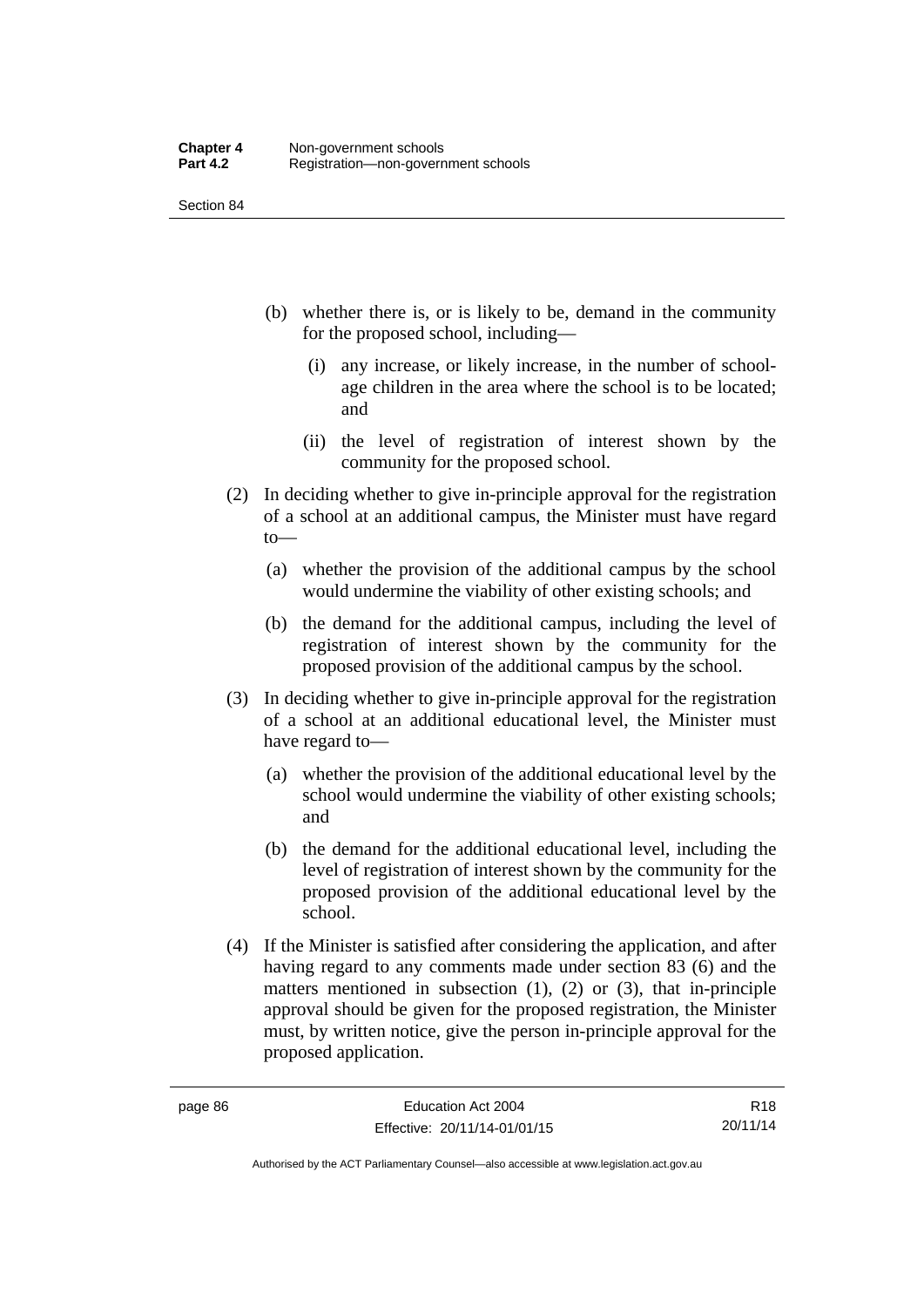(b) whether there is, or is likely to be, demand in the community for the proposed school, including—

  (i) any increase, or likely increase, in the number of school-age children in the area where the school is to be located; and

  (ii) the level of registration of interest shown by the community for the proposed school.

(2) In deciding whether to give in-principle approval for the registration of a school at an additional campus, the Minister must have regard to—

  (a) whether the provision of the additional campus by the school would undermine the viability of other existing schools; and

  (b) the demand for the additional campus, including the level of registration of interest shown by the community for the proposed provision of the additional campus by the school.

(3) In deciding whether to give in-principle approval for the registration of a school at an additional educational level, the Minister must have regard to—

  (a) whether the provision of the additional educational level by the school would undermine the viability of other existing schools; and

  (b) the demand for the additional educational level, including the level of registration of interest shown by the community for the proposed provision of the additional educational level by the school.

(4) If the Minister is satisfied after considering the application, and after having regard to any comments made under section 83 (6) and the matters mentioned in subsection (1), (2) or (3), that in-principle approval should be given for the proposed registration, the Minister must, by written notice, give the person in-principle approval for the proposed application.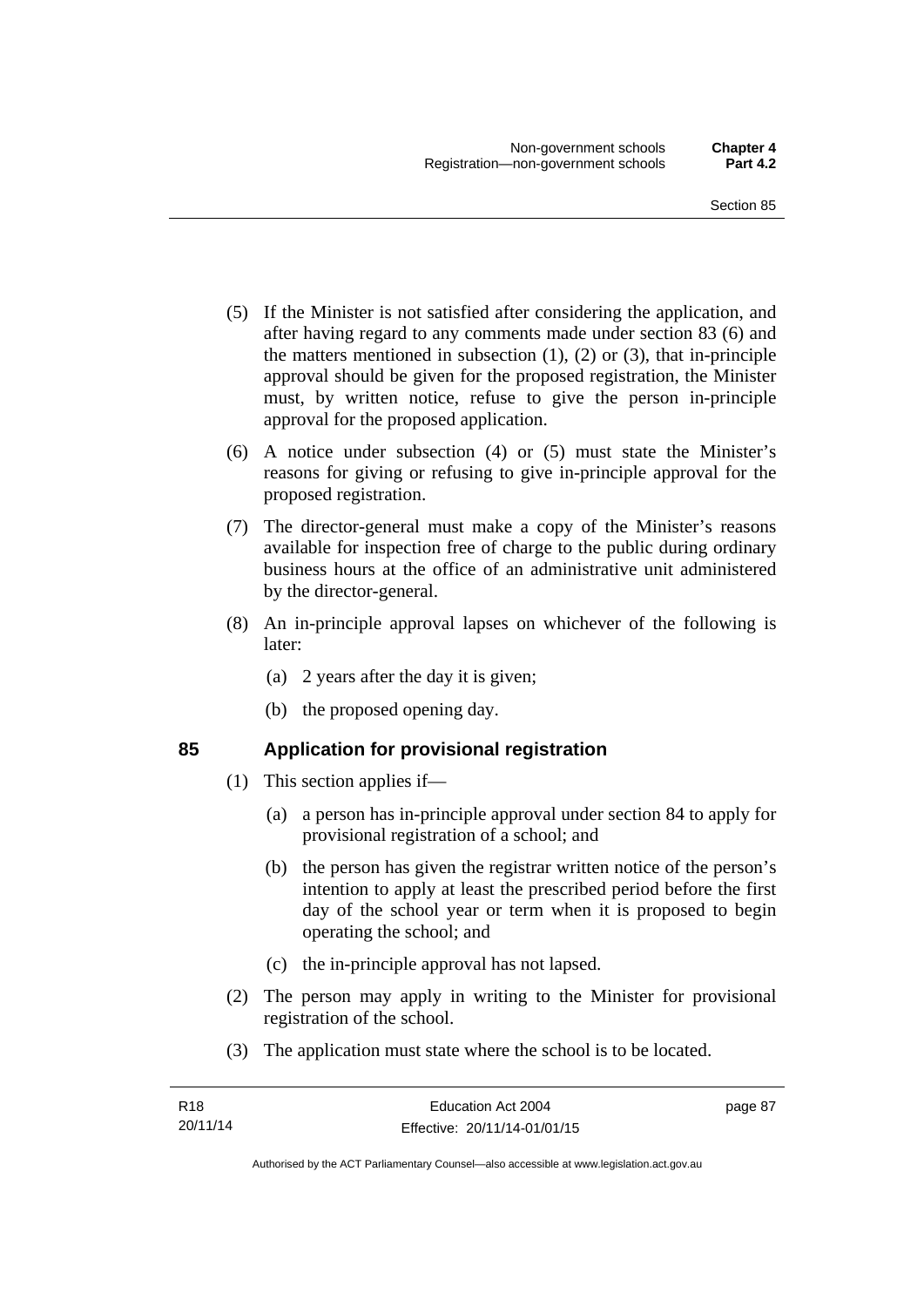(5) If the Minister is not satisfied after considering the application, and after having regard to any comments made under section 83 (6) and the matters mentioned in subsection (1), (2) or (3), that in-principle approval should be given for the proposed registration, the Minister must, by written notice, refuse to give the person in-principle approval for the proposed application.

(6) A notice under subsection (4) or (5) must state the Minister's reasons for giving or refusing to give in-principle approval for the proposed registration.

(7) The director-general must make a copy of the Minister's reasons available for inspection free of charge to the public during ordinary business hours at the office of an administrative unit administered by the director-general.

(8) An in-principle approval lapses on whichever of the following is later:

(a) 2 years after the day it is given;

(b) the proposed opening day.

## 85 Application for provisional registration

(1) This section applies if—

(a) a person has in-principle approval under section 84 to apply for provisional registration of a school; and

(b) the person has given the registrar written notice of the person's intention to apply at least the prescribed period before the first day of the school year or term when it is proposed to begin operating the school; and

(c) the in-principle approval has not lapsed.

(2) The person may apply in writing to the Minister for provisional registration of the school.

(3) The application must state where the school is to be located.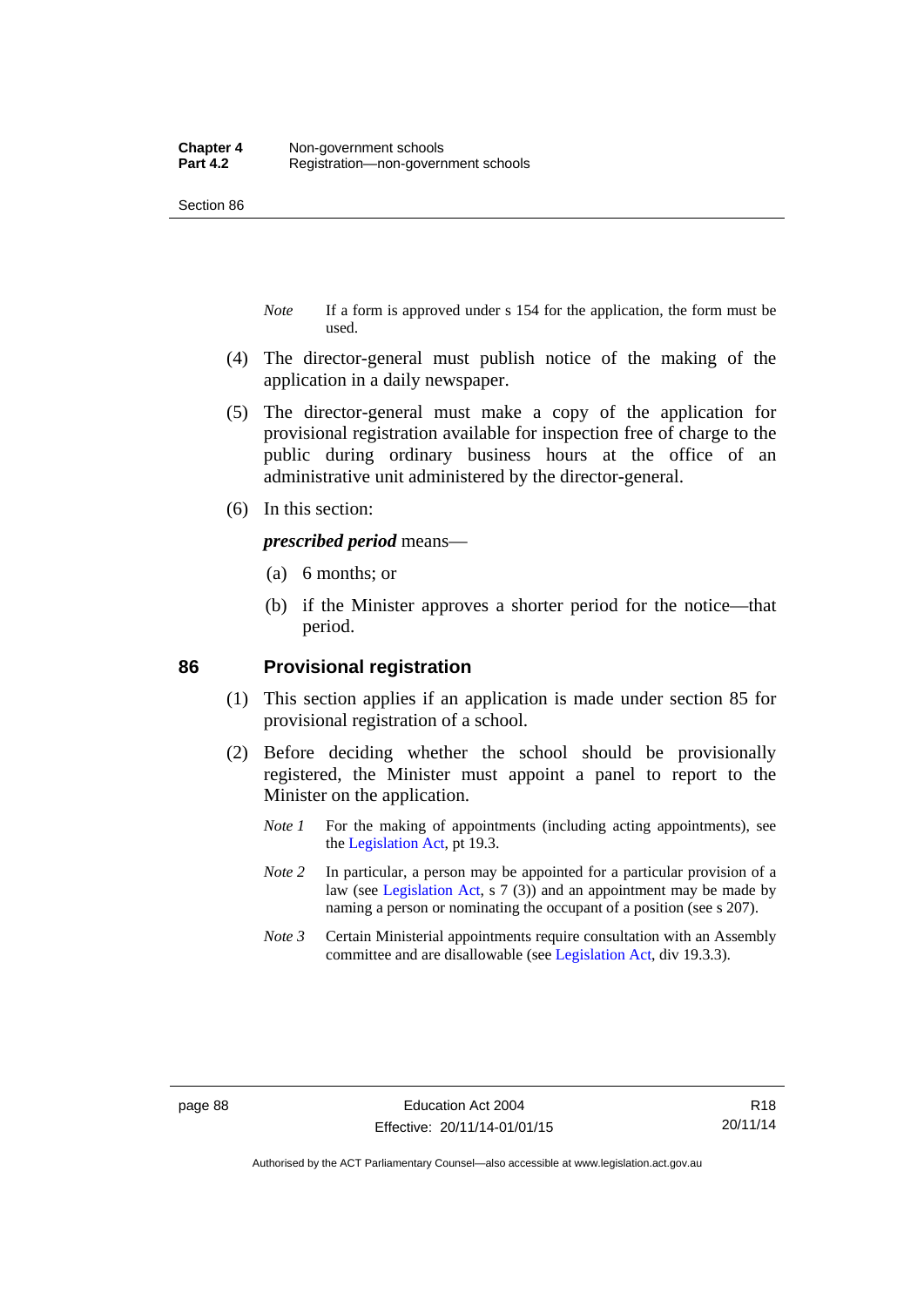*Note* If a form is approved under s 154 for the application, the form must be used.

(4) The director-general must publish notice of the making of the application in a daily newspaper.

(5) The director-general must make a copy of the application for provisional registration available for inspection free of charge to the public during ordinary business hours at the office of an administrative unit administered by the director-general.

(6) In this section:

***prescribed period*** means—

(a) 6 months; or

(b) if the Minister approves a shorter period for the notice—that period.

## 86 Provisional registration

(1) This section applies if an application is made under section 85 for provisional registration of a school.

(2) Before deciding whether the school should be provisionally registered, the Minister must appoint a panel to report to the Minister on the application.

*Note 1* For the making of appointments (including acting appointments), see the Legislation Act, pt 19.3.

*Note 2* In particular, a person may be appointed for a particular provision of a law (see Legislation Act, s 7 (3)) and an appointment may be made by naming a person or nominating the occupant of a position (see s 207).

*Note 3* Certain Ministerial appointments require consultation with an Assembly committee and are disallowable (see Legislation Act, div 19.3.3).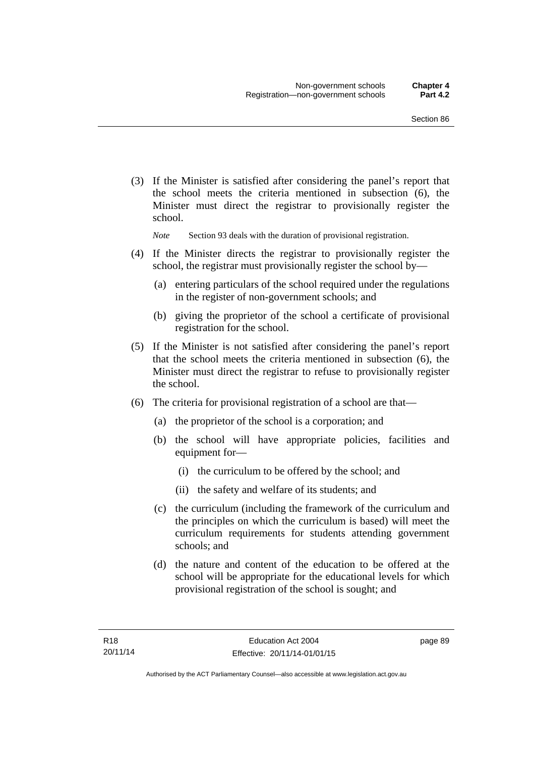(3) If the Minister is satisfied after considering the panel's report that the school meets the criteria mentioned in subsection (6), the Minister must direct the registrar to provisionally register the school.

*Note* Section 93 deals with the duration of provisional registration.

(4) If the Minister directs the registrar to provisionally register the school, the registrar must provisionally register the school by—

(a) entering particulars of the school required under the regulations in the register of non-government schools; and

(b) giving the proprietor of the school a certificate of provisional registration for the school.

(5) If the Minister is not satisfied after considering the panel's report that the school meets the criteria mentioned in subsection (6), the Minister must direct the registrar to refuse to provisionally register the school.

(6) The criteria for provisional registration of a school are that—

(a) the proprietor of the school is a corporation; and

(b) the school will have appropriate policies, facilities and equipment for—

(i) the curriculum to be offered by the school; and

(ii) the safety and welfare of its students; and

(c) the curriculum (including the framework of the curriculum and the principles on which the curriculum is based) will meet the curriculum requirements for students attending government schools; and

(d) the nature and content of the education to be offered at the school will be appropriate for the educational levels for which provisional registration of the school is sought; and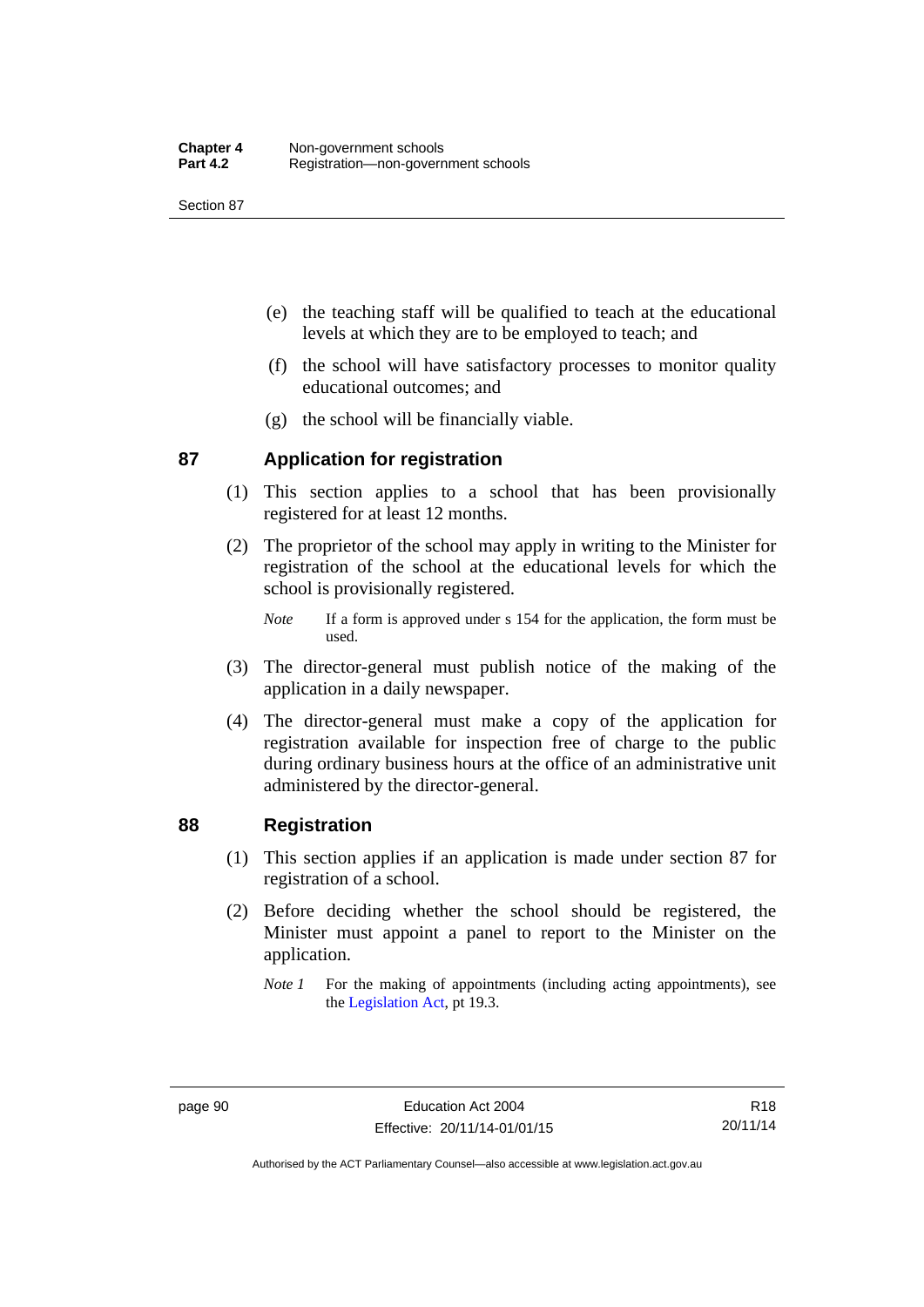(e) the teaching staff will be qualified to teach at the educational levels at which they are to be employed to teach; and

(f) the school will have satisfactory processes to monitor quality educational outcomes; and

(g) the school will be financially viable.

## 87 Application for registration

(1) This section applies to a school that has been provisionally registered for at least 12 months.

(2) The proprietor of the school may apply in writing to the Minister for registration of the school at the educational levels for which the school is provisionally registered.

*Note* If a form is approved under s 154 for the application, the form must be used.

(3) The director-general must publish notice of the making of the application in a daily newspaper.

(4) The director-general must make a copy of the application for registration available for inspection free of charge to the public during ordinary business hours at the office of an administrative unit administered by the director-general.

## 88 Registration

(1) This section applies if an application is made under section 87 for registration of a school.

(2) Before deciding whether the school should be registered, the Minister must appoint a panel to report to the Minister on the application.

*Note 1* For the making of appointments (including acting appointments), see the Legislation Act, pt 19.3.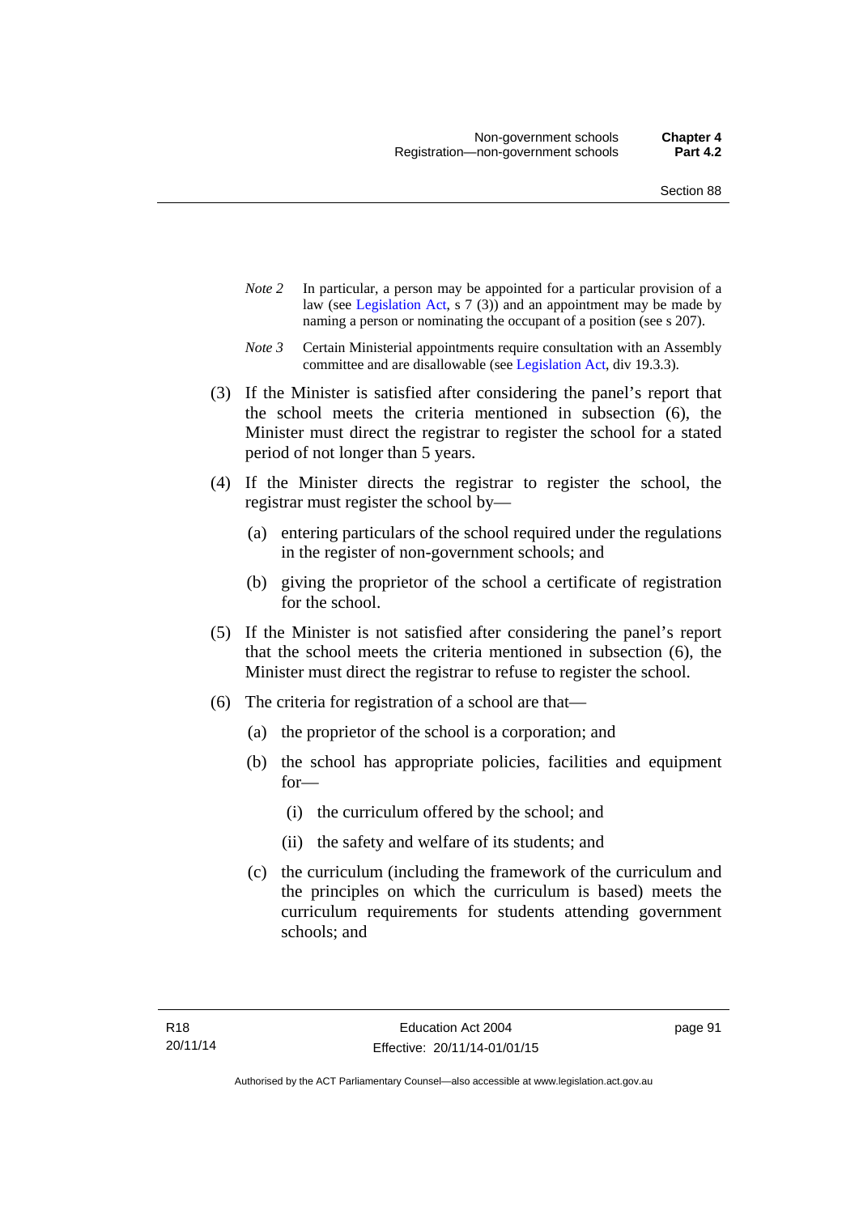*Note 2* In particular, a person may be appointed for a particular provision of a law (see Legislation Act, s 7 (3)) and an appointment may be made by naming a person or nominating the occupant of a position (see s 207).

*Note 3* Certain Ministerial appointments require consultation with an Assembly committee and are disallowable (see Legislation Act, div 19.3.3).

(3) If the Minister is satisfied after considering the panel's report that the school meets the criteria mentioned in subsection (6), the Minister must direct the registrar to register the school for a stated period of not longer than 5 years.

(4) If the Minister directs the registrar to register the school, the registrar must register the school by—

(a) entering particulars of the school required under the regulations in the register of non-government schools; and

(b) giving the proprietor of the school a certificate of registration for the school.

(5) If the Minister is not satisfied after considering the panel's report that the school meets the criteria mentioned in subsection (6), the Minister must direct the registrar to refuse to register the school.

(6) The criteria for registration of a school are that—

(a) the proprietor of the school is a corporation; and

(b) the school has appropriate policies, facilities and equipment for—

(i) the curriculum offered by the school; and

(ii) the safety and welfare of its students; and

(c) the curriculum (including the framework of the curriculum and the principles on which the curriculum is based) meets the curriculum requirements for students attending government schools; and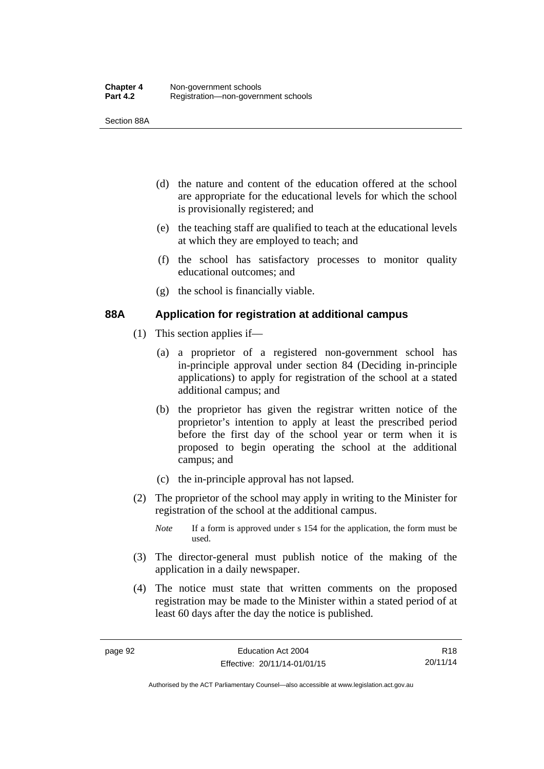(d) the nature and content of the education offered at the school are appropriate for the educational levels for which the school is provisionally registered; and

(e) the teaching staff are qualified to teach at the educational levels at which they are employed to teach; and

(f) the school has satisfactory processes to monitor quality educational outcomes; and

(g) the school is financially viable.

### 88A Application for registration at additional campus

(1) This section applies if—

(a) a proprietor of a registered non-government school has in-principle approval under section 84 (Deciding in-principle applications) to apply for registration of the school at a stated additional campus; and

(b) the proprietor has given the registrar written notice of the proprietor's intention to apply at least the prescribed period before the first day of the school year or term when it is proposed to begin operating the school at the additional campus; and

(c) the in-principle approval has not lapsed.

(2) The proprietor of the school may apply in writing to the Minister for registration of the school at the additional campus.

*Note* If a form is approved under s 154 for the application, the form must be used.

(3) The director-general must publish notice of the making of the application in a daily newspaper.

(4) The notice must state that written comments on the proposed registration may be made to the Minister within a stated period of at least 60 days after the day the notice is published.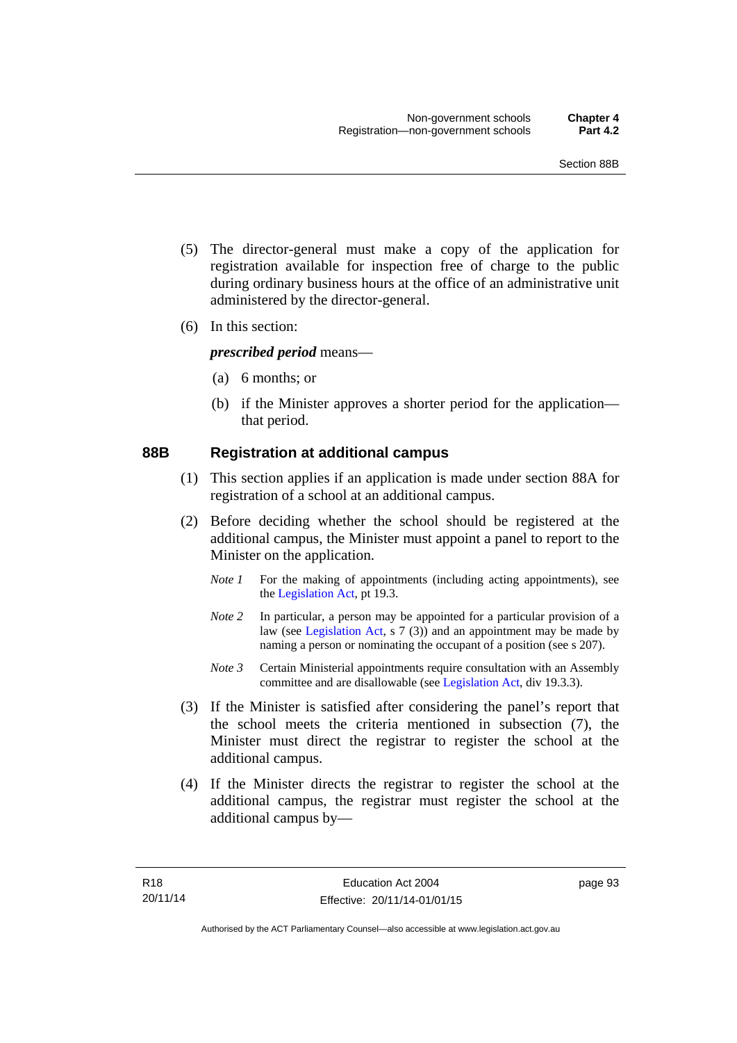(5) The director-general must make a copy of the application for registration available for inspection free of charge to the public during ordinary business hours at the office of an administrative unit administered by the director-general.

(6) In this section:

***prescribed period*** means—

(a) 6 months; or

(b) if the Minister approves a shorter period for the application—that period.

### 88B Registration at additional campus

(1) This section applies if an application is made under section 88A for registration of a school at an additional campus.

(2) Before deciding whether the school should be registered at the additional campus, the Minister must appoint a panel to report to the Minister on the application.

*Note 1* For the making of appointments (including acting appointments), see the Legislation Act, pt 19.3.

*Note 2* In particular, a person may be appointed for a particular provision of a law (see Legislation Act, s 7 (3)) and an appointment may be made by naming a person or nominating the occupant of a position (see s 207).

*Note 3* Certain Ministerial appointments require consultation with an Assembly committee and are disallowable (see Legislation Act, div 19.3.3).

(3) If the Minister is satisfied after considering the panel's report that the school meets the criteria mentioned in subsection (7), the Minister must direct the registrar to register the school at the additional campus.

(4) If the Minister directs the registrar to register the school at the additional campus, the registrar must register the school at the additional campus by—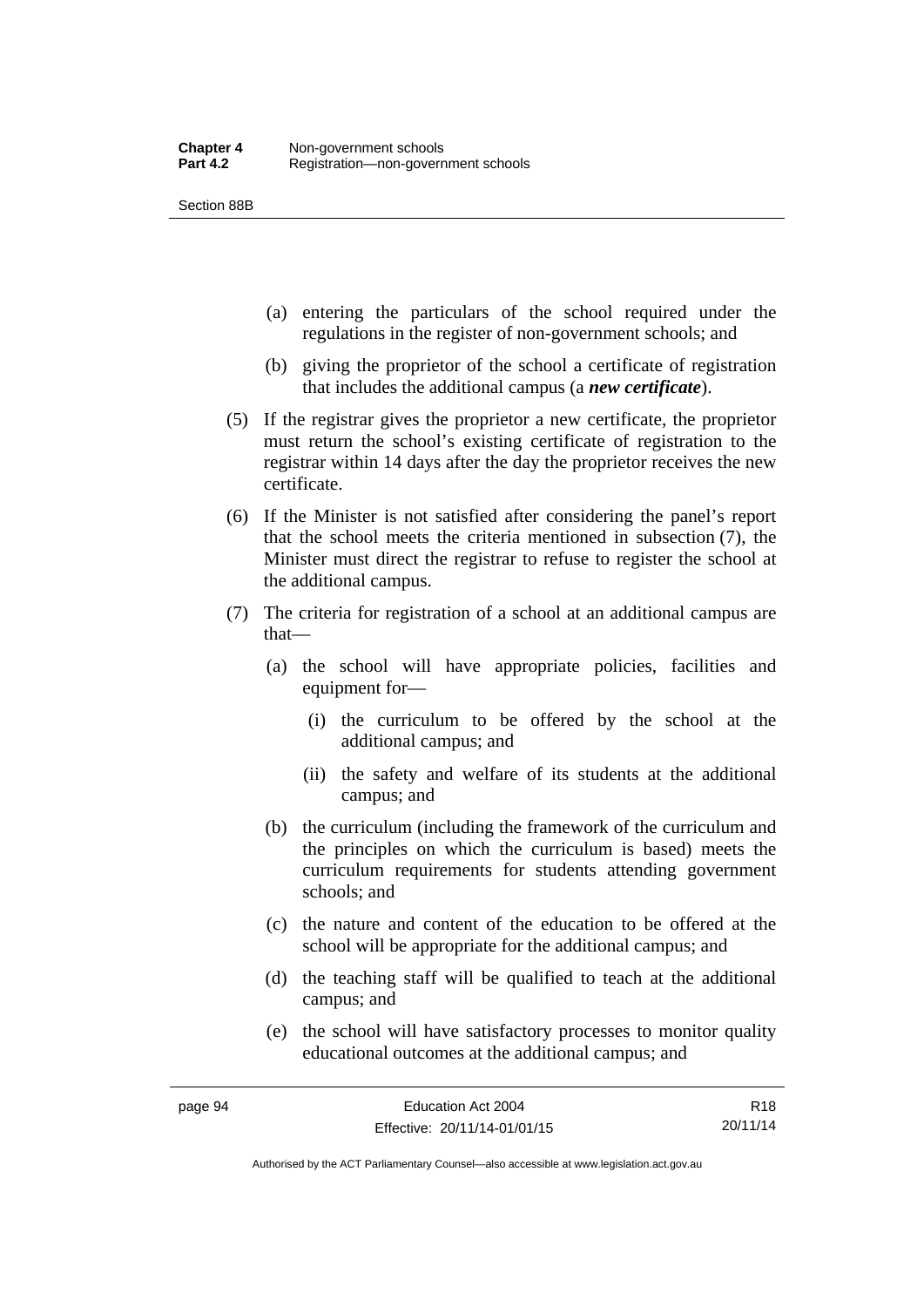(a) entering the particulars of the school required under the regulations in the register of non-government schools; and

(b) giving the proprietor of the school a certificate of registration that includes the additional campus (a ***new certificate***).

(5) If the registrar gives the proprietor a new certificate, the proprietor must return the school's existing certificate of registration to the registrar within 14 days after the day the proprietor receives the new certificate.

(6) If the Minister is not satisfied after considering the panel's report that the school meets the criteria mentioned in subsection (7), the Minister must direct the registrar to refuse to register the school at the additional campus.

(7) The criteria for registration of a school at an additional campus are that—

(a) the school will have appropriate policies, facilities and equipment for—

(i) the curriculum to be offered by the school at the additional campus; and

(ii) the safety and welfare of its students at the additional campus; and

(b) the curriculum (including the framework of the curriculum and the principles on which the curriculum is based) meets the curriculum requirements for students attending government schools; and

(c) the nature and content of the education to be offered at the school will be appropriate for the additional campus; and

(d) the teaching staff will be qualified to teach at the additional campus; and

(e) the school will have satisfactory processes to monitor quality educational outcomes at the additional campus; and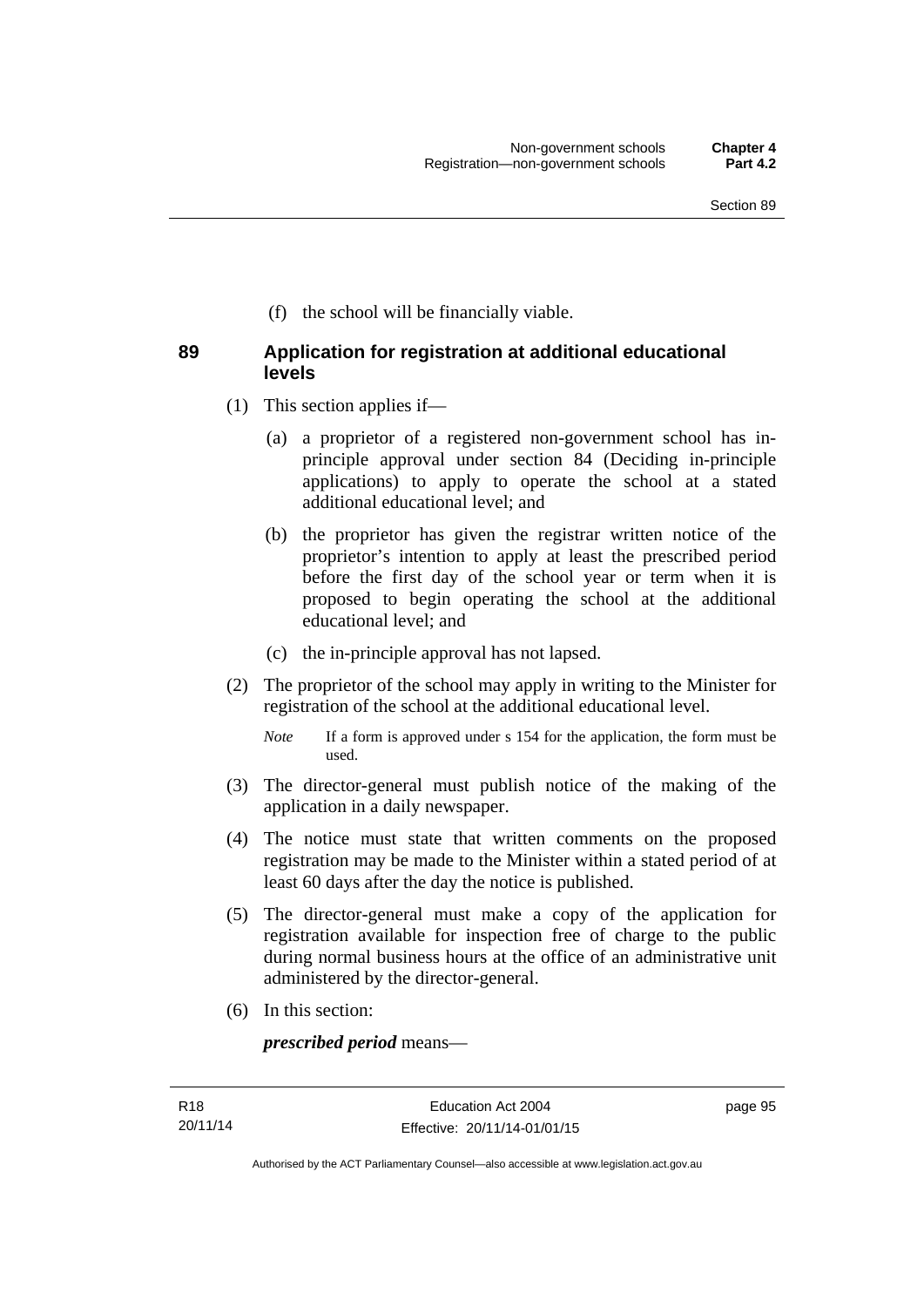(f) the school will be financially viable.

## 89 Application for registration at additional educational levels

(1) This section applies if—

(a) a proprietor of a registered non-government school has in-principle approval under section 84 (Deciding in-principle applications) to apply to operate the school at a stated additional educational level; and

(b) the proprietor has given the registrar written notice of the proprietor's intention to apply at least the prescribed period before the first day of the school year or term when it is proposed to begin operating the school at the additional educational level; and

(c) the in-principle approval has not lapsed.

(2) The proprietor of the school may apply in writing to the Minister for registration of the school at the additional educational level.

*Note* If a form is approved under s 154 for the application, the form must be used.

(3) The director-general must publish notice of the making of the application in a daily newspaper.

(4) The notice must state that written comments on the proposed registration may be made to the Minister within a stated period of at least 60 days after the day the notice is published.

(5) The director-general must make a copy of the application for registration available for inspection free of charge to the public during normal business hours at the office of an administrative unit administered by the director-general.

(6) In this section:

***prescribed period*** means—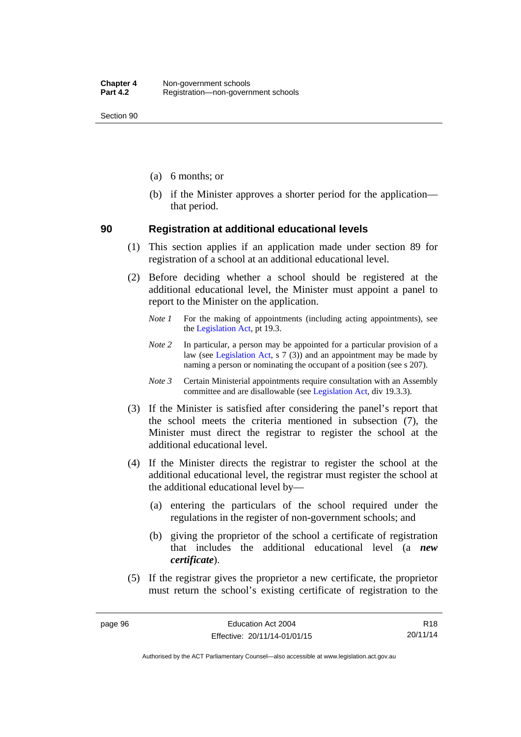(a) 6 months; or

(b) if the Minister approves a shorter period for the application—that period.

### 90 Registration at additional educational levels

(1) This section applies if an application made under section 89 for registration of a school at an additional educational level.

(2) Before deciding whether a school should be registered at the additional educational level, the Minister must appoint a panel to report to the Minister on the application.

*Note 1* For the making of appointments (including acting appointments), see the Legislation Act, pt 19.3.

*Note 2* In particular, a person may be appointed for a particular provision of a law (see Legislation Act, s 7 (3)) and an appointment may be made by naming a person or nominating the occupant of a position (see s 207).

*Note 3* Certain Ministerial appointments require consultation with an Assembly committee and are disallowable (see Legislation Act, div 19.3.3).

(3) If the Minister is satisfied after considering the panel's report that the school meets the criteria mentioned in subsection (7), the Minister must direct the registrar to register the school at the additional educational level.

(4) If the Minister directs the registrar to register the school at the additional educational level, the registrar must register the school at the additional educational level by—

(a) entering the particulars of the school required under the regulations in the register of non-government schools; and

(b) giving the proprietor of the school a certificate of registration that includes the additional educational level (a ***new certificate***).

(5) If the registrar gives the proprietor a new certificate, the proprietor must return the school's existing certificate of registration to the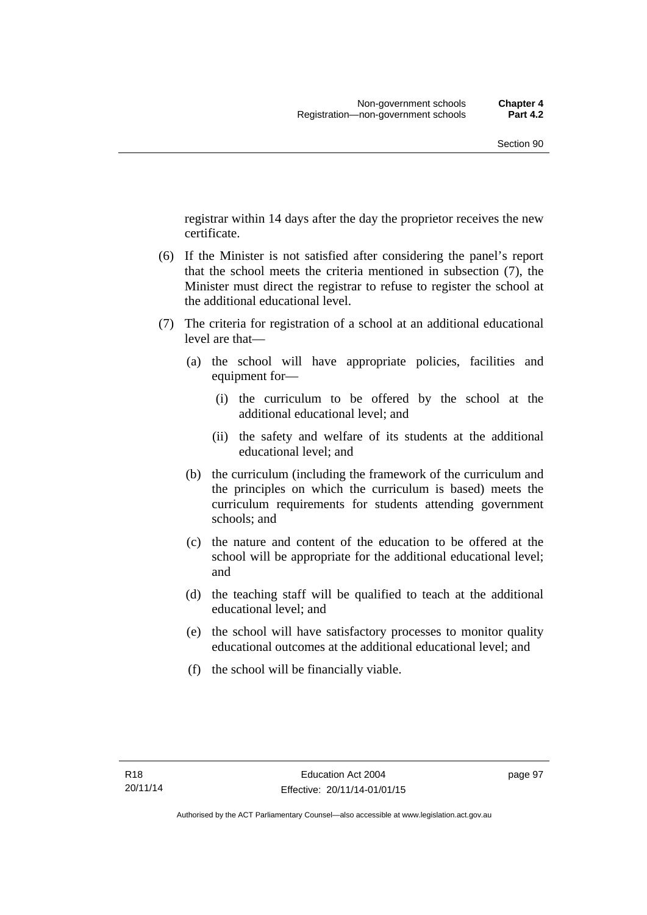registrar within 14 days after the day the proprietor receives the new certificate.

(6) If the Minister is not satisfied after considering the panel's report that the school meets the criteria mentioned in subsection (7), the Minister must direct the registrar to refuse to register the school at the additional educational level.

(7) The criteria for registration of a school at an additional educational level are that—

(a) the school will have appropriate policies, facilities and equipment for—

(i) the curriculum to be offered by the school at the additional educational level; and

(ii) the safety and welfare of its students at the additional educational level; and

(b) the curriculum (including the framework of the curriculum and the principles on which the curriculum is based) meets the curriculum requirements for students attending government schools; and

(c) the nature and content of the education to be offered at the school will be appropriate for the additional educational level; and

(d) the teaching staff will be qualified to teach at the additional educational level; and

(e) the school will have satisfactory processes to monitor quality educational outcomes at the additional educational level; and

(f) the school will be financially viable.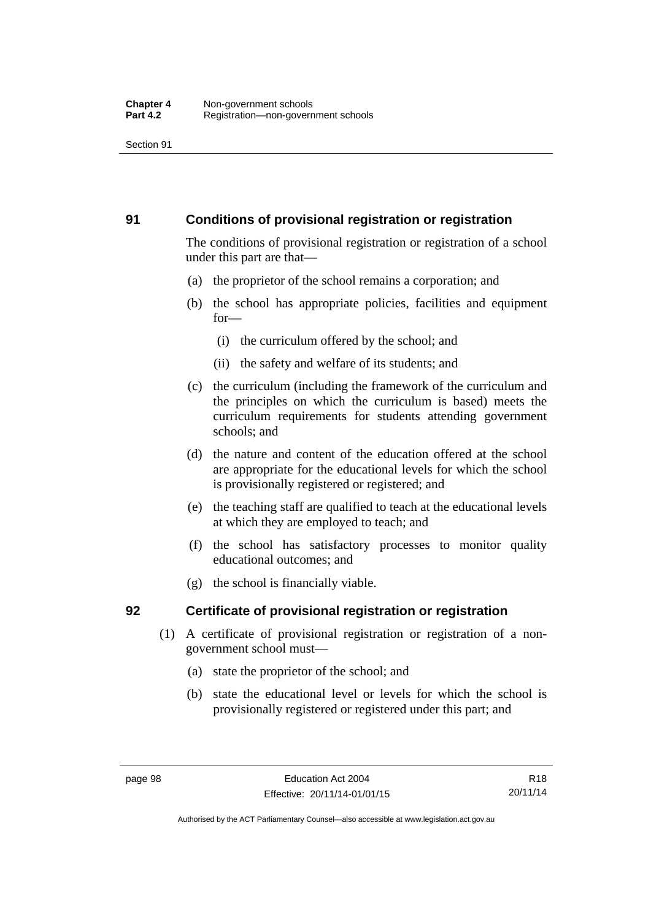## 91 Conditions of provisional registration or registration

The conditions of provisional registration or registration of a school under this part are that—

(a) the proprietor of the school remains a corporation; and

(b) the school has appropriate policies, facilities and equipment for—

(i) the curriculum offered by the school; and

(ii) the safety and welfare of its students; and

(c) the curriculum (including the framework of the curriculum and the principles on which the curriculum is based) meets the curriculum requirements for students attending government schools; and

(d) the nature and content of the education offered at the school are appropriate for the educational levels for which the school is provisionally registered or registered; and

(e) the teaching staff are qualified to teach at the educational levels at which they are employed to teach; and

(f) the school has satisfactory processes to monitor quality educational outcomes; and

(g) the school is financially viable.

## 92 Certificate of provisional registration or registration

(1) A certificate of provisional registration or registration of a non-government school must—

(a) state the proprietor of the school; and

(b) state the educational level or levels for which the school is provisionally registered or registered under this part; and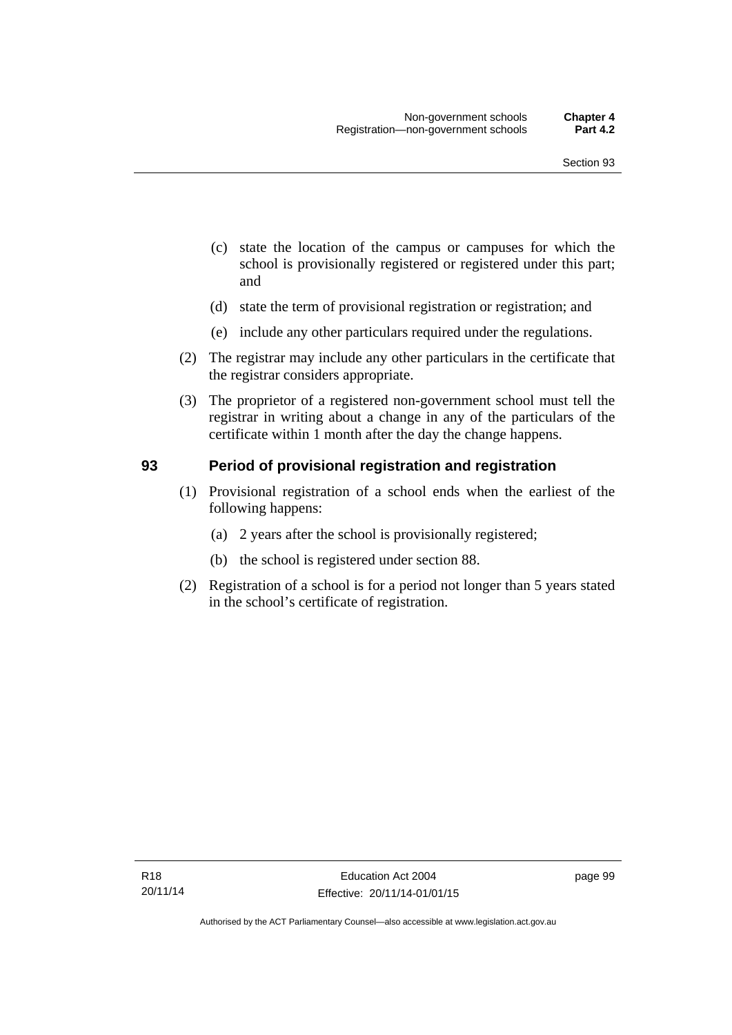(c) state the location of the campus or campuses for which the school is provisionally registered or registered under this part; and

(d) state the term of provisional registration or registration; and

(e) include any other particulars required under the regulations.

(2) The registrar may include any other particulars in the certificate that the registrar considers appropriate.

(3) The proprietor of a registered non-government school must tell the registrar in writing about a change in any of the particulars of the certificate within 1 month after the day the change happens.

## 93 Period of provisional registration and registration

(1) Provisional registration of a school ends when the earliest of the following happens:

(a) 2 years after the school is provisionally registered;

(b) the school is registered under section 88.

(2) Registration of a school is for a period not longer than 5 years stated in the school's certificate of registration.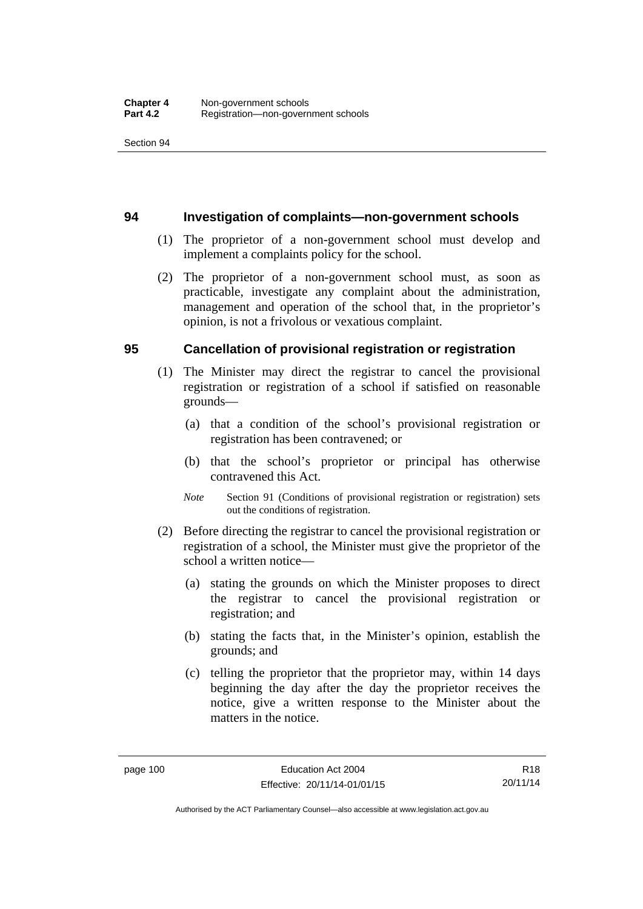## 94 Investigation of complaints—non-government schools

(1) The proprietor of a non-government school must develop and implement a complaints policy for the school.

(2) The proprietor of a non-government school must, as soon as practicable, investigate any complaint about the administration, management and operation of the school that, in the proprietor's opinion, is not a frivolous or vexatious complaint.

## 95 Cancellation of provisional registration or registration

(1) The Minister may direct the registrar to cancel the provisional registration or registration of a school if satisfied on reasonable grounds—

(a) that a condition of the school's provisional registration or registration has been contravened; or

(b) that the school's proprietor or principal has otherwise contravened this Act.

*Note* Section 91 (Conditions of provisional registration or registration) sets out the conditions of registration.

(2) Before directing the registrar to cancel the provisional registration or registration of a school, the Minister must give the proprietor of the school a written notice—

(a) stating the grounds on which the Minister proposes to direct the registrar to cancel the provisional registration or registration; and

(b) stating the facts that, in the Minister's opinion, establish the grounds; and

(c) telling the proprietor that the proprietor may, within 14 days beginning the day after the day the proprietor receives the notice, give a written response to the Minister about the matters in the notice.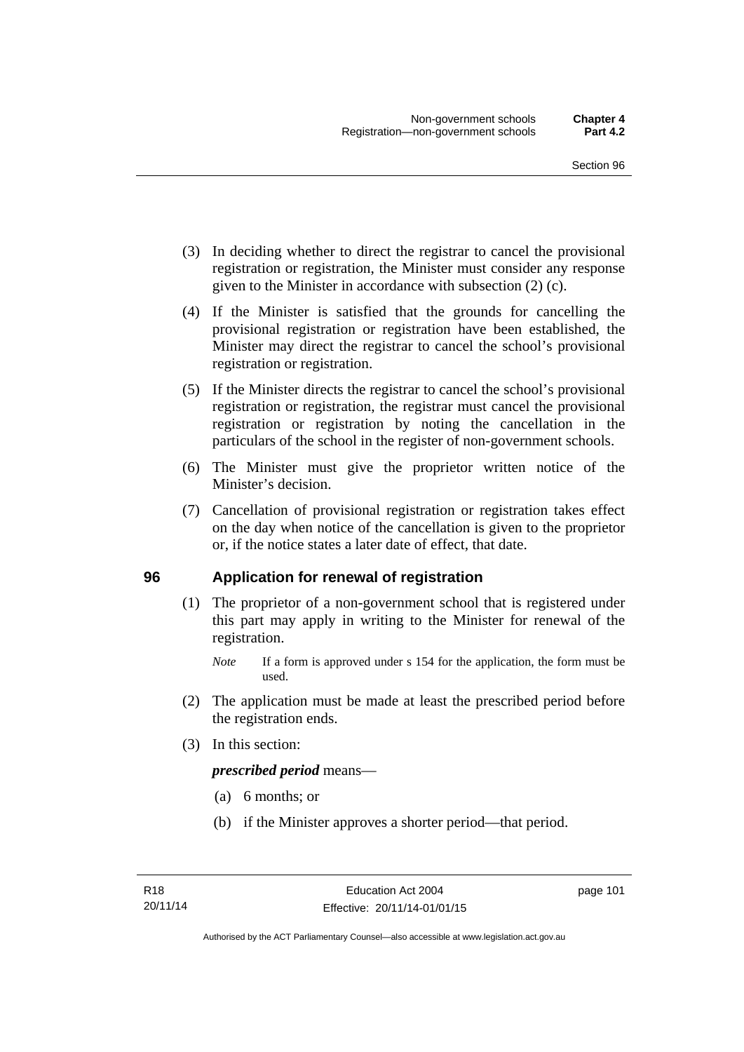(3) In deciding whether to direct the registrar to cancel the provisional registration or registration, the Minister must consider any response given to the Minister in accordance with subsection (2) (c).

(4) If the Minister is satisfied that the grounds for cancelling the provisional registration or registration have been established, the Minister may direct the registrar to cancel the school's provisional registration or registration.

(5) If the Minister directs the registrar to cancel the school's provisional registration or registration, the registrar must cancel the provisional registration or registration by noting the cancellation in the particulars of the school in the register of non-government schools.

(6) The Minister must give the proprietor written notice of the Minister's decision.

(7) Cancellation of provisional registration or registration takes effect on the day when notice of the cancellation is given to the proprietor or, if the notice states a later date of effect, that date.

## 96 Application for renewal of registration

(1) The proprietor of a non-government school that is registered under this part may apply in writing to the Minister for renewal of the registration.

*Note* If a form is approved under s 154 for the application, the form must be used.

(2) The application must be made at least the prescribed period before the registration ends.

(3) In this section:

***prescribed period*** means—

(a) 6 months; or

(b) if the Minister approves a shorter period—that period.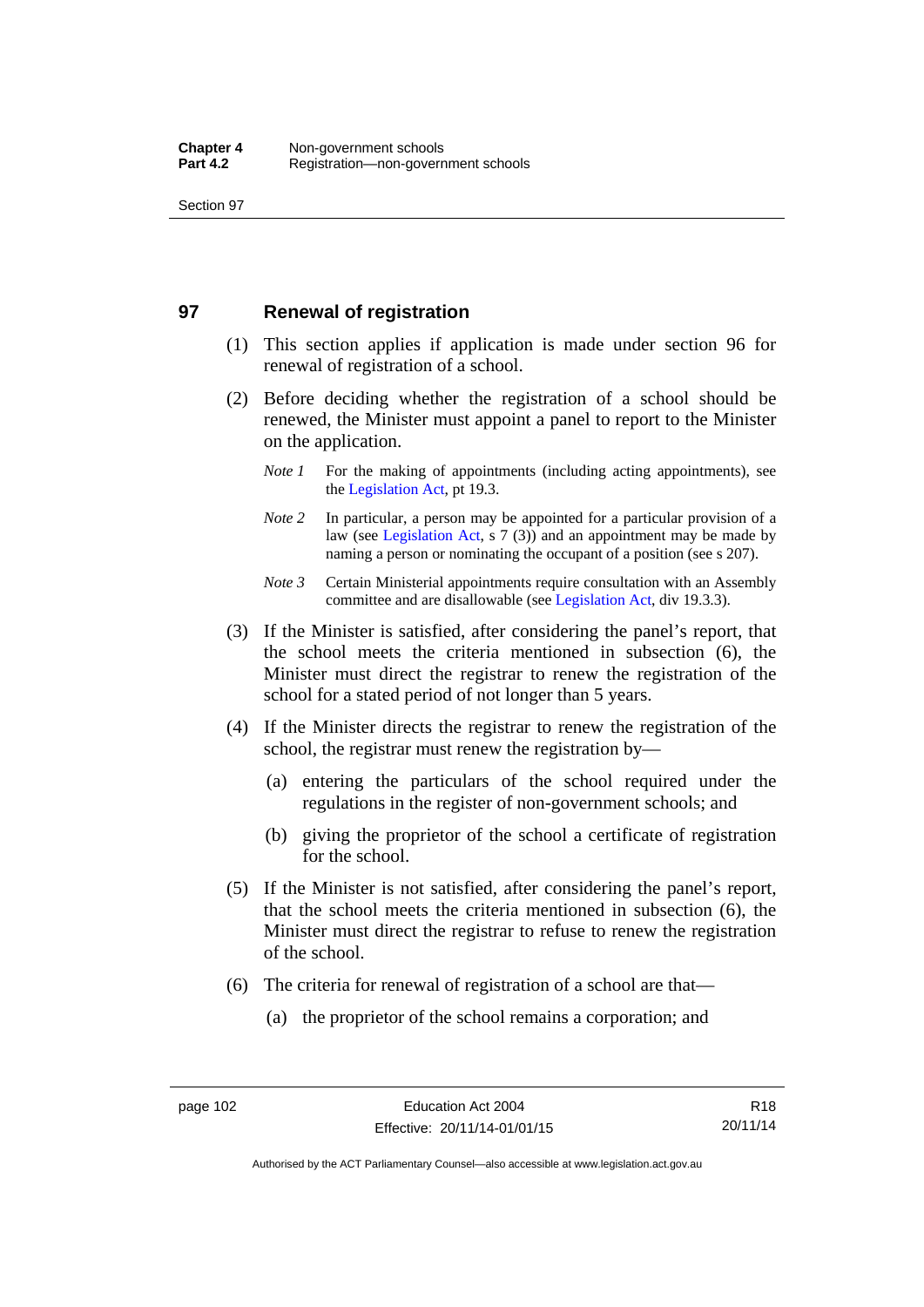## 97 Renewal of registration

(1) This section applies if application is made under section 96 for renewal of registration of a school.

(2) Before deciding whether the registration of a school should be renewed, the Minister must appoint a panel to report to the Minister on the application.

*Note 1* For the making of appointments (including acting appointments), see the Legislation Act, pt 19.3.

*Note 2* In particular, a person may be appointed for a particular provision of a law (see Legislation Act, s 7 (3)) and an appointment may be made by naming a person or nominating the occupant of a position (see s 207).

*Note 3* Certain Ministerial appointments require consultation with an Assembly committee and are disallowable (see Legislation Act, div 19.3.3).

(3) If the Minister is satisfied, after considering the panel's report, that the school meets the criteria mentioned in subsection (6), the Minister must direct the registrar to renew the registration of the school for a stated period of not longer than 5 years.

(4) If the Minister directs the registrar to renew the registration of the school, the registrar must renew the registration by—

(a) entering the particulars of the school required under the regulations in the register of non-government schools; and

(b) giving the proprietor of the school a certificate of registration for the school.

(5) If the Minister is not satisfied, after considering the panel's report, that the school meets the criteria mentioned in subsection (6), the Minister must direct the registrar to refuse to renew the registration of the school.

(6) The criteria for renewal of registration of a school are that—

(a) the proprietor of the school remains a corporation; and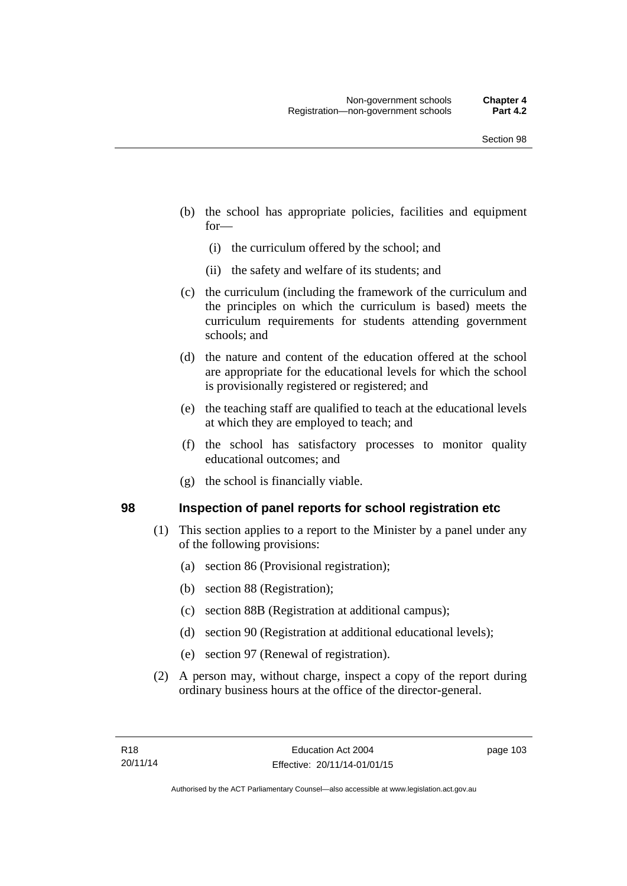(b) the school has appropriate policies, facilities and equipment for—

   (i) the curriculum offered by the school; and

   (ii) the safety and welfare of its students; and

(c) the curriculum (including the framework of the curriculum and the principles on which the curriculum is based) meets the curriculum requirements for students attending government schools; and

(d) the nature and content of the education offered at the school are appropriate for the educational levels for which the school is provisionally registered or registered; and

(e) the teaching staff are qualified to teach at the educational levels at which they are employed to teach; and

(f) the school has satisfactory processes to monitor quality educational outcomes; and

(g) the school is financially viable.

## 98 Inspection of panel reports for school registration etc

(1) This section applies to a report to the Minister by a panel under any of the following provisions:

   (a) section 86 (Provisional registration);

   (b) section 88 (Registration);

   (c) section 88B (Registration at additional campus);

   (d) section 90 (Registration at additional educational levels);

   (e) section 97 (Renewal of registration).

(2) A person may, without charge, inspect a copy of the report during ordinary business hours at the office of the director-general.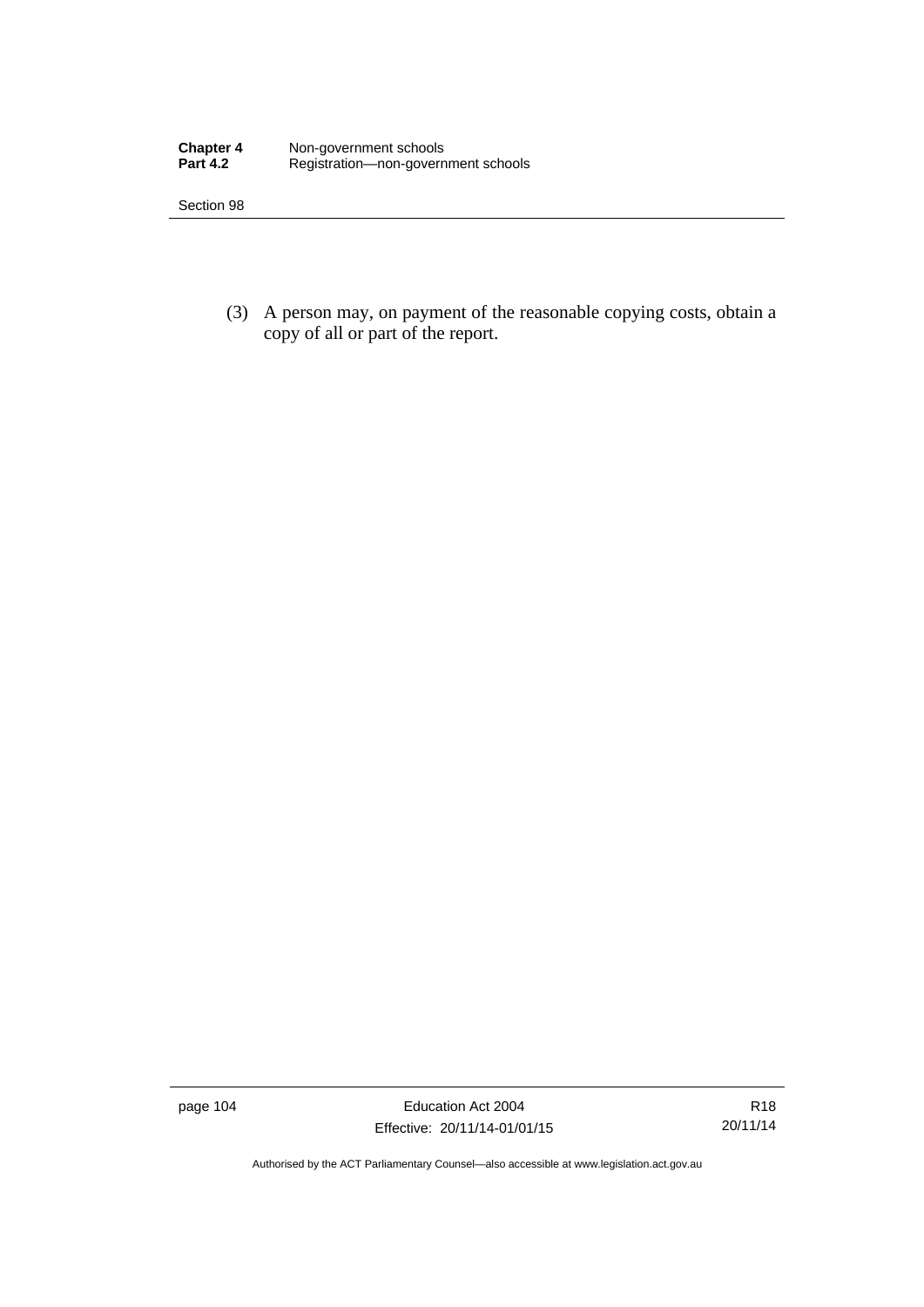(3) A person may, on payment of the reasonable copying costs, obtain a copy of all or part of the report.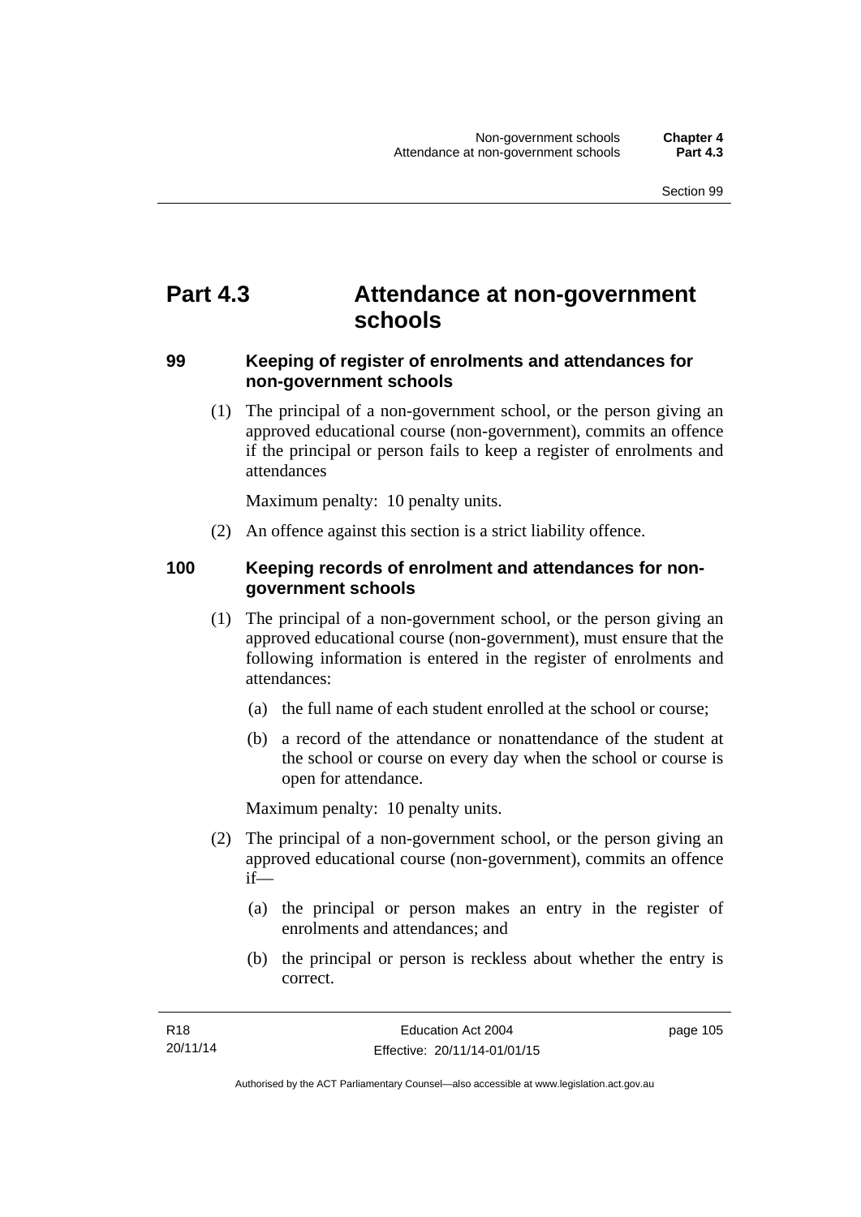# Part 4.3 Attendance at non-government schools

## 99 Keeping of register of enrolments and attendances for non-government schools

(1) The principal of a non-government school, or the person giving an approved educational course (non-government), commits an offence if the principal or person fails to keep a register of enrolments and attendances

Maximum penalty: 10 penalty units.

(2) An offence against this section is a strict liability offence.

## 100 Keeping records of enrolment and attendances for non-government schools

(1) The principal of a non-government school, or the person giving an approved educational course (non-government), must ensure that the following information is entered in the register of enrolments and attendances:

(a) the full name of each student enrolled at the school or course;

(b) a record of the attendance or nonattendance of the student at the school or course on every day when the school or course is open for attendance.

Maximum penalty: 10 penalty units.

(2) The principal of a non-government school, or the person giving an approved educational course (non-government), commits an offence if—

(a) the principal or person makes an entry in the register of enrolments and attendances; and

(b) the principal or person is reckless about whether the entry is correct.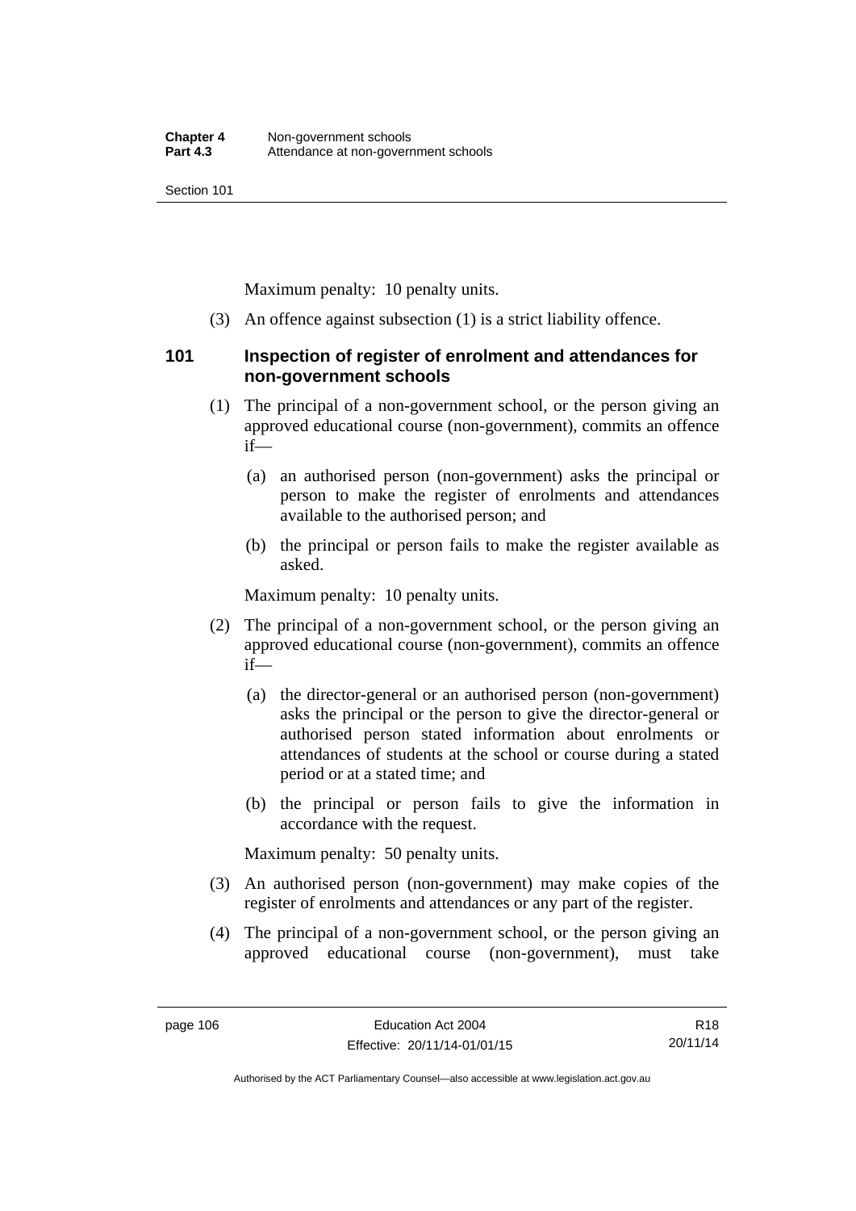Maximum penalty: 10 penalty units.

(3) An offence against subsection (1) is a strict liability offence.

### 101 Inspection of register of enrolment and attendances for non-government schools

(1) The principal of a non-government school, or the person giving an approved educational course (non-government), commits an offence if—

(a) an authorised person (non-government) asks the principal or person to make the register of enrolments and attendances available to the authorised person; and

(b) the principal or person fails to make the register available as asked.

Maximum penalty: 10 penalty units.

(2) The principal of a non-government school, or the person giving an approved educational course (non-government), commits an offence if—

(a) the director-general or an authorised person (non-government) asks the principal or the person to give the director-general or authorised person stated information about enrolments or attendances of students at the school or course during a stated period or at a stated time; and

(b) the principal or person fails to give the information in accordance with the request.

Maximum penalty: 50 penalty units.

(3) An authorised person (non-government) may make copies of the register of enrolments and attendances or any part of the register.

(4) The principal of a non-government school, or the person giving an approved educational course (non-government), must take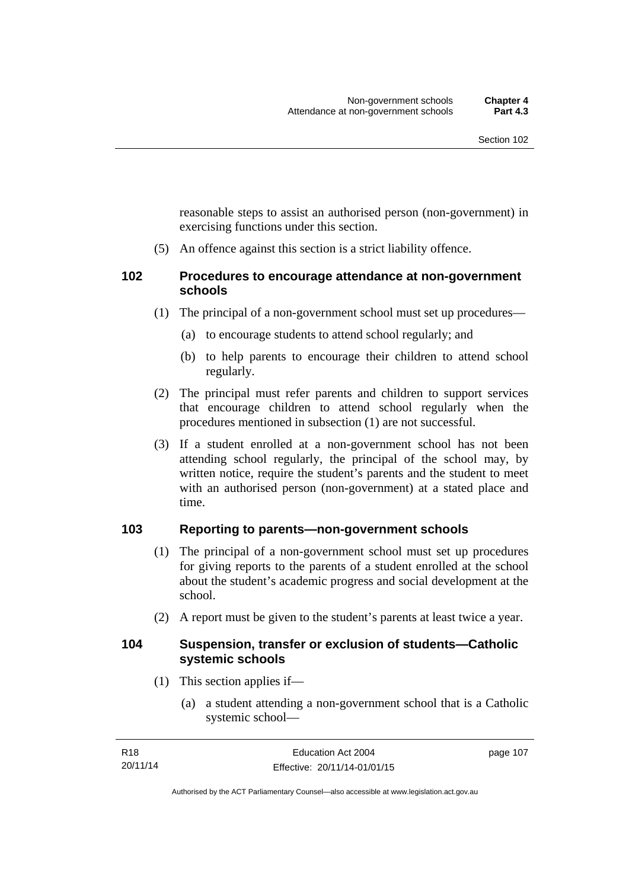reasonable steps to assist an authorised person (non-government) in exercising functions under this section.

(5) An offence against this section is a strict liability offence.

## 102 Procedures to encourage attendance at non-government schools

(1) The principal of a non-government school must set up procedures—

(a) to encourage students to attend school regularly; and

(b) to help parents to encourage their children to attend school regularly.

(2) The principal must refer parents and children to support services that encourage children to attend school regularly when the procedures mentioned in subsection (1) are not successful.

(3) If a student enrolled at a non-government school has not been attending school regularly, the principal of the school may, by written notice, require the student's parents and the student to meet with an authorised person (non-government) at a stated place and time.

## 103 Reporting to parents—non-government schools

(1) The principal of a non-government school must set up procedures for giving reports to the parents of a student enrolled at the school about the student's academic progress and social development at the school.

(2) A report must be given to the student's parents at least twice a year.

## 104 Suspension, transfer or exclusion of students—Catholic systemic schools

(1) This section applies if—

(a) a student attending a non-government school that is a Catholic systemic school—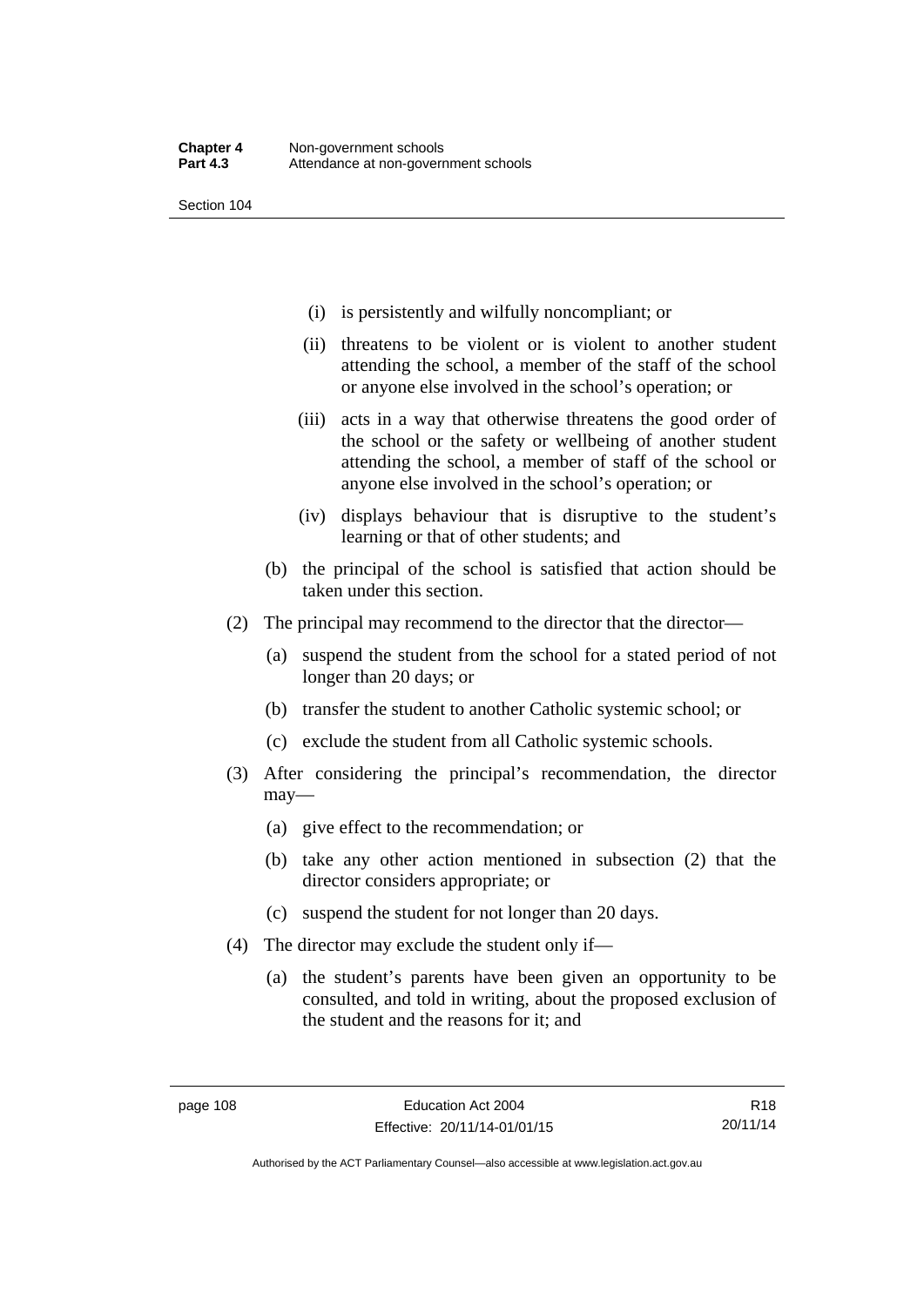(i) is persistently and wilfully noncompliant; or

(ii) threatens to be violent or is violent to another student attending the school, a member of the staff of the school or anyone else involved in the school's operation; or

(iii) acts in a way that otherwise threatens the good order of the school or the safety or wellbeing of another student attending the school, a member of staff of the school or anyone else involved in the school's operation; or

(iv) displays behaviour that is disruptive to the student's learning or that of other students; and

(b) the principal of the school is satisfied that action should be taken under this section.

(2) The principal may recommend to the director that the director—

(a) suspend the student from the school for a stated period of not longer than 20 days; or

(b) transfer the student to another Catholic systemic school; or

(c) exclude the student from all Catholic systemic schools.

(3) After considering the principal's recommendation, the director may—

(a) give effect to the recommendation; or

(b) take any other action mentioned in subsection (2) that the director considers appropriate; or

(c) suspend the student for not longer than 20 days.

(4) The director may exclude the student only if—

(a) the student's parents have been given an opportunity to be consulted, and told in writing, about the proposed exclusion of the student and the reasons for it; and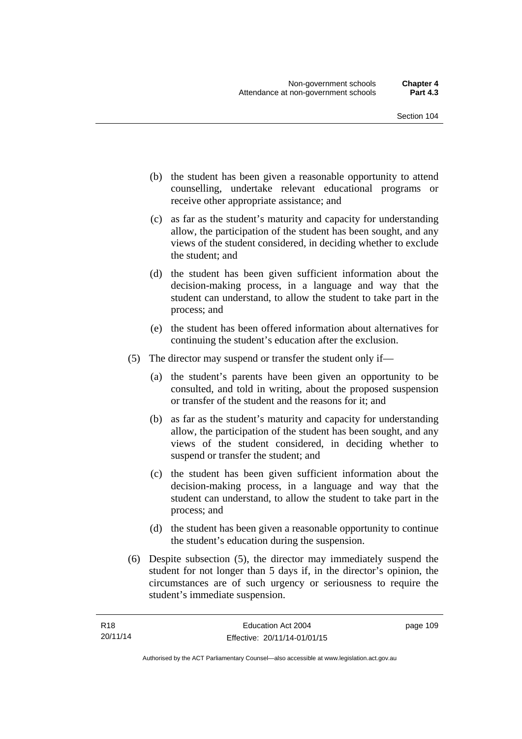(b) the student has been given a reasonable opportunity to attend counselling, undertake relevant educational programs or receive other appropriate assistance; and

(c) as far as the student's maturity and capacity for understanding allow, the participation of the student has been sought, and any views of the student considered, in deciding whether to exclude the student; and

(d) the student has been given sufficient information about the decision-making process, in a language and way that the student can understand, to allow the student to take part in the process; and

(e) the student has been offered information about alternatives for continuing the student's education after the exclusion.

(5) The director may suspend or transfer the student only if—

(a) the student's parents have been given an opportunity to be consulted, and told in writing, about the proposed suspension or transfer of the student and the reasons for it; and

(b) as far as the student's maturity and capacity for understanding allow, the participation of the student has been sought, and any views of the student considered, in deciding whether to suspend or transfer the student; and

(c) the student has been given sufficient information about the decision-making process, in a language and way that the student can understand, to allow the student to take part in the process; and

(d) the student has been given a reasonable opportunity to continue the student's education during the suspension.

(6) Despite subsection (5), the director may immediately suspend the student for not longer than 5 days if, in the director's opinion, the circumstances are of such urgency or seriousness to require the student's immediate suspension.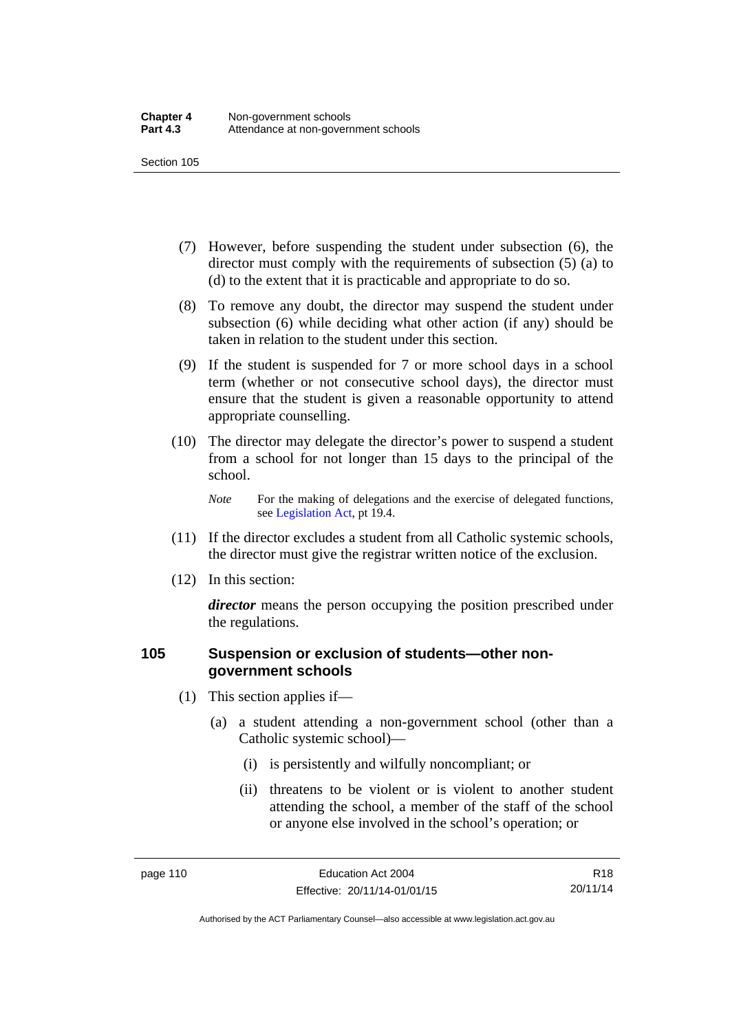(7) However, before suspending the student under subsection (6), the director must comply with the requirements of subsection (5) (a) to (d) to the extent that it is practicable and appropriate to do so.

(8) To remove any doubt, the director may suspend the student under subsection (6) while deciding what other action (if any) should be taken in relation to the student under this section.

(9) If the student is suspended for 7 or more school days in a school term (whether or not consecutive school days), the director must ensure that the student is given a reasonable opportunity to attend appropriate counselling.

(10) The director may delegate the director's power to suspend a student from a school for not longer than 15 days to the principal of the school.

*Note* For the making of delegations and the exercise of delegated functions, see Legislation Act, pt 19.4.

(11) If the director excludes a student from all Catholic systemic schools, the director must give the registrar written notice of the exclusion.

(12) In this section:

***director*** means the person occupying the position prescribed under the regulations.

### 105 Suspension or exclusion of students—other non-government schools

(1) This section applies if—

(a) a student attending a non-government school (other than a Catholic systemic school)—

(i) is persistently and wilfully noncompliant; or

(ii) threatens to be violent or is violent to another student attending the school, a member of the staff of the school or anyone else involved in the school's operation; or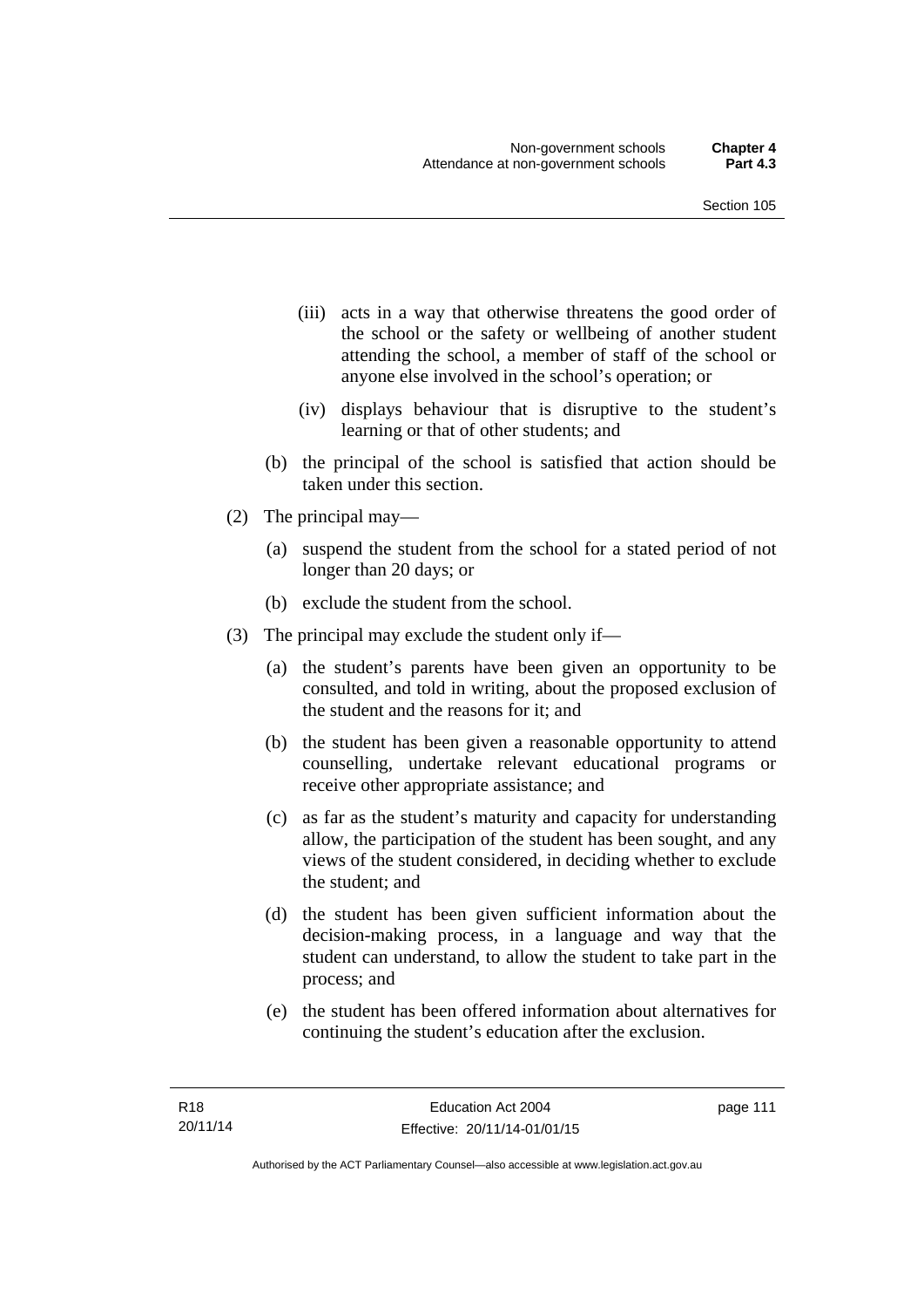(iii) acts in a way that otherwise threatens the good order of the school or the safety or wellbeing of another student attending the school, a member of staff of the school or anyone else involved in the school's operation; or

(iv) displays behaviour that is disruptive to the student's learning or that of other students; and

(b) the principal of the school is satisfied that action should be taken under this section.

(2) The principal may—

(a) suspend the student from the school for a stated period of not longer than 20 days; or

(b) exclude the student from the school.

(3) The principal may exclude the student only if—

(a) the student's parents have been given an opportunity to be consulted, and told in writing, about the proposed exclusion of the student and the reasons for it; and

(b) the student has been given a reasonable opportunity to attend counselling, undertake relevant educational programs or receive other appropriate assistance; and

(c) as far as the student's maturity and capacity for understanding allow, the participation of the student has been sought, and any views of the student considered, in deciding whether to exclude the student; and

(d) the student has been given sufficient information about the decision-making process, in a language and way that the student can understand, to allow the student to take part in the process; and

(e) the student has been offered information about alternatives for continuing the student's education after the exclusion.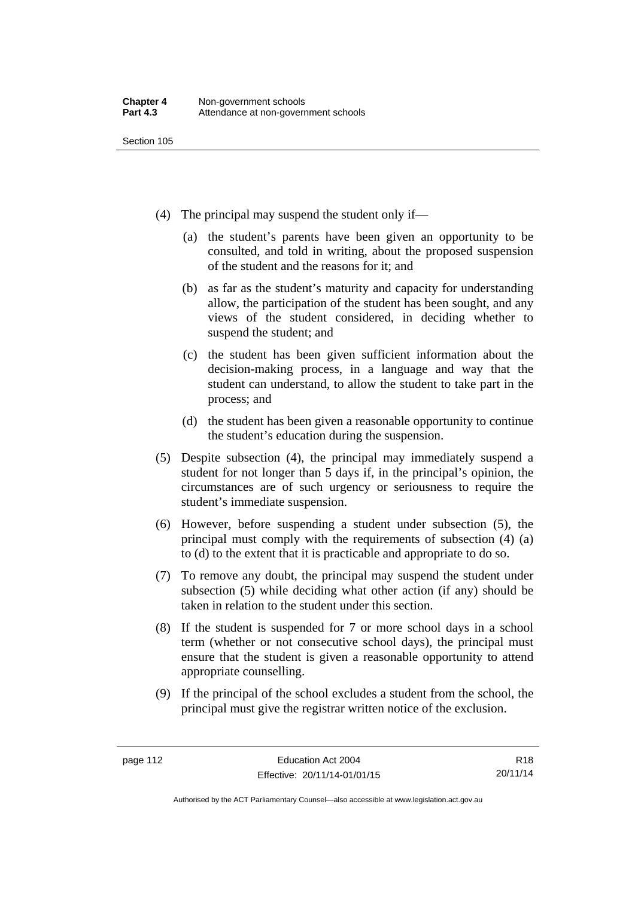(4) The principal may suspend the student only if—

   (a) the student's parents have been given an opportunity to be consulted, and told in writing, about the proposed suspension of the student and the reasons for it; and

   (b) as far as the student's maturity and capacity for understanding allow, the participation of the student has been sought, and any views of the student considered, in deciding whether to suspend the student; and

   (c) the student has been given sufficient information about the decision-making process, in a language and way that the student can understand, to allow the student to take part in the process; and

   (d) the student has been given a reasonable opportunity to continue the student's education during the suspension.

(5) Despite subsection (4), the principal may immediately suspend a student for not longer than 5 days if, in the principal's opinion, the circumstances are of such urgency or seriousness to require the student's immediate suspension.

(6) However, before suspending a student under subsection (5), the principal must comply with the requirements of subsection (4) (a) to (d) to the extent that it is practicable and appropriate to do so.

(7) To remove any doubt, the principal may suspend the student under subsection (5) while deciding what other action (if any) should be taken in relation to the student under this section.

(8) If the student is suspended for 7 or more school days in a school term (whether or not consecutive school days), the principal must ensure that the student is given a reasonable opportunity to attend appropriate counselling.

(9) If the principal of the school excludes a student from the school, the principal must give the registrar written notice of the exclusion.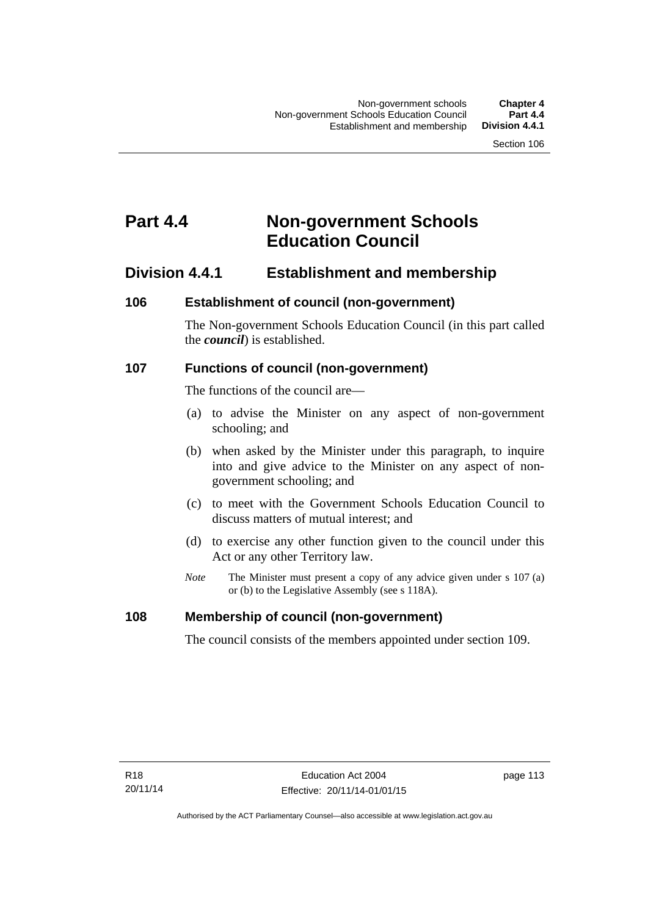# Part 4.4 Non-government Schools Education Council

## Division 4.4.1 Establishment and membership

### 106 Establishment of council (non-government)

The Non-government Schools Education Council (in this part called the ***council***) is established.

### 107 Functions of council (non-government)

The functions of the council are—

(a) to advise the Minister on any aspect of non-government schooling; and

(b) when asked by the Minister under this paragraph, to inquire into and give advice to the Minister on any aspect of non-government schooling; and

(c) to meet with the Government Schools Education Council to discuss matters of mutual interest; and

(d) to exercise any other function given to the council under this Act or any other Territory law.

*Note* The Minister must present a copy of any advice given under s 107 (a) or (b) to the Legislative Assembly (see s 118A).

### 108 Membership of council (non-government)

The council consists of the members appointed under section 109.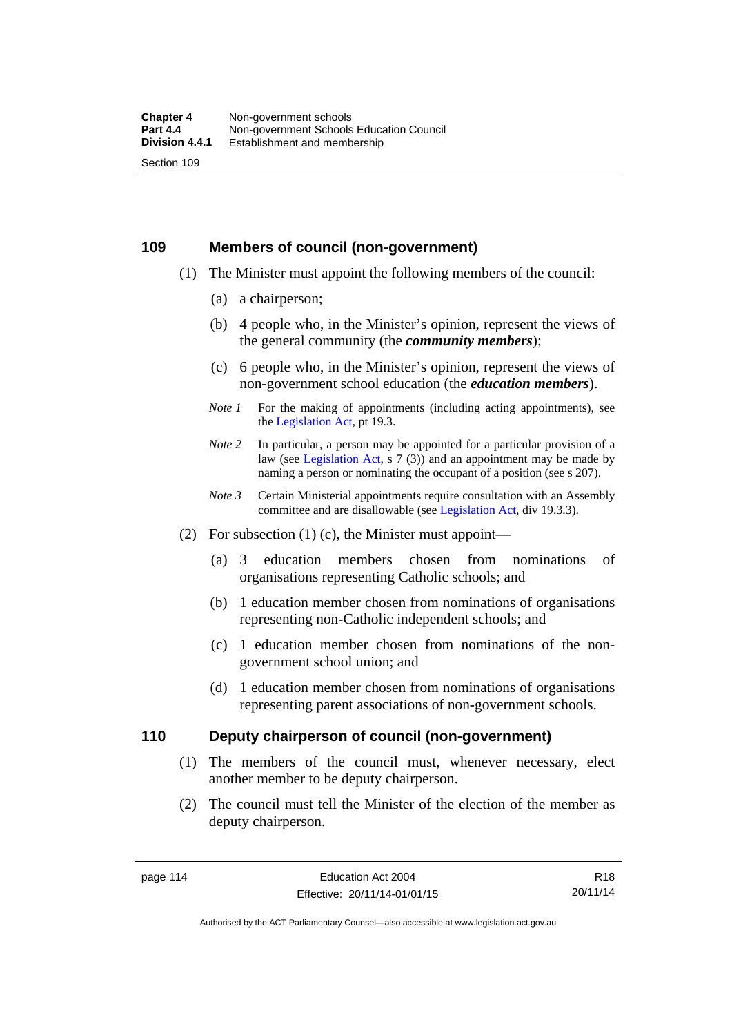## 109 Members of council (non-government)

(1) The Minister must appoint the following members of the council:

(a) a chairperson;

(b) 4 people who, in the Minister's opinion, represent the views of the general community (the ***community members***);

(c) 6 people who, in the Minister's opinion, represent the views of non-government school education (the ***education members***).

*Note 1* For the making of appointments (including acting appointments), see the Legislation Act, pt 19.3.

*Note 2* In particular, a person may be appointed for a particular provision of a law (see Legislation Act, s 7 (3)) and an appointment may be made by naming a person or nominating the occupant of a position (see s 207).

*Note 3* Certain Ministerial appointments require consultation with an Assembly committee and are disallowable (see Legislation Act, div 19.3.3).

(2) For subsection (1) (c), the Minister must appoint—

(a) 3 education members chosen from nominations of organisations representing Catholic schools; and

(b) 1 education member chosen from nominations of organisations representing non-Catholic independent schools; and

(c) 1 education member chosen from nominations of the non-government school union; and

(d) 1 education member chosen from nominations of organisations representing parent associations of non-government schools.

## 110 Deputy chairperson of council (non-government)

(1) The members of the council must, whenever necessary, elect another member to be deputy chairperson.

(2) The council must tell the Minister of the election of the member as deputy chairperson.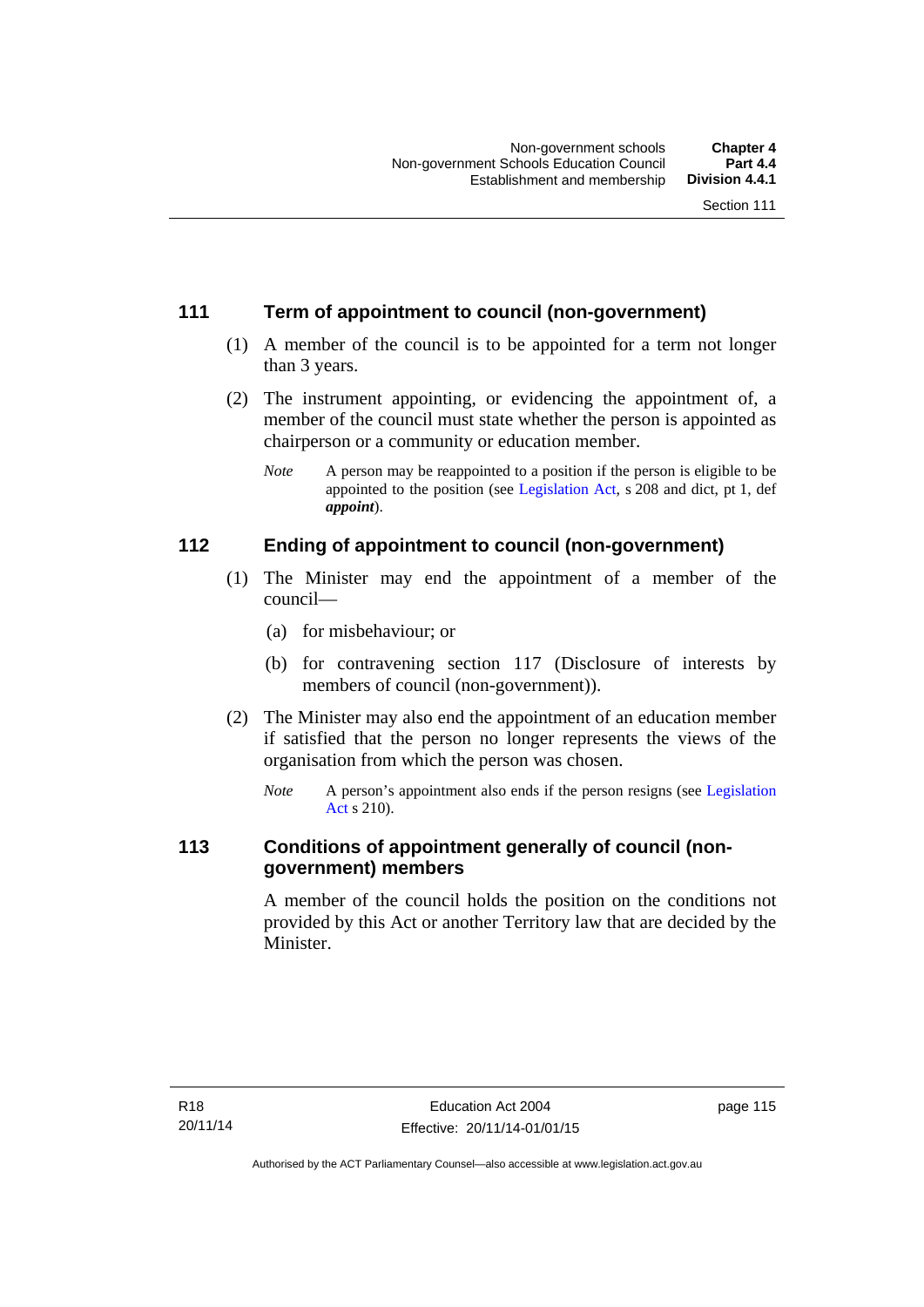## 111 Term of appointment to council (non-government)

(1) A member of the council is to be appointed for a term not longer than 3 years.

(2) The instrument appointing, or evidencing the appointment of, a member of the council must state whether the person is appointed as chairperson or a community or education member.

*Note* A person may be reappointed to a position if the person is eligible to be appointed to the position (see Legislation Act, s 208 and dict, pt 1, def ***appoint***).

## 112 Ending of appointment to council (non-government)

(1) The Minister may end the appointment of a member of the council—

(a) for misbehaviour; or

(b) for contravening section 117 (Disclosure of interests by members of council (non-government)).

(2) The Minister may also end the appointment of an education member if satisfied that the person no longer represents the views of the organisation from which the person was chosen.

*Note* A person's appointment also ends if the person resigns (see Legislation Act s 210).

## 113 Conditions of appointment generally of council (non-government) members

A member of the council holds the position on the conditions not provided by this Act or another Territory law that are decided by the Minister.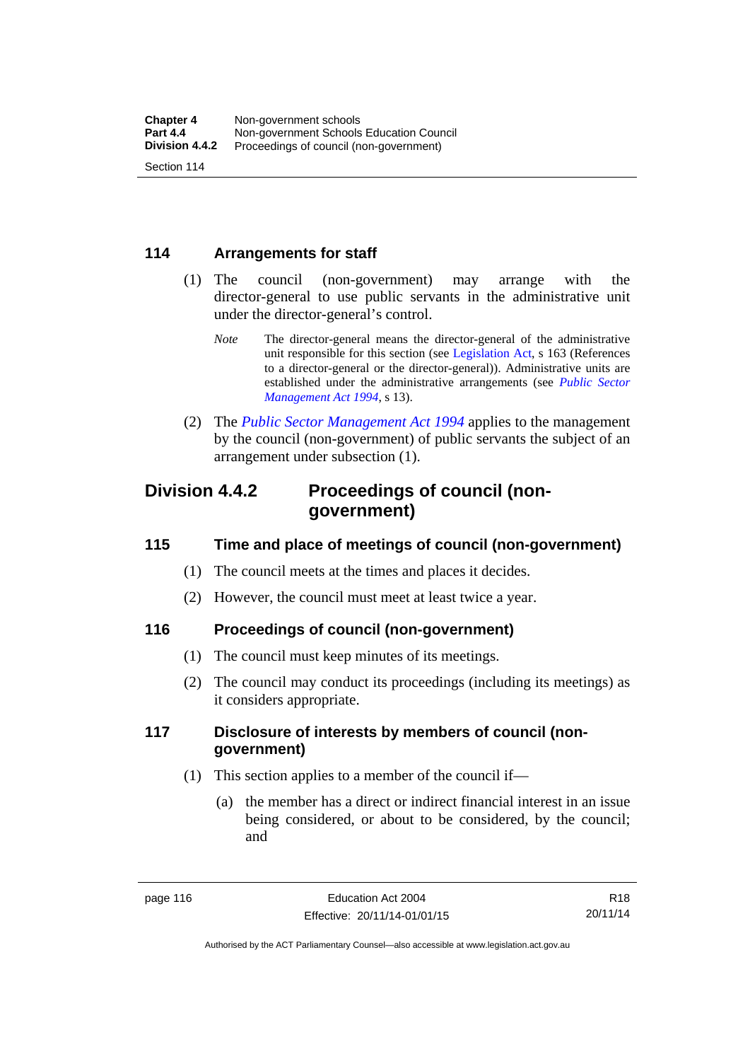### 114 Arrangements for staff

(1) The council (non-government) may arrange with the director-general to use public servants in the administrative unit under the director-general's control.

> *Note* The director-general means the director-general of the administrative unit responsible for this section (see Legislation Act, s 163 (References to a director-general or the director-general)). Administrative units are established under the administrative arrangements (see *Public Sector Management Act 1994*, s 13).

(2) The *Public Sector Management Act 1994* applies to the management by the council (non-government) of public servants the subject of an arrangement under subsection (1).

## Division 4.4.2 Proceedings of council (non-government)

### 115 Time and place of meetings of council (non-government)

(1) The council meets at the times and places it decides.

(2) However, the council must meet at least twice a year.

### 116 Proceedings of council (non-government)

(1) The council must keep minutes of its meetings.

(2) The council may conduct its proceedings (including its meetings) as it considers appropriate.

### 117 Disclosure of interests by members of council (non-government)

(1) This section applies to a member of the council if—

(a) the member has a direct or indirect financial interest in an issue being considered, or about to be considered, by the council; and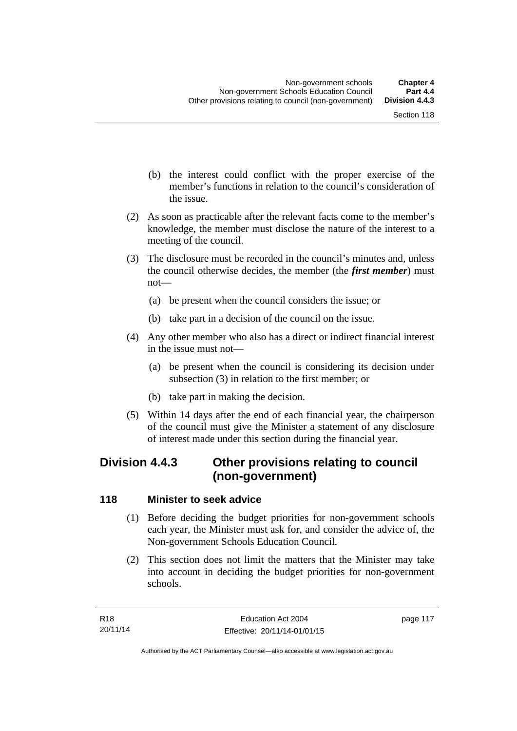(b) the interest could conflict with the proper exercise of the member's functions in relation to the council's consideration of the issue.

(2) As soon as practicable after the relevant facts come to the member's knowledge, the member must disclose the nature of the interest to a meeting of the council.

(3) The disclosure must be recorded in the council's minutes and, unless the council otherwise decides, the member (the ***first member***) must not—

(a) be present when the council considers the issue; or

(b) take part in a decision of the council on the issue.

(4) Any other member who also has a direct or indirect financial interest in the issue must not—

(a) be present when the council is considering its decision under subsection (3) in relation to the first member; or

(b) take part in making the decision.

(5) Within 14 days after the end of each financial year, the chairperson of the council must give the Minister a statement of any disclosure of interest made under this section during the financial year.

## Division 4.4.3 Other provisions relating to council (non-government)

### 118 Minister to seek advice

(1) Before deciding the budget priorities for non-government schools each year, the Minister must ask for, and consider the advice of, the Non-government Schools Education Council.

(2) This section does not limit the matters that the Minister may take into account in deciding the budget priorities for non-government schools.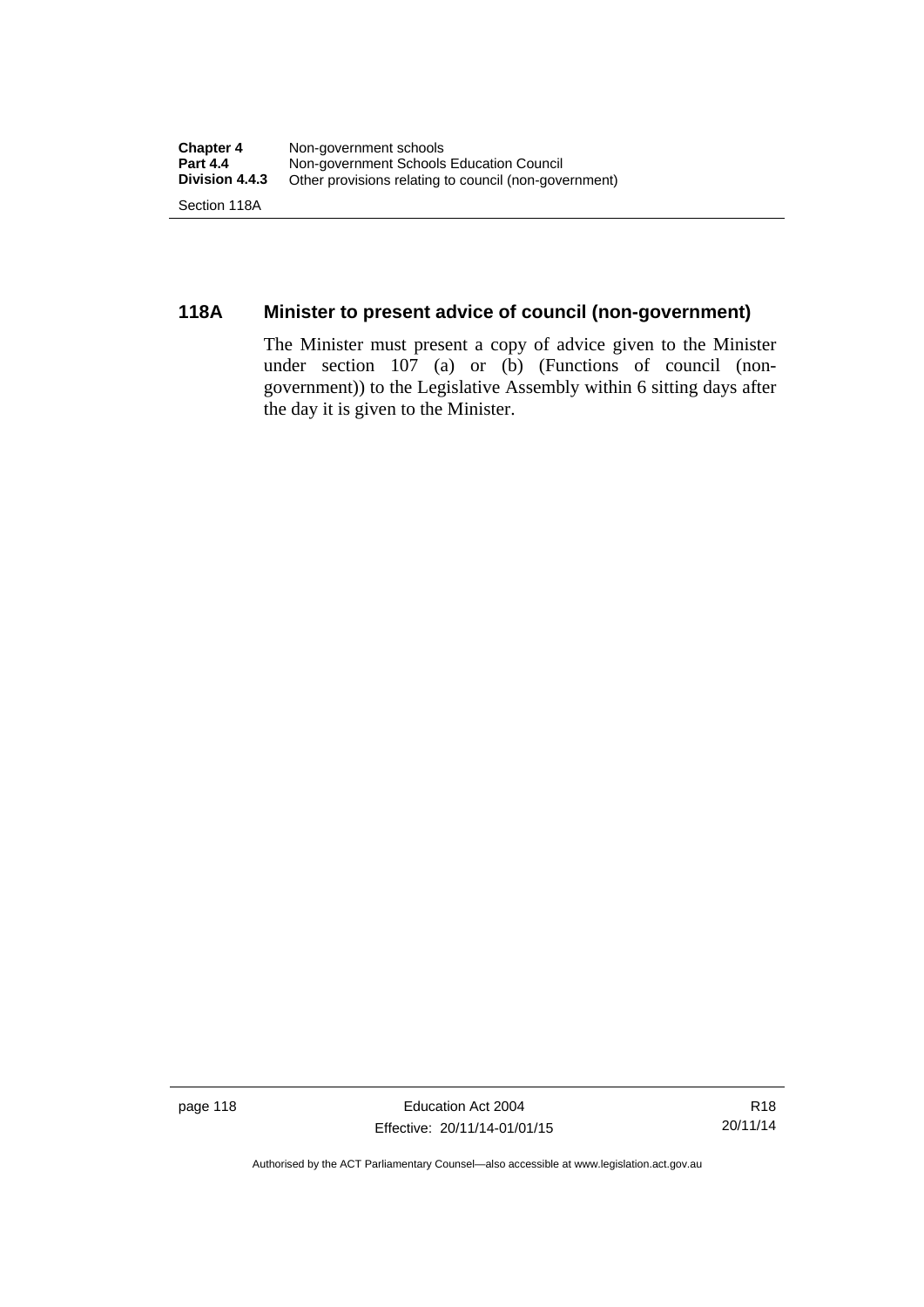## 118A Minister to present advice of council (non-government)

The Minister must present a copy of advice given to the Minister under section 107 (a) or (b) (Functions of council (non-government)) to the Legislative Assembly within 6 sitting days after the day it is given to the Minister.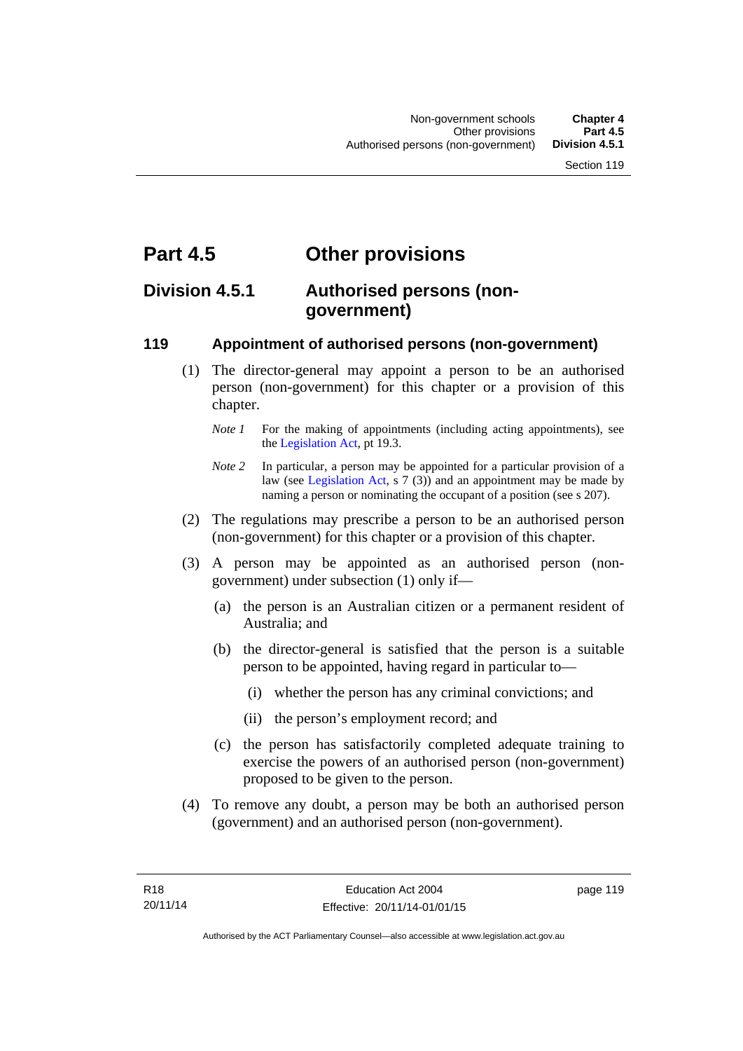# Part 4.5 Other provisions

## Division 4.5.1 Authorised persons (non-government)

### 119 Appointment of authorised persons (non-government)

(1) The director-general may appoint a person to be an authorised person (non-government) for this chapter or a provision of this chapter.

*Note 1* For the making of appointments (including acting appointments), see the Legislation Act, pt 19.3.

*Note 2* In particular, a person may be appointed for a particular provision of a law (see Legislation Act, s 7 (3)) and an appointment may be made by naming a person or nominating the occupant of a position (see s 207).

(2) The regulations may prescribe a person to be an authorised person (non-government) for this chapter or a provision of this chapter.

(3) A person may be appointed as an authorised person (non-government) under subsection (1) only if—

(a) the person is an Australian citizen or a permanent resident of Australia; and

(b) the director-general is satisfied that the person is a suitable person to be appointed, having regard in particular to—

(i) whether the person has any criminal convictions; and

(ii) the person's employment record; and

(c) the person has satisfactorily completed adequate training to exercise the powers of an authorised person (non-government) proposed to be given to the person.

(4) To remove any doubt, a person may be both an authorised person (government) and an authorised person (non-government).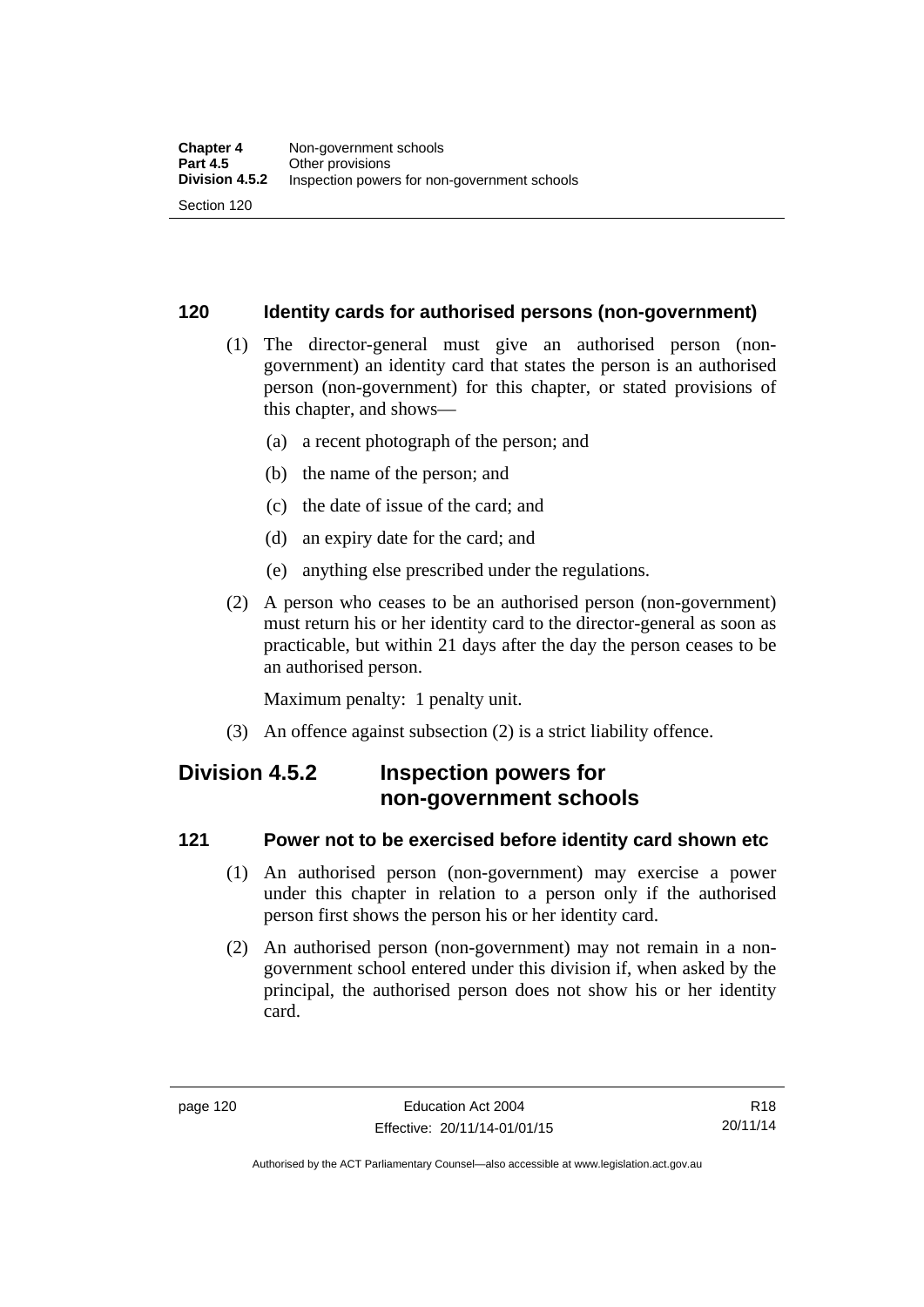## 120 Identity cards for authorised persons (non-government)

(1) The director-general must give an authorised person (non-government) an identity card that states the person is an authorised person (non-government) for this chapter, or stated provisions of this chapter, and shows—

(a) a recent photograph of the person; and

(b) the name of the person; and

(c) the date of issue of the card; and

(d) an expiry date for the card; and

(e) anything else prescribed under the regulations.

(2) A person who ceases to be an authorised person (non-government) must return his or her identity card to the director-general as soon as practicable, but within 21 days after the day the person ceases to be an authorised person.

Maximum penalty: 1 penalty unit.

(3) An offence against subsection (2) is a strict liability offence.

# Division 4.5.2 Inspection powers for non-government schools

## 121 Power not to be exercised before identity card shown etc

(1) An authorised person (non-government) may exercise a power under this chapter in relation to a person only if the authorised person first shows the person his or her identity card.

(2) An authorised person (non-government) may not remain in a non-government school entered under this division if, when asked by the principal, the authorised person does not show his or her identity card.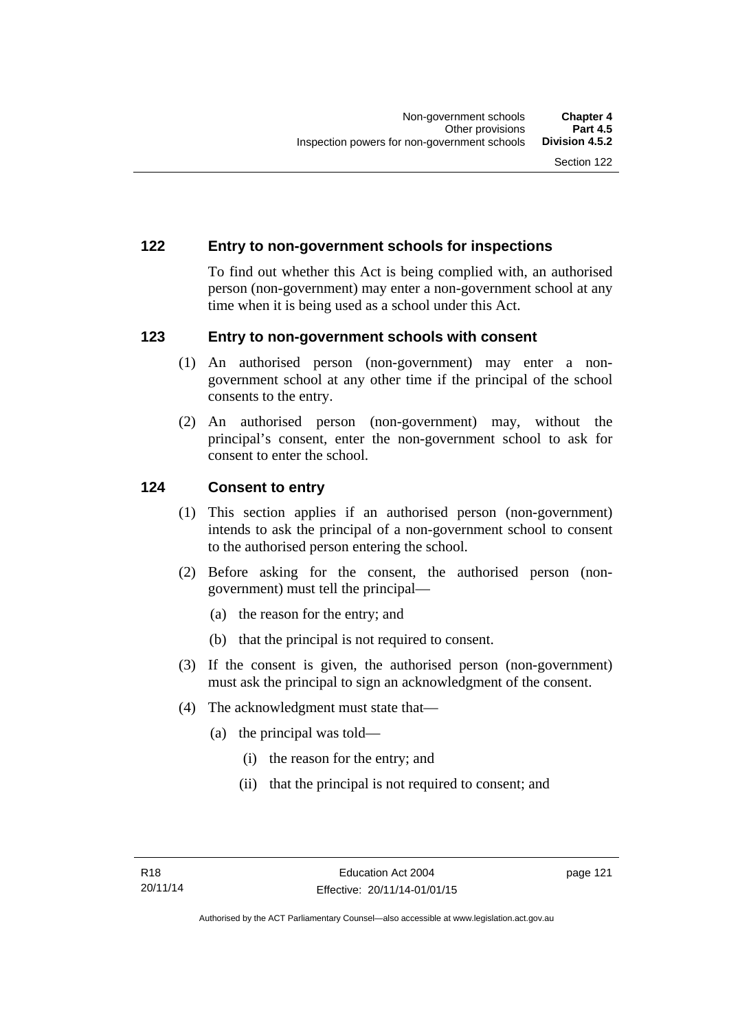## 122 Entry to non-government schools for inspections

To find out whether this Act is being complied with, an authorised person (non-government) may enter a non-government school at any time when it is being used as a school under this Act.

## 123 Entry to non-government schools with consent

(1) An authorised person (non-government) may enter a non-government school at any other time if the principal of the school consents to the entry.

(2) An authorised person (non-government) may, without the principal's consent, enter the non-government school to ask for consent to enter the school.

## 124 Consent to entry

(1) This section applies if an authorised person (non-government) intends to ask the principal of a non-government school to consent to the authorised person entering the school.

(2) Before asking for the consent, the authorised person (non-government) must tell the principal—

- (a) the reason for the entry; and
- (b) that the principal is not required to consent.

(3) If the consent is given, the authorised person (non-government) must ask the principal to sign an acknowledgment of the consent.

(4) The acknowledgment must state that—

- (a) the principal was told—
  - (i) the reason for the entry; and
  - (ii) that the principal is not required to consent; and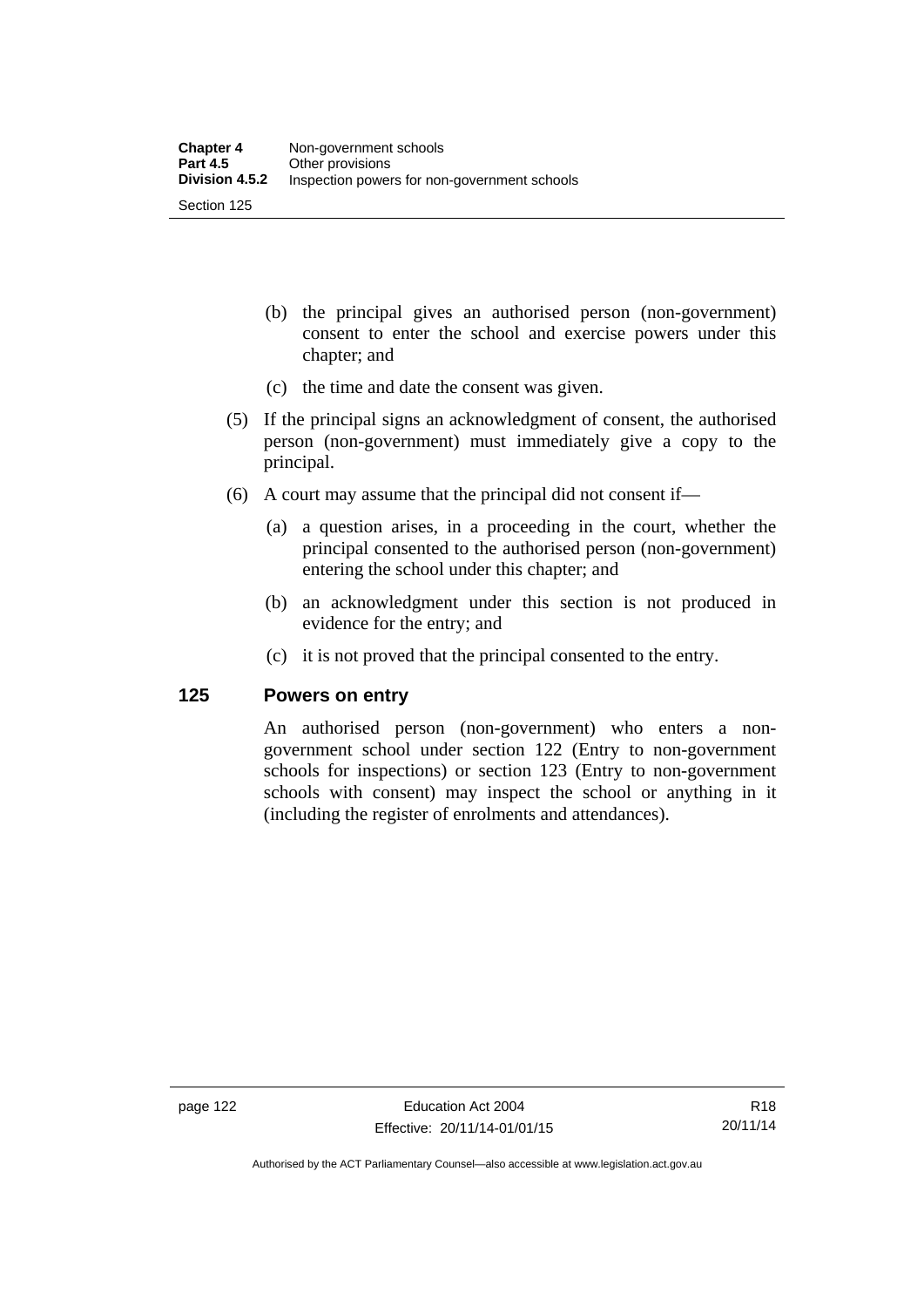(b) the principal gives an authorised person (non-government) consent to enter the school and exercise powers under this chapter; and

(c) the time and date the consent was given.

(5) If the principal signs an acknowledgment of consent, the authorised person (non-government) must immediately give a copy to the principal.

(6) A court may assume that the principal did not consent if—

(a) a question arises, in a proceeding in the court, whether the principal consented to the authorised person (non-government) entering the school under this chapter; and

(b) an acknowledgment under this section is not produced in evidence for the entry; and

(c) it is not proved that the principal consented to the entry.

### 125 Powers on entry

An authorised person (non-government) who enters a non-government school under section 122 (Entry to non-government schools for inspections) or section 123 (Entry to non-government schools with consent) may inspect the school or anything in it (including the register of enrolments and attendances).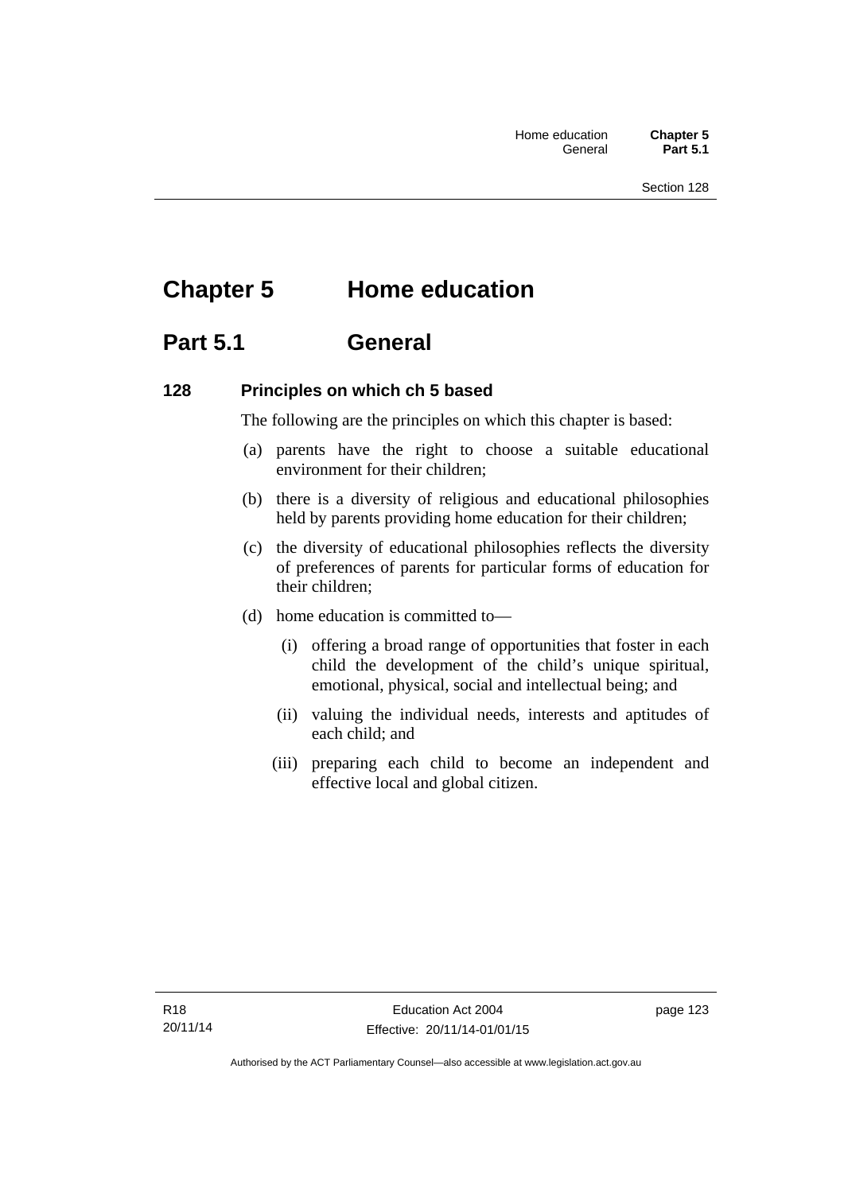# Chapter 5 Home education

## Part 5.1 General

### 128 Principles on which ch 5 based

The following are the principles on which this chapter is based:

(a) parents have the right to choose a suitable educational environment for their children;

(b) there is a diversity of religious and educational philosophies held by parents providing home education for their children;

(c) the diversity of educational philosophies reflects the diversity of preferences of parents for particular forms of education for their children;

(d) home education is committed to—

  (i) offering a broad range of opportunities that foster in each child the development of the child's unique spiritual, emotional, physical, social and intellectual being; and

  (ii) valuing the individual needs, interests and aptitudes of each child; and

  (iii) preparing each child to become an independent and effective local and global citizen.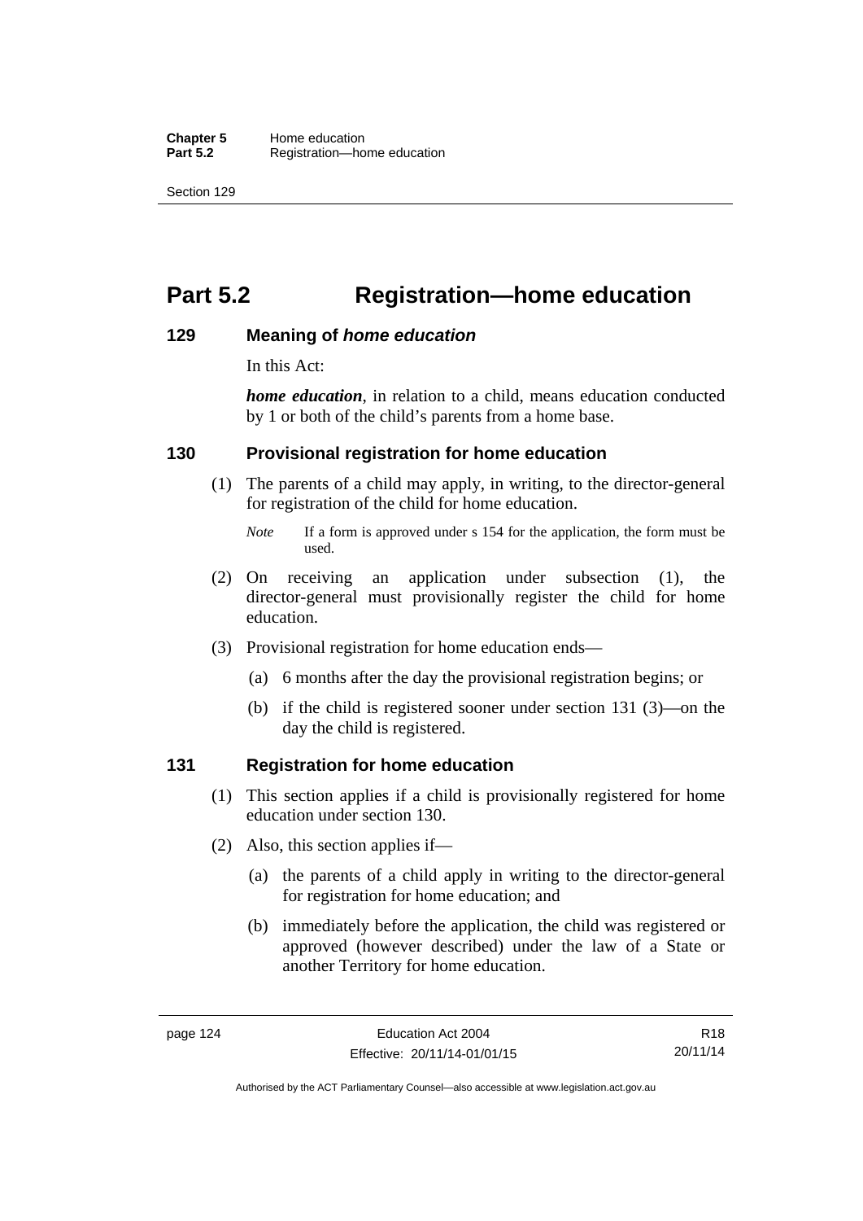# Part 5.2 Registration—home education

## 129 Meaning of *home education*

In this Act:

***home education***, in relation to a child, means education conducted by 1 or both of the child's parents from a home base.

## 130 Provisional registration for home education

(1) The parents of a child may apply, in writing, to the director-general for registration of the child for home education.

*Note* If a form is approved under s 154 for the application, the form must be used.

(2) On receiving an application under subsection (1), the director-general must provisionally register the child for home education.

(3) Provisional registration for home education ends—

(a) 6 months after the day the provisional registration begins; or

(b) if the child is registered sooner under section 131 (3)—on the day the child is registered.

## 131 Registration for home education

(1) This section applies if a child is provisionally registered for home education under section 130.

(2) Also, this section applies if—

(a) the parents of a child apply in writing to the director-general for registration for home education; and

(b) immediately before the application, the child was registered or approved (however described) under the law of a State or another Territory for home education.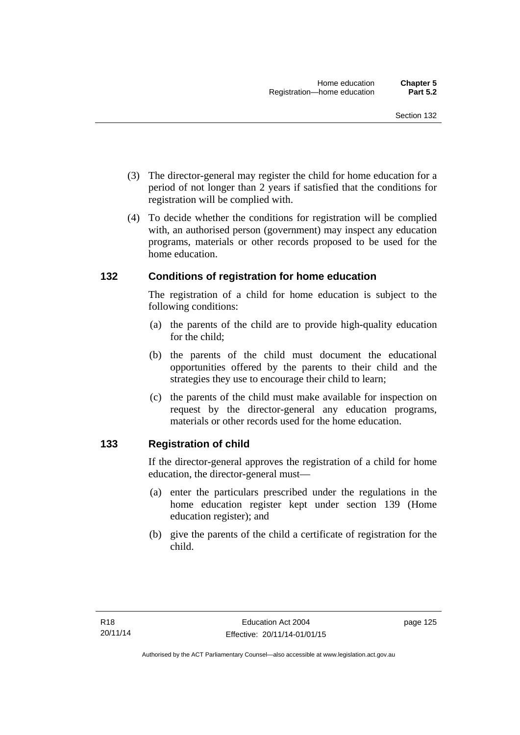(3) The director-general may register the child for home education for a period of not longer than 2 years if satisfied that the conditions for registration will be complied with.

(4) To decide whether the conditions for registration will be complied with, an authorised person (government) may inspect any education programs, materials or other records proposed to be used for the home education.

## 132 Conditions of registration for home education

The registration of a child for home education is subject to the following conditions:

(a) the parents of the child are to provide high-quality education for the child;

(b) the parents of the child must document the educational opportunities offered by the parents to their child and the strategies they use to encourage their child to learn;

(c) the parents of the child must make available for inspection on request by the director-general any education programs, materials or other records used for the home education.

## 133 Registration of child

If the director-general approves the registration of a child for home education, the director-general must—

(a) enter the particulars prescribed under the regulations in the home education register kept under section 139 (Home education register); and

(b) give the parents of the child a certificate of registration for the child.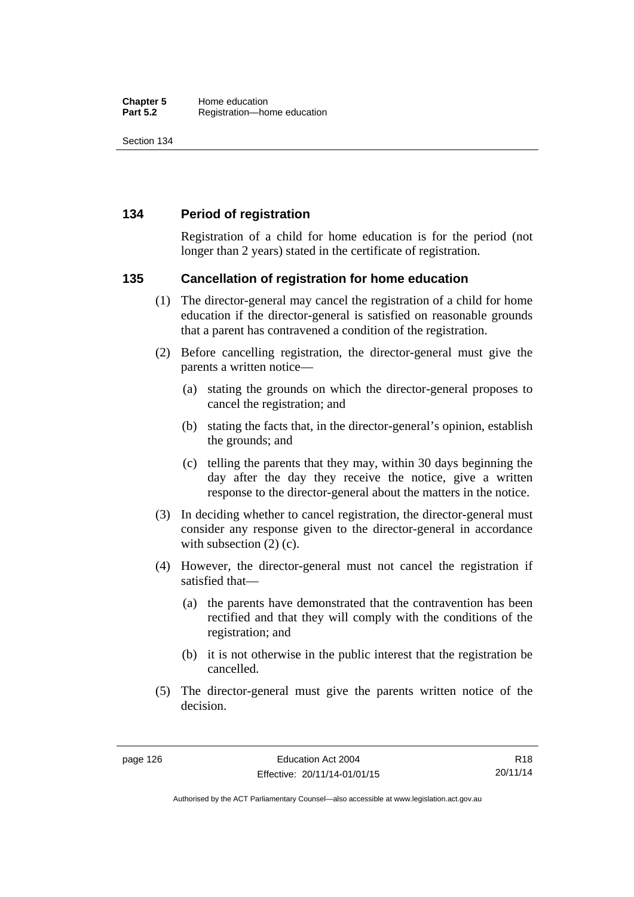## 134 Period of registration

Registration of a child for home education is for the period (not longer than 2 years) stated in the certificate of registration.

## 135 Cancellation of registration for home education

(1) The director-general may cancel the registration of a child for home education if the director-general is satisfied on reasonable grounds that a parent has contravened a condition of the registration.

(2) Before cancelling registration, the director-general must give the parents a written notice—

(a) stating the grounds on which the director-general proposes to cancel the registration; and

(b) stating the facts that, in the director-general's opinion, establish the grounds; and

(c) telling the parents that they may, within 30 days beginning the day after the day they receive the notice, give a written response to the director-general about the matters in the notice.

(3) In deciding whether to cancel registration, the director-general must consider any response given to the director-general in accordance with subsection (2) (c).

(4) However, the director-general must not cancel the registration if satisfied that—

(a) the parents have demonstrated that the contravention has been rectified and that they will comply with the conditions of the registration; and

(b) it is not otherwise in the public interest that the registration be cancelled.

(5) The director-general must give the parents written notice of the decision.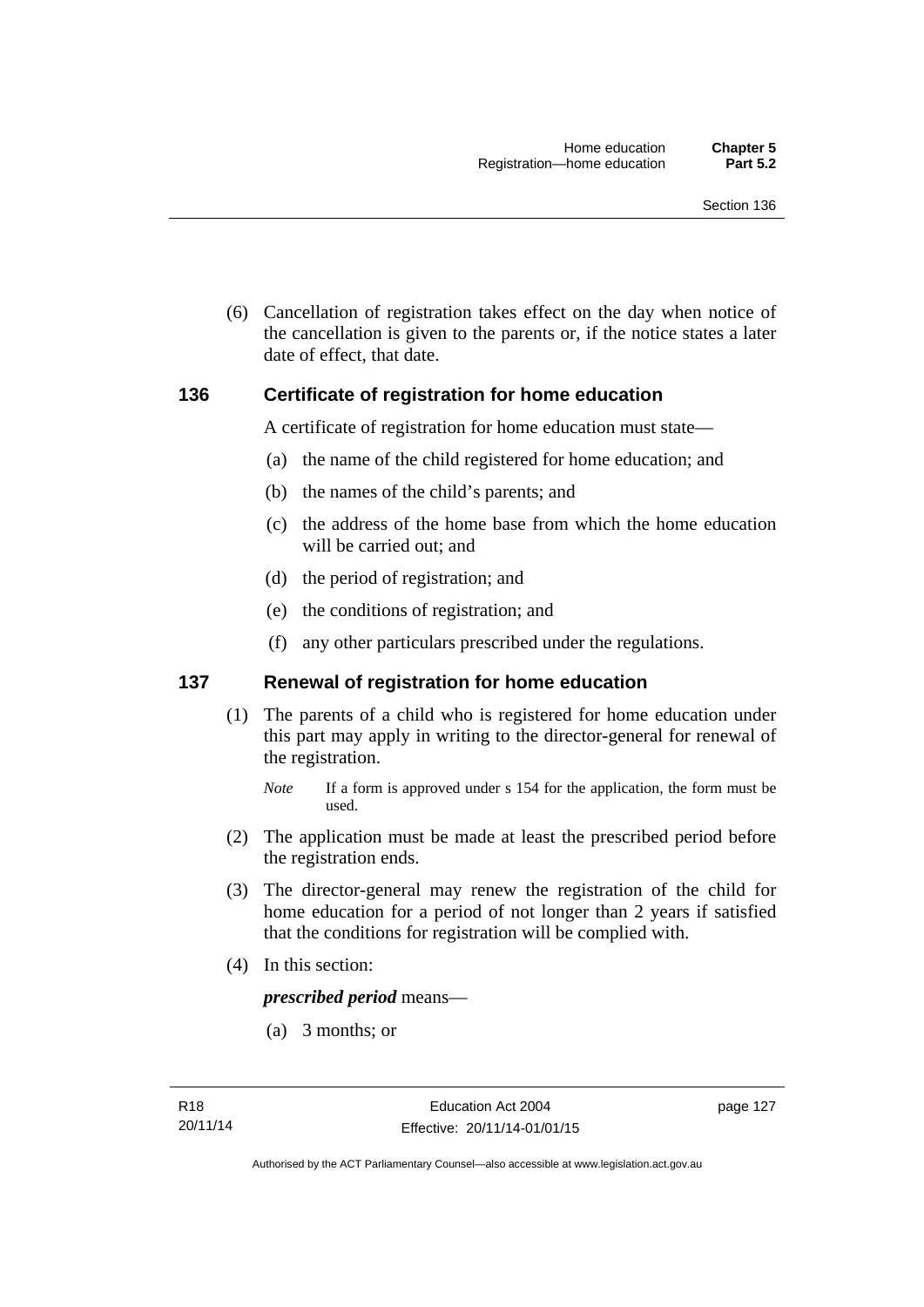(6) Cancellation of registration takes effect on the day when notice of the cancellation is given to the parents or, if the notice states a later date of effect, that date.

## 136 Certificate of registration for home education

A certificate of registration for home education must state—

(a) the name of the child registered for home education; and

(b) the names of the child's parents; and

(c) the address of the home base from which the home education will be carried out; and

(d) the period of registration; and

(e) the conditions of registration; and

(f) any other particulars prescribed under the regulations.

## 137 Renewal of registration for home education

(1) The parents of a child who is registered for home education under this part may apply in writing to the director-general for renewal of the registration.

*Note* If a form is approved under s 154 for the application, the form must be used.

(2) The application must be made at least the prescribed period before the registration ends.

(3) The director-general may renew the registration of the child for home education for a period of not longer than 2 years if satisfied that the conditions for registration will be complied with.

(4) In this section:

***prescribed period*** means—

(a) 3 months; or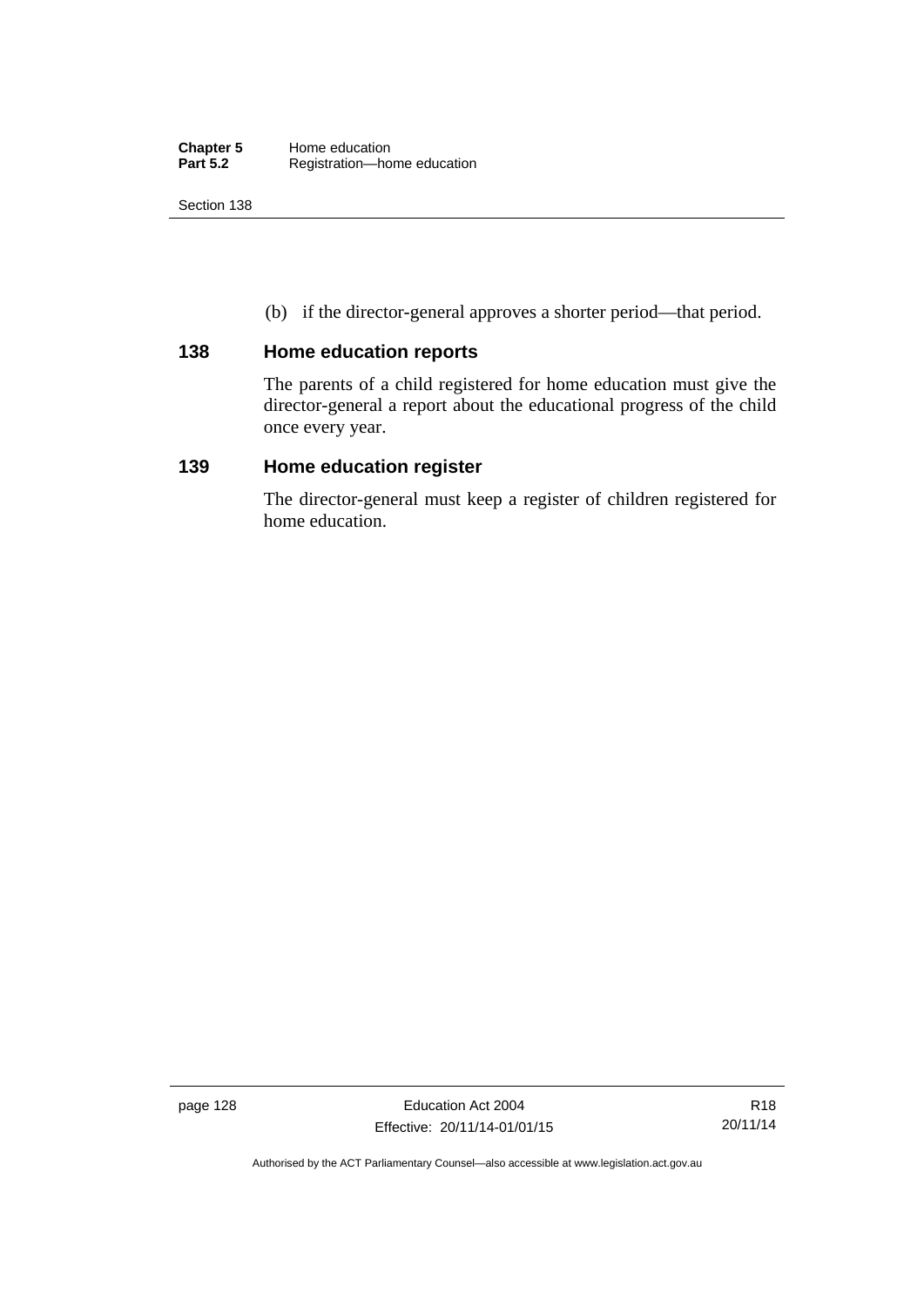(b) if the director-general approves a shorter period—that period.

## 138 Home education reports

The parents of a child registered for home education must give the director-general a report about the educational progress of the child once every year.

## 139 Home education register

The director-general must keep a register of children registered for home education.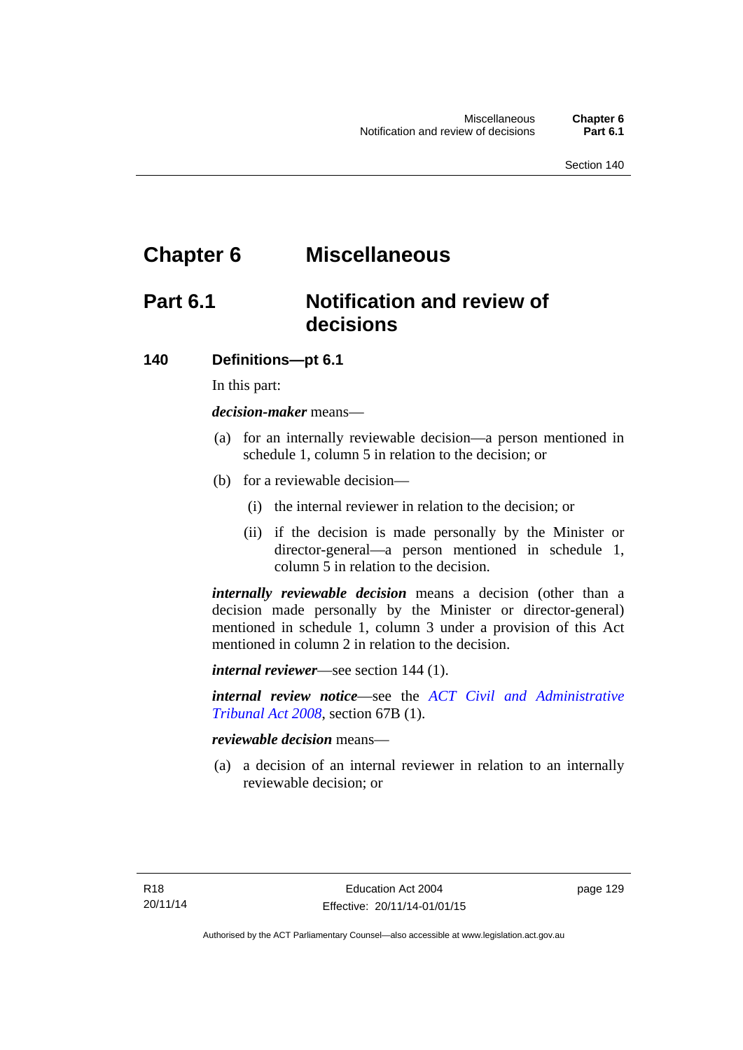# Chapter 6 Miscellaneous

## Part 6.1 Notification and review of decisions

### 140 Definitions—pt 6.1

In this part:

***decision-maker*** means—

(a) for an internally reviewable decision—a person mentioned in schedule 1, column 5 in relation to the decision; or

(b) for a reviewable decision—

(i) the internal reviewer in relation to the decision; or

(ii) if the decision is made personally by the Minister or director-general—a person mentioned in schedule 1, column 5 in relation to the decision.

***internally reviewable decision*** means a decision (other than a decision made personally by the Minister or director-general) mentioned in schedule 1, column 3 under a provision of this Act mentioned in column 2 in relation to the decision.

***internal reviewer***—see section 144 (1).

***internal review notice***—see the *ACT Civil and Administrative Tribunal Act 2008*, section 67B (1).

***reviewable decision*** means—

(a) a decision of an internal reviewer in relation to an internally reviewable decision; or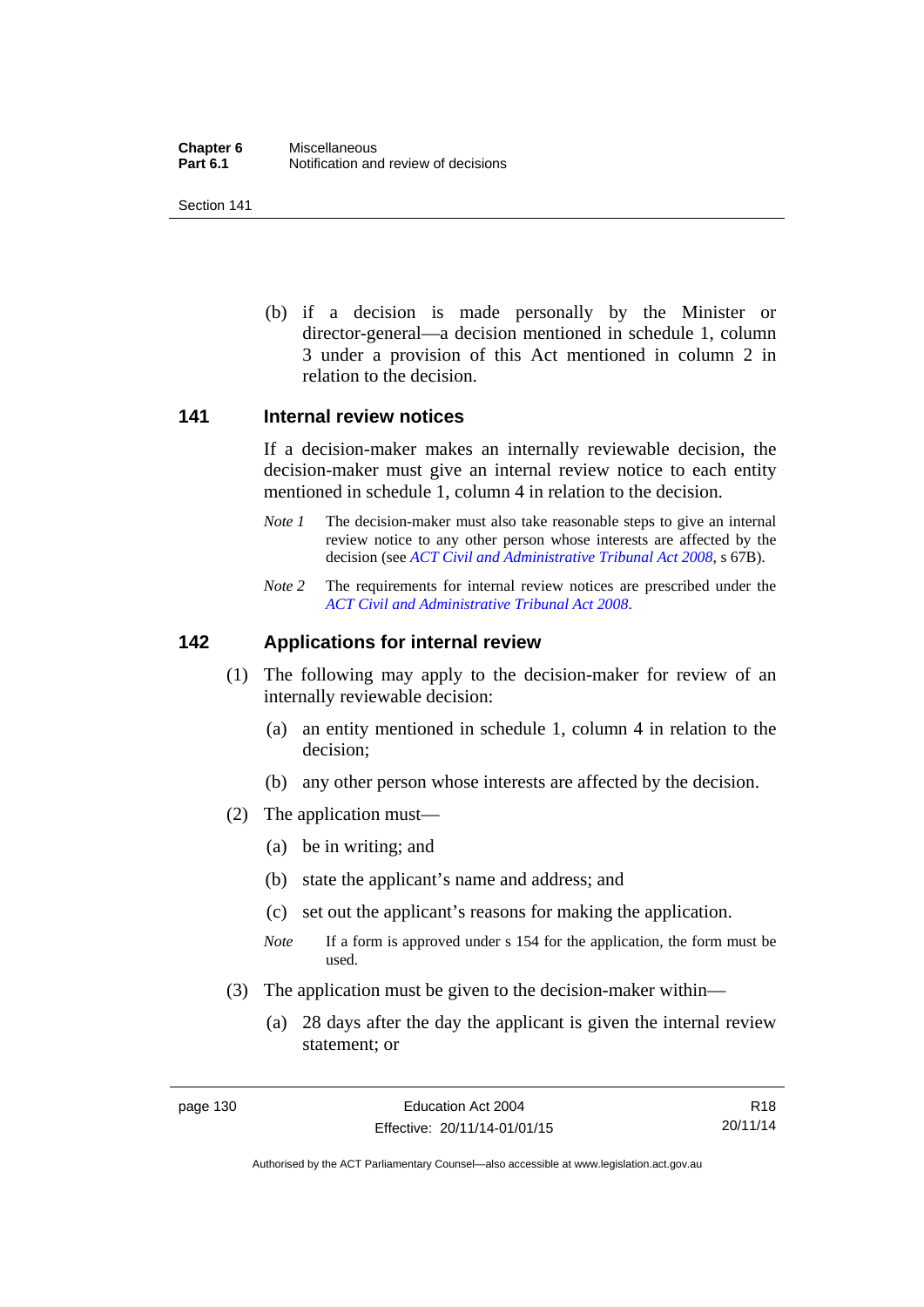(b) if a decision is made personally by the Minister or director-general—a decision mentioned in schedule 1, column 3 under a provision of this Act mentioned in column 2 in relation to the decision.

## 141 Internal review notices

If a decision-maker makes an internally reviewable decision, the decision-maker must give an internal review notice to each entity mentioned in schedule 1, column 4 in relation to the decision.

*Note 1* The decision-maker must also take reasonable steps to give an internal review notice to any other person whose interests are affected by the decision (see *ACT Civil and Administrative Tribunal Act 2008*, s 67B).

*Note 2* The requirements for internal review notices are prescribed under the *ACT Civil and Administrative Tribunal Act 2008*.

## 142 Applications for internal review

(1) The following may apply to the decision-maker for review of an internally reviewable decision:

(a) an entity mentioned in schedule 1, column 4 in relation to the decision;

(b) any other person whose interests are affected by the decision.

(2) The application must—

(a) be in writing; and

(b) state the applicant's name and address; and

(c) set out the applicant's reasons for making the application.

*Note* If a form is approved under s 154 for the application, the form must be used.

(3) The application must be given to the decision-maker within—

(a) 28 days after the day the applicant is given the internal review statement; or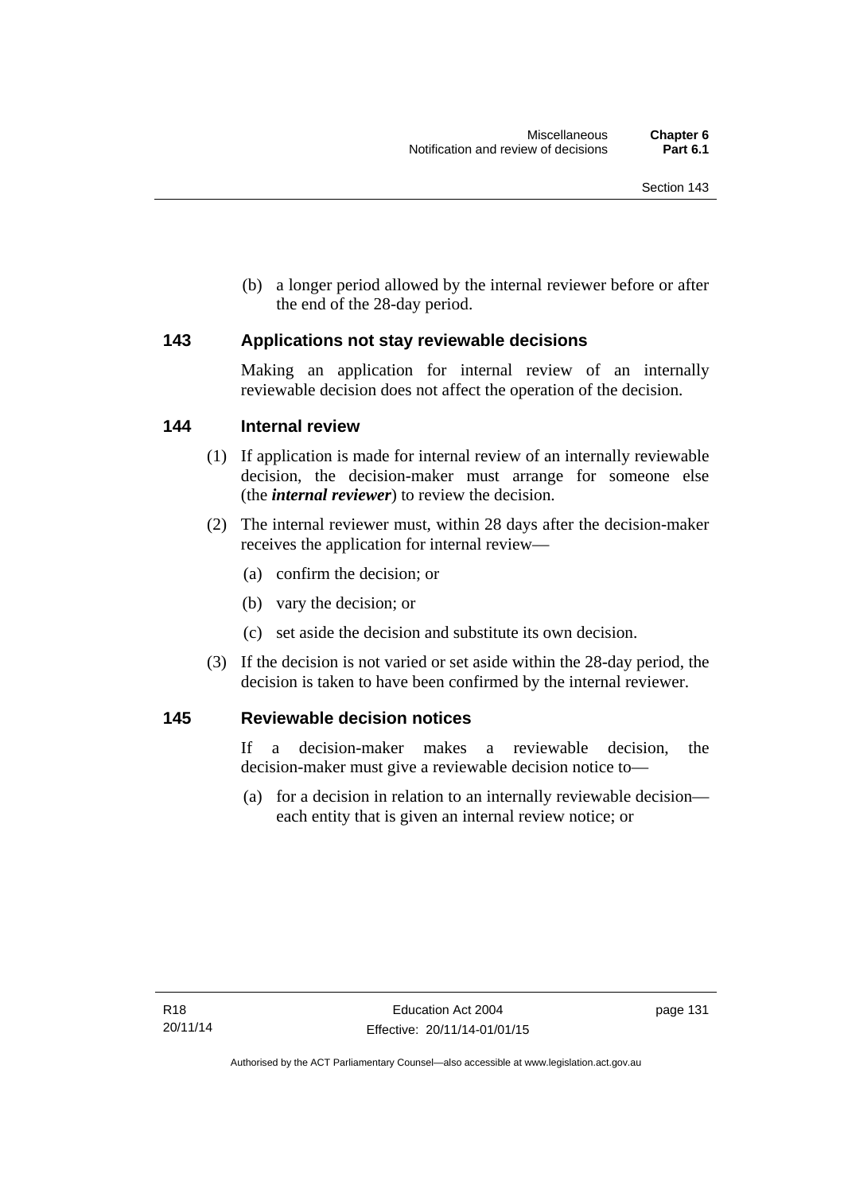(b) a longer period allowed by the internal reviewer before or after the end of the 28-day period.

### 143 Applications not stay reviewable decisions

Making an application for internal review of an internally reviewable decision does not affect the operation of the decision.

### 144 Internal review

(1) If application is made for internal review of an internally reviewable decision, the decision-maker must arrange for someone else (the ***internal reviewer***) to review the decision.

(2) The internal reviewer must, within 28 days after the decision-maker receives the application for internal review—

(a) confirm the decision; or

(b) vary the decision; or

(c) set aside the decision and substitute its own decision.

(3) If the decision is not varied or set aside within the 28-day period, the decision is taken to have been confirmed by the internal reviewer.

### 145 Reviewable decision notices

If a decision-maker makes a reviewable decision, the decision-maker must give a reviewable decision notice to—

(a) for a decision in relation to an internally reviewable decision—each entity that is given an internal review notice; or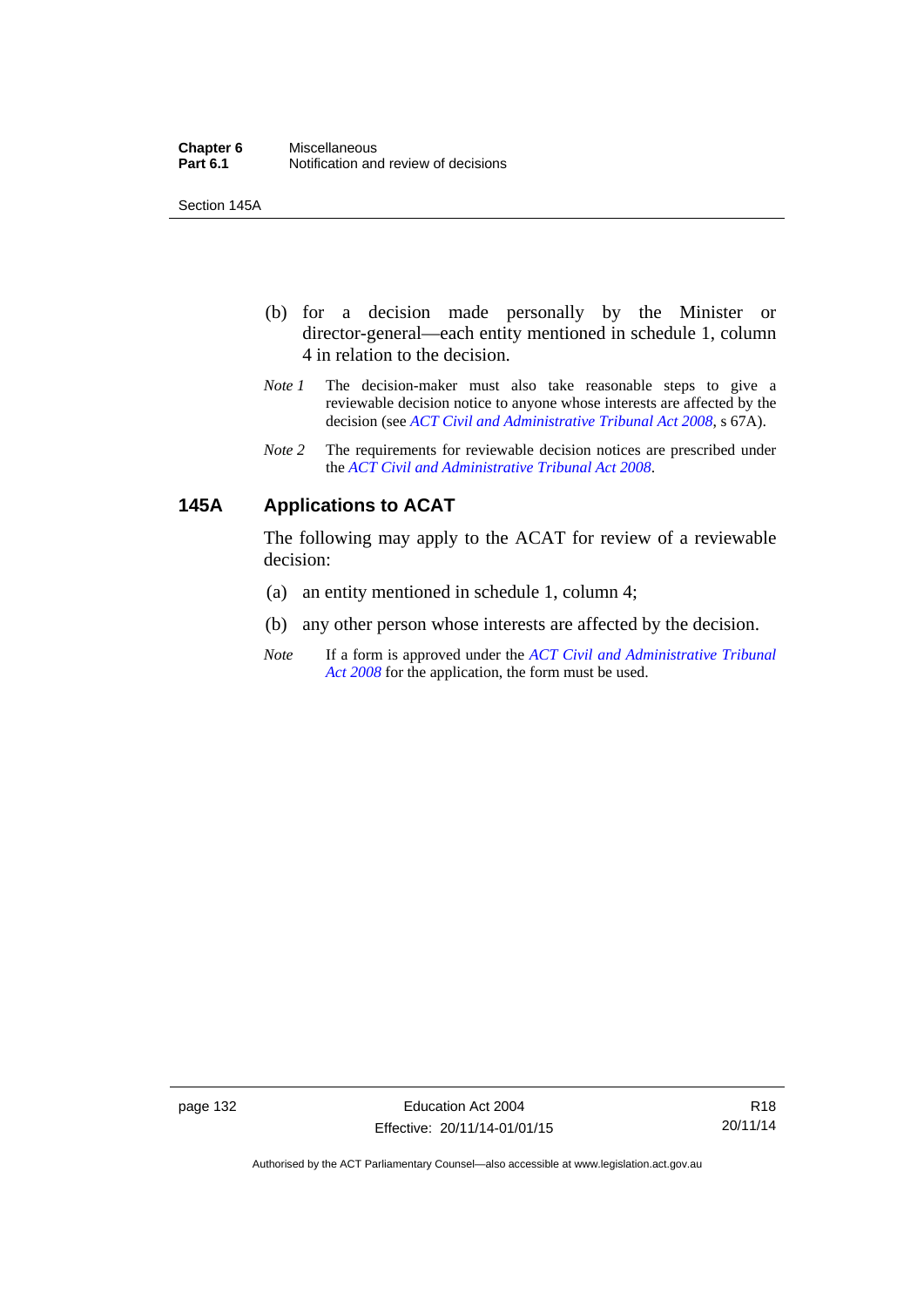(b) for a decision made personally by the Minister or director-general—each entity mentioned in schedule 1, column 4 in relation to the decision.

*Note 1* The decision-maker must also take reasonable steps to give a reviewable decision notice to anyone whose interests are affected by the decision (see *ACT Civil and Administrative Tribunal Act 2008*, s 67A).

*Note 2* The requirements for reviewable decision notices are prescribed under the *ACT Civil and Administrative Tribunal Act 2008*.

## 145A Applications to ACAT

The following may apply to the ACAT for review of a reviewable decision:

(a) an entity mentioned in schedule 1, column 4;

(b) any other person whose interests are affected by the decision.

*Note* If a form is approved under the *ACT Civil and Administrative Tribunal Act 2008* for the application, the form must be used.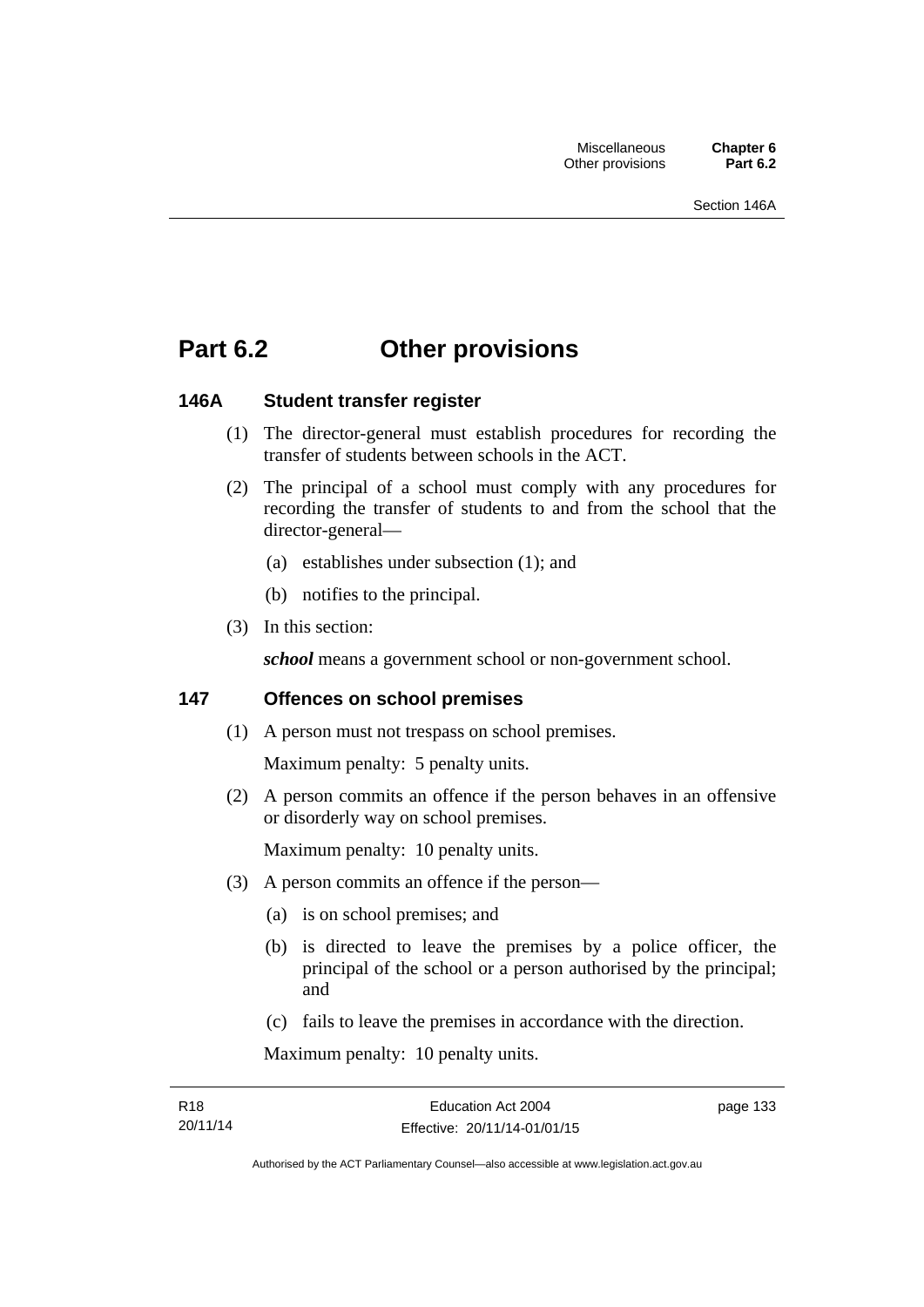# Part 6.2 Other provisions

### 146A Student transfer register

(1) The director-general must establish procedures for recording the transfer of students between schools in the ACT.

(2) The principal of a school must comply with any procedures for recording the transfer of students to and from the school that the director-general—

(a) establishes under subsection (1); and

(b) notifies to the principal.

(3) In this section:

***school*** means a government school or non-government school.

### 147 Offences on school premises

(1) A person must not trespass on school premises.

Maximum penalty: 5 penalty units.

(2) A person commits an offence if the person behaves in an offensive or disorderly way on school premises.

Maximum penalty: 10 penalty units.

(3) A person commits an offence if the person—

(a) is on school premises; and

(b) is directed to leave the premises by a police officer, the principal of the school or a person authorised by the principal; and

(c) fails to leave the premises in accordance with the direction.

Maximum penalty: 10 penalty units.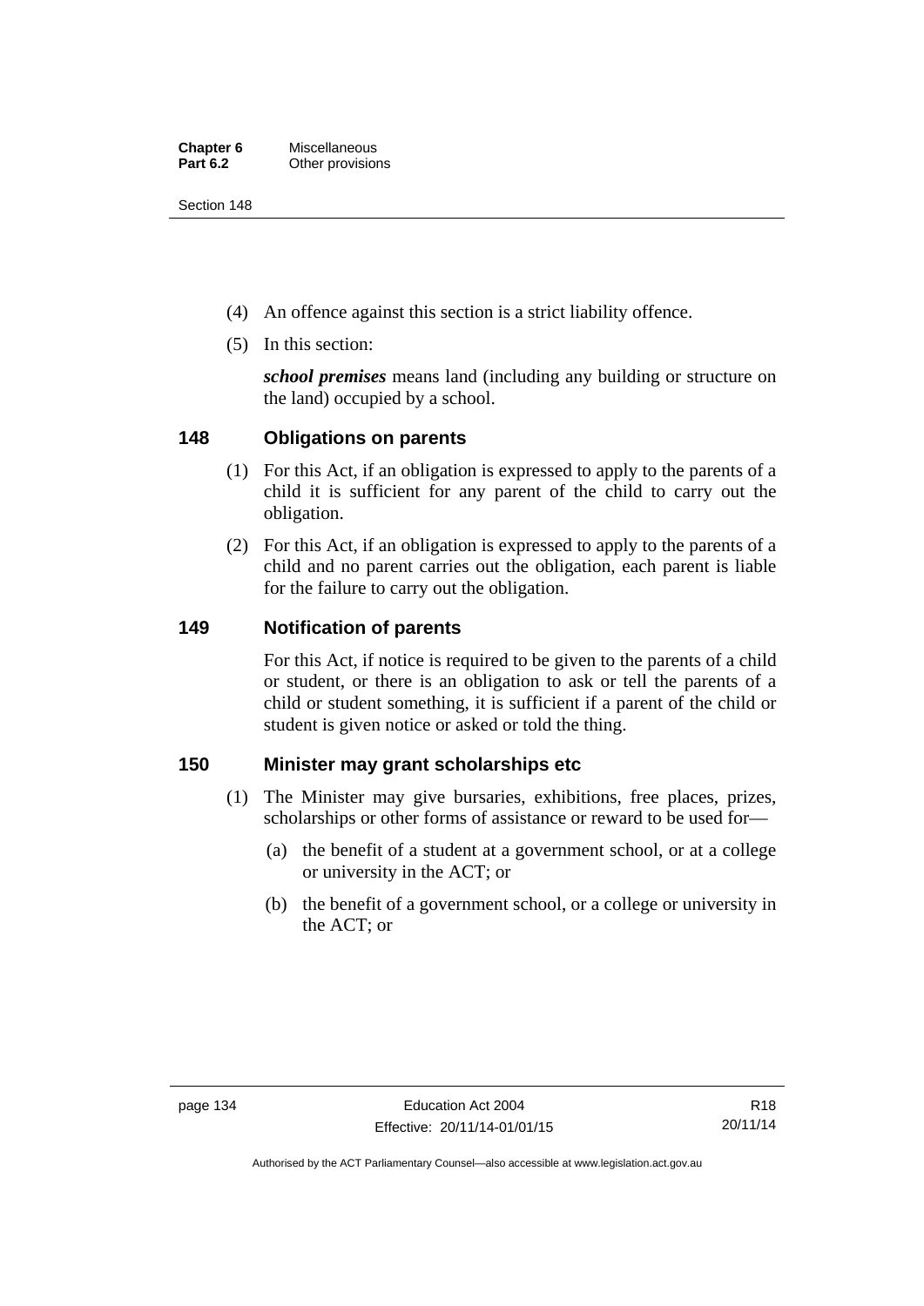(4) An offence against this section is a strict liability offence.

(5) In this section:

***school premises*** means land (including any building or structure on the land) occupied by a school.

### 148 Obligations on parents

(1) For this Act, if an obligation is expressed to apply to the parents of a child it is sufficient for any parent of the child to carry out the obligation.

(2) For this Act, if an obligation is expressed to apply to the parents of a child and no parent carries out the obligation, each parent is liable for the failure to carry out the obligation.

### 149 Notification of parents

For this Act, if notice is required to be given to the parents of a child or student, or there is an obligation to ask or tell the parents of a child or student something, it is sufficient if a parent of the child or student is given notice or asked or told the thing.

### 150 Minister may grant scholarships etc

(1) The Minister may give bursaries, exhibitions, free places, prizes, scholarships or other forms of assistance or reward to be used for—

(a) the benefit of a student at a government school, or at a college or university in the ACT; or

(b) the benefit of a government school, or a college or university in the ACT; or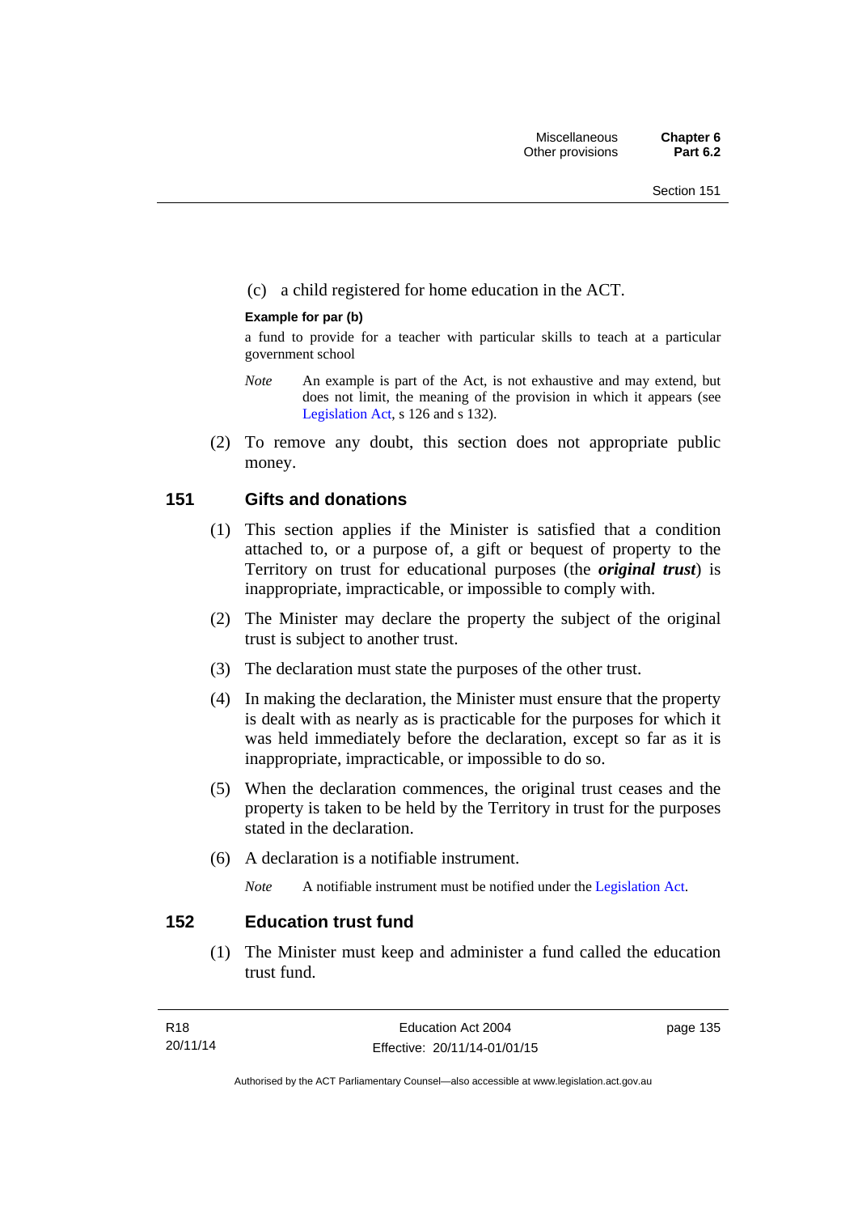(c) a child registered for home education in the ACT.

**Example for par (b)**

a fund to provide for a teacher with particular skills to teach at a particular government school

*Note* An example is part of the Act, is not exhaustive and may extend, but does not limit, the meaning of the provision in which it appears (see Legislation Act, s 126 and s 132).

(2) To remove any doubt, this section does not appropriate public money.

## 151 Gifts and donations

(1) This section applies if the Minister is satisfied that a condition attached to, or a purpose of, a gift or bequest of property to the Territory on trust for educational purposes (the ***original trust***) is inappropriate, impracticable, or impossible to comply with.

(2) The Minister may declare the property the subject of the original trust is subject to another trust.

(3) The declaration must state the purposes of the other trust.

(4) In making the declaration, the Minister must ensure that the property is dealt with as nearly as is practicable for the purposes for which it was held immediately before the declaration, except so far as it is inappropriate, impracticable, or impossible to do so.

(5) When the declaration commences, the original trust ceases and the property is taken to be held by the Territory in trust for the purposes stated in the declaration.

(6) A declaration is a notifiable instrument.

*Note* A notifiable instrument must be notified under the Legislation Act.

## 152 Education trust fund

(1) The Minister must keep and administer a fund called the education trust fund.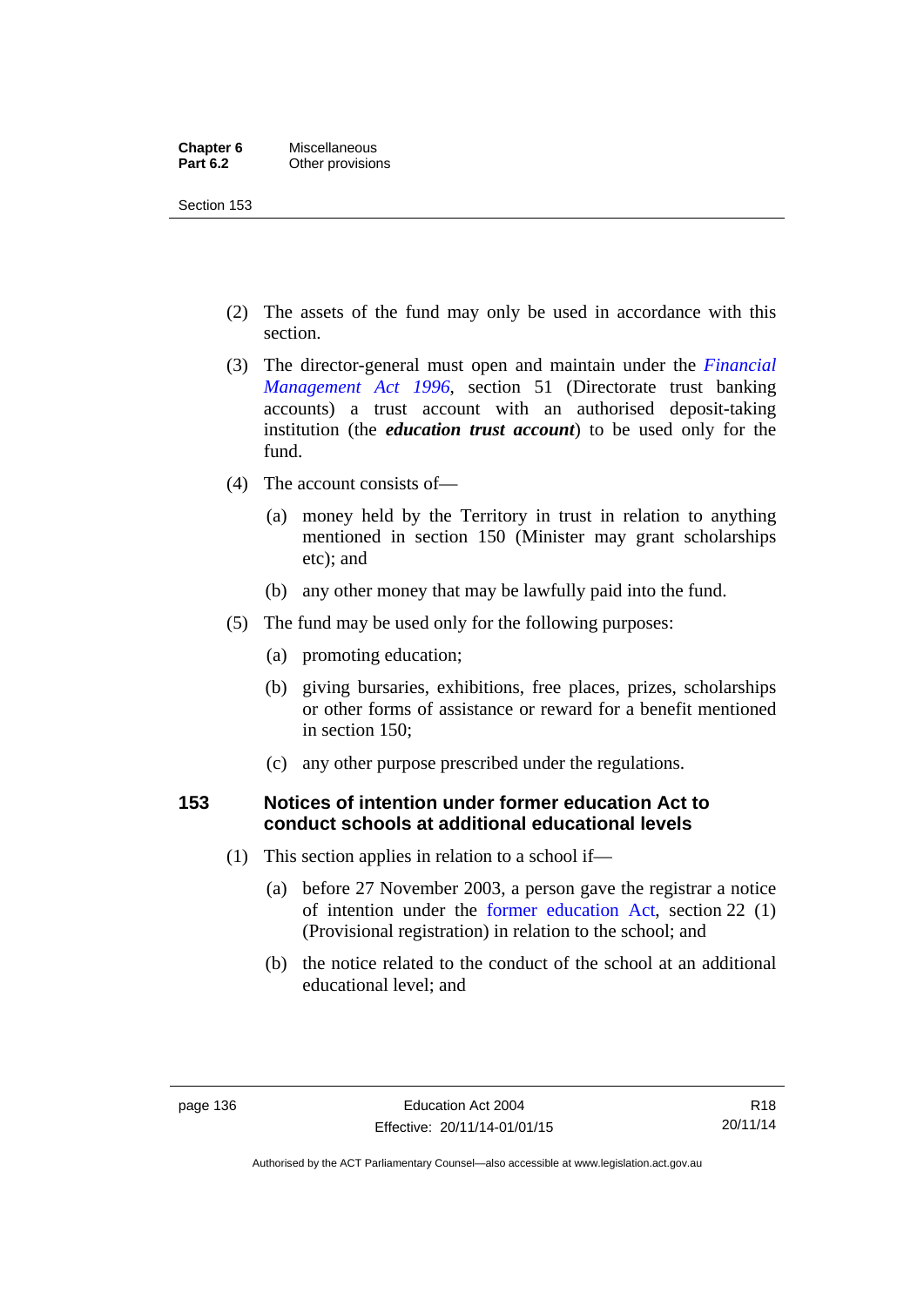(2) The assets of the fund may only be used in accordance with this section.

(3) The director-general must open and maintain under the *Financial Management Act 1996*, section 51 (Directorate trust banking accounts) a trust account with an authorised deposit-taking institution (the ***education trust account***) to be used only for the fund.

(4) The account consists of—

  (a) money held by the Territory in trust in relation to anything mentioned in section 150 (Minister may grant scholarships etc); and

  (b) any other money that may be lawfully paid into the fund.

(5) The fund may be used only for the following purposes:

  (a) promoting education;

  (b) giving bursaries, exhibitions, free places, prizes, scholarships or other forms of assistance or reward for a benefit mentioned in section 150;

  (c) any other purpose prescribed under the regulations.

## 153 Notices of intention under former education Act to conduct schools at additional educational levels

(1) This section applies in relation to a school if—

  (a) before 27 November 2003, a person gave the registrar a notice of intention under the former education Act, section 22 (1) (Provisional registration) in relation to the school; and

  (b) the notice related to the conduct of the school at an additional educational level; and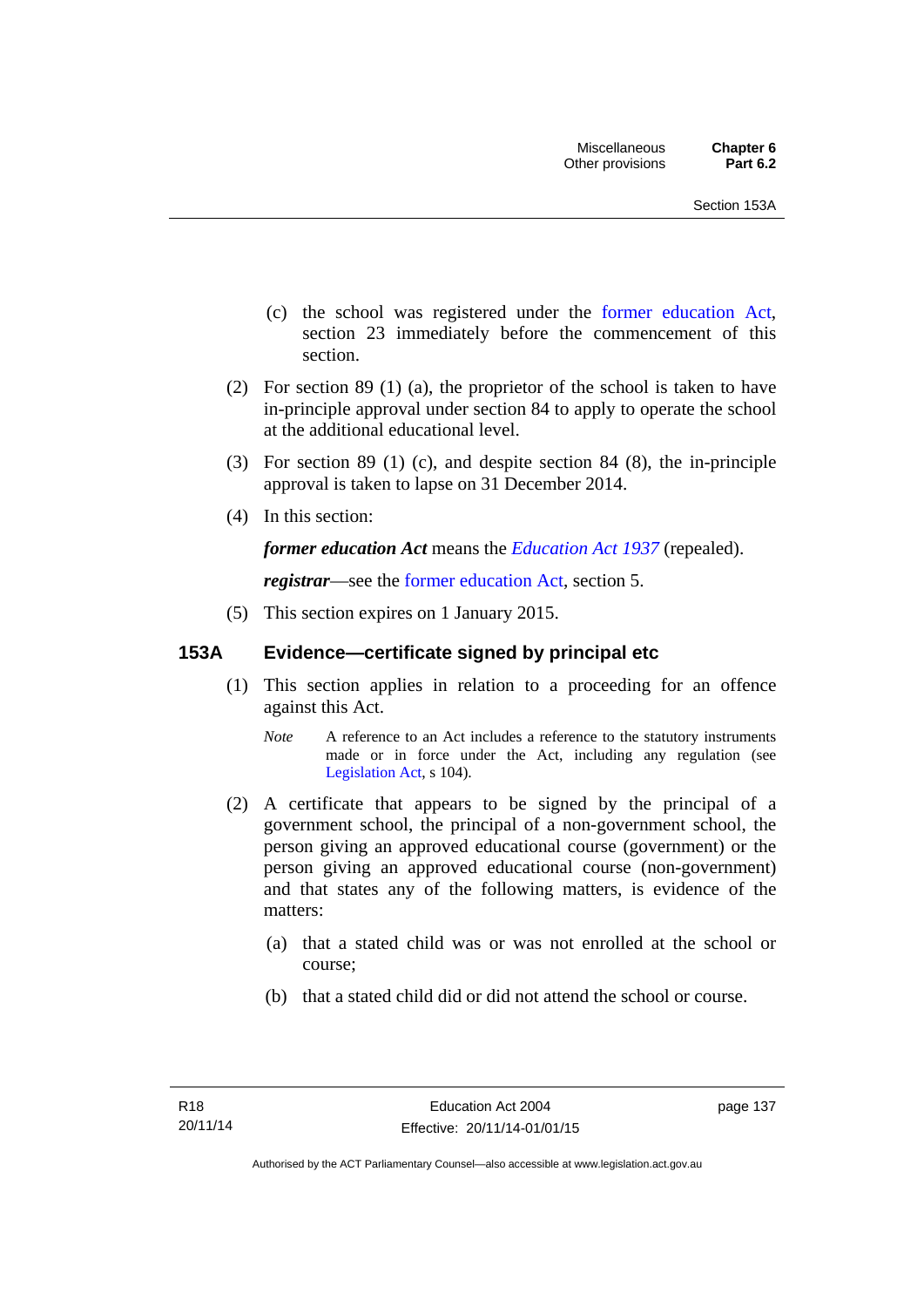(c) the school was registered under the former education Act, section 23 immediately before the commencement of this section.

(2) For section 89 (1) (a), the proprietor of the school is taken to have in-principle approval under section 84 to apply to operate the school at the additional educational level.

(3) For section 89 (1) (c), and despite section 84 (8), the in-principle approval is taken to lapse on 31 December 2014.

(4) In this section:

***former education Act*** means the *Education Act 1937* (repealed).

***registrar***—see the former education Act, section 5.

(5) This section expires on 1 January 2015.

### 153A Evidence—certificate signed by principal etc

(1) This section applies in relation to a proceeding for an offence against this Act.

*Note* A reference to an Act includes a reference to the statutory instruments made or in force under the Act, including any regulation (see Legislation Act, s 104).

(2) A certificate that appears to be signed by the principal of a government school, the principal of a non-government school, the person giving an approved educational course (government) or the person giving an approved educational course (non-government) and that states any of the following matters, is evidence of the matters:

(a) that a stated child was or was not enrolled at the school or course;

(b) that a stated child did or did not attend the school or course.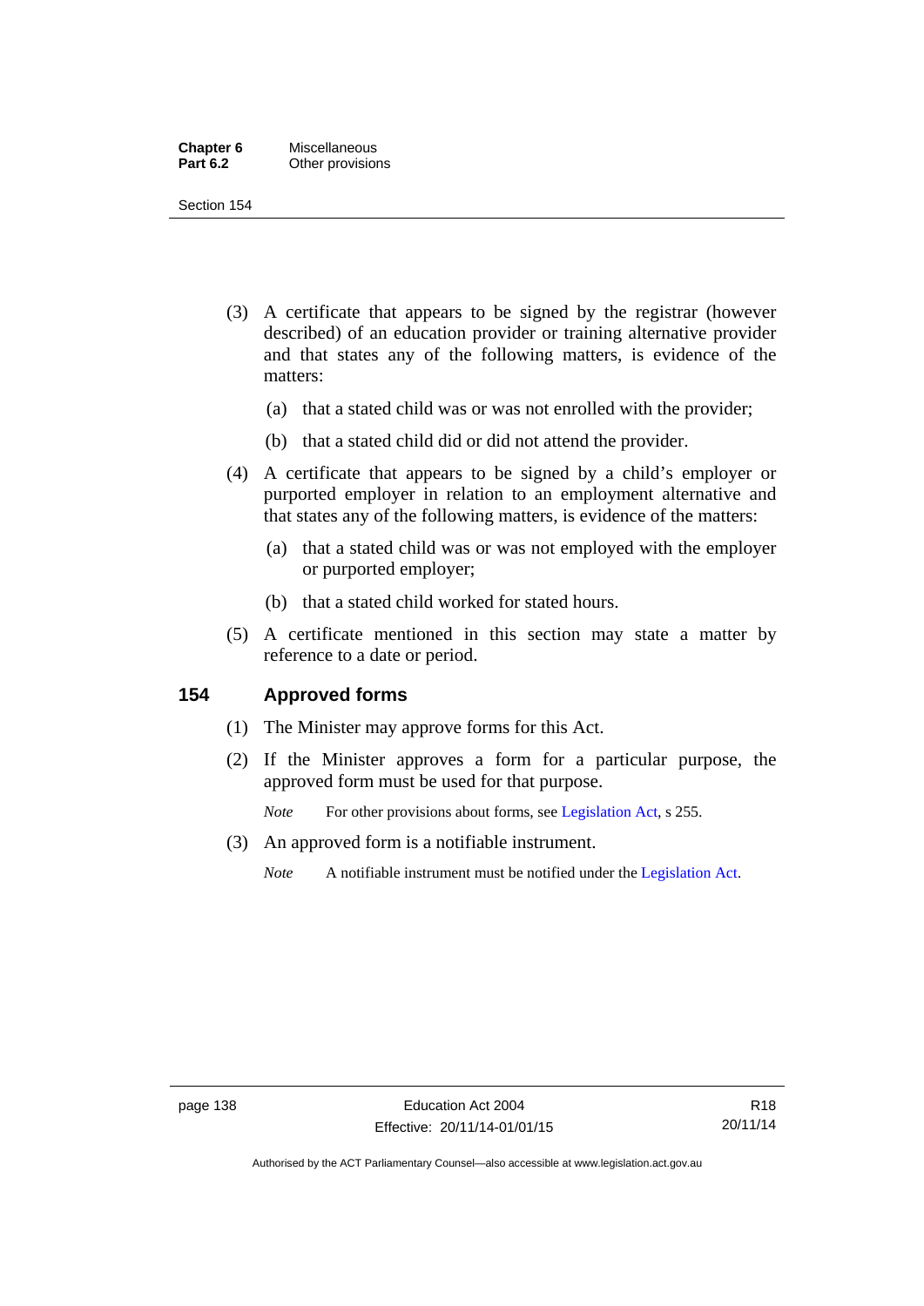(3) A certificate that appears to be signed by the registrar (however described) of an education provider or training alternative provider and that states any of the following matters, is evidence of the matters:

(a) that a stated child was or was not enrolled with the provider;

(b) that a stated child did or did not attend the provider.

(4) A certificate that appears to be signed by a child's employer or purported employer in relation to an employment alternative and that states any of the following matters, is evidence of the matters:

(a) that a stated child was or was not employed with the employer or purported employer;

(b) that a stated child worked for stated hours.

(5) A certificate mentioned in this section may state a matter by reference to a date or period.

## 154 Approved forms

(1) The Minister may approve forms for this Act.

(2) If the Minister approves a form for a particular purpose, the approved form must be used for that purpose.

*Note* For other provisions about forms, see Legislation Act, s 255.

(3) An approved form is a notifiable instrument.

*Note* A notifiable instrument must be notified under the Legislation Act.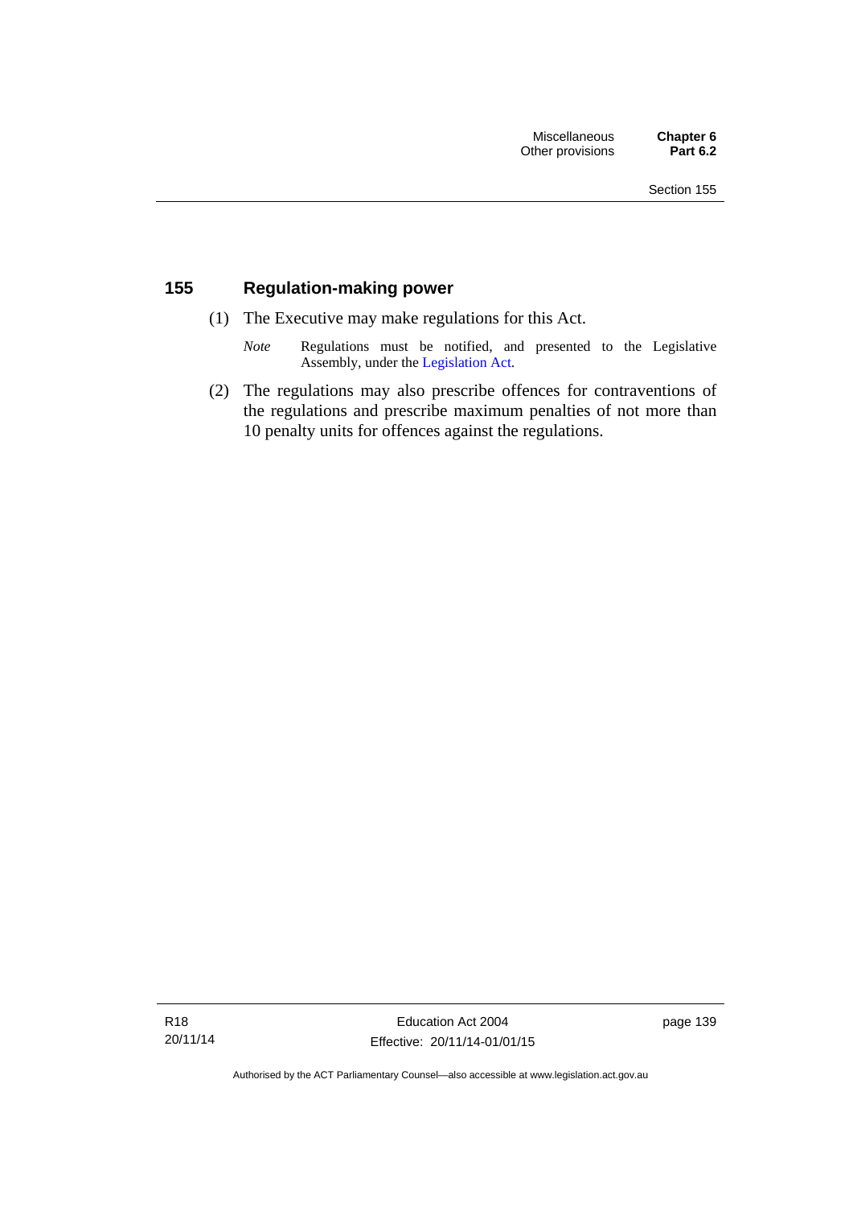## 155 Regulation-making power

(1) The Executive may make regulations for this Act.

*Note* Regulations must be notified, and presented to the Legislative Assembly, under the Legislation Act.

(2) The regulations may also prescribe offences for contraventions of the regulations and prescribe maximum penalties of not more than 10 penalty units for offences against the regulations.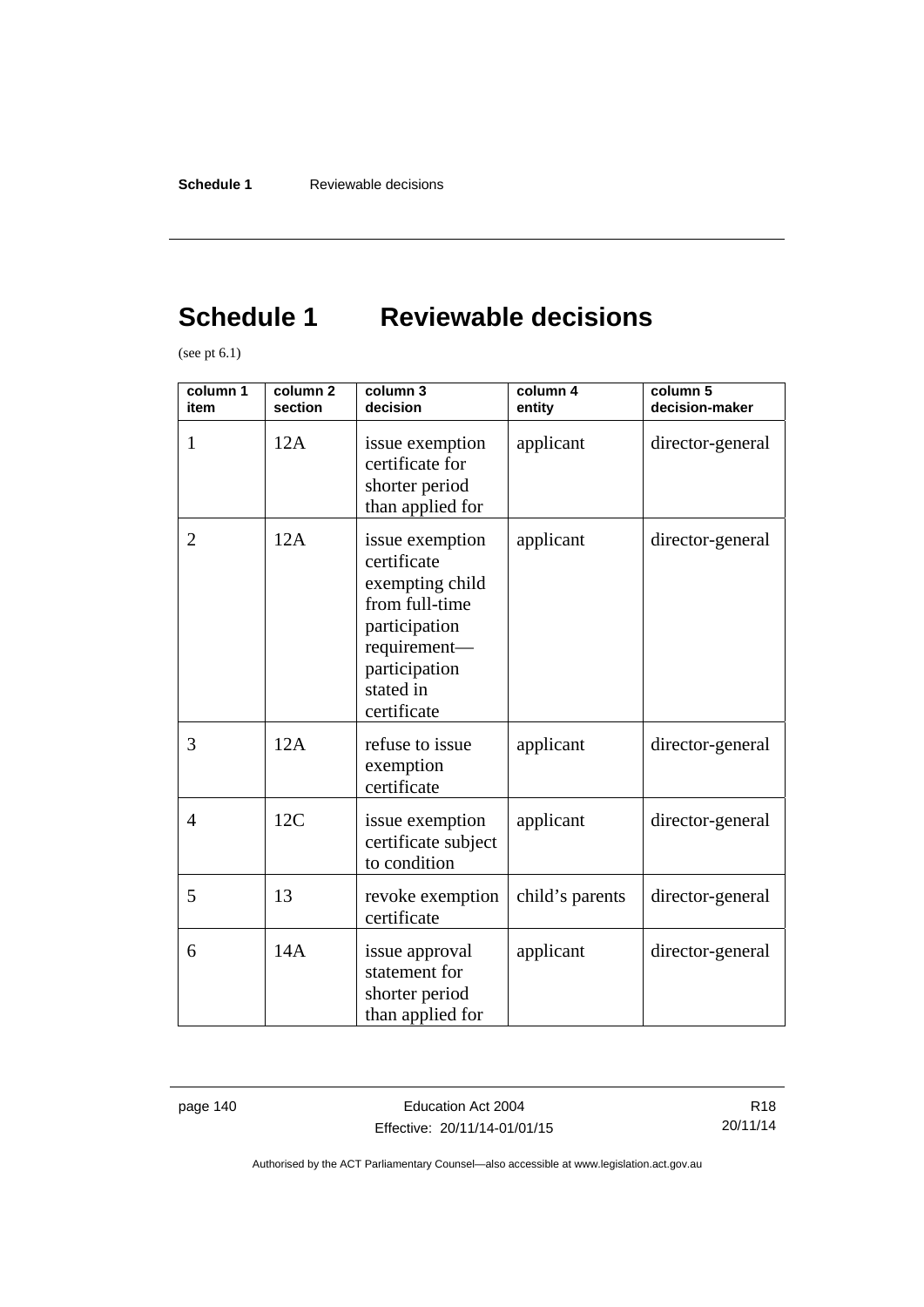# Schedule 1 Reviewable decisions

(see pt 6.1)

| column 1 item | column 2 section | column 3 decision | column 4 entity | column 5 decision-maker |
|---|---|---|---|---|
| 1 | 12A | issue exemption certificate for shorter period than applied for | applicant | director-general |
| 2 | 12A | issue exemption certificate exempting child from full-time participation requirement—participation stated in certificate | applicant | director-general |
| 3 | 12A | refuse to issue exemption certificate | applicant | director-general |
| 4 | 12C | issue exemption certificate subject to condition | applicant | director-general |
| 5 | 13 | revoke exemption certificate | child's parents | director-general |
| 6 | 14A | issue approval statement for shorter period than applied for | applicant | director-general |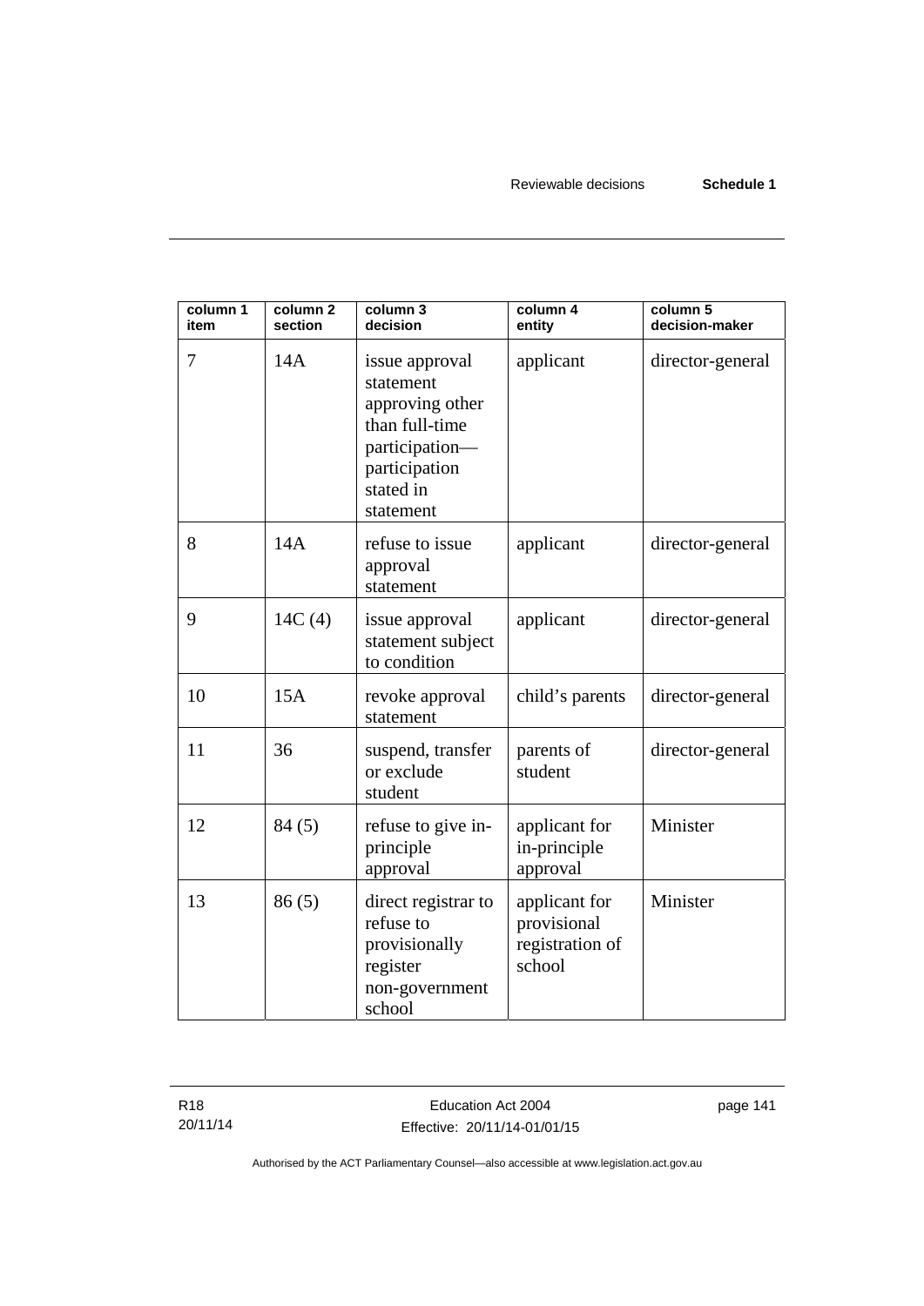| column 1 item | column 2 section | column 3 decision | column 4 entity | column 5 decision-maker |
|---|---|---|---|---|
| 7 | 14A | issue approval statement approving other than full-time participation—participation stated in statement | applicant | director-general |
| 8 | 14A | refuse to issue approval statement | applicant | director-general |
| 9 | 14C (4) | issue approval statement subject to condition | applicant | director-general |
| 10 | 15A | revoke approval statement | child's parents | director-general |
| 11 | 36 | suspend, transfer or exclude student | parents of student | director-general |
| 12 | 84 (5) | refuse to give in-principle approval | applicant for in-principle approval | Minister |
| 13 | 86 (5) | direct registrar to refuse to provisionally register non-government school | applicant for provisional registration of school | Minister |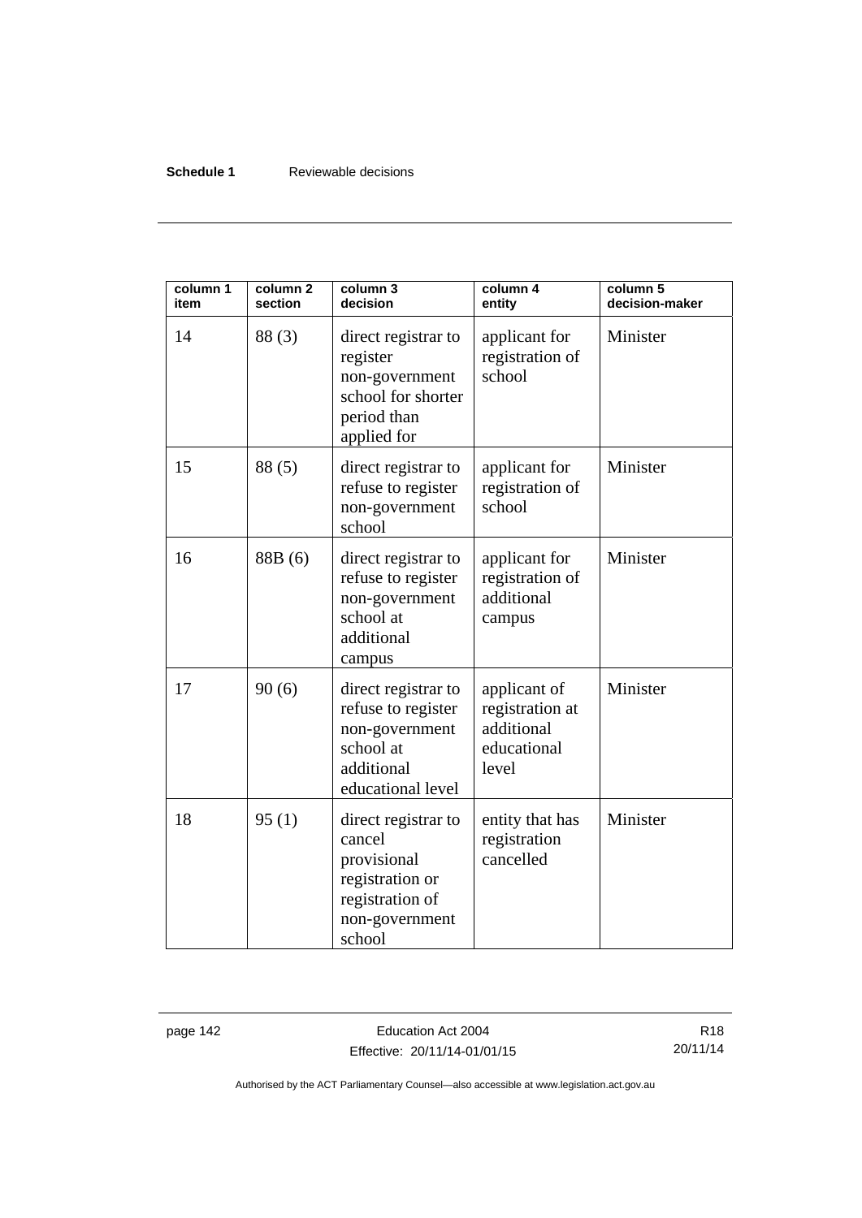| column 1 item | column 2 section | column 3 decision | column 4 entity | column 5 decision-maker |
|---|---|---|---|---|
| 14 | 88 (3) | direct registrar to register non-government school for shorter period than applied for | applicant for registration of school | Minister |
| 15 | 88 (5) | direct registrar to refuse to register non-government school | applicant for registration of school | Minister |
| 16 | 88B (6) | direct registrar to refuse to register non-government school at additional campus | applicant for registration of additional campus | Minister |
| 17 | 90 (6) | direct registrar to refuse to register non-government school at additional educational level | applicant of registration at additional educational level | Minister |
| 18 | 95 (1) | direct registrar to cancel provisional registration or registration of non-government school | entity that has registration cancelled | Minister |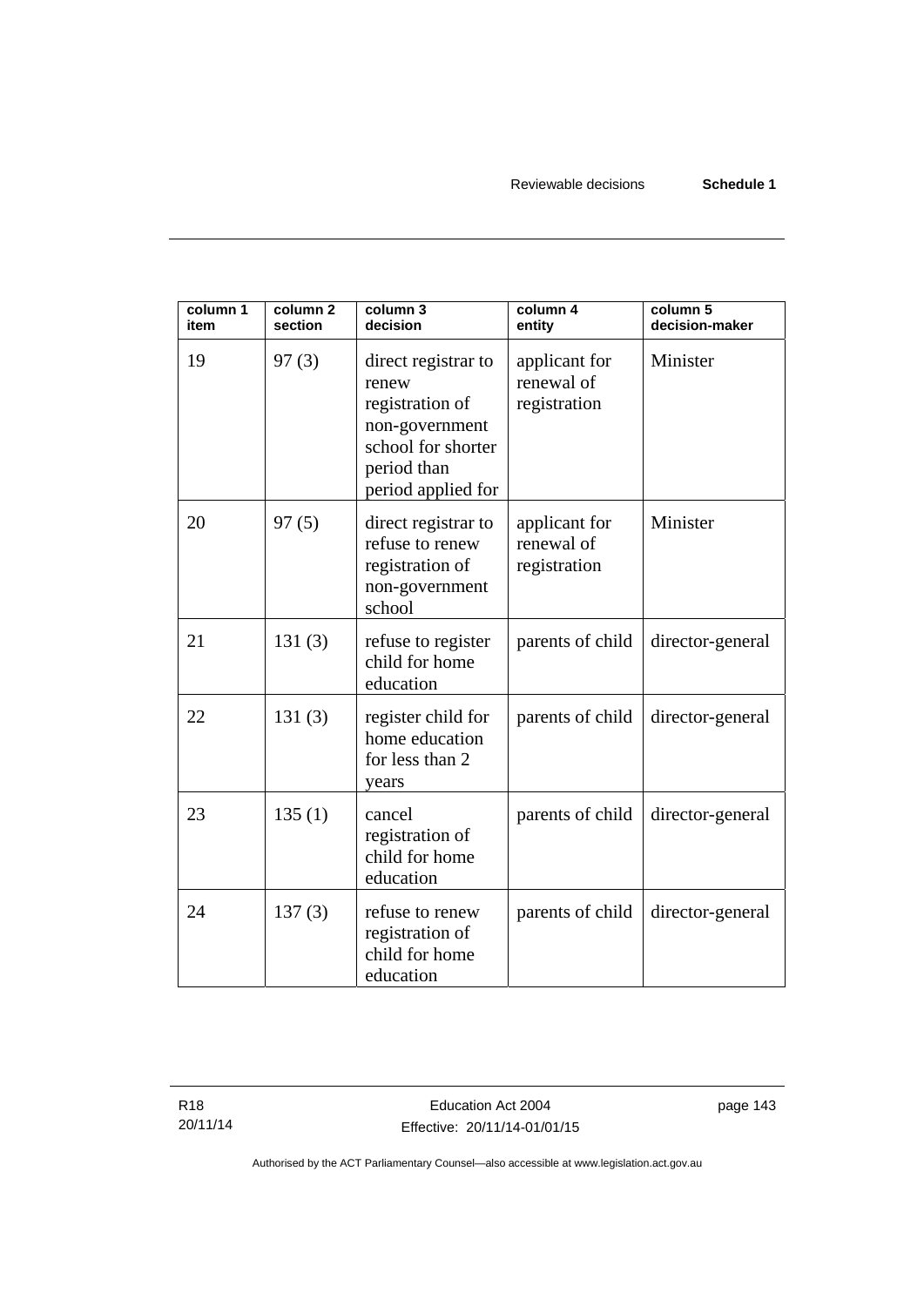| column 1 item | column 2 section | column 3 decision | column 4 entity | column 5 decision-maker |
|---|---|---|---|---|
| 19 | 97 (3) | direct registrar to renew registration of non-government school for shorter period than period applied for | applicant for renewal of registration | Minister |
| 20 | 97 (5) | direct registrar to refuse to renew registration of non-government school | applicant for renewal of registration | Minister |
| 21 | 131 (3) | refuse to register child for home education | parents of child | director-general |
| 22 | 131 (3) | register child for home education for less than 2 years | parents of child | director-general |
| 23 | 135 (1) | cancel registration of child for home education | parents of child | director-general |
| 24 | 137 (3) | refuse to renew registration of child for home education | parents of child | director-general |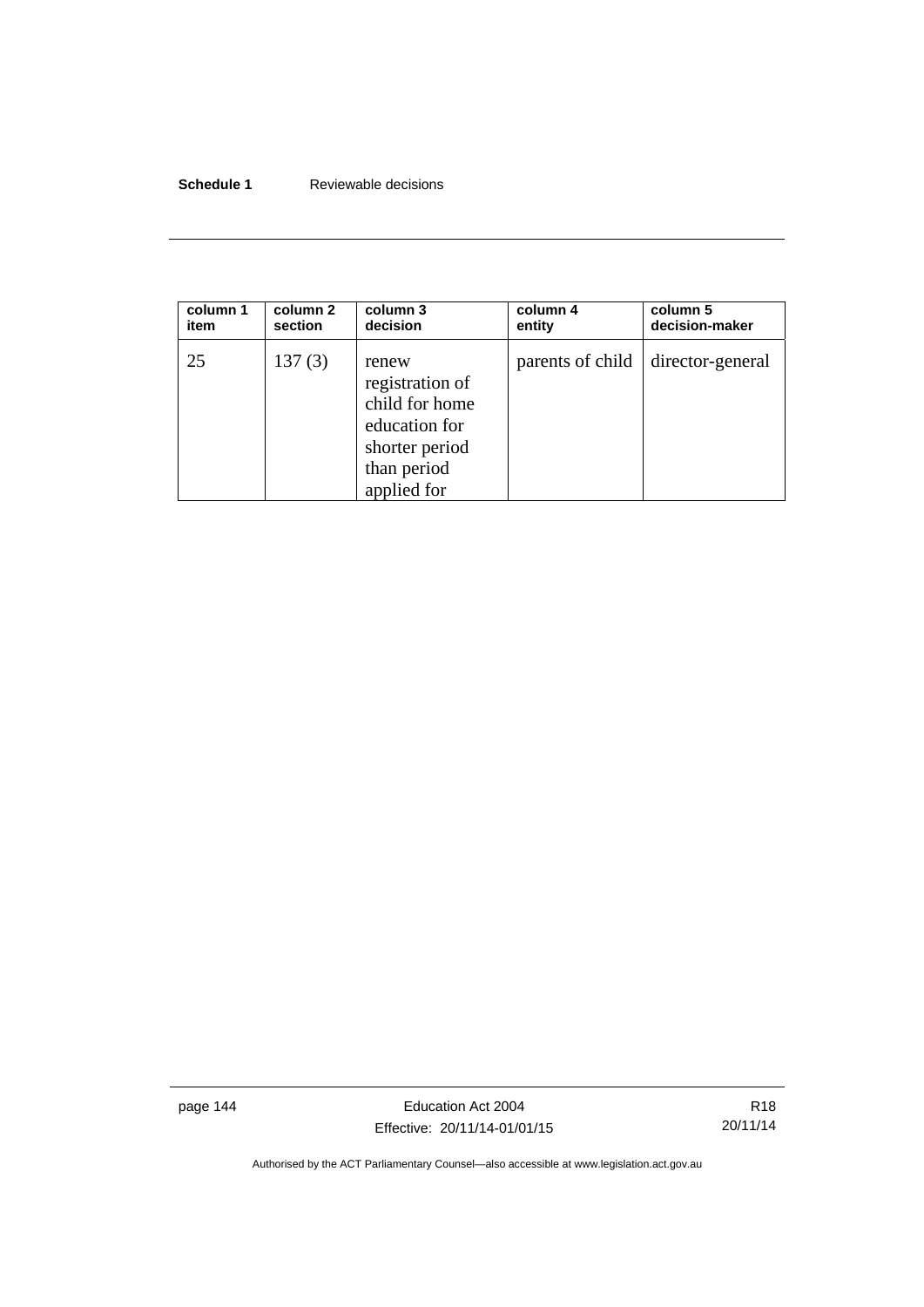| column 1 item | column 2 section | column 3 decision | column 4 entity | column 5 decision-maker |
|---|---|---|---|---|
| 25 | 137 (3) | renew registration of child for home education for shorter period than period applied for | parents of child | director-general |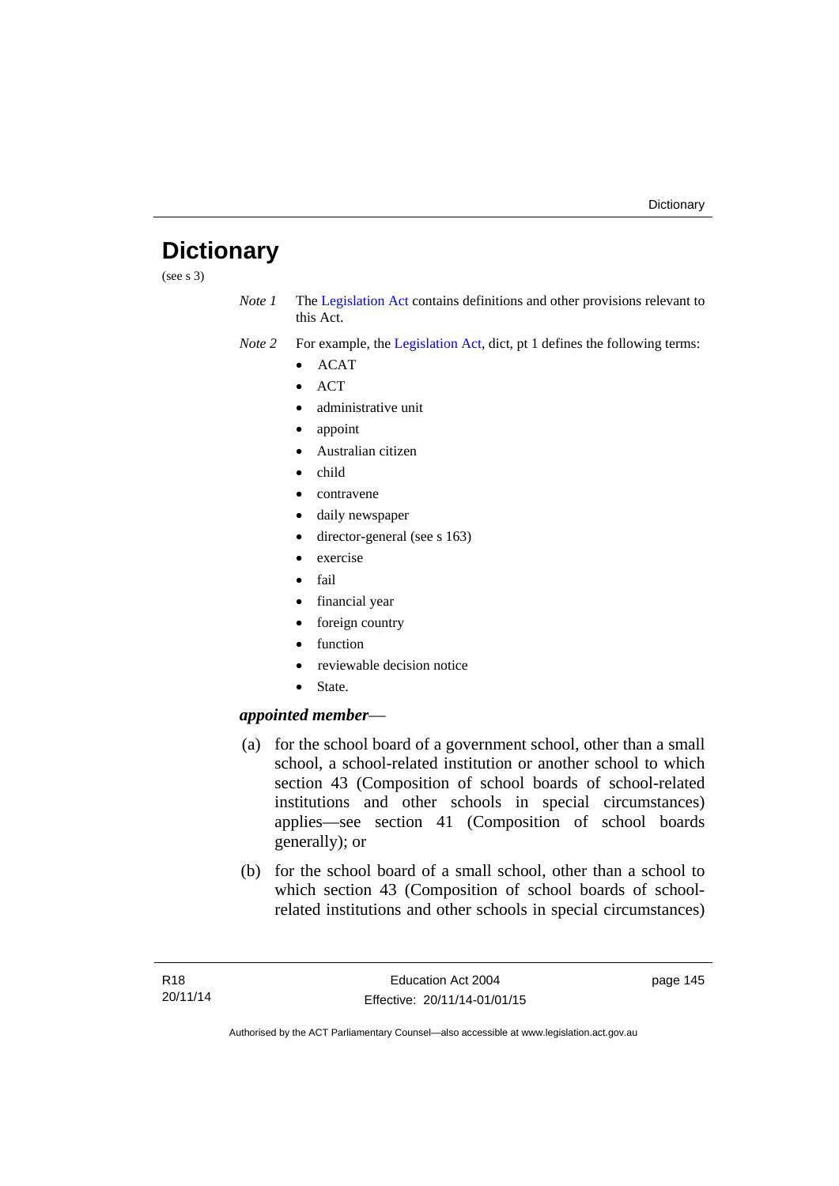# Dictionary

(see s 3)

*Note 1* The Legislation Act contains definitions and other provisions relevant to this Act.

*Note 2* For example, the Legislation Act, dict, pt 1 defines the following terms:

- ACAT
- ACT
- administrative unit
- appoint
- Australian citizen
- child
- contravene
- daily newspaper
- director-general (see s 163)
- exercise
- fail
- financial year
- foreign country
- function
- reviewable decision notice
- State.

***appointed member***—

(a) for the school board of a government school, other than a small school, a school-related institution or another school to which section 43 (Composition of school boards of school-related institutions and other schools in special circumstances) applies—see section 41 (Composition of school boards generally); or

(b) for the school board of a small school, other than a school to which section 43 (Composition of school boards of school-related institutions and other schools in special circumstances)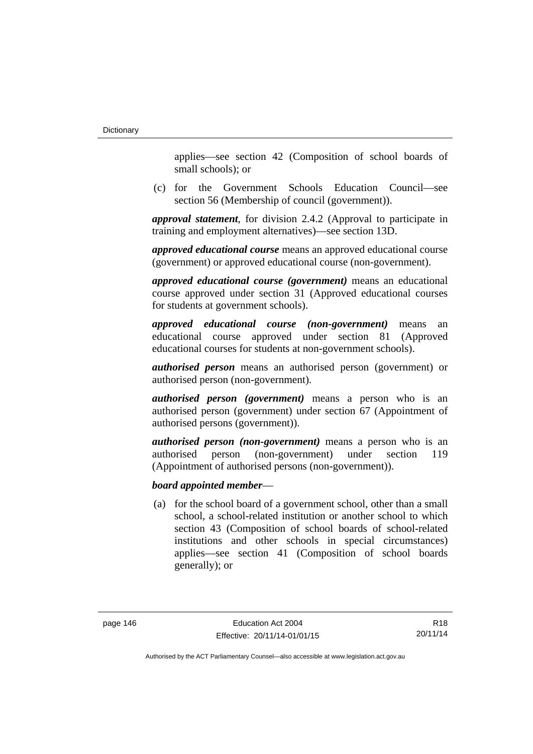applies—see section 42 (Composition of school boards of small schools); or

(c) for the Government Schools Education Council—see section 56 (Membership of council (government)).

***approval statement***, for division 2.4.2 (Approval to participate in training and employment alternatives)—see section 13D.

***approved educational course*** means an approved educational course (government) or approved educational course (non-government).

***approved educational course (government)*** means an educational course approved under section 31 (Approved educational courses for students at government schools).

***approved educational course (non-government)*** means an educational course approved under section 81 (Approved educational courses for students at non-government schools).

***authorised person*** means an authorised person (government) or authorised person (non-government).

***authorised person (government)*** means a person who is an authorised person (government) under section 67 (Appointment of authorised persons (government)).

***authorised person (non-government)*** means a person who is an authorised person (non-government) under section 119 (Appointment of authorised persons (non-government)).

***board appointed member***—

(a) for the school board of a government school, other than a small school, a school-related institution or another school to which section 43 (Composition of school boards of school-related institutions and other schools in special circumstances) applies—see section 41 (Composition of school boards generally); or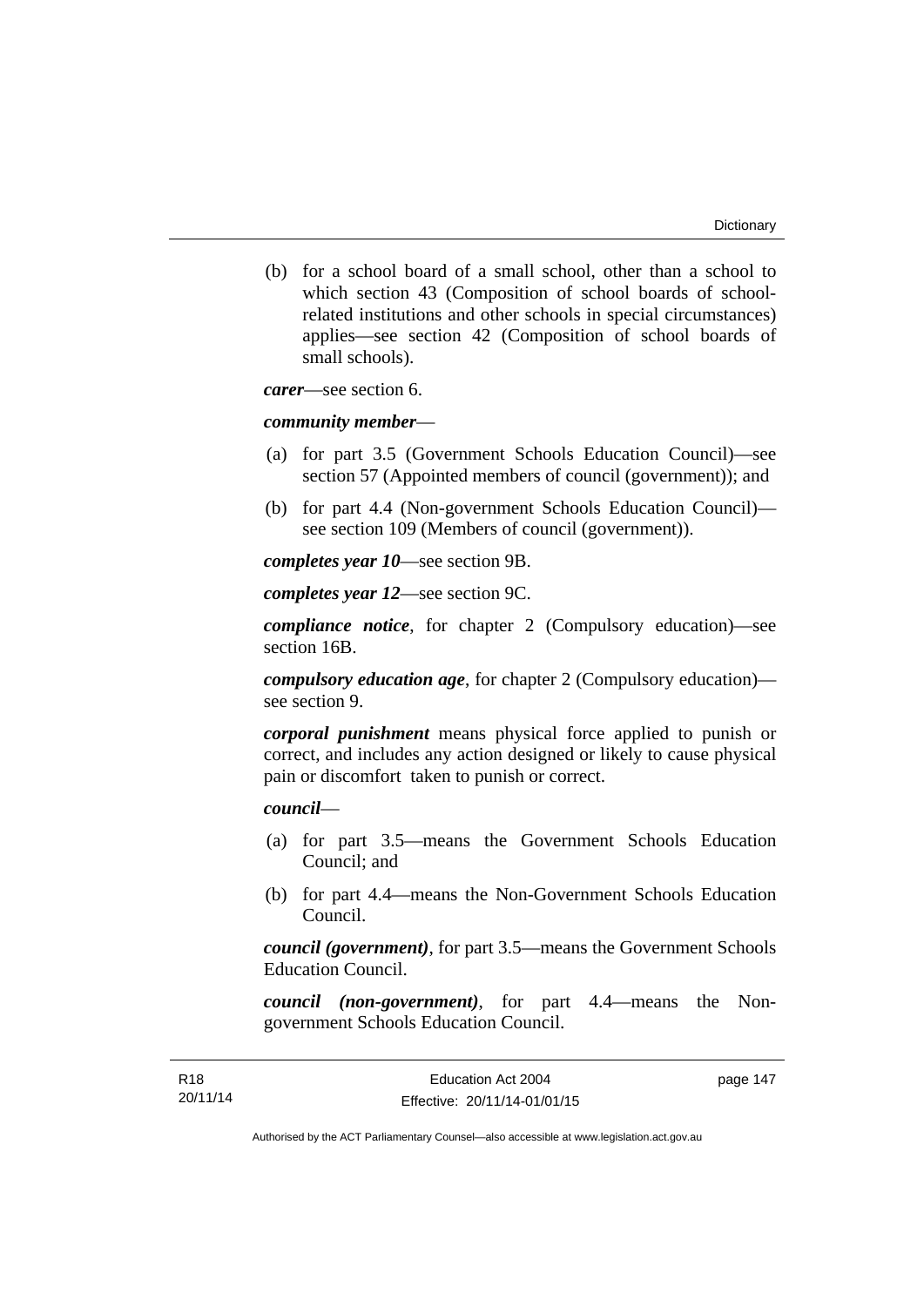(b) for a school board of a small school, other than a school to which section 43 (Composition of school boards of school-related institutions and other schools in special circumstances) applies—see section 42 (Composition of school boards of small schools).

***carer***—see section 6.

***community member***—

(a) for part 3.5 (Government Schools Education Council)—see section 57 (Appointed members of council (government)); and

(b) for part 4.4 (Non-government Schools Education Council)—see section 109 (Members of council (government)).

***completes year 10***—see section 9B.

***completes year 12***—see section 9C.

***compliance notice***, for chapter 2 (Compulsory education)—see section 16B.

***compulsory education age***, for chapter 2 (Compulsory education)—see section 9.

***corporal punishment*** means physical force applied to punish or correct, and includes any action designed or likely to cause physical pain or discomfort taken to punish or correct.

***council***—

(a) for part 3.5—means the Government Schools Education Council; and

(b) for part 4.4—means the Non-Government Schools Education Council.

***council (government)***, for part 3.5—means the Government Schools Education Council.

***council (non-government)***, for part 4.4—means the Non-government Schools Education Council.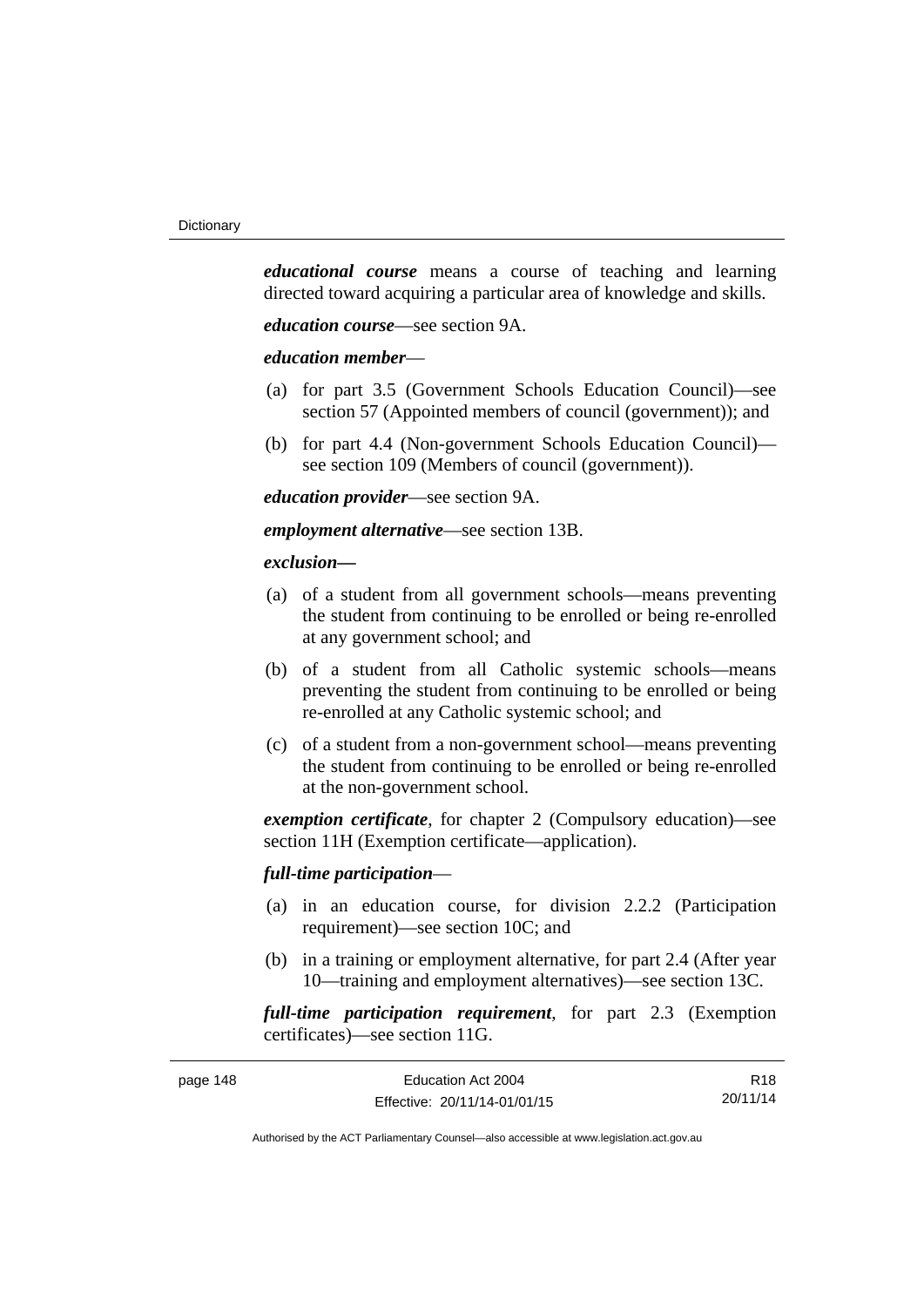***educational course*** means a course of teaching and learning directed toward acquiring a particular area of knowledge and skills.

***education course***—see section 9A.

***education member***—

(a) for part 3.5 (Government Schools Education Council)—see section 57 (Appointed members of council (government)); and

(b) for part 4.4 (Non-government Schools Education Council)—see section 109 (Members of council (government)).

***education provider***—see section 9A.

***employment alternative***—see section 13B.

***exclusion—***

(a) of a student from all government schools—means preventing the student from continuing to be enrolled or being re-enrolled at any government school; and

(b) of a student from all Catholic systemic schools—means preventing the student from continuing to be enrolled or being re-enrolled at any Catholic systemic school; and

(c) of a student from a non-government school—means preventing the student from continuing to be enrolled or being re-enrolled at the non-government school.

***exemption certificate***, for chapter 2 (Compulsory education)—see section 11H (Exemption certificate—application).

***full-time participation***—

(a) in an education course, for division 2.2.2 (Participation requirement)—see section 10C; and

(b) in a training or employment alternative, for part 2.4 (After year 10—training and employment alternatives)—see section 13C.

***full-time participation requirement***, for part 2.3 (Exemption certificates)—see section 11G.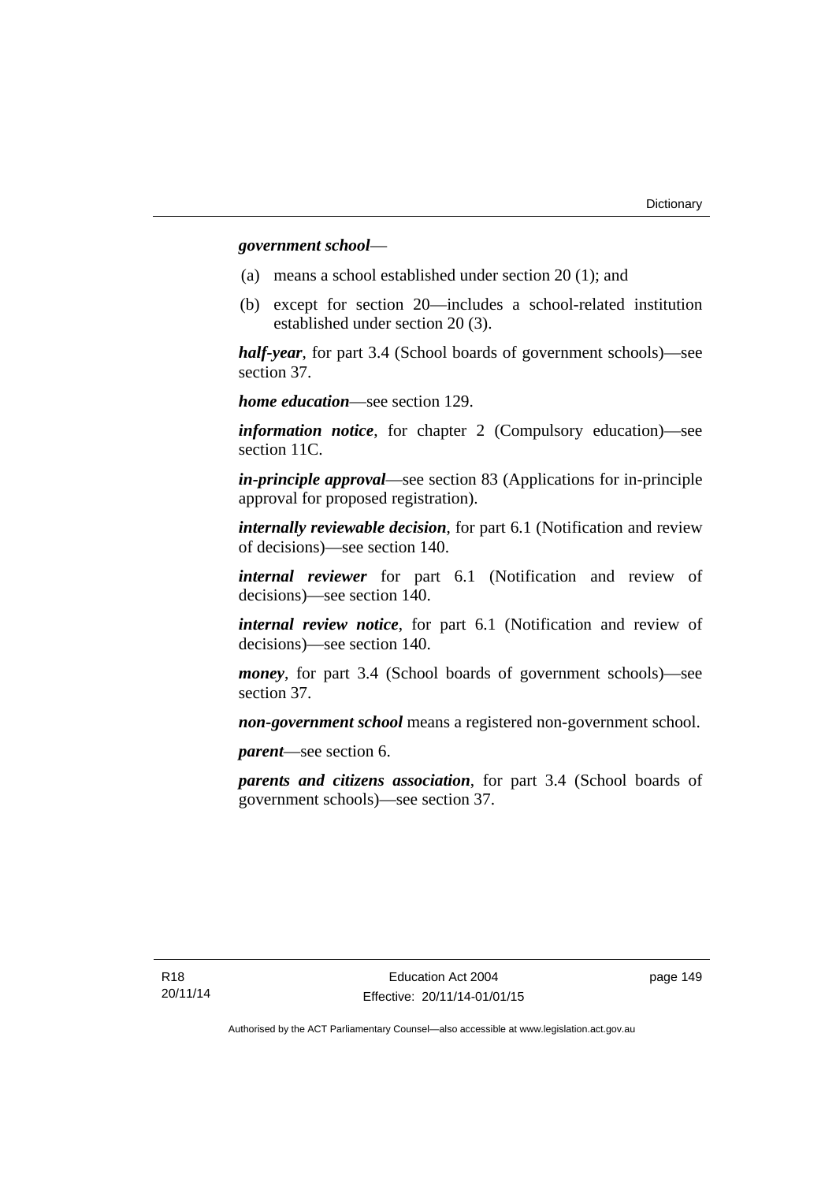***government school***—

(a) means a school established under section 20 (1); and

(b) except for section 20—includes a school-related institution established under section 20 (3).

***half-year***, for part 3.4 (School boards of government schools)—see section 37.

***home education***—see section 129.

***information notice***, for chapter 2 (Compulsory education)—see section 11C.

***in-principle approval***—see section 83 (Applications for in-principle approval for proposed registration).

***internally reviewable decision***, for part 6.1 (Notification and review of decisions)—see section 140.

***internal reviewer*** for part 6.1 (Notification and review of decisions)—see section 140.

***internal review notice***, for part 6.1 (Notification and review of decisions)—see section 140.

***money***, for part 3.4 (School boards of government schools)—see section 37.

***non-government school*** means a registered non-government school.

***parent***—see section 6.

***parents and citizens association***, for part 3.4 (School boards of government schools)—see section 37.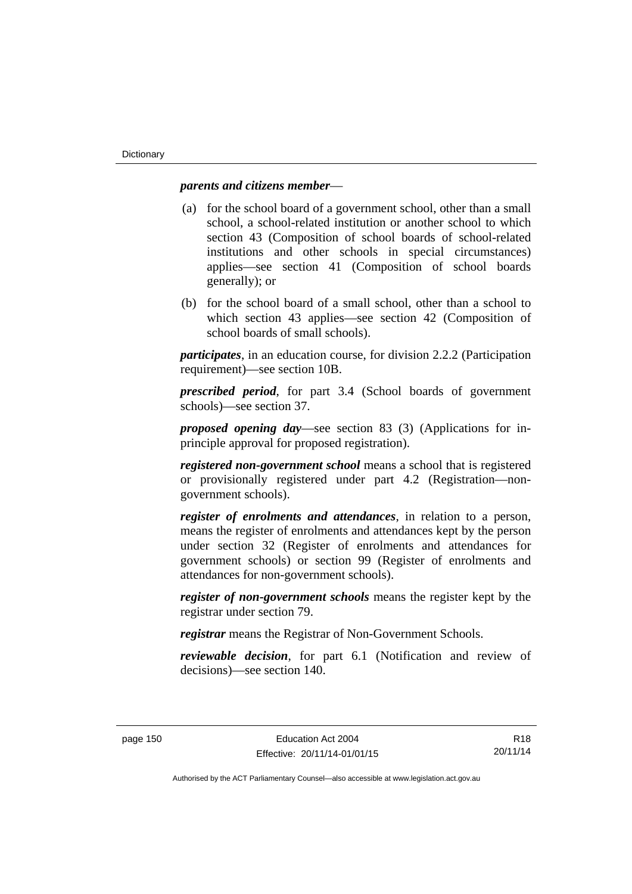***parents and citizens member***—

(a) for the school board of a government school, other than a small school, a school-related institution or another school to which section 43 (Composition of school boards of school-related institutions and other schools in special circumstances) applies—see section 41 (Composition of school boards generally); or

(b) for the school board of a small school, other than a school to which section 43 applies—see section 42 (Composition of school boards of small schools).

***participates***, in an education course, for division 2.2.2 (Participation requirement)—see section 10B.

***prescribed period***, for part 3.4 (School boards of government schools)—see section 37.

***proposed opening day***—see section 83 (3) (Applications for in-principle approval for proposed registration).

***registered non-government school*** means a school that is registered or provisionally registered under part 4.2 (Registration—non-government schools).

***register of enrolments and attendances***, in relation to a person, means the register of enrolments and attendances kept by the person under section 32 (Register of enrolments and attendances for government schools) or section 99 (Register of enrolments and attendances for non-government schools).

***register of non-government schools*** means the register kept by the registrar under section 79.

***registrar*** means the Registrar of Non-Government Schools.

***reviewable decision***, for part 6.1 (Notification and review of decisions)—see section 140.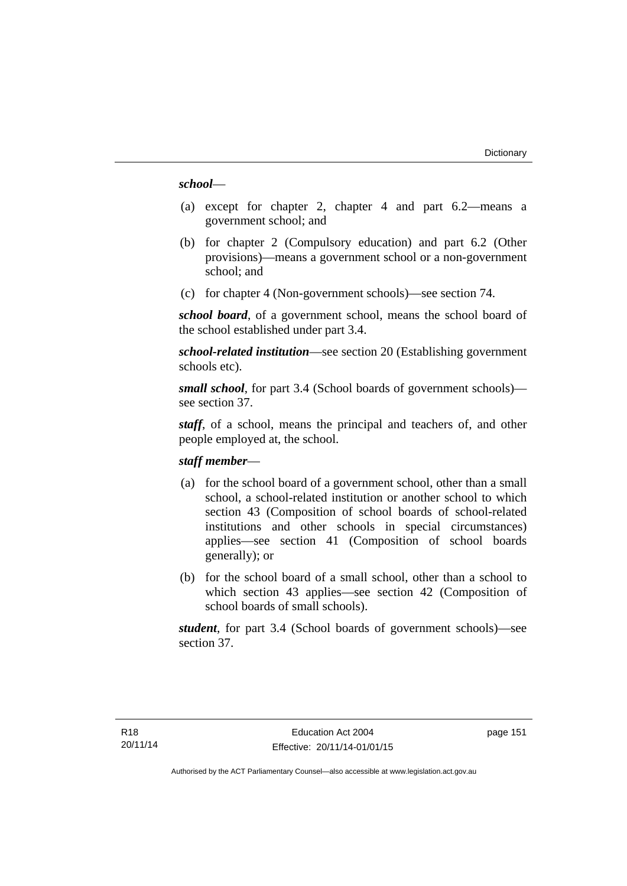***school***—

(a) except for chapter 2, chapter 4 and part 6.2—means a government school; and

(b) for chapter 2 (Compulsory education) and part 6.2 (Other provisions)—means a government school or a non-government school; and

(c) for chapter 4 (Non-government schools)—see section 74.

***school board***, of a government school, means the school board of the school established under part 3.4.

***school-related institution***—see section 20 (Establishing government schools etc).

***small school***, for part 3.4 (School boards of government schools)—see section 37.

***staff***, of a school, means the principal and teachers of, and other people employed at, the school.

***staff member***—

(a) for the school board of a government school, other than a small school, a school-related institution or another school to which section 43 (Composition of school boards of school-related institutions and other schools in special circumstances) applies—see section 41 (Composition of school boards generally); or

(b) for the school board of a small school, other than a school to which section 43 applies—see section 42 (Composition of school boards of small schools).

***student***, for part 3.4 (School boards of government schools)—see section 37.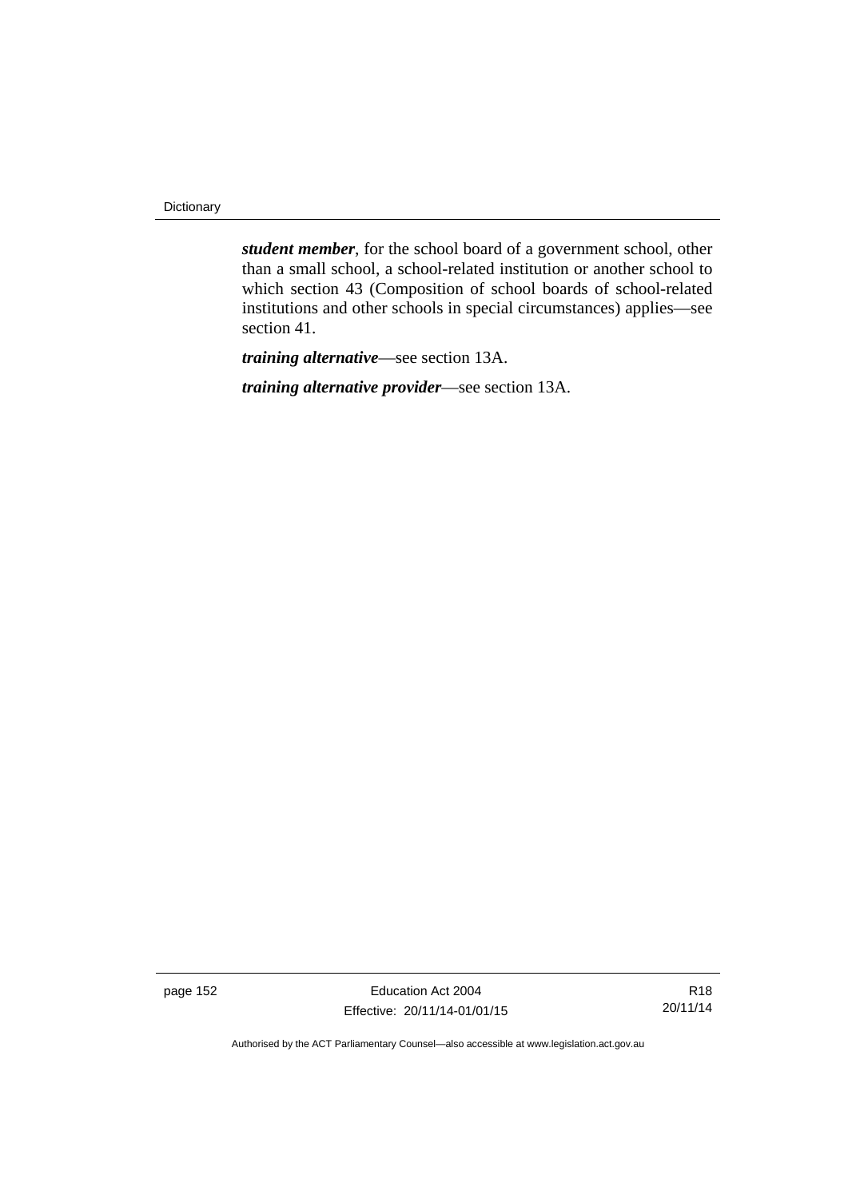***student member***, for the school board of a government school, other than a small school, a school-related institution or another school to which section 43 (Composition of school boards of school-related institutions and other schools in special circumstances) applies—see section 41.

***training alternative***—see section 13A.

***training alternative provider***—see section 13A.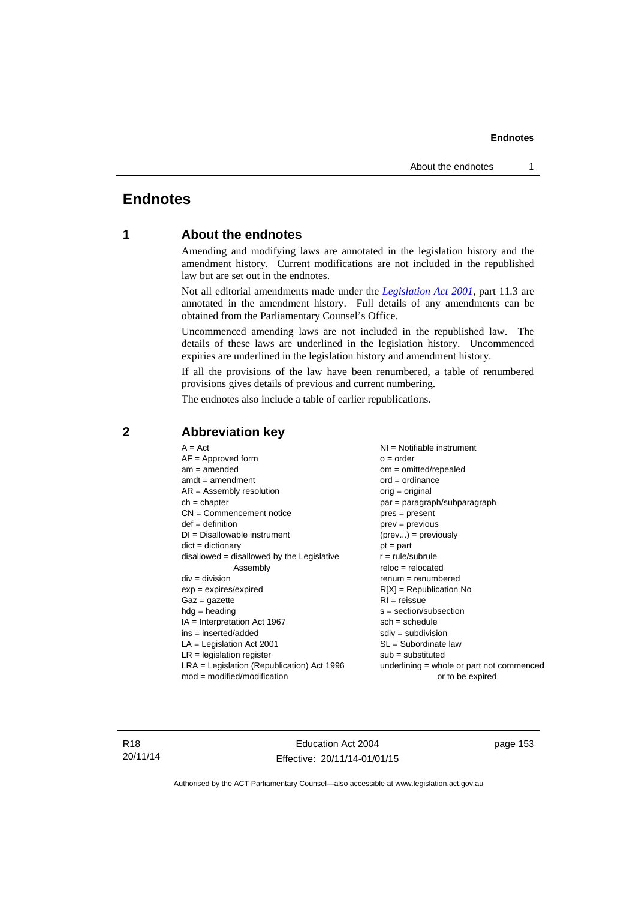# Endnotes

## 1 About the endnotes

Amending and modifying laws are annotated in the legislation history and the amendment history. Current modifications are not included in the republished law but are set out in the endnotes.

Not all editorial amendments made under the *Legislation Act 2001*, part 11.3 are annotated in the amendment history. Full details of any amendments can be obtained from the Parliamentary Counsel's Office.

Uncommenced amending laws are not included in the republished law. The details of these laws are underlined in the legislation history. Uncommenced expiries are underlined in the legislation history and amendment history.

If all the provisions of the law have been renumbered, a table of renumbered provisions gives details of previous and current numbering.

The endnotes also include a table of earlier republications.

## 2 Abbreviation key

A = Act
AF = Approved form
am = amended
amdt = amendment
AR = Assembly resolution
ch = chapter
CN = Commencement notice
def = definition
DI = Disallowable instrument
dict = dictionary
disallowed = disallowed by the Legislative Assembly
div = division
exp = expires/expired
Gaz = gazette
hdg = heading
IA = Interpretation Act 1967
ins = inserted/added
LA = Legislation Act 2001
LR = legislation register
LRA = Legislation (Republication) Act 1996
mod = modified/modification
NI = Notifiable instrument
o = order
om = omitted/repealed
ord = ordinance
orig = original
par = paragraph/subparagraph
pres = present
prev = previous
(prev...) = previously
pt = part
r = rule/subrule
reloc = relocated
renum = renumbered
R[X] = Republication No
RI = reissue
s = section/subsection
sch = schedule
sdiv = subdivision
SL = Subordinate law
sub = substituted
<u>underlining</u> = whole or part not commenced or to be expired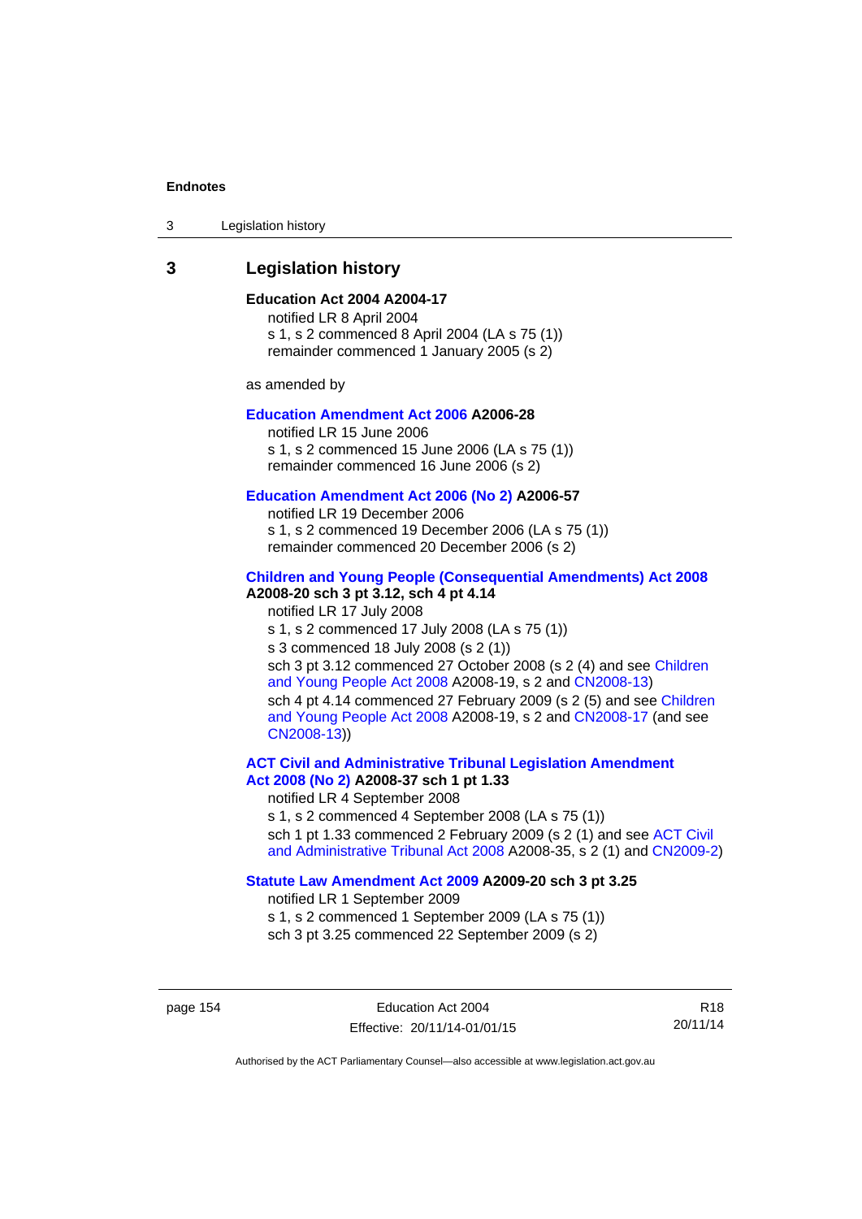## 3 Legislation history

**Education Act 2004 A2004-17**

notified LR 8 April 2004

s 1, s 2 commenced 8 April 2004 (LA s 75 (1))

remainder commenced 1 January 2005 (s 2)

as amended by

**Education Amendment Act 2006 A2006-28**

notified LR 15 June 2006

s 1, s 2 commenced 15 June 2006 (LA s 75 (1))

remainder commenced 16 June 2006 (s 2)

**Education Amendment Act 2006 (No 2) A2006-57**

notified LR 19 December 2006

s 1, s 2 commenced 19 December 2006 (LA s 75 (1))

remainder commenced 20 December 2006 (s 2)

**Children and Young People (Consequential Amendments) Act 2008 A2008-20 sch 3 pt 3.12, sch 4 pt 4.14**

notified LR 17 July 2008

s 1, s 2 commenced 17 July 2008 (LA s 75 (1))

s 3 commenced 18 July 2008 (s 2 (1))

sch 3 pt 3.12 commenced 27 October 2008 (s 2 (4) and see Children and Young People Act 2008 A2008-19, s 2 and CN2008-13)

sch 4 pt 4.14 commenced 27 February 2009 (s 2 (5) and see Children and Young People Act 2008 A2008-19, s 2 and CN2008-17 (and see CN2008-13))

**ACT Civil and Administrative Tribunal Legislation Amendment Act 2008 (No 2) A2008-37 sch 1 pt 1.33**

notified LR 4 September 2008

s 1, s 2 commenced 4 September 2008 (LA s 75 (1))

sch 1 pt 1.33 commenced 2 February 2009 (s 2 (1) and see ACT Civil and Administrative Tribunal Act 2008 A2008-35, s 2 (1) and CN2009-2)

**Statute Law Amendment Act 2009 A2009-20 sch 3 pt 3.25**

notified LR 1 September 2009

s 1, s 2 commenced 1 September 2009 (LA s 75 (1))

sch 3 pt 3.25 commenced 22 September 2009 (s 2)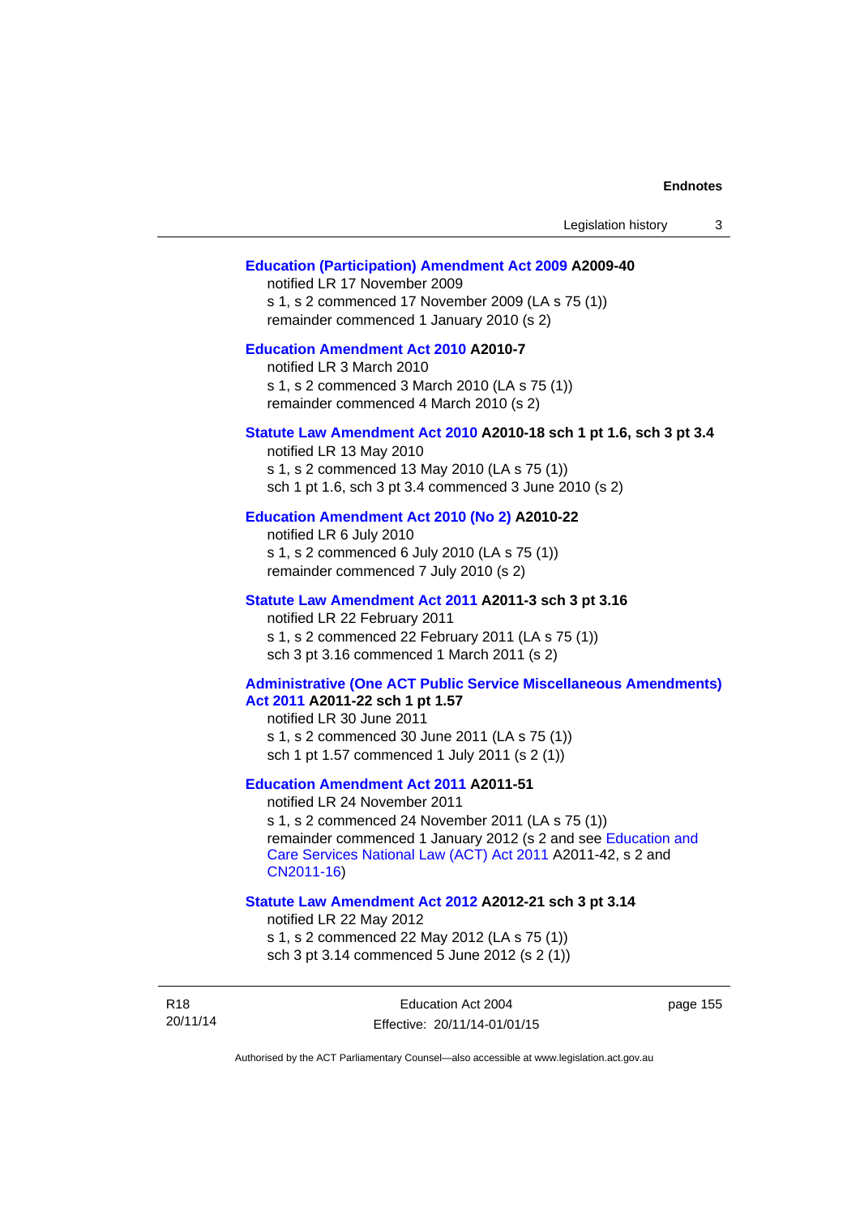**Education (Participation) Amendment Act 2009 A2009-40**

notified LR 17 November 2009

s 1, s 2 commenced 17 November 2009 (LA s 75 (1))

remainder commenced 1 January 2010 (s 2)

**Education Amendment Act 2010 A2010-7**

notified LR 3 March 2010

s 1, s 2 commenced 3 March 2010 (LA s 75 (1))

remainder commenced 4 March 2010 (s 2)

**Statute Law Amendment Act 2010 A2010-18 sch 1 pt 1.6, sch 3 pt 3.4**

notified LR 13 May 2010

s 1, s 2 commenced 13 May 2010 (LA s 75 (1))

sch 1 pt 1.6, sch 3 pt 3.4 commenced 3 June 2010 (s 2)

**Education Amendment Act 2010 (No 2) A2010-22**

notified LR 6 July 2010

s 1, s 2 commenced 6 July 2010 (LA s 75 (1))

remainder commenced 7 July 2010 (s 2)

**Statute Law Amendment Act 2011 A2011-3 sch 3 pt 3.16**

notified LR 22 February 2011

s 1, s 2 commenced 22 February 2011 (LA s 75 (1))

sch 3 pt 3.16 commenced 1 March 2011 (s 2)

**Administrative (One ACT Public Service Miscellaneous Amendments) Act 2011 A2011-22 sch 1 pt 1.57**

notified LR 30 June 2011

s 1, s 2 commenced 30 June 2011 (LA s 75 (1))

sch 1 pt 1.57 commenced 1 July 2011 (s 2 (1))

**Education Amendment Act 2011 A2011-51**

notified LR 24 November 2011

s 1, s 2 commenced 24 November 2011 (LA s 75 (1))

remainder commenced 1 January 2012 (s 2 and see Education and Care Services National Law (ACT) Act 2011 A2011-42, s 2 and CN2011-16)

**Statute Law Amendment Act 2012 A2012-21 sch 3 pt 3.14**

notified LR 22 May 2012

s 1, s 2 commenced 22 May 2012 (LA s 75 (1))

sch 3 pt 3.14 commenced 5 June 2012 (s 2 (1))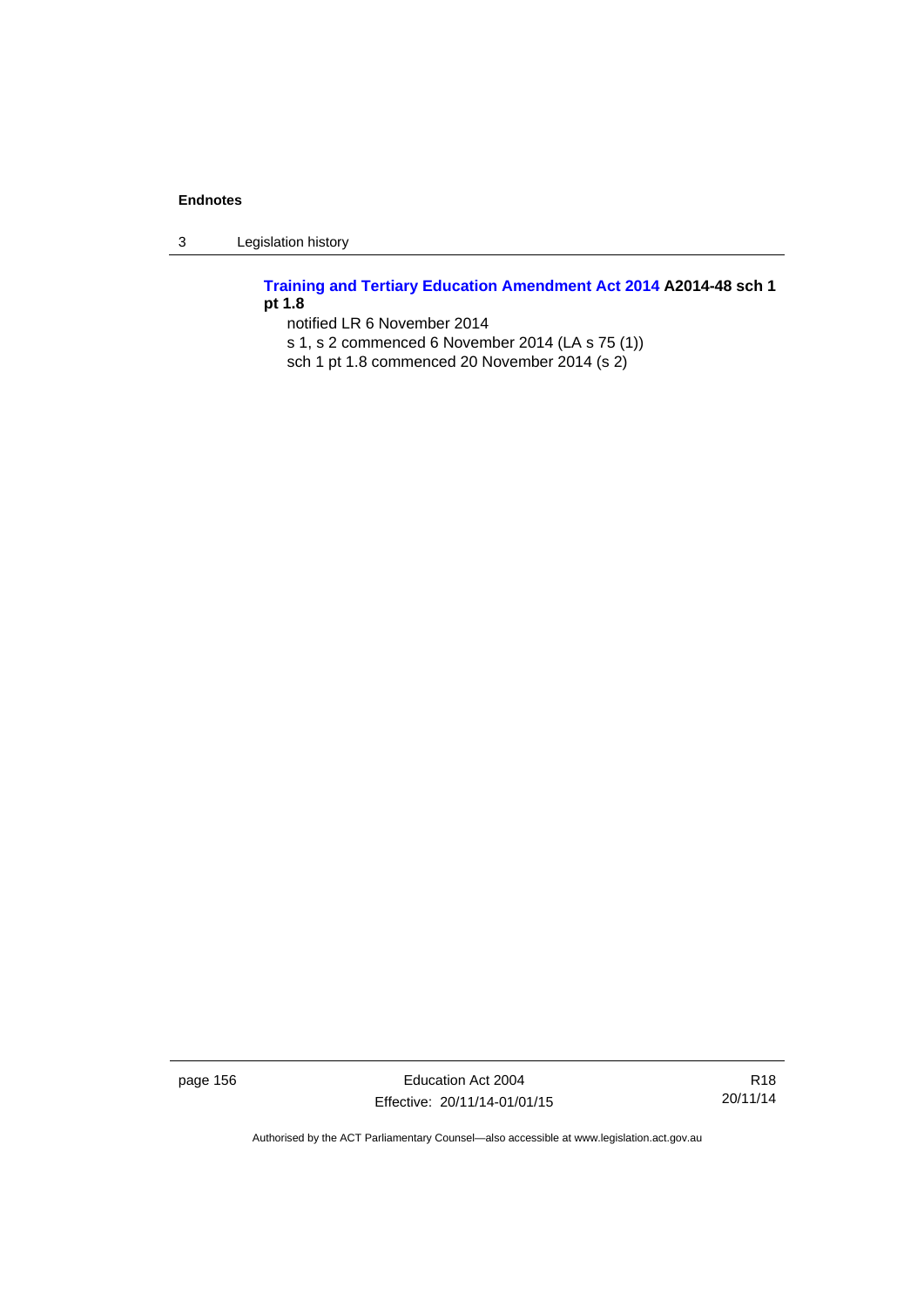**Training and Tertiary Education Amendment Act 2014 A2014-48 sch 1 pt 1.8**

notified LR 6 November 2014

s 1, s 2 commenced 6 November 2014 (LA s 75 (1))

sch 1 pt 1.8 commenced 20 November 2014 (s 2)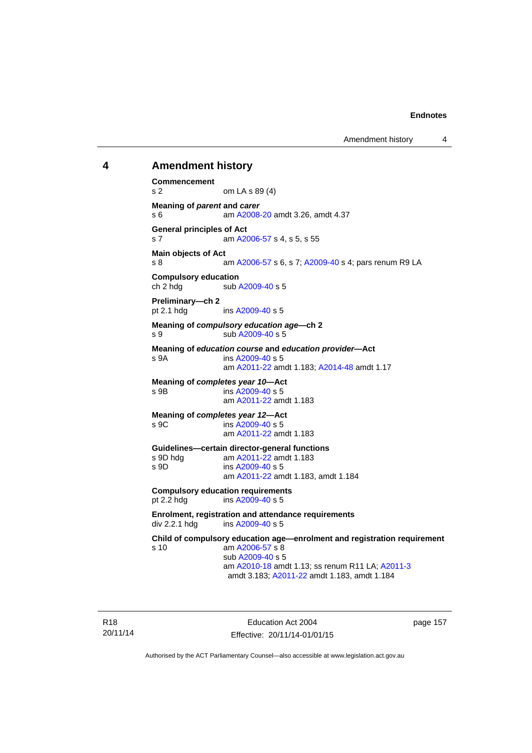## 4 Amendment history

**Commencement**
s 2 om LA s 89 (4)

**Meaning of *parent* and *carer***
s 6 am A2008-20 amdt 3.26, amdt 4.37

**General principles of Act**
s 7 am A2006-57 s 4, s 5, s 55

**Main objects of Act**
s 8 am A2006-57 s 6, s 7; A2009-40 s 4; pars renum R9 LA

**Compulsory education**
ch 2 hdg sub A2009-40 s 5

**Preliminary—ch 2**
pt 2.1 hdg ins A2009-40 s 5

**Meaning of *compulsory education age*—ch 2**
s 9 sub A2009-40 s 5

**Meaning of *education course* and *education provider*—Act**
s 9A ins A2009-40 s 5
am A2011-22 amdt 1.183; A2014-48 amdt 1.17

**Meaning of *completes year 10*—Act**
s 9B ins A2009-40 s 5
am A2011-22 amdt 1.183

**Meaning of *completes year 12*—Act**
s 9C ins A2009-40 s 5
am A2011-22 amdt 1.183

**Guidelines—certain director-general functions**
s 9D hdg am A2011-22 amdt 1.183
s 9D ins A2009-40 s 5
am A2011-22 amdt 1.183, amdt 1.184

**Compulsory education requirements**
pt 2.2 hdg ins A2009-40 s 5

**Enrolment, registration and attendance requirements**
div 2.2.1 hdg ins A2009-40 s 5

**Child of compulsory education age—enrolment and registration requirement**
s 10 am A2006-57 s 8
sub A2009-40 s 5
am A2010-18 amdt 1.13; ss renum R11 LA; A2011-3 amdt 3.183; A2011-22 amdt 1.183, amdt 1.184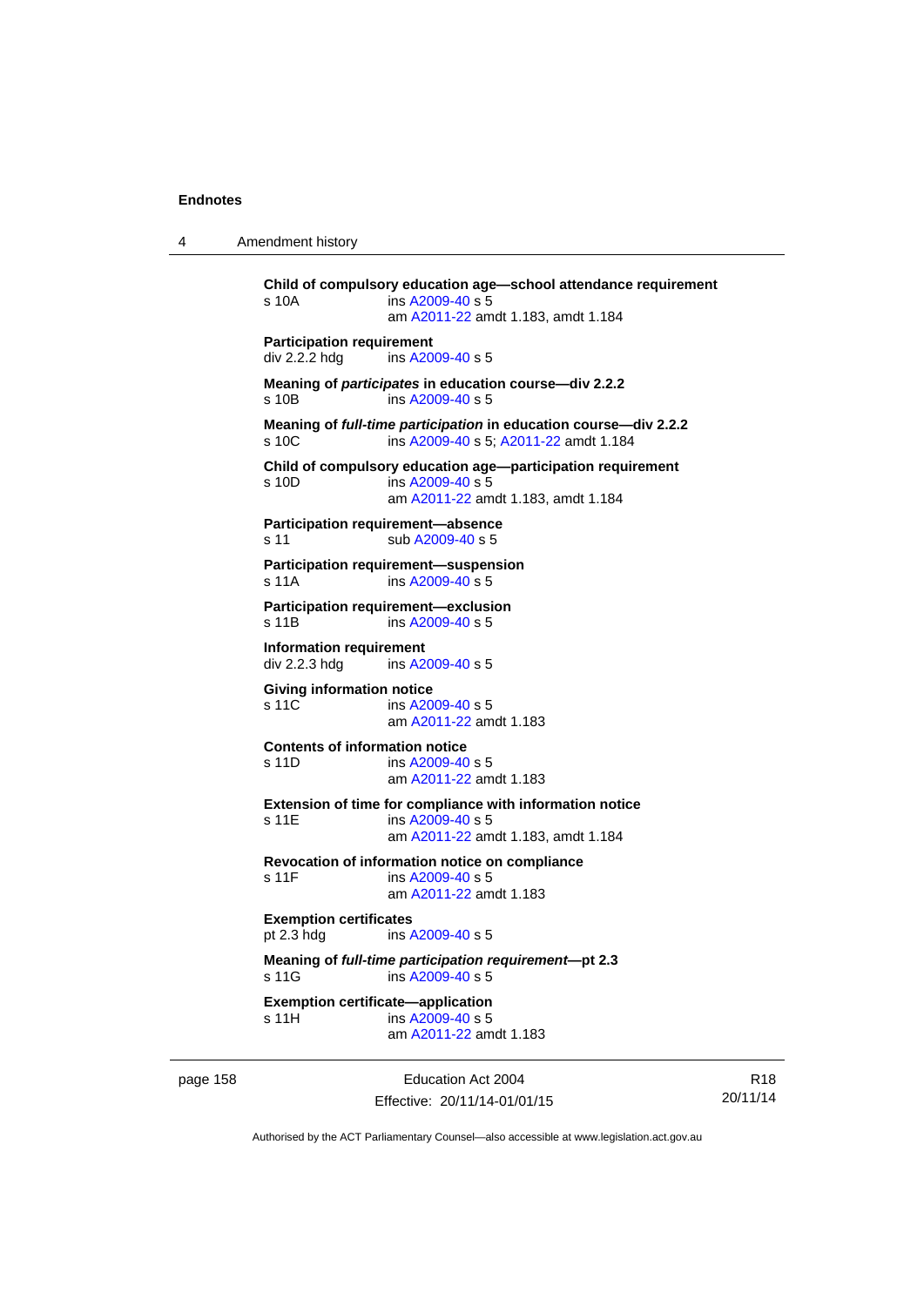**Child of compulsory education age—school attendance requirement**
s 10A ins A2009-40 s 5
am A2011-22 amdt 1.183, amdt 1.184

**Participation requirement**
div 2.2.2 hdg ins A2009-40 s 5

**Meaning of *participates* in education course—div 2.2.2**
s 10B ins A2009-40 s 5

**Meaning of *full-time participation* in education course—div 2.2.2**
s 10C ins A2009-40 s 5; A2011-22 amdt 1.184

**Child of compulsory education age—participation requirement**
s 10D ins A2009-40 s 5
am A2011-22 amdt 1.183, amdt 1.184

**Participation requirement—absence**
s 11 sub A2009-40 s 5

**Participation requirement—suspension**
s 11A ins A2009-40 s 5

**Participation requirement—exclusion**
s 11B ins A2009-40 s 5

**Information requirement**
div 2.2.3 hdg ins A2009-40 s 5

**Giving information notice**
s 11C ins A2009-40 s 5
am A2011-22 amdt 1.183

**Contents of information notice**
s 11D ins A2009-40 s 5
am A2011-22 amdt 1.183

**Extension of time for compliance with information notice**
s 11E ins A2009-40 s 5
am A2011-22 amdt 1.183, amdt 1.184

**Revocation of information notice on compliance**
s 11F ins A2009-40 s 5
am A2011-22 amdt 1.183

**Exemption certificates**
pt 2.3 hdg ins A2009-40 s 5

**Meaning of *full-time participation requirement*—pt 2.3**
s 11G ins A2009-40 s 5

**Exemption certificate—application**
s 11H ins A2009-40 s 5
am A2011-22 amdt 1.183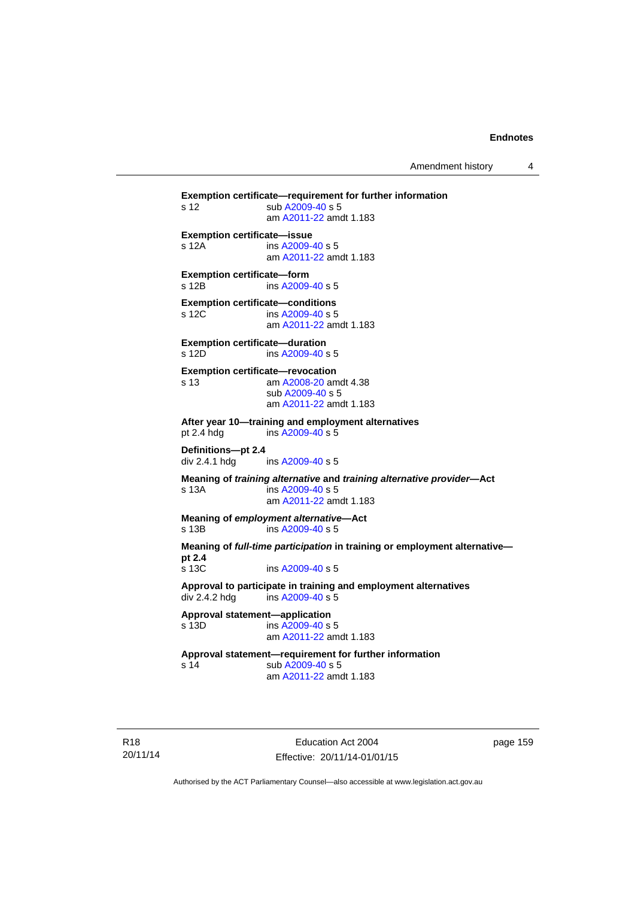**Exemption certificate—requirement for further information**
s 12 sub A2009-40 s 5
am A2011-22 amdt 1.183

**Exemption certificate—issue**
s 12A ins A2009-40 s 5
am A2011-22 amdt 1.183

**Exemption certificate—form**
s 12B ins A2009-40 s 5

**Exemption certificate—conditions**
s 12C ins A2009-40 s 5
am A2011-22 amdt 1.183

**Exemption certificate—duration**
s 12D ins A2009-40 s 5

**Exemption certificate—revocation**
s 13 am A2008-20 amdt 4.38
sub A2009-40 s 5
am A2011-22 amdt 1.183

**After year 10—training and employment alternatives**
pt 2.4 hdg ins A2009-40 s 5

**Definitions—pt 2.4**
div 2.4.1 hdg ins A2009-40 s 5

**Meaning of *training alternative* and *training alternative provider*—Act**
s 13A ins A2009-40 s 5
am A2011-22 amdt 1.183

**Meaning of *employment alternative*—Act**
s 13B ins A2009-40 s 5

**Meaning of *full-time participation* in training or employment alternative—pt 2.4**
s 13C ins A2009-40 s 5

**Approval to participate in training and employment alternatives**
div 2.4.2 hdg ins A2009-40 s 5

**Approval statement—application**
s 13D ins A2009-40 s 5
am A2011-22 amdt 1.183

**Approval statement—requirement for further information**
s 14 sub A2009-40 s 5
am A2011-22 amdt 1.183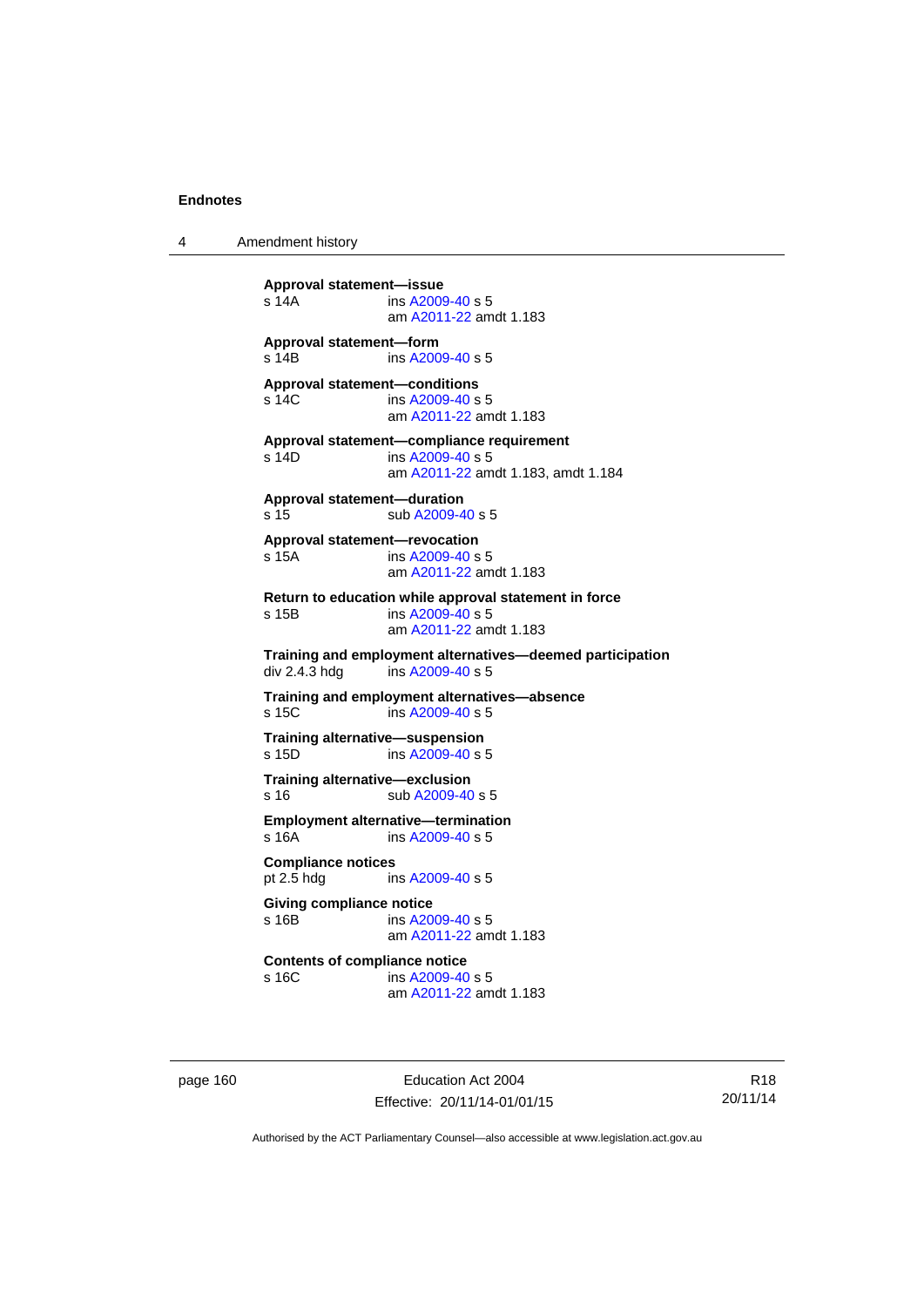**Approval statement—issue**
s 14A ins A2009-40 s 5
am A2011-22 amdt 1.183

**Approval statement—form**
s 14B ins A2009-40 s 5

**Approval statement—conditions**
s 14C ins A2009-40 s 5
am A2011-22 amdt 1.183

**Approval statement—compliance requirement**
s 14D ins A2009-40 s 5
am A2011-22 amdt 1.183, amdt 1.184

**Approval statement—duration**
s 15 sub A2009-40 s 5

**Approval statement—revocation**
s 15A ins A2009-40 s 5
am A2011-22 amdt 1.183

**Return to education while approval statement in force**
s 15B ins A2009-40 s 5
am A2011-22 amdt 1.183

**Training and employment alternatives—deemed participation**
div 2.4.3 hdg ins A2009-40 s 5

**Training and employment alternatives—absence**
s 15C ins A2009-40 s 5

**Training alternative—suspension**
s 15D ins A2009-40 s 5

**Training alternative—exclusion**
s 16 sub A2009-40 s 5

**Employment alternative—termination**
s 16A ins A2009-40 s 5

**Compliance notices**
pt 2.5 hdg ins A2009-40 s 5

**Giving compliance notice**
s 16B ins A2009-40 s 5
am A2011-22 amdt 1.183

**Contents of compliance notice**
s 16C ins A2009-40 s 5
am A2011-22 amdt 1.183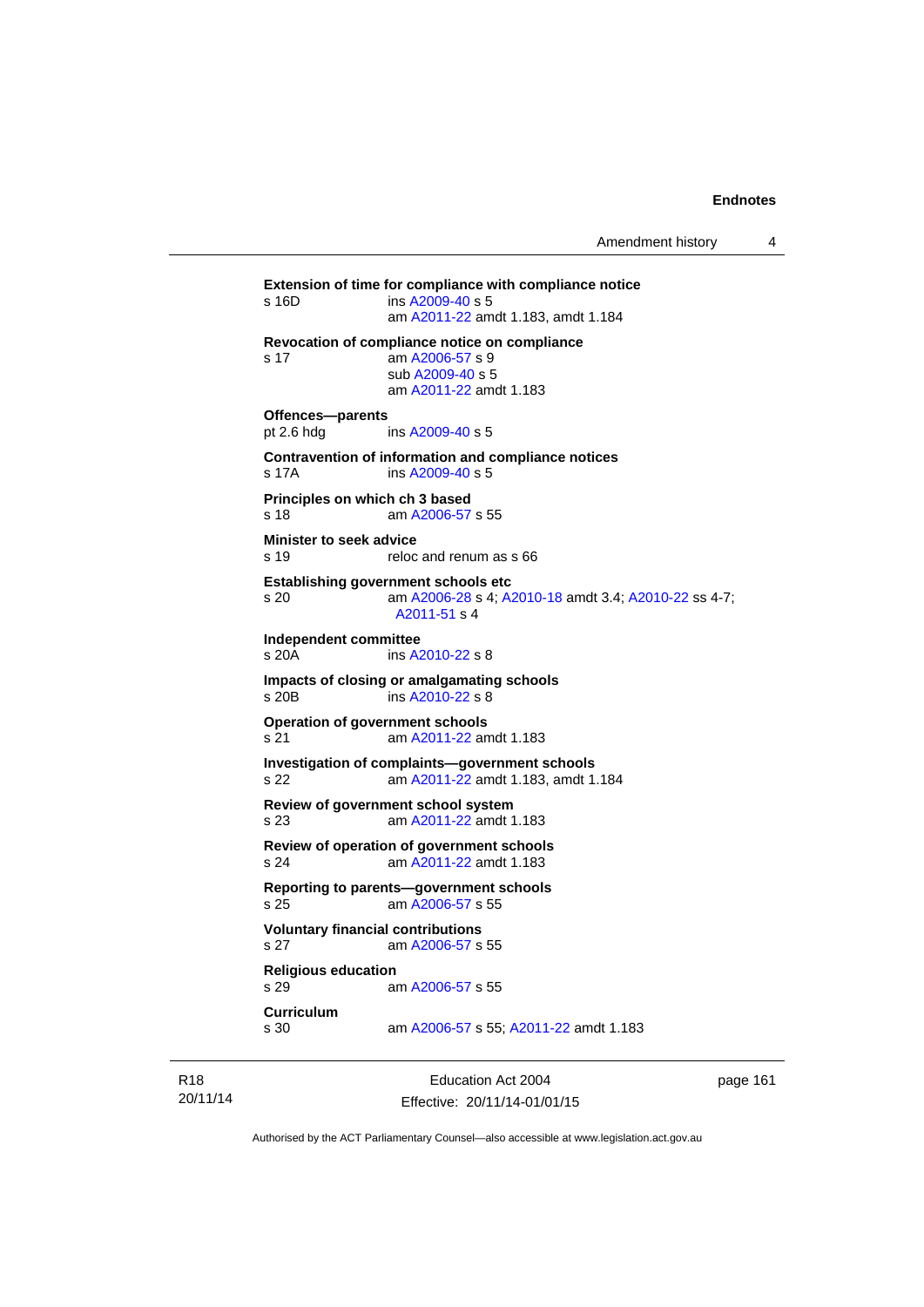**Extension of time for compliance with compliance notice**

s 16D ins A2009-40 s 5
am A2011-22 amdt 1.183, amdt 1.184

**Revocation of compliance notice on compliance**

s 17 am A2006-57 s 9
sub A2009-40 s 5
am A2011-22 amdt 1.183

**Offences—parents**

pt 2.6 hdg ins A2009-40 s 5

**Contravention of information and compliance notices**

s 17A ins A2009-40 s 5

**Principles on which ch 3 based**

s 18 am A2006-57 s 55

**Minister to seek advice**

s 19 reloc and renum as s 66

**Establishing government schools etc**

s 20 am A2006-28 s 4; A2010-18 amdt 3.4; A2010-22 ss 4-7; A2011-51 s 4

**Independent committee**

s 20A ins A2010-22 s 8

**Impacts of closing or amalgamating schools**

s 20B ins A2010-22 s 8

**Operation of government schools**

s 21 am A2011-22 amdt 1.183

**Investigation of complaints—government schools**

s 22 am A2011-22 amdt 1.183, amdt 1.184

**Review of government school system**

s 23 am A2011-22 amdt 1.183

**Review of operation of government schools**

s 24 am A2011-22 amdt 1.183

**Reporting to parents—government schools**

s 25 am A2006-57 s 55

**Voluntary financial contributions**

s 27 am A2006-57 s 55

**Religious education**

s 29 am A2006-57 s 55

**Curriculum**

s 30 am A2006-57 s 55; A2011-22 amdt 1.183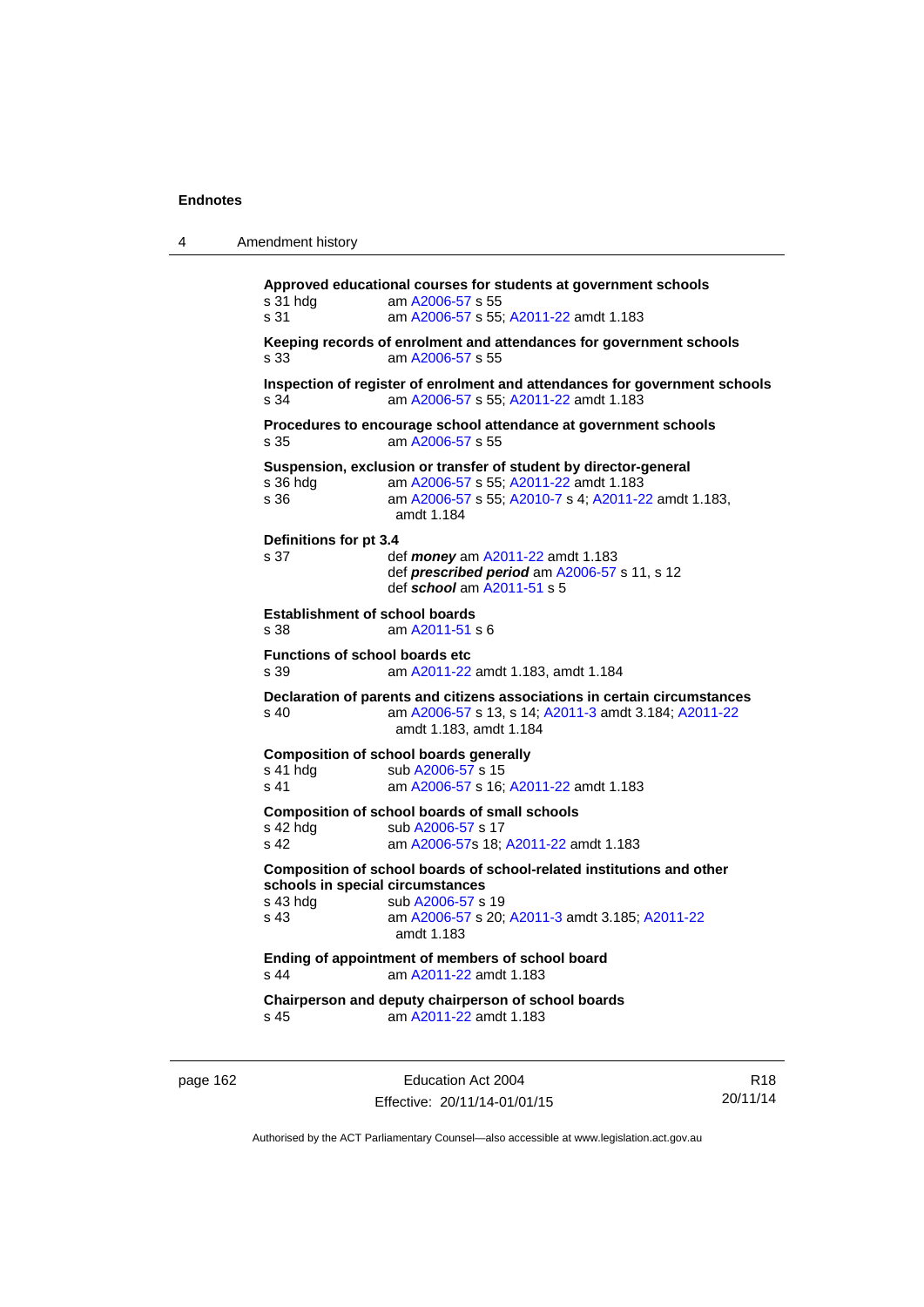**Approved educational courses for students at government schools**

s 31 hdg am A2006-57 s 55

s 31 am A2006-57 s 55; A2011-22 amdt 1.183

**Keeping records of enrolment and attendances for government schools**

s 33 am A2006-57 s 55

**Inspection of register of enrolment and attendances for government schools**

s 34 am A2006-57 s 55; A2011-22 amdt 1.183

**Procedures to encourage school attendance at government schools**

s 35 am A2006-57 s 55

**Suspension, exclusion or transfer of student by director-general**

s 36 hdg am A2006-57 s 55; A2011-22 amdt 1.183

s 36 am A2006-57 s 55; A2010-7 s 4; A2011-22 amdt 1.183, amdt 1.184

**Definitions for pt 3.4**

s 37 def ***money*** am A2011-22 amdt 1.183
def ***prescribed period*** am A2006-57 s 11, s 12
def ***school*** am A2011-51 s 5

**Establishment of school boards**

s 38 am A2011-51 s 6

**Functions of school boards etc**

s 39 am A2011-22 amdt 1.183, amdt 1.184

**Declaration of parents and citizens associations in certain circumstances**

s 40 am A2006-57 s 13, s 14; A2011-3 amdt 3.184; A2011-22 amdt 1.183, amdt 1.184

**Composition of school boards generally**

s 41 hdg sub A2006-57 s 15

s 41 am A2006-57 s 16; A2011-22 amdt 1.183

**Composition of school boards of small schools**

s 42 hdg sub A2006-57 s 17

s 42 am A2006-57s 18; A2011-22 amdt 1.183

**Composition of school boards of school-related institutions and other schools in special circumstances**

s 43 hdg sub A2006-57 s 19

s 43 am A2006-57 s 20; A2011-3 amdt 3.185; A2011-22 amdt 1.183

**Ending of appointment of members of school board**

s 44 am A2011-22 amdt 1.183

**Chairperson and deputy chairperson of school boards**

s 45 am A2011-22 amdt 1.183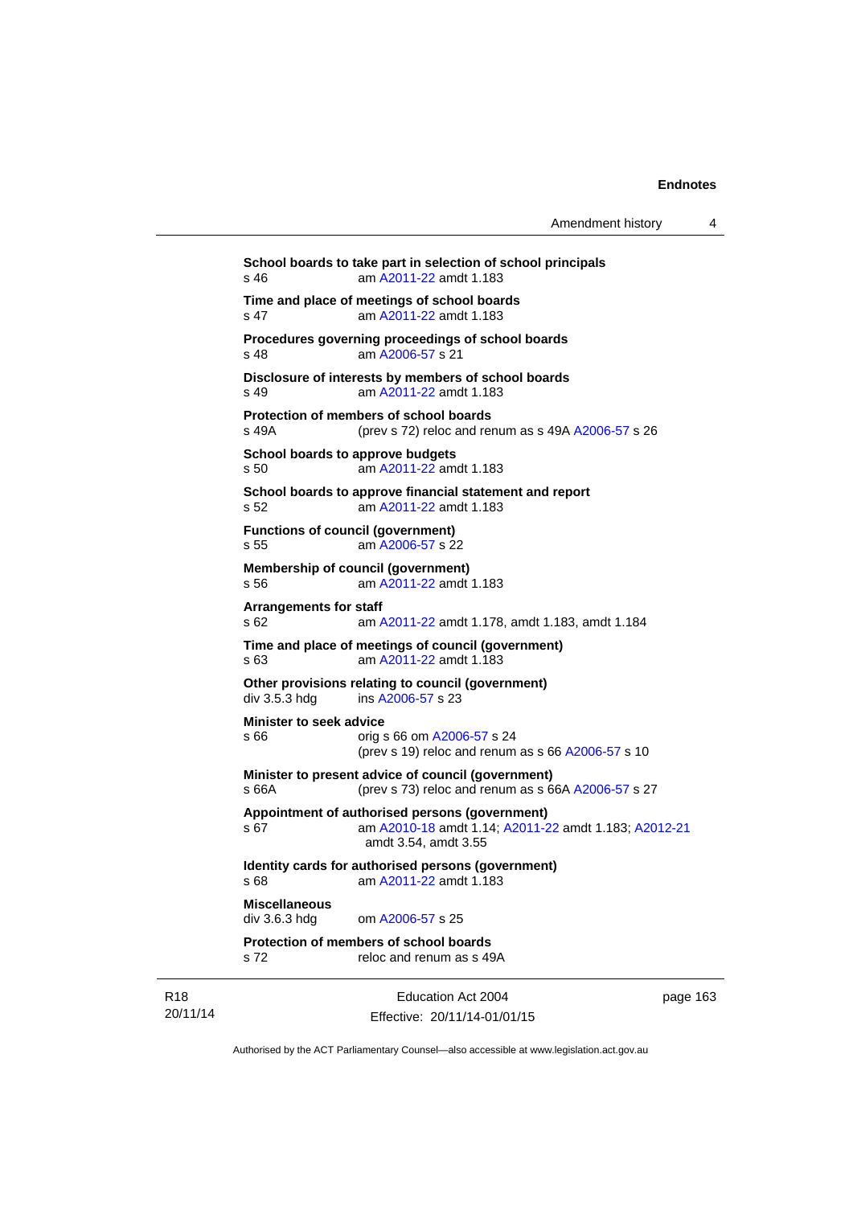**School boards to take part in selection of school principals**
s 46 am A2011-22 amdt 1.183

**Time and place of meetings of school boards**
s 47 am A2011-22 amdt 1.183

**Procedures governing proceedings of school boards**
s 48 am A2006-57 s 21

**Disclosure of interests by members of school boards**
s 49 am A2011-22 amdt 1.183

**Protection of members of school boards**
s 49A (prev s 72) reloc and renum as s 49A A2006-57 s 26

**School boards to approve budgets**
s 50 am A2011-22 amdt 1.183

**School boards to approve financial statement and report**
s 52 am A2011-22 amdt 1.183

**Functions of council (government)**
s 55 am A2006-57 s 22

**Membership of council (government)**
s 56 am A2011-22 amdt 1.183

**Arrangements for staff**
s 62 am A2011-22 amdt 1.178, amdt 1.183, amdt 1.184

**Time and place of meetings of council (government)**
s 63 am A2011-22 amdt 1.183

**Other provisions relating to council (government)**
div 3.5.3 hdg ins A2006-57 s 23

**Minister to seek advice**
s 66 orig s 66 om A2006-57 s 24
(prev s 19) reloc and renum as s 66 A2006-57 s 10

**Minister to present advice of council (government)**
s 66A (prev s 73) reloc and renum as s 66A A2006-57 s 27

**Appointment of authorised persons (government)**
s 67 am A2010-18 amdt 1.14; A2011-22 amdt 1.183; A2012-21 amdt 3.54, amdt 3.55

**Identity cards for authorised persons (government)**
s 68 am A2011-22 amdt 1.183

**Miscellaneous**
div 3.6.3 hdg om A2006-57 s 25

**Protection of members of school boards**
s 72 reloc and renum as s 49A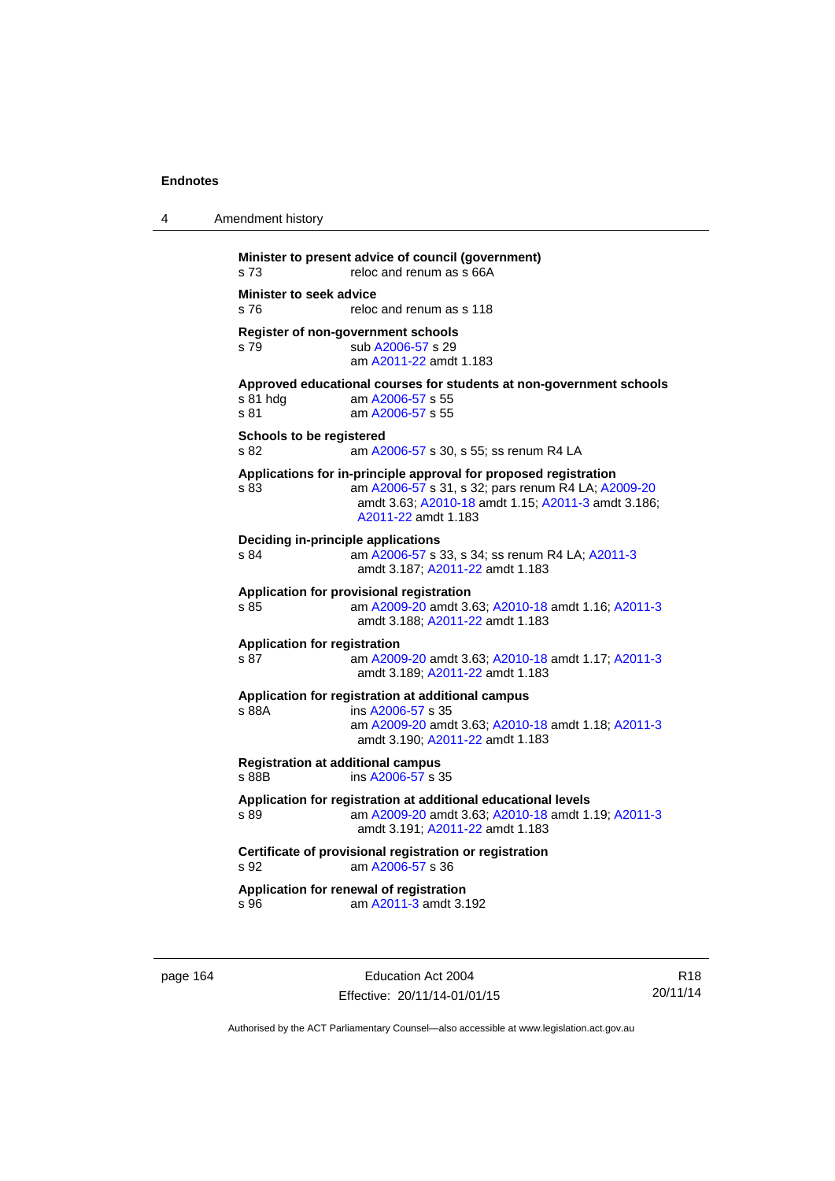**Minister to present advice of council (government)**
s 73 reloc and renum as s 66A

**Minister to seek advice**
s 76 reloc and renum as s 118

**Register of non-government schools**
s 79 sub A2006-57 s 29
am A2011-22 amdt 1.183

**Approved educational courses for students at non-government schools**
s 81 hdg am A2006-57 s 55
s 81 am A2006-57 s 55

**Schools to be registered**
s 82 am A2006-57 s 30, s 55; ss renum R4 LA

**Applications for in-principle approval for proposed registration**
s 83 am A2006-57 s 31, s 32; pars renum R4 LA; A2009-20 amdt 3.63; A2010-18 amdt 1.15; A2011-3 amdt 3.186; A2011-22 amdt 1.183

**Deciding in-principle applications**
s 84 am A2006-57 s 33, s 34; ss renum R4 LA; A2011-3 amdt 3.187; A2011-22 amdt 1.183

**Application for provisional registration**
s 85 am A2009-20 amdt 3.63; A2010-18 amdt 1.16; A2011-3 amdt 3.188; A2011-22 amdt 1.183

**Application for registration**
s 87 am A2009-20 amdt 3.63; A2010-18 amdt 1.17; A2011-3 amdt 3.189; A2011-22 amdt 1.183

**Application for registration at additional campus**
s 88A ins A2006-57 s 35
am A2009-20 amdt 3.63; A2010-18 amdt 1.18; A2011-3 amdt 3.190; A2011-22 amdt 1.183

**Registration at additional campus**
s 88B ins A2006-57 s 35

**Application for registration at additional educational levels**
s 89 am A2009-20 amdt 3.63; A2010-18 amdt 1.19; A2011-3 amdt 3.191; A2011-22 amdt 1.183

**Certificate of provisional registration or registration**
s 92 am A2006-57 s 36

**Application for renewal of registration**
s 96 am A2011-3 amdt 3.192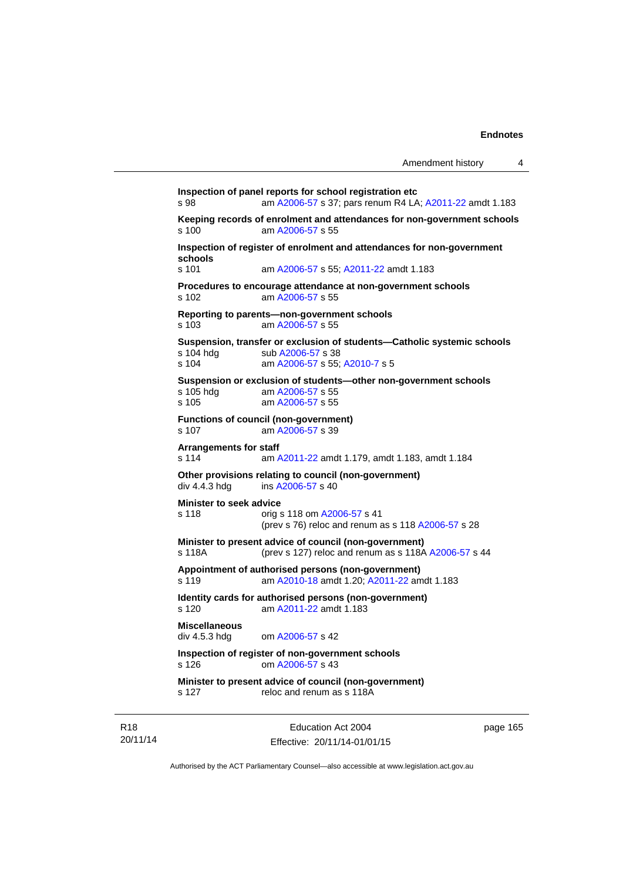**Inspection of panel reports for school registration etc**
s 98 am A2006-57 s 37; pars renum R4 LA; A2011-22 amdt 1.183

**Keeping records of enrolment and attendances for non-government schools**
s 100 am A2006-57 s 55

**Inspection of register of enrolment and attendances for non-government schools**
s 101 am A2006-57 s 55; A2011-22 amdt 1.183

**Procedures to encourage attendance at non-government schools**
s 102 am A2006-57 s 55

**Reporting to parents—non-government schools**
s 103 am A2006-57 s 55

**Suspension, transfer or exclusion of students—Catholic systemic schools**
s 104 hdg sub A2006-57 s 38
s 104 am A2006-57 s 55; A2010-7 s 5

**Suspension or exclusion of students—other non-government schools**
s 105 hdg am A2006-57 s 55
s 105 am A2006-57 s 55

**Functions of council (non-government)**
s 107 am A2006-57 s 39

**Arrangements for staff**
s 114 am A2011-22 amdt 1.179, amdt 1.183, amdt 1.184

**Other provisions relating to council (non-government)**
div 4.4.3 hdg ins A2006-57 s 40

**Minister to seek advice**
s 118 orig s 118 om A2006-57 s 41
(prev s 76) reloc and renum as s 118 A2006-57 s 28

**Minister to present advice of council (non-government)**
s 118A (prev s 127) reloc and renum as s 118A A2006-57 s 44

**Appointment of authorised persons (non-government)**
s 119 am A2010-18 amdt 1.20; A2011-22 amdt 1.183

**Identity cards for authorised persons (non-government)**
s 120 am A2011-22 amdt 1.183

**Miscellaneous**
div 4.5.3 hdg om A2006-57 s 42

**Inspection of register of non-government schools**
s 126 om A2006-57 s 43

**Minister to present advice of council (non-government)**
s 127 reloc and renum as s 118A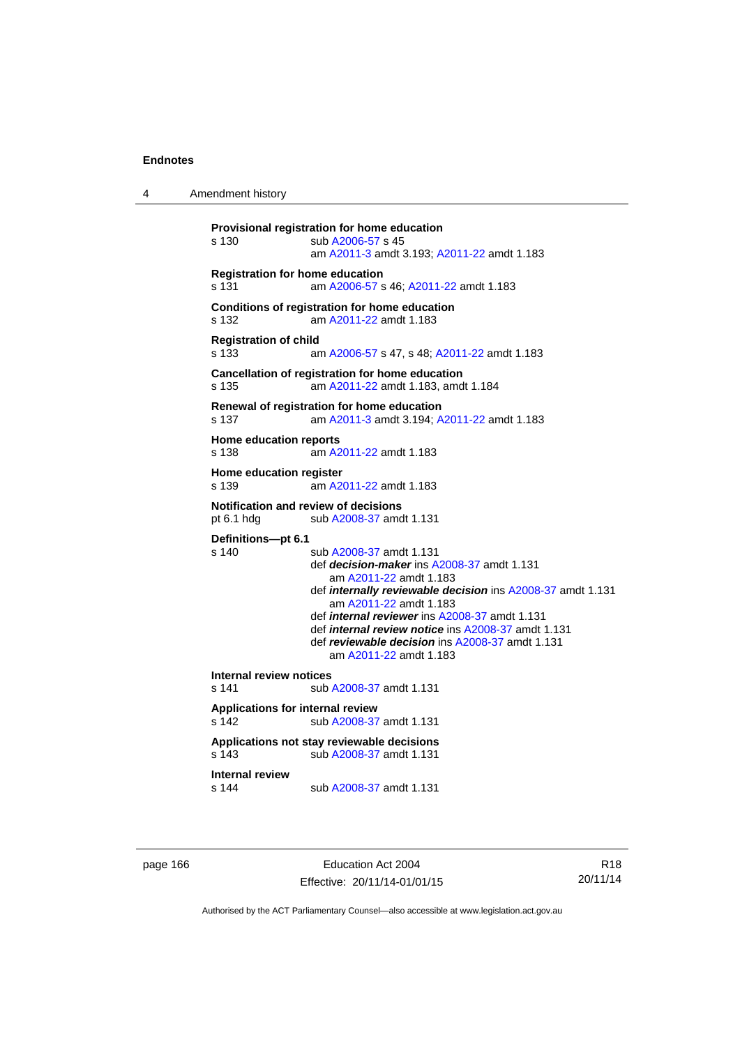**Provisional registration for home education**
s 130 sub A2006-57 s 45
am A2011-3 amdt 3.193; A2011-22 amdt 1.183

**Registration for home education**
s 131 am A2006-57 s 46; A2011-22 amdt 1.183

**Conditions of registration for home education**
s 132 am A2011-22 amdt 1.183

**Registration of child**
s 133 am A2006-57 s 47, s 48; A2011-22 amdt 1.183

**Cancellation of registration for home education**
s 135 am A2011-22 amdt 1.183, amdt 1.184

**Renewal of registration for home education**
s 137 am A2011-3 amdt 3.194; A2011-22 amdt 1.183

**Home education reports**
s 138 am A2011-22 amdt 1.183

**Home education register**
s 139 am A2011-22 amdt 1.183

**Notification and review of decisions**
pt 6.1 hdg sub A2008-37 amdt 1.131

**Definitions—pt 6.1**
s 140 sub A2008-37 amdt 1.131
def ***decision-maker*** ins A2008-37 amdt 1.131
am A2011-22 amdt 1.183
def ***internally reviewable decision*** ins A2008-37 amdt 1.131
am A2011-22 amdt 1.183
def ***internal reviewer*** ins A2008-37 amdt 1.131
def ***internal review notice*** ins A2008-37 amdt 1.131
def ***reviewable decision*** ins A2008-37 amdt 1.131
am A2011-22 amdt 1.183

**Internal review notices**
s 141 sub A2008-37 amdt 1.131

**Applications for internal review**
s 142 sub A2008-37 amdt 1.131

**Applications not stay reviewable decisions**
s 143 sub A2008-37 amdt 1.131

**Internal review**
s 144 sub A2008-37 amdt 1.131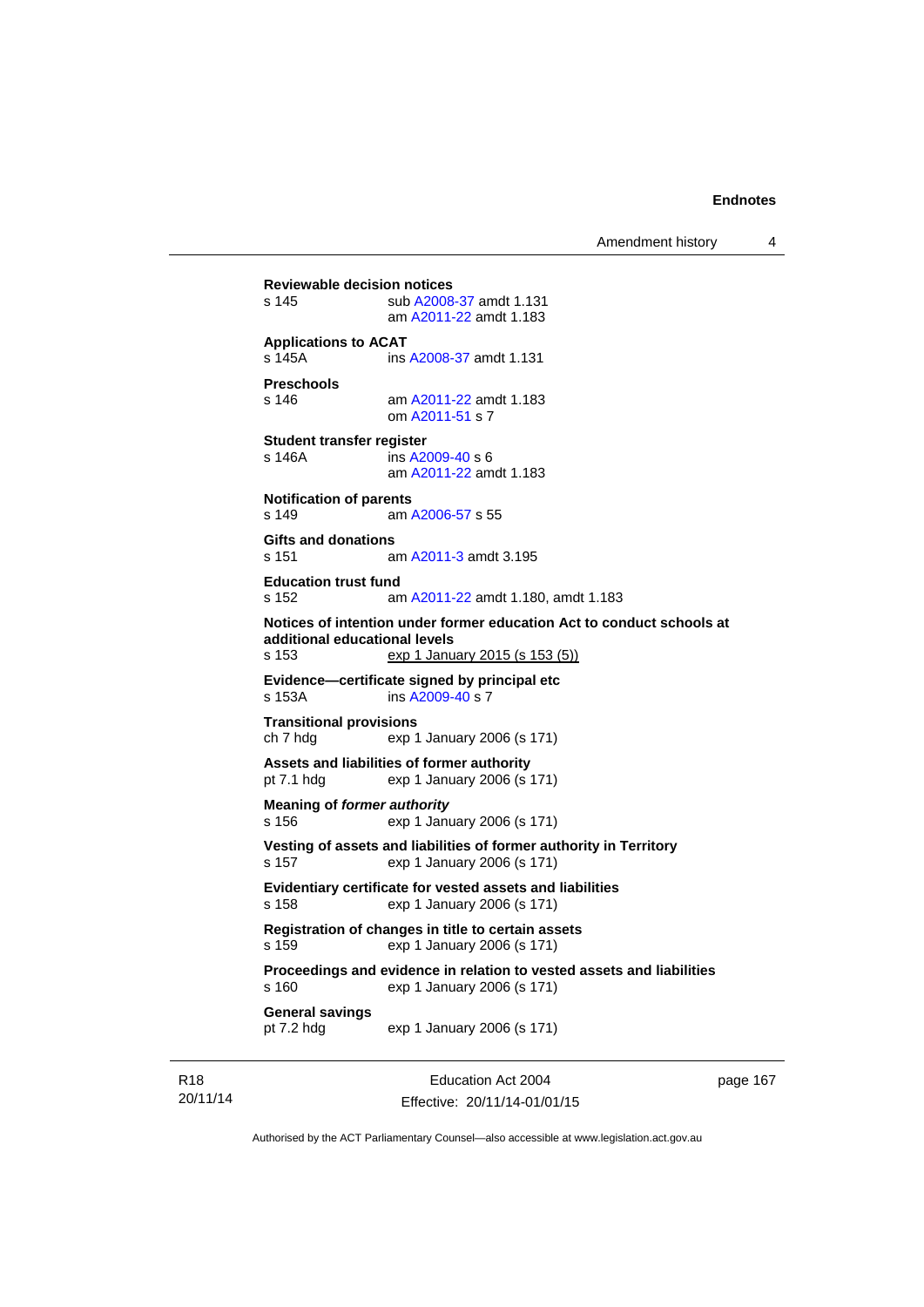**Reviewable decision notices**
s 145 sub A2008-37 amdt 1.131
am A2011-22 amdt 1.183

**Applications to ACAT**
s 145A ins A2008-37 amdt 1.131

**Preschools**
s 146 am A2011-22 amdt 1.183
om A2011-51 s 7

**Student transfer register**
s 146A ins A2009-40 s 6
am A2011-22 amdt 1.183

**Notification of parents**
s 149 am A2006-57 s 55

**Gifts and donations**
s 151 am A2011-3 amdt 3.195

**Education trust fund**
s 152 am A2011-22 amdt 1.180, amdt 1.183

**Notices of intention under former education Act to conduct schools at additional educational levels**
s 153 exp 1 January 2015 (s 153 (5))

**Evidence—certificate signed by principal etc**
s 153A ins A2009-40 s 7

**Transitional provisions**
ch 7 hdg exp 1 January 2006 (s 171)

**Assets and liabilities of former authority**
pt 7.1 hdg exp 1 January 2006 (s 171)

**Meaning of *former authority***
s 156 exp 1 January 2006 (s 171)

**Vesting of assets and liabilities of former authority in Territory**
s 157 exp 1 January 2006 (s 171)

**Evidentiary certificate for vested assets and liabilities**
s 158 exp 1 January 2006 (s 171)

**Registration of changes in title to certain assets**
s 159 exp 1 January 2006 (s 171)

**Proceedings and evidence in relation to vested assets and liabilities**
s 160 exp 1 January 2006 (s 171)

**General savings**
pt 7.2 hdg exp 1 January 2006 (s 171)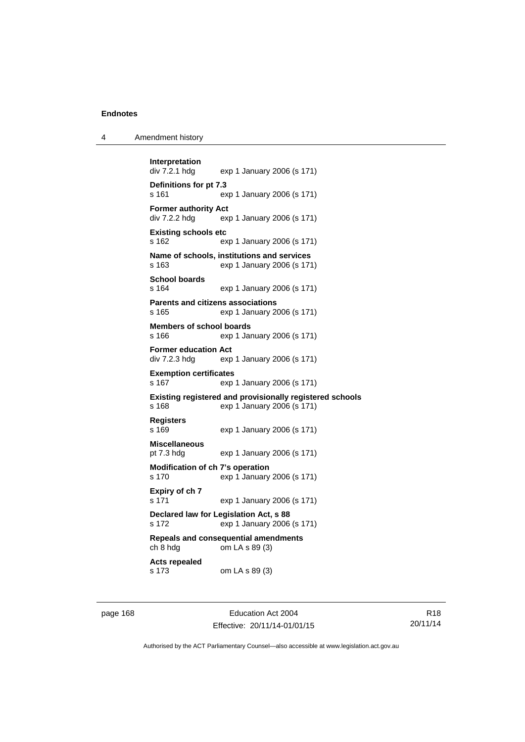**Interpretation**
div 7.2.1 hdg exp 1 January 2006 (s 171)

**Definitions for pt 7.3**
s 161 exp 1 January 2006 (s 171)

**Former authority Act**
div 7.2.2 hdg exp 1 January 2006 (s 171)

**Existing schools etc**
s 162 exp 1 January 2006 (s 171)

**Name of schools, institutions and services**
s 163 exp 1 January 2006 (s 171)

**School boards**
s 164 exp 1 January 2006 (s 171)

**Parents and citizens associations**
s 165 exp 1 January 2006 (s 171)

**Members of school boards**
s 166 exp 1 January 2006 (s 171)

**Former education Act**
div 7.2.3 hdg exp 1 January 2006 (s 171)

**Exemption certificates**
s 167 exp 1 January 2006 (s 171)

**Existing registered and provisionally registered schools**
s 168 exp 1 January 2006 (s 171)

**Registers**
s 169 exp 1 January 2006 (s 171)

**Miscellaneous**
pt 7.3 hdg exp 1 January 2006 (s 171)

**Modification of ch 7's operation**
s 170 exp 1 January 2006 (s 171)

**Expiry of ch 7**
s 171 exp 1 January 2006 (s 171)

**Declared law for Legislation Act, s 88**
s 172 exp 1 January 2006 (s 171)

**Repeals and consequential amendments**
ch 8 hdg om LA s 89 (3)

**Acts repealed**
s 173 om LA s 89 (3)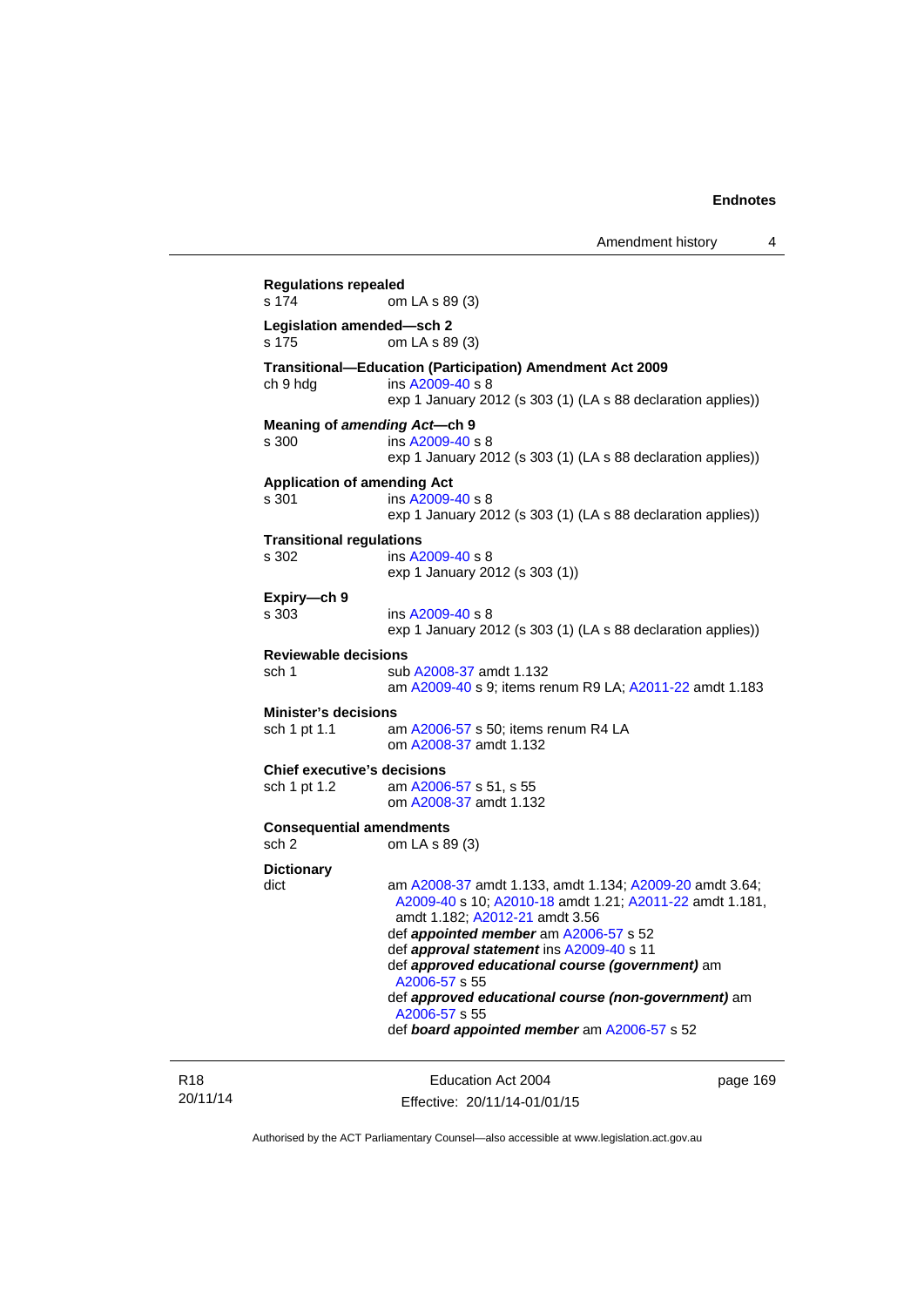**Regulations repealed**
s 174 om LA s 89 (3)

**Legislation amended—sch 2**
s 175 om LA s 89 (3)

**Transitional—Education (Participation) Amendment Act 2009**
ch 9 hdg ins A2009-40 s 8
exp 1 January 2012 (s 303 (1) (LA s 88 declaration applies))

**Meaning of *amending Act*—ch 9**
s 300 ins A2009-40 s 8
exp 1 January 2012 (s 303 (1) (LA s 88 declaration applies))

**Application of amending Act**
s 301 ins A2009-40 s 8
exp 1 January 2012 (s 303 (1) (LA s 88 declaration applies))

**Transitional regulations**
s 302 ins A2009-40 s 8
exp 1 January 2012 (s 303 (1))

**Expiry—ch 9**
s 303 ins A2009-40 s 8
exp 1 January 2012 (s 303 (1) (LA s 88 declaration applies))

**Reviewable decisions**
sch 1 sub A2008-37 amdt 1.132
am A2009-40 s 9; items renum R9 LA; A2011-22 amdt 1.183

**Minister's decisions**
sch 1 pt 1.1 am A2006-57 s 50; items renum R4 LA
om A2008-37 amdt 1.132

**Chief executive's decisions**
sch 1 pt 1.2 am A2006-57 s 51, s 55
om A2008-37 amdt 1.132

**Consequential amendments**
sch 2 om LA s 89 (3)

**Dictionary**
dict am A2008-37 amdt 1.133, amdt 1.134; A2009-20 amdt 3.64; A2009-40 s 10; A2010-18 amdt 1.21; A2011-22 amdt 1.181, amdt 1.182; A2012-21 amdt 3.56
def ***appointed member*** am A2006-57 s 52
def ***approval statement*** ins A2009-40 s 11
def ***approved educational course (government)*** am A2006-57 s 55
def ***approved educational course (non-government)*** am A2006-57 s 55
def ***board appointed member*** am A2006-57 s 52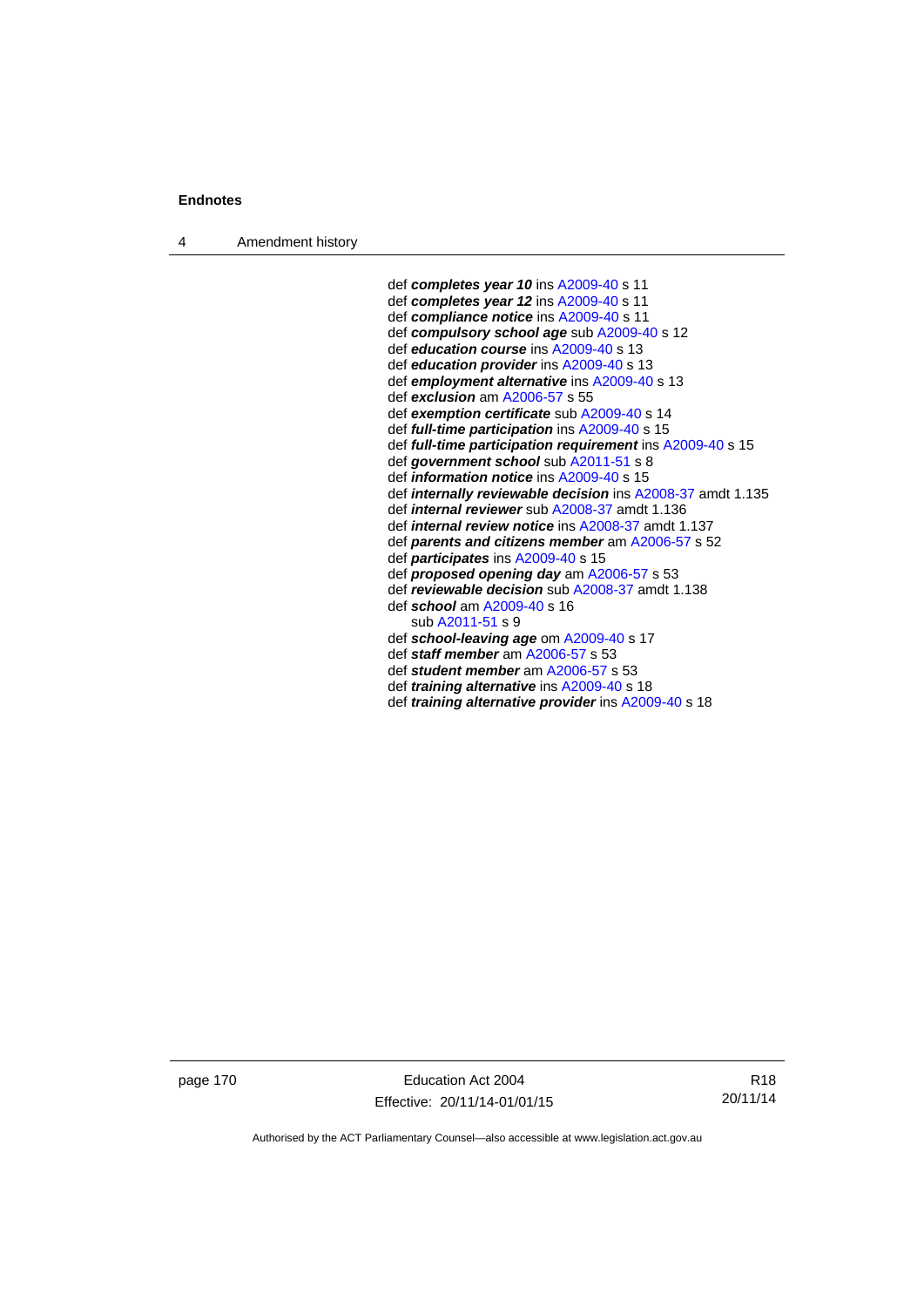def ***completes year 10*** ins A2009-40 s 11
def ***completes year 12*** ins A2009-40 s 11
def ***compliance notice*** ins A2009-40 s 11
def ***compulsory school age*** sub A2009-40 s 12
def ***education course*** ins A2009-40 s 13
def ***education provider*** ins A2009-40 s 13
def ***employment alternative*** ins A2009-40 s 13
def ***exclusion*** am A2006-57 s 55
def ***exemption certificate*** sub A2009-40 s 14
def ***full-time participation*** ins A2009-40 s 15
def ***full-time participation requirement*** ins A2009-40 s 15
def ***government school*** sub A2011-51 s 8
def ***information notice*** ins A2009-40 s 15
def ***internally reviewable decision*** ins A2008-37 amdt 1.135
def ***internal reviewer*** sub A2008-37 amdt 1.136
def ***internal review notice*** ins A2008-37 amdt 1.137
def ***parents and citizens member*** am A2006-57 s 52
def ***participates*** ins A2009-40 s 15
def ***proposed opening day*** am A2006-57 s 53
def ***reviewable decision*** sub A2008-37 amdt 1.138
def ***school*** am A2009-40 s 16
    sub A2011-51 s 9
def ***school-leaving age*** om A2009-40 s 17
def ***staff member*** am A2006-57 s 53
def ***student member*** am A2006-57 s 53
def ***training alternative*** ins A2009-40 s 18
def ***training alternative provider*** ins A2009-40 s 18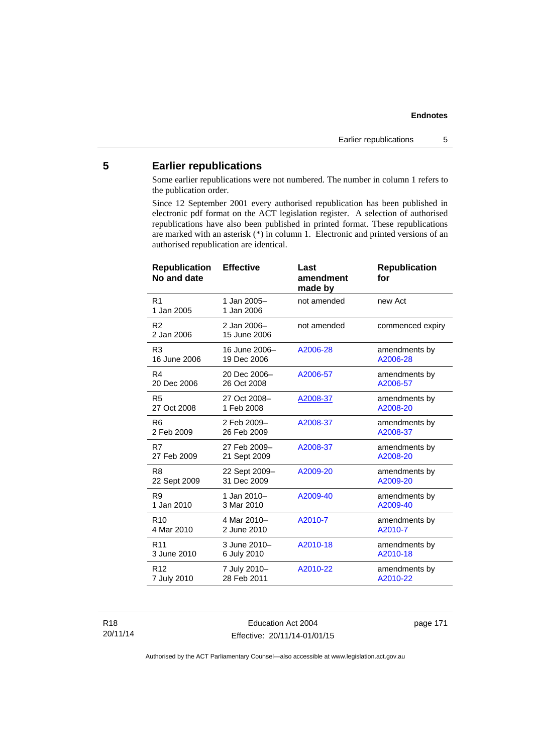## 5 Earlier republications

Some earlier republications were not numbered. The number in column 1 refers to the publication order.

Since 12 September 2001 every authorised republication has been published in electronic pdf format on the ACT legislation register. A selection of authorised republications have also been published in printed format. These republications are marked with an asterisk (*) in column 1. Electronic and printed versions of an authorised republication are identical.

| Republication No and date | Effective | Last amendment made by | Republication for |
|---|---|---|---|
| R1<br>1 Jan 2005 | 1 Jan 2005–<br>1 Jan 2006 | not amended | new Act |
| R2<br>2 Jan 2006 | 2 Jan 2006–<br>15 June 2006 | not amended | commenced expiry |
| R3<br>16 June 2006 | 16 June 2006–<br>19 Dec 2006 | A2006-28 | amendments by A2006-28 |
| R4<br>20 Dec 2006 | 20 Dec 2006–<br>26 Oct 2008 | A2006-57 | amendments by A2006-57 |
| R5<br>27 Oct 2008 | 27 Oct 2008–<br>1 Feb 2008 | A2008-37 | amendments by A2008-20 |
| R6<br>2 Feb 2009 | 2 Feb 2009–<br>26 Feb 2009 | A2008-37 | amendments by A2008-37 |
| R7<br>27 Feb 2009 | 27 Feb 2009–<br>21 Sept 2009 | A2008-37 | amendments by A2008-20 |
| R8<br>22 Sept 2009 | 22 Sept 2009–<br>31 Dec 2009 | A2009-20 | amendments by A2009-20 |
| R9<br>1 Jan 2010 | 1 Jan 2010–<br>3 Mar 2010 | A2009-40 | amendments by A2009-40 |
| R10<br>4 Mar 2010 | 4 Mar 2010–<br>2 June 2010 | A2010-7 | amendments by A2010-7 |
| R11<br>3 June 2010 | 3 June 2010–<br>6 July 2010 | A2010-18 | amendments by A2010-18 |
| R12<br>7 July 2010 | 7 July 2010–<br>28 Feb 2011 | A2010-22 | amendments by A2010-22 |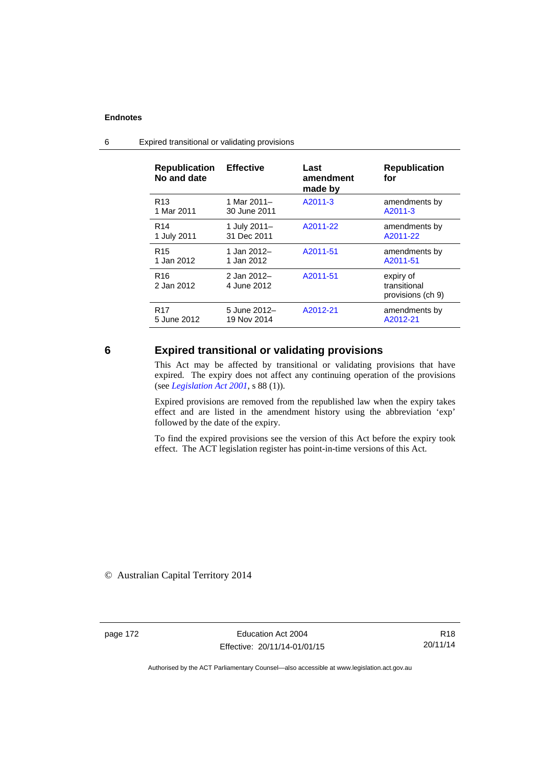| Republication No and date | Effective | Last amendment made by | Republication for |
|---|---|---|---|
| R13<br>1 Mar 2011 | 1 Mar 2011–<br>30 June 2011 | A2011-3 | amendments by A2011-3 |
| R14<br>1 July 2011 | 1 July 2011–<br>31 Dec 2011 | A2011-22 | amendments by A2011-22 |
| R15<br>1 Jan 2012 | 1 Jan 2012–<br>1 Jan 2012 | A2011-51 | amendments by A2011-51 |
| R16<br>2 Jan 2012 | 2 Jan 2012–<br>4 June 2012 | A2011-51 | expiry of transitional provisions (ch 9) |
| R17<br>5 June 2012 | 5 June 2012–<br>19 Nov 2014 | A2012-21 | amendments by A2012-21 |

## 6 Expired transitional or validating provisions

This Act may be affected by transitional or validating provisions that have expired. The expiry does not affect any continuing operation of the provisions (see *Legislation Act 2001*, s 88 (1)).

Expired provisions are removed from the republished law when the expiry takes effect and are listed in the amendment history using the abbreviation 'exp' followed by the date of the expiry.

To find the expired provisions see the version of this Act before the expiry took effect. The ACT legislation register has point-in-time versions of this Act.

© Australian Capital Territory 2014